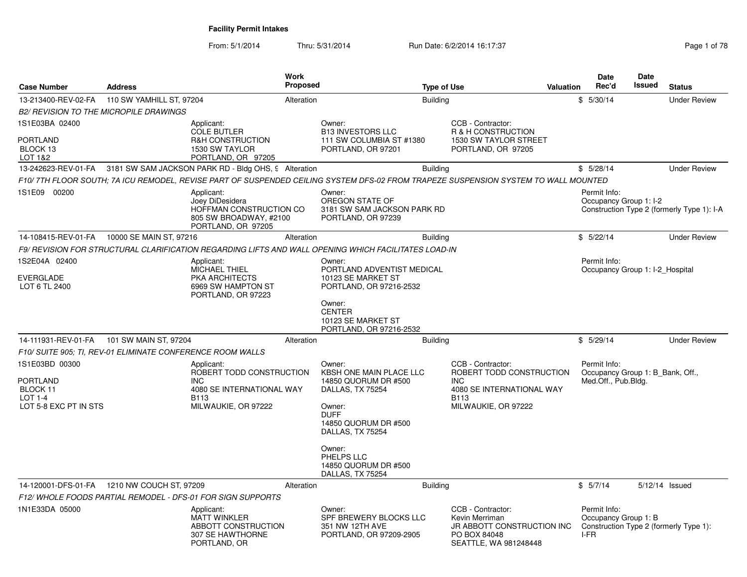# Facility Permit Intakes

From: 5/1/2014 Thru: 5/31/2014 Run Date: 6/2/2014 16:17:37

| Case Number | Address | Work Proposed | Type of Use | Valuation | Date Rec'd | Date Issued | Status |
|---|---|---|---|---|---|---|---|
| 13-213400-REV-02-FA | 110 SW YAMHILL ST, 97204 | Alteration | Building | $ | 5/30/14 | | Under Review |

*B2/ REVISION TO THE MICROPILE DRAWINGS*

1S1E03BA 02400

PORTLAND
BLOCK 13
LOT 1&2

Applicant:
COLE BUTLER
R&H CONSTRUCTION
1530 SW TAYLOR
PORTLAND, OR 97205

Owner:
B13 INVESTORS LLC
111 SW COLUMBIA ST #1380
PORTLAND, OR 97201

CCB - Contractor:
R & H CONSTRUCTION
1530 SW TAYLOR STREET
PORTLAND, OR 97205

| Case Number | Address | Work Proposed | Type of Use | Valuation | Date Rec'd | Date Issued | Status |
|---|---|---|---|---|---|---|---|
| 13-242623-REV-01-FA | 3181 SW SAM JACKSON PARK RD - Bldg OHS, 9 | Alteration | Building | $ | 5/28/14 | | Under Review |

*F10/ 7TH FLOOR SOUTH; 7A ICU REMODEL, REVISE PART OF SUSPENDED CEILING SYSTEM DFS-02 FROM TRAPEZE SUSPENSION SYSTEM TO WALL MOUNTED*

1S1E09 00200

Applicant:
Joey DiDesidera
HOFFMAN CONSTRUCTION CO
805 SW BROADWAY, #2100
PORTLAND, OR 97205

Owner:
OREGON STATE OF
3181 SW SAM JACKSON PARK RD
PORTLAND, OR 97239

Permit Info:
Occupancy Group 1: I-2
Construction Type 2 (formerly Type 1): I-A

| Case Number | Address | Work Proposed | Type of Use | Valuation | Date Rec'd | Date Issued | Status |
|---|---|---|---|---|---|---|---|
| 14-108415-REV-01-FA | 10000 SE MAIN ST, 97216 | Alteration | Building | $ | 5/22/14 | | Under Review |

*F9/ REVISION FOR STRUCTURAL CLARIFICATION REGARDING LIFTS AND WALL OPENING WHICH FACILITATES LOAD-IN*

1S2E04A 02400

EVERGLADE
LOT 6 TL 2400

Applicant:
MICHAEL THIEL
PKA ARCHITECTS
6969 SW HAMPTON ST
PORTLAND, OR 97223

Owner:
PORTLAND ADVENTIST MEDICAL
10123 SE MARKET ST
PORTLAND, OR 97216-2532

Owner:
CENTER
10123 SE MARKET ST
PORTLAND, OR 97216-2532

Permit Info:
Occupancy Group 1: I-2_Hospital

| Case Number | Address | Work Proposed | Type of Use | Valuation | Date Rec'd | Date Issued | Status |
|---|---|---|---|---|---|---|---|
| 14-111931-REV-01-FA | 101 SW MAIN ST, 97204 | Alteration | Building | $ | 5/29/14 | | Under Review |

*F10/ SUITE 905; TI, REV-01 ELIMINATE CONFERENCE ROOM WALLS*

1S1E03BD 00300

PORTLAND
BLOCK 11
LOT 1-4
LOT 5-8 EXC PT IN STS

Applicant:
ROBERT TODD CONSTRUCTION INC
4080 SE INTERNATIONAL WAY B113
MILWAUKIE, OR 97222

Owner:
KBSH ONE MAIN PLACE LLC
14850 QUORUM DR #500
DALLAS, TX 75254

Owner:
DUFF
14850 QUORUM DR #500
DALLAS, TX 75254

Owner:
PHELPS LLC
14850 QUORUM DR #500
DALLAS, TX 75254

CCB - Contractor:
ROBERT TODD CONSTRUCTION INC
4080 SE INTERNATIONAL WAY B113
MILWAUKIE, OR 97222

Permit Info:
Occupancy Group 1: B_Bank, Off., Med.Off., Pub.Bldg.

| Case Number | Address | Work Proposed | Type of Use | Valuation | Date Rec'd | Date Issued | Status |
|---|---|---|---|---|---|---|---|
| 14-120001-DFS-01-FA | 1210 NW COUCH ST, 97209 | Alteration | Building | $ | 5/7/14 | 5/12/14 | Issued |

*F12/ WHOLE FOODS PARTIAL REMODEL - DFS-01 FOR SIGN SUPPORTS*

1N1E33DA 05000

Applicant:
MATT WINKLER
ABBOTT CONSTRUCTION
307 SE HAWTHORNE
PORTLAND, OR

Owner:
SPF BREWERY BLOCKS LLC
351 NW 12TH AVE
PORTLAND, OR 97209-2905

CCB - Contractor:
Kevin Merriman
JR ABBOTT CONSTRUCTION INC
PO BOX 84048
SEATTLE, WA 981248448

Permit Info:
Occupancy Group 1: B
Construction Type 2 (formerly Type 1): I-FR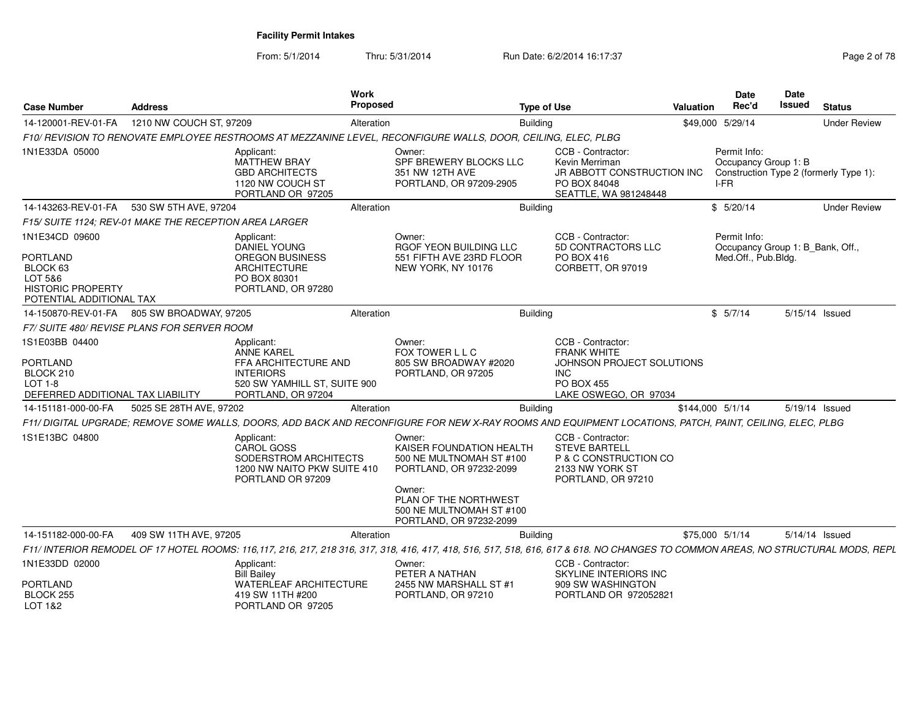# Facility Permit Intakes

From: 5/1/2014 Thru: 5/31/2014 Run Date: 6/2/2014 16:17:37

| Case Number | Address | Work Proposed | Type of Use | Valuation | Date Rec'd | Date Issued | Status |
|---|---|---|---|---|---|---|---|
| 14-120001-REV-01-FA | 1210 NW COUCH ST, 97209 | Alteration | Building | $49,000 | 5/29/14 | | Under Review |

*F10/ REVISION TO RENOVATE EMPLOYEE RESTROOMS AT MEZZANINE LEVEL, RECONFIGURE WALLS, DOOR, CEILING, ELEC, PLBG*

1N1E33DA 05000

Applicant: MATTHEW BRAY, GBD ARCHITECTS, 1120 NW COUCH ST, PORTLAND OR 97205

Owner: SPF BREWERY BLOCKS LLC, 351 NW 12TH AVE, PORTLAND, OR 97209-2905

CCB - Contractor: Kevin Merriman, JR ABBOTT CONSTRUCTION INC, PO BOX 84048, SEATTLE, WA 981248448

Permit Info: Occupancy Group 1: B, Construction Type 2 (formerly Type 1): I-FR

| Case Number | Address | Work Proposed | Type of Use | Valuation | Date Rec'd | Date Issued | Status |
|---|---|---|---|---|---|---|---|
| 14-143263-REV-01-FA | 530 SW 5TH AVE, 97204 | Alteration | Building | $ | 5/20/14 | | Under Review |

*F15/ SUITE 1124; REV-01 MAKE THE RECEPTION AREA LARGER*

1N1E34CD 09600, PORTLAND, BLOCK 63, LOT 5&6, HISTORIC PROPERTY, POTENTIAL ADDITIONAL TAX

Applicant: DANIEL YOUNG, OREGON BUSINESS ARCHITECTURE, PO BOX 80301, PORTLAND, OR 97280

Owner: RGOF YEON BUILDING LLC, 551 FIFTH AVE 23RD FLOOR, NEW YORK, NY 10176

CCB - Contractor: 5D CONTRACTORS LLC, PO BOX 416, CORBETT, OR 97019

Permit Info: Occupancy Group 1: B_Bank, Off., Med.Off., Pub.Bldg.

| Case Number | Address | Work Proposed | Type of Use | Valuation | Date Rec'd | Date Issued | Status |
|---|---|---|---|---|---|---|---|
| 14-150870-REV-01-FA | 805 SW BROADWAY, 97205 | Alteration | Building | $ | 5/7/14 | 5/15/14 | Issued |

*F7/ SUITE 480/ REVISE PLANS FOR SERVER ROOM*

1S1E03BB 04400, PORTLAND, BLOCK 210, LOT 1-8, DEFERRED ADDITIONAL TAX LIABILITY

Applicant: ANNE KAREL, FFA ARCHITECTURE AND INTERIORS, 520 SW YAMHILL ST, SUITE 900, PORTLAND, OR 97204

Owner: FOX TOWER L L C, 805 SW BROADWAY #2020, PORTLAND, OR 97205

CCB - Contractor: FRANK WHITE, JOHNSON PROJECT SOLUTIONS INC, PO BOX 455, LAKE OSWEGO, OR 97034

| Case Number | Address | Work Proposed | Type of Use | Valuation | Date Rec'd | Date Issued | Status |
|---|---|---|---|---|---|---|---|
| 14-151181-000-00-FA | 5025 SE 28TH AVE, 97202 | Alteration | Building | $144,000 | 5/1/14 | 5/19/14 | Issued |

*F11/ DIGITAL UPGRADE; REMOVE SOME WALLS, DOORS, ADD BACK AND RECONFIGURE FOR NEW X-RAY ROOMS AND EQUIPMENT LOCATIONS, PATCH, PAINT, CEILING, ELEC, PLBG*

1S1E13BC 04800

Applicant: CAROL GOSS, SODERSTROM ARCHITECTS, 1200 NW NAITO PKW SUITE 410, PORTLAND OR 97209

Owner: KAISER FOUNDATION HEALTH, 500 NE MULTNOMAH ST #100, PORTLAND, OR 97232-2099

Owner: PLAN OF THE NORTHWEST, 500 NE MULTNOMAH ST #100, PORTLAND, OR 97232-2099

CCB - Contractor: STEVE BARTELL, P & C CONSTRUCTION CO, 2133 NW YORK ST, PORTLAND, OR 97210

| Case Number | Address | Work Proposed | Type of Use | Valuation | Date Rec'd | Date Issued | Status |
|---|---|---|---|---|---|---|---|
| 14-151182-000-00-FA | 409 SW 11TH AVE, 97205 | Alteration | Building | $75,000 | 5/1/14 | 5/14/14 | Issued |

*F11/ INTERIOR REMODEL OF 17 HOTEL ROOMS: 116,117, 216, 217, 218 316, 317, 318, 416, 417, 418, 516, 517, 518, 616, 617 & 618. NO CHANGES TO COMMON AREAS, NO STRUCTURAL MODS, REPL*

1N1E33DD 02000, PORTLAND, BLOCK 255, LOT 1&2

Applicant: Bill Bailey, WATERLEAF ARCHITECTURE, 419 SW 11TH #200, PORTLAND OR 97205

Owner: PETER A NATHAN, 2455 NW MARSHALL ST #1, PORTLAND, OR 97210

CCB - Contractor: SKYLINE INTERIORS INC, 909 SW WASHINGTON, PORTLAND OR 972052821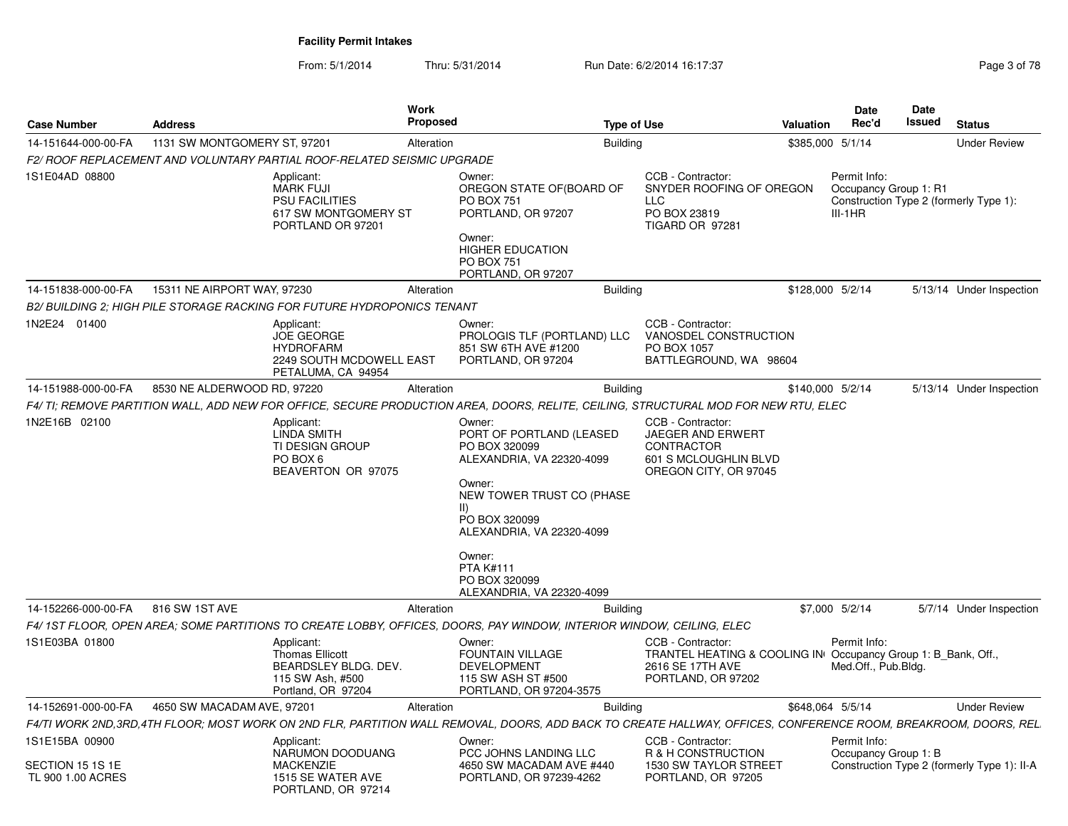**Facility Permit Intakes**

From: 5/1/2014 Thru: 5/31/2014 Run Date: 6/2/2014 16:17:37

| Case Number | Address | Work Proposed | Type of Use | Valuation | Date Rec'd | Date Issued | Status |
|---|---|---|---|---|---|---|---|
| 14-151644-000-00-FA | 1131 SW MONTGOMERY ST, 97201 | Alteration | Building | $385,000 | 5/1/14 | | Under Review |

*F2/ ROOF REPLACEMENT AND VOLUNTARY PARTIAL ROOF-RELATED SEISMIC UPGRADE*

1S1E04AD 08800

Applicant: MARK FUJI, PSU FACILITIES, 617 SW MONTGOMERY ST, PORTLAND OR 97201

Owner: OREGON STATE OF(BOARD OF, PO BOX 751, PORTLAND, OR 97207

Owner: HIGHER EDUCATION, PO BOX 751, PORTLAND, OR 97207

CCB - Contractor: SNYDER ROOFING OF OREGON LLC, PO BOX 23819, TIGARD OR 97281

Permit Info: Occupancy Group 1: R1; Construction Type 2 (formerly Type 1): III-1HR

| Case Number | Address | Work Proposed | Type of Use | Valuation | Date Rec'd | Date Issued | Status |
|---|---|---|---|---|---|---|---|
| 14-151838-000-00-FA | 15311 NE AIRPORT WAY, 97230 | Alteration | Building | $128,000 | 5/2/14 | 5/13/14 | Under Inspection |

*B2/ BUILDING 2; HIGH PILE STORAGE RACKING FOR FUTURE HYDROPONICS TENANT*

1N2E24 01400

Applicant: JOE GEORGE, HYDROFARM, 2249 SOUTH MCDOWELL EAST, PETALUMA, CA 94954

Owner: PROLOGIS TLF (PORTLAND) LLC, 851 SW 6TH AVE #1200, PORTLAND, OR 97204

CCB - Contractor: VANOSDEL CONSTRUCTION, PO BOX 1057, BATTLEGROUND, WA 98604

| Case Number | Address | Work Proposed | Type of Use | Valuation | Date Rec'd | Date Issued | Status |
|---|---|---|---|---|---|---|---|
| 14-151988-000-00-FA | 8530 NE ALDERWOOD RD, 97220 | Alteration | Building | $140,000 | 5/2/14 | 5/13/14 | Under Inspection |

*F4/ TI; REMOVE PARTITION WALL, ADD NEW FOR OFFICE, SECURE PRODUCTION AREA, DOORS, RELITE, CEILING, STRUCTURAL MOD FOR NEW RTU, ELEC*

1N2E16B 02100

Applicant: LINDA SMITH, TI DESIGN GROUP, PO BOX 6, BEAVERTON OR 97075

Owner: PORT OF PORTLAND (LEASED, PO BOX 320099, ALEXANDRIA, VA 22320-4099

Owner: NEW TOWER TRUST CO (PHASE II), PO BOX 320099, ALEXANDRIA, VA 22320-4099

Owner: PTA K#111, PO BOX 320099, ALEXANDRIA, VA 22320-4099

CCB - Contractor: JAEGER AND ERWERT CONTRACTOR, 601 S MCLOUGHLIN BLVD, OREGON CITY, OR 97045

| Case Number | Address | Work Proposed | Type of Use | Valuation | Date Rec'd | Date Issued | Status |
|---|---|---|---|---|---|---|---|
| 14-152266-000-00-FA | 816 SW 1ST AVE | Alteration | Building | $7,000 | 5/2/14 | 5/7/14 | Under Inspection |

*F4/ 1ST FLOOR, OPEN AREA; SOME PARTITIONS TO CREATE LOBBY, OFFICES, DOORS, PAY WINDOW, INTERIOR WINDOW, CEILING, ELEC*

1S1E03BA 01800

Applicant: Thomas Ellicott, BEARDSLEY BLDG. DEV., 115 SW Ash, #500, Portland, OR 97204

Owner: FOUNTAIN VILLAGE DEVELOPMENT, 115 SW ASH ST #500, PORTLAND, OR 97204-3575

CCB - Contractor: TRANTEL HEATING & COOLING IN, 2616 SE 17TH AVE, PORTLAND, OR 97202

Permit Info: Occupancy Group 1: B_Bank, Off., Med.Off., Pub.Bldg.

| Case Number | Address | Work Proposed | Type of Use | Valuation | Date Rec'd | Date Issued | Status |
|---|---|---|---|---|---|---|---|
| 14-152691-000-00-FA | 4650 SW MACADAM AVE, 97201 | Alteration | Building | $648,064 | 5/5/14 | | Under Review |

*F4/TI WORK 2ND,3RD,4TH FLOOR; MOST WORK ON 2ND FLR, PARTITION WALL REMOVAL, DOORS, ADD BACK TO CREATE HALLWAY, OFFICES, CONFERENCE ROOM, BREAKROOM, DOORS, REL*

1S1E15BA 00900

SECTION 15 1S 1E
TL 900 1.00 ACRES

Applicant: NARUMON DOODUANG, MACKENZIE, 1515 SE WATER AVE, PORTLAND, OR 97214

Owner: PCC JOHNS LANDING LLC, 4650 SW MACADAM AVE #440, PORTLAND, OR 97239-4262

CCB - Contractor: R & H CONSTRUCTION, 1530 SW TAYLOR STREET, PORTLAND, OR 97205

Permit Info: Occupancy Group 1: B; Construction Type 2 (formerly Type 1): II-A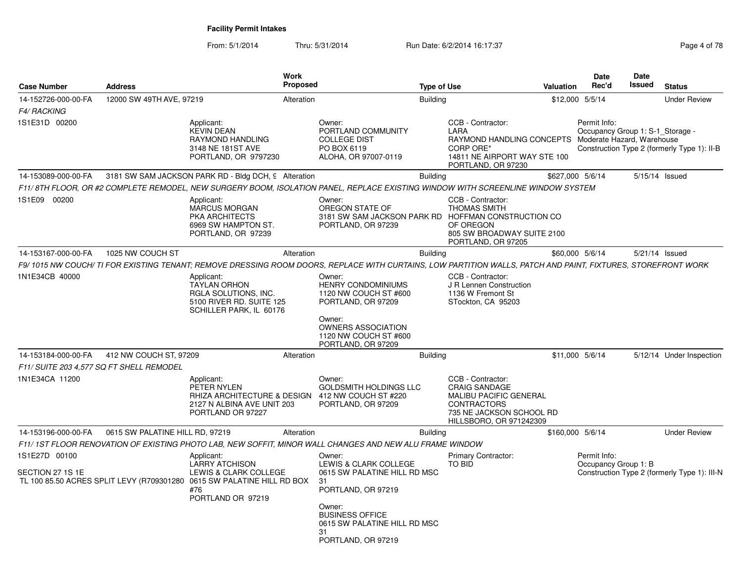**Facility Permit Intakes**

From: 5/1/2014 Thru: 5/31/2014 Run Date: 6/2/2014 16:17:37

| Case Number | Address | Work Proposed | Type of Use | Valuation | Date Rec'd | Date Issued | Status |
|---|---|---|---|---|---|---|---|
| 14-152726-000-00-FA | 12000 SW 49TH AVE, 97219 | Alteration | Building | $12,000 | 5/5/14 | | Under Review |

*F4/ RACKING*

1S1E31D 00200

Applicant: KEVIN DEAN, RAYMOND HANDLING, 3148 NE 181ST AVE, PORTLAND, OR 9797230

Owner: PORTLAND COMMUNITY COLLEGE DIST, PO BOX 6119, ALOHA, OR 97007-0119

CCB - Contractor: LARA, RAYMOND HANDLING CONCEPTS CORP ORE*, 14811 NE AIRPORT WAY STE 100, PORTLAND, OR 97230

Permit Info: Occupancy Group 1: S-1_Storage - Moderate Hazard, Warehouse; Construction Type 2 (formerly Type 1): II-B

| Case Number | Address | Work Proposed | Type of Use | Valuation | Date Rec'd | Date Issued | Status |
|---|---|---|---|---|---|---|---|
| 14-153089-000-00-FA | 3181 SW SAM JACKSON PARK RD - Bldg DCH, 9 | Alteration | Building | $627,000 | 5/6/14 | 5/15/14 | Issued |

*F11/ 8TH FLOOR, OR #2 COMPLETE REMODEL, NEW SURGERY BOOM, ISOLATION PANEL, REPLACE EXISTING WINDOW WITH SCREENLINE WINDOW SYSTEM*

1S1E09 00200

Applicant: MARCUS MORGAN, PKA ARCHITECTS, 6969 SW HAMPTON ST., PORTLAND, OR 97239

Owner: OREGON STATE OF, 3181 SW SAM JACKSON PARK RD, PORTLAND, OR 97239

CCB - Contractor: THOMAS SMITH, HOFFMAN CONSTRUCTION CO OF OREGON, 805 SW BROADWAY SUITE 2100, PORTLAND, OR 97205

| Case Number | Address | Work Proposed | Type of Use | Valuation | Date Rec'd | Date Issued | Status |
|---|---|---|---|---|---|---|---|
| 14-153167-000-00-FA | 1025 NW COUCH ST | Alteration | Building | $60,000 | 5/6/14 | 5/21/14 | Issued |

*F9/ 1015 NW COUCH/ TI FOR EXISTING TENANT; REMOVE DRESSING ROOM DOORS, REPLACE WITH CURTAINS, LOW PARTITION WALLS, PATCH AND PAINT, FIXTURES, STOREFRONT WORK*

1N1E34CB 40000

Applicant: TAYLAN ORHON, RGLA SOLUTIONS, INC., 5100 RIVER RD. SUITE 125, SCHILLER PARK, IL 60176

Owner: HENRY CONDOMINIUMS, 1120 NW COUCH ST #600, PORTLAND, OR 97209

Owner: OWNERS ASSOCIATION, 1120 NW COUCH ST #600, PORTLAND, OR 97209

CCB - Contractor: J R Lennen Construction, 1136 W Fremont St, STockton, CA 95203

| Case Number | Address | Work Proposed | Type of Use | Valuation | Date Rec'd | Date Issued | Status |
|---|---|---|---|---|---|---|---|
| 14-153184-000-00-FA | 412 NW COUCH ST, 97209 | Alteration | Building | $11,000 | 5/6/14 | 5/12/14 | Under Inspection |

*F11/ SUITE 203 4,577 SQ FT SHELL REMODEL*

1N1E34CA 11200

Applicant: PETER NYLEN, RHIZA ARCHITECTURE & DESIGN, 2127 N ALBINA AVE UNIT 203, PORTLAND OR 97227

Owner: GOLDSMITH HOLDINGS LLC, 412 NW COUCH ST #220, PORTLAND, OR 97209

CCB - Contractor: CRAIG SANDAGE, MALIBU PACIFIC GENERAL CONTRACTORS, 735 NE JACKSON SCHOOL RD, HILLSBORO, OR 971242309

| Case Number | Address | Work Proposed | Type of Use | Valuation | Date Rec'd | Date Issued | Status |
|---|---|---|---|---|---|---|---|
| 14-153196-000-00-FA | 0615 SW PALATINE HILL RD, 97219 | Alteration | Building | $160,000 | 5/6/14 | | Under Review |

*F11/ 1ST FLOOR RENOVATION OF EXISTING PHOTO LAB, NEW SOFFIT, MINOR WALL CHANGES AND NEW ALU FRAME WINDOW*

1S1E27D 00100

SECTION 27 1S 1E
TL 100 85.50 ACRES SPLIT LEVY (R709301280

Applicant: LARRY ATCHISON, LEWIS & CLARK COLLEGE, 0615 SW PALATINE HILL RD BOX #76, PORTLAND OR 97219

Owner: LEWIS & CLARK COLLEGE, 0615 SW PALATINE HILL RD MSC 31, PORTLAND, OR 97219

Owner: BUSINESS OFFICE, 0615 SW PALATINE HILL RD MSC 31, PORTLAND, OR 97219

Primary Contractor: TO BID

Permit Info: Occupancy Group 1: B; Construction Type 2 (formerly Type 1): III-N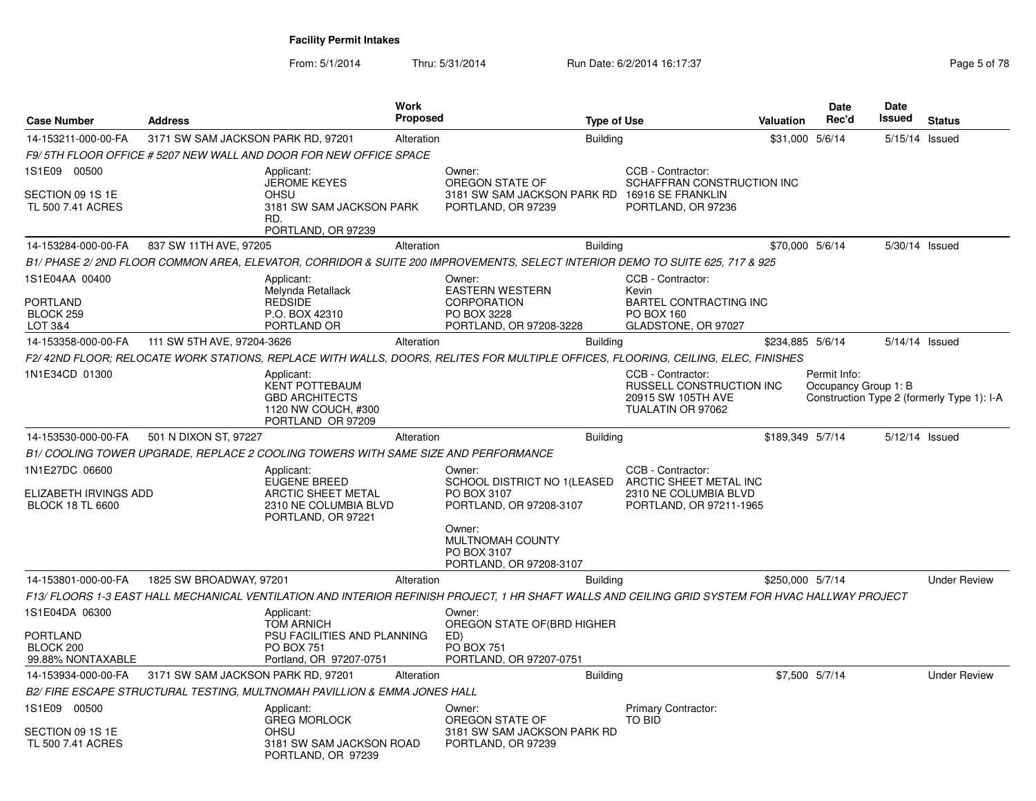**Facility Permit Intakes**

From: 5/1/2014 Thru: 5/31/2014 Run Date: 6/2/2014 16:17:37

| Case Number | Address | Work Proposed | Type of Use | Valuation | Date Rec'd | Date Issued | Status |
|---|---|---|---|---|---|---|---|
| 14-153211-000-00-FA | 3171 SW SAM JACKSON PARK RD, 97201 | Alteration | Building | $31,000 | 5/6/14 | 5/15/14 | Issued |

*F9/ 5TH FLOOR OFFICE # 5207 NEW WALL AND DOOR FOR NEW OFFICE SPACE*

1S1E09 00500

SECTION 09 1S 1E
TL 500 7.41 ACRES

Applicant:
JEROME KEYES
OHSU
3181 SW SAM JACKSON PARK RD.
PORTLAND, OR 97239

Owner:
OREGON STATE OF
3181 SW SAM JACKSON PARK RD
PORTLAND, OR 97239

CCB - Contractor:
SCHAFFRAN CONSTRUCTION INC
16916 SE FRANKLIN
PORTLAND, OR 97236

| Case Number | Address | Work Proposed | Type of Use | Valuation | Date Rec'd | Date Issued | Status |
|---|---|---|---|---|---|---|---|
| 14-153284-000-00-FA | 837 SW 11TH AVE, 97205 | Alteration | Building | $70,000 | 5/6/14 | 5/30/14 | Issued |

*B1/ PHASE 2/ 2ND FLOOR COMMON AREA, ELEVATOR, CORRIDOR & SUITE 200 IMPROVEMENTS, SELECT INTERIOR DEMO TO SUITE 625, 717 & 925*

1S1E04AA 00400

PORTLAND
BLOCK 259
LOT 3&4

Applicant:
Melynda Retallack
REDSIDE
P.O. BOX 42310
PORTLAND OR

Owner:
EASTERN WESTERN CORPORATION
PO BOX 3228
PORTLAND, OR 97208-3228

CCB - Contractor:
Kevin
BARTEL CONTRACTING INC
PO BOX 160
GLADSTONE, OR 97027

| Case Number | Address | Work Proposed | Type of Use | Valuation | Date Rec'd | Date Issued | Status |
|---|---|---|---|---|---|---|---|
| 14-153358-000-00-FA | 111 SW 5TH AVE, 97204-3626 | Alteration | Building | $234,885 | 5/6/14 | 5/14/14 | Issued |

*F2/ 42ND FLOOR; RELOCATE WORK STATIONS, REPLACE WITH WALLS, DOORS, RELITES FOR MULTIPLE OFFICES, FLOORING, CEILING, ELEC, FINISHES*

1N1E34CD 01300

Applicant:
KENT POTTEBAUM
GBD ARCHITECTS
1120 NW COUCH, #300
PORTLAND OR 97209

CCB - Contractor:
RUSSELL CONSTRUCTION INC
20915 SW 105TH AVE
TUALATIN OR 97062

Permit Info:
Occupancy Group 1: B
Construction Type 2 (formerly Type 1): I-A

| Case Number | Address | Work Proposed | Type of Use | Valuation | Date Rec'd | Date Issued | Status |
|---|---|---|---|---|---|---|---|
| 14-153530-000-00-FA | 501 N DIXON ST, 97227 | Alteration | Building | $189,349 | 5/7/14 | 5/12/14 | Issued |

*B1/ COOLING TOWER UPGRADE, REPLACE 2 COOLING TOWERS WITH SAME SIZE AND PERFORMANCE*

1N1E27DC 06600

ELIZABETH IRVINGS ADD
BLOCK 18 TL 6600

Applicant:
EUGENE BREED
ARCTIC SHEET METAL
2310 NE COLUMBIA BLVD
PORTLAND, OR 97221

Owner:
SCHOOL DISTRICT NO 1(LEASED
PO BOX 3107
PORTLAND, OR 97208-3107

Owner:
MULTNOMAH COUNTY
PO BOX 3107
PORTLAND, OR 97208-3107

CCB - Contractor:
ARCTIC SHEET METAL INC
2310 NE COLUMBIA BLVD
PORTLAND, OR 97211-1965

| Case Number | Address | Work Proposed | Type of Use | Valuation | Date Rec'd | Date Issued | Status |
|---|---|---|---|---|---|---|---|
| 14-153801-000-00-FA | 1825 SW BROADWAY, 97201 | Alteration | Building | $250,000 | 5/7/14 | | Under Review |

*F13/ FLOORS 1-3 EAST HALL MECHANICAL VENTILATION AND INTERIOR REFINISH PROJECT, 1 HR SHAFT WALLS AND CEILING GRID SYSTEM FOR HVAC HALLWAY PROJECT*

1S1E04DA 06300

PORTLAND
BLOCK 200
99.88% NONTAXABLE

Applicant:
TOM ARNICH
PSU FACILITIES AND PLANNING
PO BOX 751
Portland, OR 97207-0751

Owner:
OREGON STATE OF(BRD HIGHER ED)
PO BOX 751
PORTLAND, OR 97207-0751

| Case Number | Address | Work Proposed | Type of Use | Valuation | Date Rec'd | Date Issued | Status |
|---|---|---|---|---|---|---|---|
| 14-153934-000-00-FA | 3171 SW SAM JACKSON PARK RD, 97201 | Alteration | Building | $7,500 | 5/7/14 | | Under Review |

*B2/ FIRE ESCAPE STRUCTURAL TESTING, MULTNOMAH PAVILLION & EMMA JONES HALL*

1S1E09 00500

SECTION 09 1S 1E
TL 500 7.41 ACRES

Applicant:
GREG MORLOCK
OHSU
3181 SW SAM JACKSON ROAD
PORTLAND, OR 97239

Owner:
OREGON STATE OF
3181 SW SAM JACKSON PARK RD
PORTLAND, OR 97239

Primary Contractor:
TO BID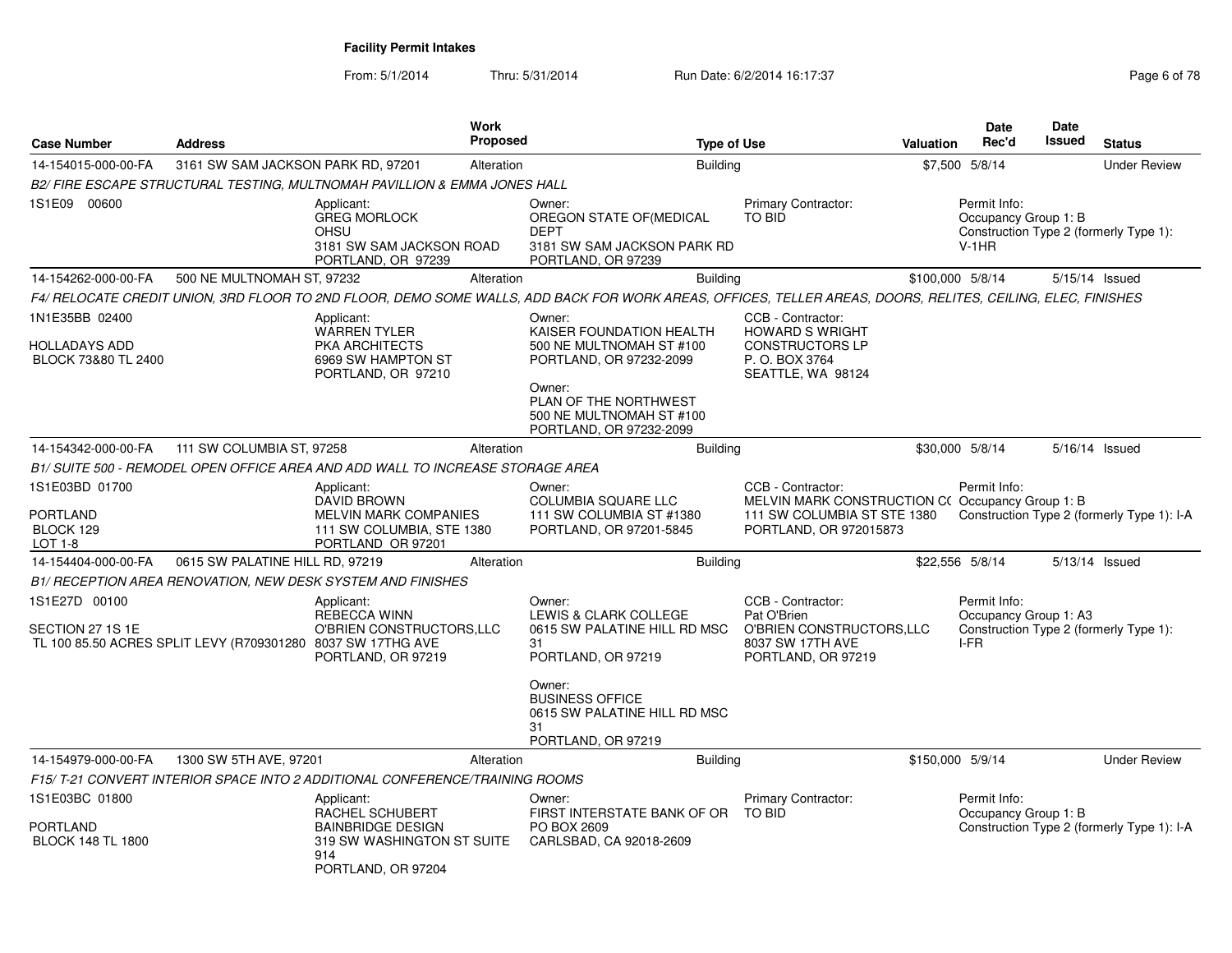# Facility Permit Intakes

From: 5/1/2014 Thru: 5/31/2014 Run Date: 6/2/2014 16:17:37

| Case Number | Address | Work Proposed | Type of Use | Valuation | Date Rec'd | Date Issued | Status |
|---|---|---|---|---|---|---|---|
| 14-154015-000-00-FA | 3161 SW SAM JACKSON PARK RD, 97201 | Alteration | Building | $7,500 | 5/8/14 | | Under Review |

*B2/ FIRE ESCAPE STRUCTURAL TESTING, MULTNOMAH PAVILLION & EMMA JONES HALL*

1S1E09 00600

Applicant: GREG MORLOCK, OHSU, 3181 SW SAM JACKSON ROAD, PORTLAND, OR 97239

Owner: OREGON STATE OF(MEDICAL DEPT, 3181 SW SAM JACKSON PARK RD, PORTLAND, OR 97239

Primary Contractor: TO BID

Permit Info: Occupancy Group 1: B; Construction Type 2 (formerly Type 1): V-1HR

| Case Number | Address | Work Proposed | Type of Use | Valuation | Date Rec'd | Date Issued | Status |
|---|---|---|---|---|---|---|---|
| 14-154262-000-00-FA | 500 NE MULTNOMAH ST, 97232 | Alteration | Building | $100,000 | 5/8/14 | 5/15/14 | Issued |

*F4/ RELOCATE CREDIT UNION, 3RD FLOOR TO 2ND FLOOR, DEMO SOME WALLS, ADD BACK FOR WORK AREAS, OFFICES, TELLER AREAS, DOORS, RELITES, CEILING, ELEC, FINISHES*

1N1E35BB 02400, HOLLADAYS ADD, BLOCK 73&80 TL 2400

Applicant: WARREN TYLER, PKA ARCHITECTS, 6969 SW HAMPTON ST, PORTLAND, OR 97210

Owner: KAISER FOUNDATION HEALTH, 500 NE MULTNOMAH ST #100, PORTLAND, OR 97232-2099

Owner: PLAN OF THE NORTHWEST, 500 NE MULTNOMAH ST #100, PORTLAND, OR 97232-2099

CCB - Contractor: HOWARD S WRIGHT CONSTRUCTORS LP, P. O. BOX 3764, SEATTLE, WA 98124

| Case Number | Address | Work Proposed | Type of Use | Valuation | Date Rec'd | Date Issued | Status |
|---|---|---|---|---|---|---|---|
| 14-154342-000-00-FA | 111 SW COLUMBIA ST, 97258 | Alteration | Building | $30,000 | 5/8/14 | 5/16/14 | Issued |

*B1/ SUITE 500 - REMODEL OPEN OFFICE AREA AND ADD WALL TO INCREASE STORAGE AREA*

1S1E03BD 01700, PORTLAND, BLOCK 129, LOT 1-8

Applicant: DAVID BROWN, MELVIN MARK COMPANIES, 111 SW COLUMBIA, STE 1380, PORTLAND OR 97201

Owner: COLUMBIA SQUARE LLC, 111 SW COLUMBIA ST #1380, PORTLAND, OR 97201-5845

CCB - Contractor: MELVIN MARK CONSTRUCTION C(, 111 SW COLUMBIA ST STE 1380, PORTLAND, OR 972015873

Permit Info: Occupancy Group 1: B; Construction Type 2 (formerly Type 1): I-A

| Case Number | Address | Work Proposed | Type of Use | Valuation | Date Rec'd | Date Issued | Status |
|---|---|---|---|---|---|---|---|
| 14-154404-000-00-FA | 0615 SW PALATINE HILL RD, 97219 | Alteration | Building | $22,556 | 5/8/14 | 5/13/14 | Issued |

*B1/ RECEPTION AREA RENOVATION, NEW DESK SYSTEM AND FINISHES*

1S1E27D 00100, SECTION 27 1S 1E, TL 100 85.50 ACRES SPLIT LEVY (R709301280

Applicant: REBECCA WINN, O'BRIEN CONSTRUCTORS,LLC, 8037 SW 17THG AVE, PORTLAND, OR 97219

Owner: LEWIS & CLARK COLLEGE, 0615 SW PALATINE HILL RD MSC 31, PORTLAND, OR 97219

Owner: BUSINESS OFFICE, 0615 SW PALATINE HILL RD MSC 31, PORTLAND, OR 97219

CCB - Contractor: Pat O'Brien, O'BRIEN CONSTRUCTORS,LLC, 8037 SW 17TH AVE, PORTLAND, OR 97219

Permit Info: Occupancy Group 1: A3; Construction Type 2 (formerly Type 1): I-FR

| Case Number | Address | Work Proposed | Type of Use | Valuation | Date Rec'd | Date Issued | Status |
|---|---|---|---|---|---|---|---|
| 14-154979-000-00-FA | 1300 SW 5TH AVE, 97201 | Alteration | Building | $150,000 | 5/9/14 | | Under Review |

*F15/ T-21 CONVERT INTERIOR SPACE INTO 2 ADDITIONAL CONFERENCE/TRAINING ROOMS*

1S1E03BC 01800, PORTLAND, BLOCK 148 TL 1800

Applicant: RACHEL SCHUBERT, BAINBRIDGE DESIGN, 319 SW WASHINGTON ST SUITE 914, PORTLAND, OR 97204

Owner: FIRST INTERSTATE BANK OF OR, PO BOX 2609, CARLSBAD, CA 92018-2609

Primary Contractor: TO BID

Permit Info: Occupancy Group 1: B; Construction Type 2 (formerly Type 1): I-A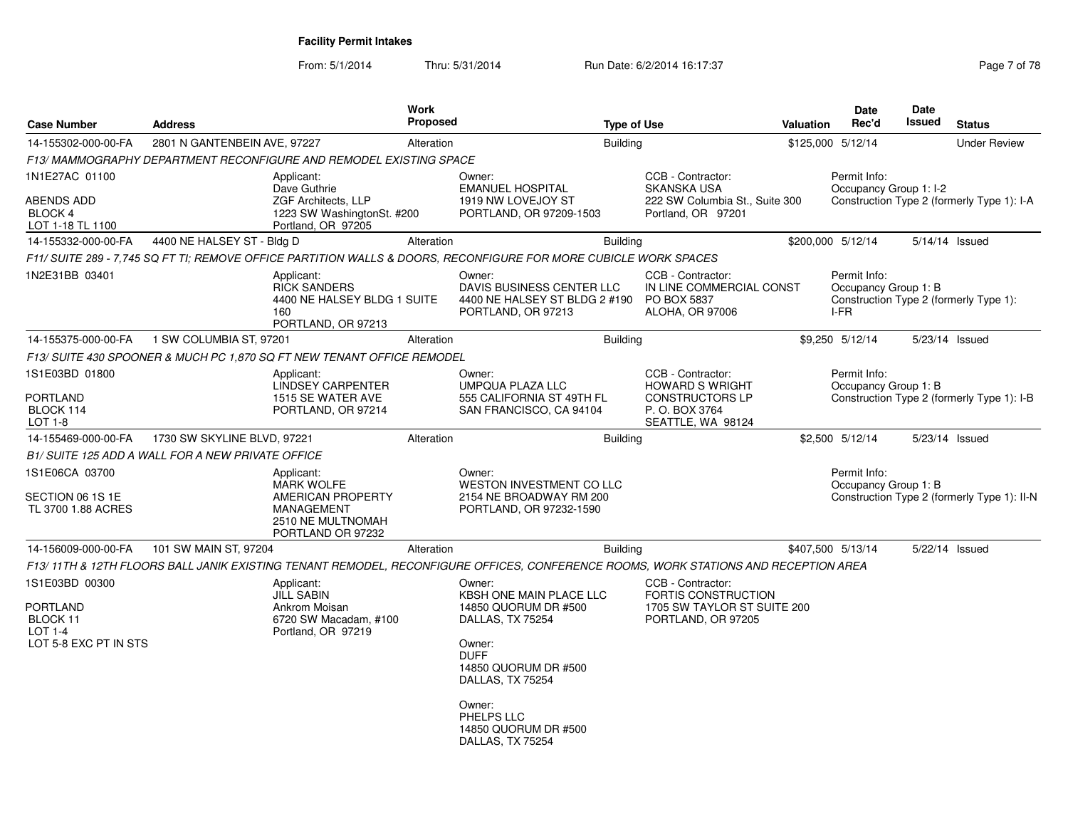**Facility Permit Intakes**

From: 5/1/2014 Thru: 5/31/2014 Run Date: 6/2/2014 16:17:37

| Case Number | Address | Work Proposed | Type of Use | Valuation | Date Rec'd | Date Issued | Status |
|---|---|---|---|---|---|---|---|
| 14-155302-000-00-FA | 2801 N GANTENBEIN AVE, 97227 | Alteration | Building | $125,000 | 5/12/14 | | Under Review |

F13/ MAMMOGRAPHY DEPARTMENT RECONFIGURE AND REMODEL EXISTING SPACE

1N1E27AC 01100
ABENDS ADD
BLOCK 4
LOT 1-18 TL 1100

Applicant: Dave Guthrie, ZGF Architects, LLP, 1223 SW WashingtonSt. #200, Portland, OR 97205

Owner: EMANUEL HOSPITAL, 1919 NW LOVEJOY ST, PORTLAND, OR 97209-1503

CCB - Contractor: SKANSKA USA, 222 SW Columbia St., Suite 300, Portland, OR 97201

Permit Info: Occupancy Group 1: I-2; Construction Type 2 (formerly Type 1): I-A

| Case Number | Address | Work Proposed | Type of Use | Valuation | Date Rec'd | Date Issued | Status |
|---|---|---|---|---|---|---|---|
| 14-155332-000-00-FA | 4400 NE HALSEY ST - Bldg D | Alteration | Building | $200,000 | 5/12/14 | 5/14/14 | Issued |

F11/ SUITE 289 - 7,745 SQ FT TI; REMOVE OFFICE PARTITION WALLS & DOORS, RECONFIGURE FOR MORE CUBICLE WORK SPACES

1N2E31BB 03401

Applicant: RICK SANDERS, 4400 NE HALSEY BLDG 1 SUITE 160, PORTLAND, OR 97213

Owner: DAVIS BUSINESS CENTER LLC, 4400 NE HALSEY ST BLDG 2 #190, PORTLAND, OR 97213

CCB - Contractor: IN LINE COMMERCIAL CONST, PO BOX 5837, ALOHA, OR 97006

Permit Info: Occupancy Group 1: B; Construction Type 2 (formerly Type 1): I-FR

| Case Number | Address | Work Proposed | Type of Use | Valuation | Date Rec'd | Date Issued | Status |
|---|---|---|---|---|---|---|---|
| 14-155375-000-00-FA | 1 SW COLUMBIA ST, 97201 | Alteration | Building | $9,250 | 5/12/14 | 5/23/14 | Issued |

F13/ SUITE 430 SPOONER & MUCH PC 1,870 SQ FT NEW TENANT OFFICE REMODEL

1S1E03BD 01800
PORTLAND
BLOCK 114
LOT 1-8

Applicant: LINDSEY CARPENTER, 1515 SE WATER AVE, PORTLAND, OR 97214

Owner: UMPQUA PLAZA LLC, 555 CALIFORNIA ST 49TH FL, SAN FRANCISCO, CA 94104

CCB - Contractor: HOWARD S WRIGHT CONSTRUCTORS LP, P. O. BOX 3764, SEATTLE, WA 98124

Permit Info: Occupancy Group 1: B; Construction Type 2 (formerly Type 1): I-B

| Case Number | Address | Work Proposed | Type of Use | Valuation | Date Rec'd | Date Issued | Status |
|---|---|---|---|---|---|---|---|
| 14-155469-000-00-FA | 1730 SW SKYLINE BLVD, 97221 | Alteration | Building | $2,500 | 5/12/14 | 5/23/14 | Issued |

B1/ SUITE 125 ADD A WALL FOR A NEW PRIVATE OFFICE

1S1E06CA 03700
SECTION 06 1S 1E
TL 3700 1.88 ACRES

Applicant: MARK WOLFE, AMERICAN PROPERTY MANAGEMENT, 2510 NE MULTNOMAH, PORTLAND OR 97232

Owner: WESTON INVESTMENT CO LLC, 2154 NE BROADWAY RM 200, PORTLAND, OR 97232-1590

Permit Info: Occupancy Group 1: B; Construction Type 2 (formerly Type 1): II-N

| Case Number | Address | Work Proposed | Type of Use | Valuation | Date Rec'd | Date Issued | Status |
|---|---|---|---|---|---|---|---|
| 14-156009-000-00-FA | 101 SW MAIN ST, 97204 | Alteration | Building | $407,500 | 5/13/14 | 5/22/14 | Issued |

F13/ 11TH & 12TH FLOORS BALL JANIK EXISTING TENANT REMODEL, RECONFIGURE OFFICES, CONFERENCE ROOMS, WORK STATIONS AND RECEPTION AREA

1S1E03BD 00300
PORTLAND
BLOCK 11
LOT 1-4
LOT 5-8 EXC PT IN STS

Applicant: JILL SABIN, Ankrom Moisan, 6720 SW Macadam, #100, Portland, OR 97219

Owner: KBSH ONE MAIN PLACE LLC, 14850 QUORUM DR #500, DALLAS, TX 75254

Owner: DUFF, 14850 QUORUM DR #500, DALLAS, TX 75254

Owner: PHELPS LLC, 14850 QUORUM DR #500, DALLAS, TX 75254

CCB - Contractor: FORTIS CONSTRUCTION, 1705 SW TAYLOR ST SUITE 200, PORTLAND, OR 97205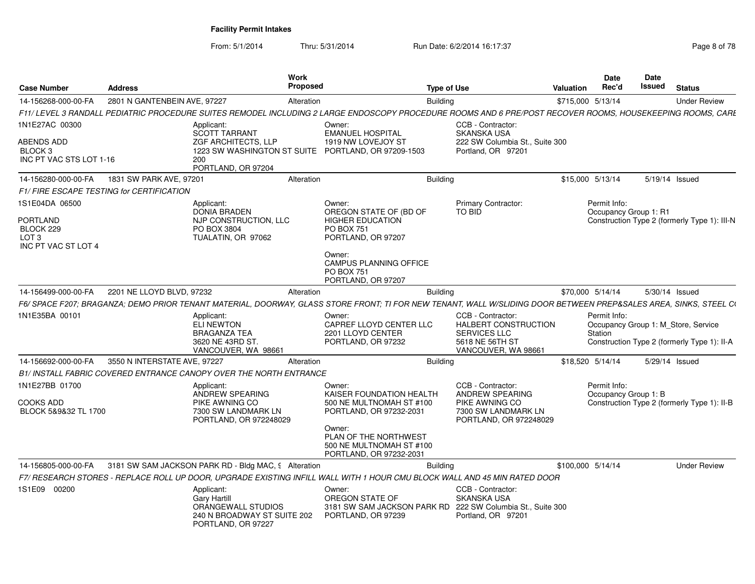**Facility Permit Intakes**

From: 5/1/2014 Thru: 5/31/2014 Run Date: 6/2/2014 16:17:37

| Case Number | Address | Work Proposed | Type of Use | Valuation | Date Rec'd | Date Issued | Status |
|---|---|---|---|---|---|---|---|
| 14-156268-000-00-FA | 2801 N GANTENBEIN AVE, 97227 | Alteration | Building | $715,000 | 5/13/14 | | Under Review |
| 14-156280-000-00-FA | 1831 SW PARK AVE, 97201 | Alteration | Building | $15,000 | 5/13/14 | 5/19/14 | Issued |
| 14-156499-000-00-FA | 2201 NE LLOYD BLVD, 97232 | Alteration | Building | $70,000 | 5/14/14 | 5/30/14 | Issued |
| 14-156692-000-00-FA | 3550 N INTERSTATE AVE, 97227 | Alteration | Building | $18,520 | 5/14/14 | 5/29/14 | Issued |
| 14-156805-000-00-FA | 3181 SW SAM JACKSON PARK RD - Bldg MAC, 9 | Alteration | Building | $100,000 | 5/14/14 | | Under Review |

**14-156268-000-00-FA** — 2801 N GANTENBEIN AVE, 97227

*F11/ LEVEL 3 RANDALL PEDIATRIC PROCEDURE SUITES REMODEL INCLUDING 2 LARGE ENDOSCOPY PROCEDURE ROOMS AND 6 PRE/POST RECOVER ROOMS, HOUSEKEEPING ROOMS, CARE*

1N1E27AC 00300
ABENDS ADD
BLOCK 3
INC PT VAC STS LOT 1-16

Applicant:
SCOTT TARRANT
ZGF ARCHITECTS, LLP
1223 SW WASHINGTON ST SUITE 200
PORTLAND, OR 97204

Owner:
EMANUEL HOSPITAL
1919 NW LOVEJOY ST
PORTLAND, OR 97209-1503

CCB - Contractor:
SKANSKA USA
222 SW Columbia St., Suite 300
Portland, OR 97201

**14-156280-000-00-FA** — 1831 SW PARK AVE, 97201

*F1/ FIRE ESCAPE TESTING for CERTIFICATION*

1S1E04DA 06500
PORTLAND
BLOCK 229
LOT 3
INC PT VAC ST LOT 4

Applicant:
DONIA BRADEN
NJP CONSTRUCTION, LLC
PO BOX 3804
TUALATIN, OR 97062

Owner:
OREGON STATE OF (BD OF HIGHER EDUCATION
PO BOX 751
PORTLAND, OR 97207

Owner:
CAMPUS PLANNING OFFICE
PO BOX 751
PORTLAND, OR 97207

Primary Contractor:
TO BID

Permit Info:
Occupancy Group 1: R1
Construction Type 2 (formerly Type 1): III-N

**14-156499-000-00-FA** — 2201 NE LLOYD BLVD, 97232

*F6/ SPACE F207; BRAGANZA; DEMO PRIOR TENANT MATERIAL, DOORWAY, GLASS STORE FRONT; TI FOR NEW TENANT, WALL W/SLIDING DOOR BETWEEN PREP&SALES AREA, SINKS, STEEL C*

1N1E35BA 00101

Applicant:
ELI NEWTON
BRAGANZA TEA
3620 NE 43RD ST.
VANCOUVER, WA 98661

Owner:
CAPREF LLOYD CENTER LLC
2201 LLOYD CENTER
PORTLAND, OR 97232

CCB - Contractor:
HALBERT CONSTRUCTION SERVICES LLC
5618 NE 56TH ST
VANCOUVER, WA 98661

Permit Info:
Occupancy Group 1: M_Store, Service Station
Construction Type 2 (formerly Type 1): II-A

**14-156692-000-00-FA** — 3550 N INTERSTATE AVE, 97227

*B1/ INSTALL FABRIC COVERED ENTRANCE CANOPY OVER THE NORTH ENTRANCE*

1N1E27BB 01700
COOKS ADD
BLOCK 5&9&32 TL 1700

Applicant:
ANDREW SPEARING
PIKE AWNING CO
7300 SW LANDMARK LN
PORTLAND, OR 972248029

Owner:
KAISER FOUNDATION HEALTH
500 NE MULTNOMAH ST #100
PORTLAND, OR 97232-2031

Owner:
PLAN OF THE NORTHWEST
500 NE MULTNOMAH ST #100
PORTLAND, OR 97232-2031

CCB - Contractor:
ANDREW SPEARING
PIKE AWNING CO
7300 SW LANDMARK LN
PORTLAND, OR 972248029

Permit Info:
Occupancy Group 1: B
Construction Type 2 (formerly Type 1): II-B

**14-156805-000-00-FA** — 3181 SW SAM JACKSON PARK RD - Bldg MAC, 9

*F7/ RESEARCH STORES - REPLACE ROLL UP DOOR, UPGRADE EXISTING INFILL WALL WITH 1 HOUR CMU BLOCK WALL AND 45 MIN RATED DOOR*

1S1E09 00200

Applicant:
Gary Hartill
ORANGEWALL STUDIOS
240 N BROADWAY ST SUITE 202
PORTLAND, OR 97227

Owner:
OREGON STATE OF
3181 SW SAM JACKSON PARK RD
PORTLAND, OR 97239

CCB - Contractor:
SKANSKA USA
222 SW Columbia St., Suite 300
Portland, OR 97201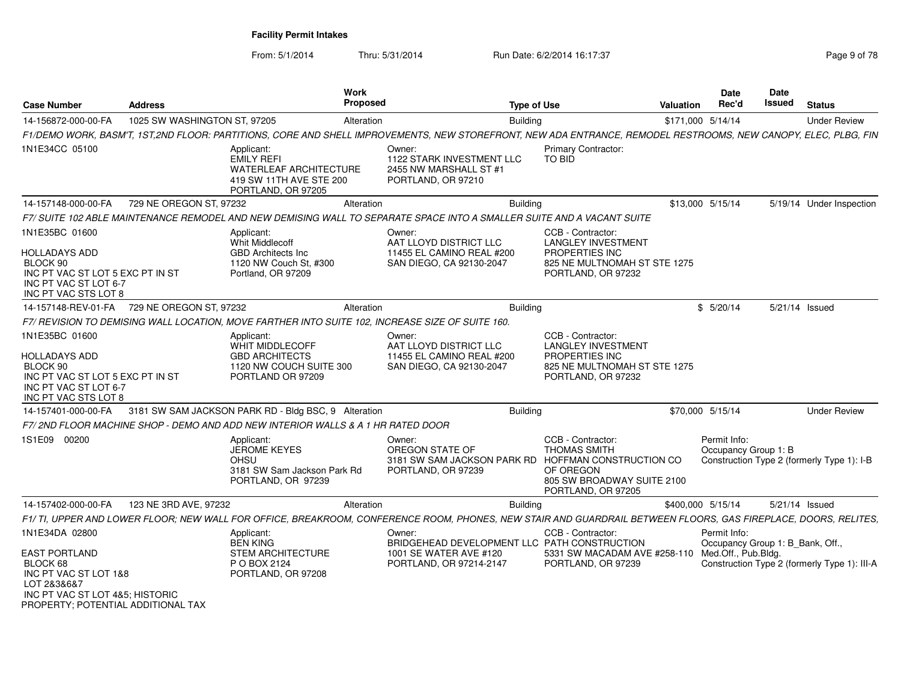**Facility Permit Intakes**

From: 5/1/2014 Thru: 5/31/2014 Run Date: 6/2/2014 16:17:37

| Case Number | Address | Work Proposed | Type of Use | Valuation | Date Rec'd | Date Issued | Status |
|---|---|---|---|---|---|---|---|
| 14-156872-000-00-FA | 1025 SW WASHINGTON ST, 97205 | Alteration | Building | $171,000 | 5/14/14 | | Under Review |

F1/DEMO WORK, BASM'T, 1ST,2ND FLOOR: PARTITIONS, CORE AND SHELL IMPROVEMENTS, NEW STOREFRONT, NEW ADA ENTRANCE, REMODEL RESTROOMS, NEW CANOPY, ELEC, PLBG, FIN

1N1E34CC 05100

Applicant: EMILY REFI, WATERLEAF ARCHITECTURE, 419 SW 11TH AVE STE 200, PORTLAND, OR 97205

Owner: 1122 STARK INVESTMENT LLC, 2455 NW MARSHALL ST #1, PORTLAND, OR 97210

Primary Contractor: TO BID

| Case Number | Address | Work Proposed | Type of Use | Valuation | Date Rec'd | Date Issued | Status |
|---|---|---|---|---|---|---|---|
| 14-157148-000-00-FA | 729 NE OREGON ST, 97232 | Alteration | Building | $13,000 | 5/15/14 | 5/19/14 | Under Inspection |

F7/ SUITE 102 ABLE MAINTENANCE REMODEL AND NEW DEMISING WALL TO SEPARATE SPACE INTO A SMALLER SUITE AND A VACANT SUITE

1N1E35BC 01600
HOLLADAYS ADD
BLOCK 90
INC PT VAC ST LOT 5 EXC PT IN ST
INC PT VAC ST LOT 6-7
INC PT VAC STS LOT 8

Applicant: Whit Middlecoff, GBD Architects Inc, 1120 NW Couch St, #300, Portland, OR 97209

Owner: AAT LLOYD DISTRICT LLC, 11455 EL CAMINO REAL #200, SAN DIEGO, CA 92130-2047

CCB - Contractor: LANGLEY INVESTMENT PROPERTIES INC, 825 NE MULTNOMAH ST STE 1275, PORTLAND, OR 97232

| Case Number | Address | Work Proposed | Type of Use | Valuation | Date Rec'd | Date Issued | Status |
|---|---|---|---|---|---|---|---|
| 14-157148-REV-01-FA | 729 NE OREGON ST, 97232 | Alteration | Building | $ | 5/20/14 | 5/21/14 | Issued |

F7/ REVISION TO DEMISING WALL LOCATION, MOVE FARTHER INTO SUITE 102, INCREASE SIZE OF SUITE 160.

1N1E35BC 01600
HOLLADAYS ADD
BLOCK 90
INC PT VAC ST LOT 5 EXC PT IN ST
INC PT VAC ST LOT 6-7
INC PT VAC STS LOT 8

Applicant: WHIT MIDDLECOFF, GBD ARCHITECTS, 1120 NW COUCH SUITE 300, PORTLAND OR 97209

Owner: AAT LLOYD DISTRICT LLC, 11455 EL CAMINO REAL #200, SAN DIEGO, CA 92130-2047

CCB - Contractor: LANGLEY INVESTMENT PROPERTIES INC, 825 NE MULTNOMAH ST STE 1275, PORTLAND, OR 97232

| Case Number | Address | Work Proposed | Type of Use | Valuation | Date Rec'd | Date Issued | Status |
|---|---|---|---|---|---|---|---|
| 14-157401-000-00-FA | 3181 SW SAM JACKSON PARK RD - Bldg BSC, 9 | Alteration | Building | $70,000 | 5/15/14 | | Under Review |

F7/ 2ND FLOOR MACHINE SHOP - DEMO AND ADD NEW INTERIOR WALLS & A 1 HR RATED DOOR

1S1E09 00200

Applicant: JEROME KEYES, OHSU, 3181 SW Sam Jackson Park Rd, PORTLAND, OR 97239

Owner: OREGON STATE OF, 3181 SW SAM JACKSON PARK RD, PORTLAND, OR 97239

CCB - Contractor: THOMAS SMITH, HOFFMAN CONSTRUCTION CO OF OREGON, 805 SW BROADWAY SUITE 2100, PORTLAND, OR 97205

Permit Info: Occupancy Group 1: B; Construction Type 2 (formerly Type 1): I-B

| Case Number | Address | Work Proposed | Type of Use | Valuation | Date Rec'd | Date Issued | Status |
|---|---|---|---|---|---|---|---|
| 14-157402-000-00-FA | 123 NE 3RD AVE, 97232 | Alteration | Building | $400,000 | 5/15/14 | 5/21/14 | Issued |

F1/ TI, UPPER AND LOWER FLOOR; NEW WALL FOR OFFICE, BREAKROOM, CONFERENCE ROOM, PHONES, NEW STAIR AND GUARDRAIL BETWEEN FLOORS, GAS FIREPLACE, DOORS, RELITES,

1N1E34DA 02800
EAST PORTLAND
BLOCK 68
INC PT VAC ST LOT 1&8
LOT 2&3&6&7
INC PT VAC ST LOT 4&5; HISTORIC PROPERTY; POTENTIAL ADDITIONAL TAX

Applicant: BEN KING, STEM ARCHITECTURE, P O BOX 2124, PORTLAND, OR 97208

Owner: BRIDGEHEAD DEVELOPMENT LLC, 1001 SE WATER AVE #120, PORTLAND, OR 97214-2147

CCB - Contractor: PATH CONSTRUCTION, 5331 SW MACADAM AVE #258-110, PORTLAND, OR 97239

Permit Info: Occupancy Group 1: B_Bank, Off., Med.Off., Pub.Bldg.; Construction Type 2 (formerly Type 1): III-A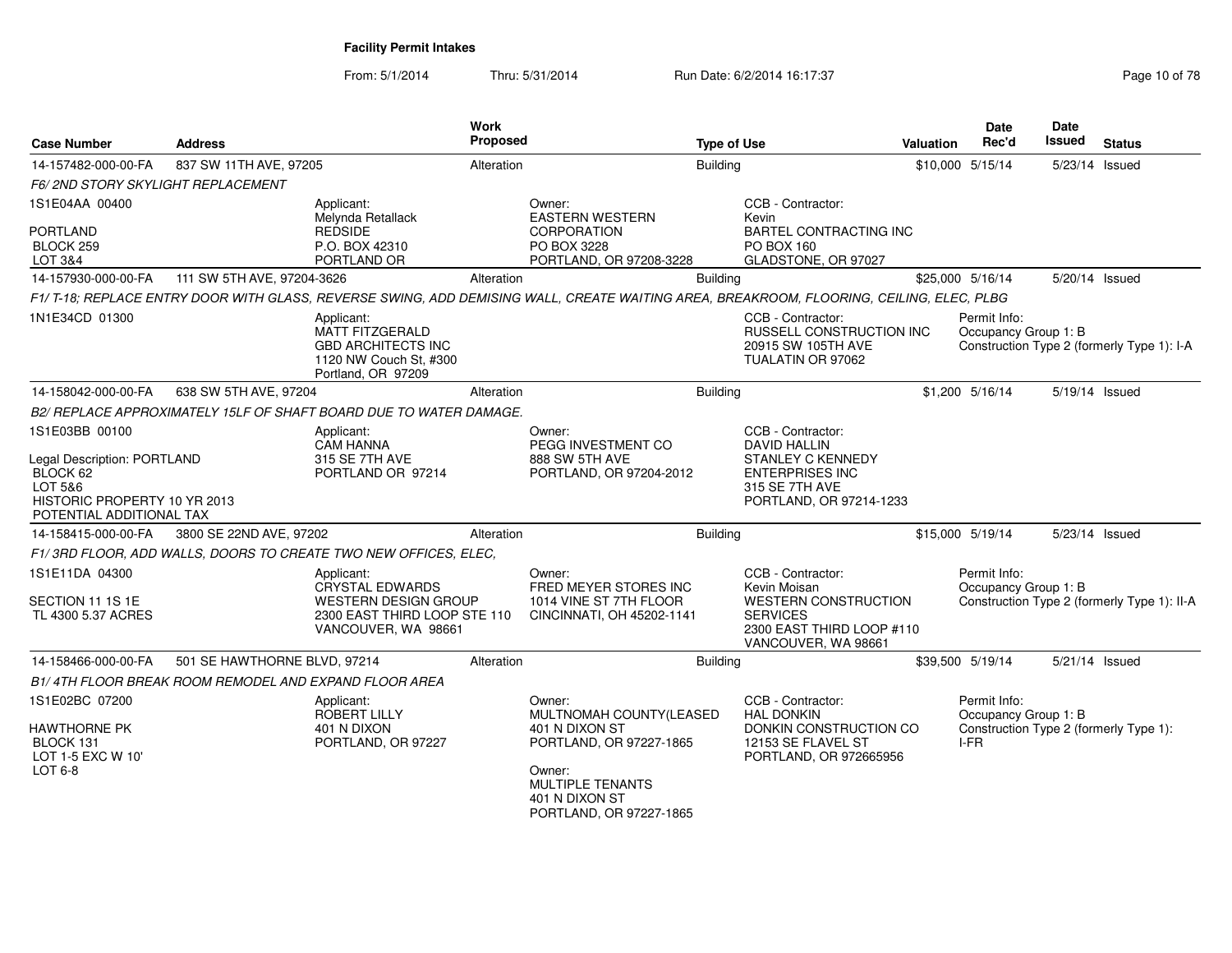# Facility Permit Intakes

From: 5/1/2014 Thru: 5/31/2014 Run Date: 6/2/2014 16:17:37

| Case Number | Address | Work Proposed | Type of Use | Valuation | Date Rec'd | Date Issued | Status |
|---|---|---|---|---|---|---|---|
| 14-157482-000-00-FA | 837 SW 11TH AVE, 97205 | Alteration | Building | $10,000 | 5/15/14 | 5/23/14 | Issued |

*F6/ 2ND STORY SKYLIGHT REPLACEMENT*

1S1E04AA 00400
PORTLAND
BLOCK 259
LOT 3&4

Applicant:
Melynda Retallack
REDSIDE
P.O. BOX 42310
PORTLAND OR

Owner:
EASTERN WESTERN CORPORATION
PO BOX 3228
PORTLAND, OR 97208-3228

CCB - Contractor:
Kevin
BARTEL CONTRACTING INC
PO BOX 160
GLADSTONE, OR 97027

| Case Number | Address | Work Proposed | Type of Use | Valuation | Date Rec'd | Date Issued | Status |
|---|---|---|---|---|---|---|---|
| 14-157930-000-00-FA | 111 SW 5TH AVE, 97204-3626 | Alteration | Building | $25,000 | 5/16/14 | 5/20/14 | Issued |

*F1/ T-18; REPLACE ENTRY DOOR WITH GLASS, REVERSE SWING, ADD DEMISING WALL, CREATE WAITING AREA, BREAKROOM, FLOORING, CEILING, ELEC, PLBG*

1N1E34CD 01300

Applicant:
MATT FITZGERALD
GBD ARCHITECTS INC
1120 NW Couch St, #300
Portland, OR 97209

CCB - Contractor:
RUSSELL CONSTRUCTION INC
20915 SW 105TH AVE
TUALATIN OR 97062

Permit Info:
Occupancy Group 1: B
Construction Type 2 (formerly Type 1): I-A

| Case Number | Address | Work Proposed | Type of Use | Valuation | Date Rec'd | Date Issued | Status |
|---|---|---|---|---|---|---|---|
| 14-158042-000-00-FA | 638 SW 5TH AVE, 97204 | Alteration | Building | $1,200 | 5/16/14 | 5/19/14 | Issued |

*B2/ REPLACE APPROXIMATELY 15LF OF SHAFT BOARD DUE TO WATER DAMAGE.*

1S1E03BB 00100
Legal Description: PORTLAND
BLOCK 62
LOT 5&6
HISTORIC PROPERTY 10 YR 2013
POTENTIAL ADDITIONAL TAX

Applicant:
CAM HANNA
315 SE 7TH AVE
PORTLAND OR 97214

Owner:
PEGG INVESTMENT CO
888 SW 5TH AVE
PORTLAND, OR 97204-2012

CCB - Contractor:
DAVID HALLIN
STANLEY C KENNEDY ENTERPRISES INC
315 SE 7TH AVE
PORTLAND, OR 97214-1233

| Case Number | Address | Work Proposed | Type of Use | Valuation | Date Rec'd | Date Issued | Status |
|---|---|---|---|---|---|---|---|
| 14-158415-000-00-FA | 3800 SE 22ND AVE, 97202 | Alteration | Building | $15,000 | 5/19/14 | 5/23/14 | Issued |

*F1/ 3RD FLOOR, ADD WALLS, DOORS TO CREATE TWO NEW OFFICES, ELEC,*

1S1E11DA 04300
SECTION 11 1S 1E
TL 4300 5.37 ACRES

Applicant:
CRYSTAL EDWARDS
WESTERN DESIGN GROUP
2300 EAST THIRD LOOP STE 110
VANCOUVER, WA 98661

Owner:
FRED MEYER STORES INC
1014 VINE ST 7TH FLOOR
CINCINNATI, OH 45202-1141

CCB - Contractor:
Kevin Moisan
WESTERN CONSTRUCTION SERVICES
2300 EAST THIRD LOOP #110
VANCOUVER, WA 98661

Permit Info:
Occupancy Group 1: B
Construction Type 2 (formerly Type 1): II-A

| Case Number | Address | Work Proposed | Type of Use | Valuation | Date Rec'd | Date Issued | Status |
|---|---|---|---|---|---|---|---|
| 14-158466-000-00-FA | 501 SE HAWTHORNE BLVD, 97214 | Alteration | Building | $39,500 | 5/19/14 | 5/21/14 | Issued |

*B1/ 4TH FLOOR BREAK ROOM REMODEL AND EXPAND FLOOR AREA*

1S1E02BC 07200
HAWTHORNE PK
BLOCK 131
LOT 1-5 EXC W 10'
LOT 6-8

Applicant:
ROBERT LILLY
401 N DIXON
PORTLAND, OR 97227

Owner:
MULTNOMAH COUNTY(LEASED
401 N DIXON ST
PORTLAND, OR 97227-1865

Owner:
MULTIPLE TENANTS
401 N DIXON ST
PORTLAND, OR 97227-1865

CCB - Contractor:
HAL DONKIN
DONKIN CONSTRUCTION CO
12153 SE FLAVEL ST
PORTLAND, OR 972665956

Permit Info:
Occupancy Group 1: B
Construction Type 2 (formerly Type 1): I-FR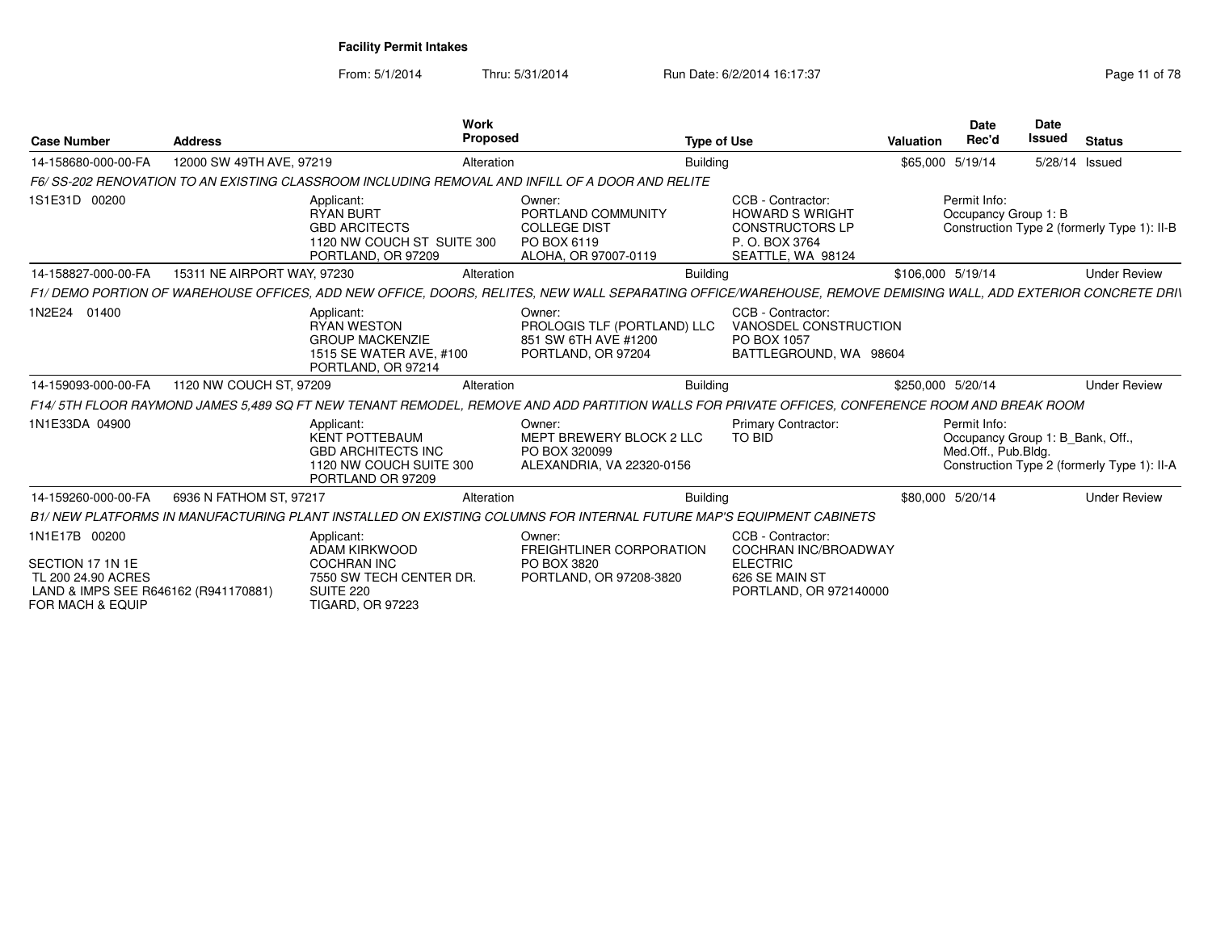**Facility Permit Intakes**

From: 5/1/2014 Thru: 5/31/2014 Run Date: 6/2/2014 16:17:37

| Case Number | Address | Work Proposed | Type of Use | Valuation | Date Rec'd | Date Issued | Status |
|---|---|---|---|---|---|---|---|
| 14-158680-000-00-FA | 12000 SW 49TH AVE, 97219 | Alteration | Building | $65,000 | 5/19/14 | 5/28/14 | Issued |

*F6/ SS-202 RENOVATION TO AN EXISTING CLASSROOM INCLUDING REMOVAL AND INFILL OF A DOOR AND RELITE*

1S1E31D 00200

Applicant: RYAN BURT, GBD ARCITECTS, 1120 NW COUCH ST SUITE 300, PORTLAND, OR 97209

Owner: PORTLAND COMMUNITY COLLEGE DIST, PO BOX 6119, ALOHA, OR 97007-0119

CCB - Contractor: HOWARD S WRIGHT CONSTRUCTORS LP, P. O. BOX 3764, SEATTLE, WA 98124

Permit Info: Occupancy Group 1: B; Construction Type 2 (formerly Type 1): II-B

| Case Number | Address | Work Proposed | Type of Use | Valuation | Date Rec'd | Date Issued | Status |
|---|---|---|---|---|---|---|---|
| 14-158827-000-00-FA | 15311 NE AIRPORT WAY, 97230 | Alteration | Building | $106,000 | 5/19/14 | | Under Review |

*F1/ DEMO PORTION OF WAREHOUSE OFFICES, ADD NEW OFFICE, DOORS, RELITES, NEW WALL SEPARATING OFFICE/WAREHOUSE, REMOVE DEMISING WALL, ADD EXTERIOR CONCRETE DRI\*

1N2E24 01400

Applicant: RYAN WESTON, GROUP MACKENZIE, 1515 SE WATER AVE, #100, PORTLAND, OR 97214

Owner: PROLOGIS TLF (PORTLAND) LLC, 851 SW 6TH AVE #1200, PORTLAND, OR 97204

CCB - Contractor: VANOSDEL CONSTRUCTION, PO BOX 1057, BATTLEGROUND, WA 98604

| Case Number | Address | Work Proposed | Type of Use | Valuation | Date Rec'd | Date Issued | Status |
|---|---|---|---|---|---|---|---|
| 14-159093-000-00-FA | 1120 NW COUCH ST, 97209 | Alteration | Building | $250,000 | 5/20/14 | | Under Review |

*F14/ 5TH FLOOR RAYMOND JAMES 5,489 SQ FT NEW TENANT REMODEL, REMOVE AND ADD PARTITION WALLS FOR PRIVATE OFFICES, CONFERENCE ROOM AND BREAK ROOM*

1N1E33DA 04900

Applicant: KENT POTTEBAUM, GBD ARCHITECTS INC, 1120 NW COUCH SUITE 300, PORTLAND OR 97209

Owner: MEPT BREWERY BLOCK 2 LLC, PO BOX 320099, ALEXANDRIA, VA 22320-0156

Primary Contractor: TO BID

Permit Info: Occupancy Group 1: B_Bank, Off., Med.Off., Pub.Bldg.; Construction Type 2 (formerly Type 1): II-A

| Case Number | Address | Work Proposed | Type of Use | Valuation | Date Rec'd | Date Issued | Status |
|---|---|---|---|---|---|---|---|
| 14-159260-000-00-FA | 6936 N FATHOM ST, 97217 | Alteration | Building | $80,000 | 5/20/14 | | Under Review |

*B1/ NEW PLATFORMS IN MANUFACTURING PLANT INSTALLED ON EXISTING COLUMNS FOR INTERNAL FUTURE MAP'S EQUIPMENT CABINETS*

1N1E17B 00200

SECTION 17 1N 1E
TL 200 24.90 ACRES
LAND & IMPS SEE R646162 (R941170881) FOR MACH & EQUIP

Applicant: ADAM KIRKWOOD, COCHRAN INC, 7550 SW TECH CENTER DR. SUITE 220, TIGARD, OR 97223

Owner: FREIGHTLINER CORPORATION, PO BOX 3820, PORTLAND, OR 97208-3820

CCB - Contractor: COCHRAN INC/BROADWAY ELECTRIC, 626 SE MAIN ST, PORTLAND, OR 972140000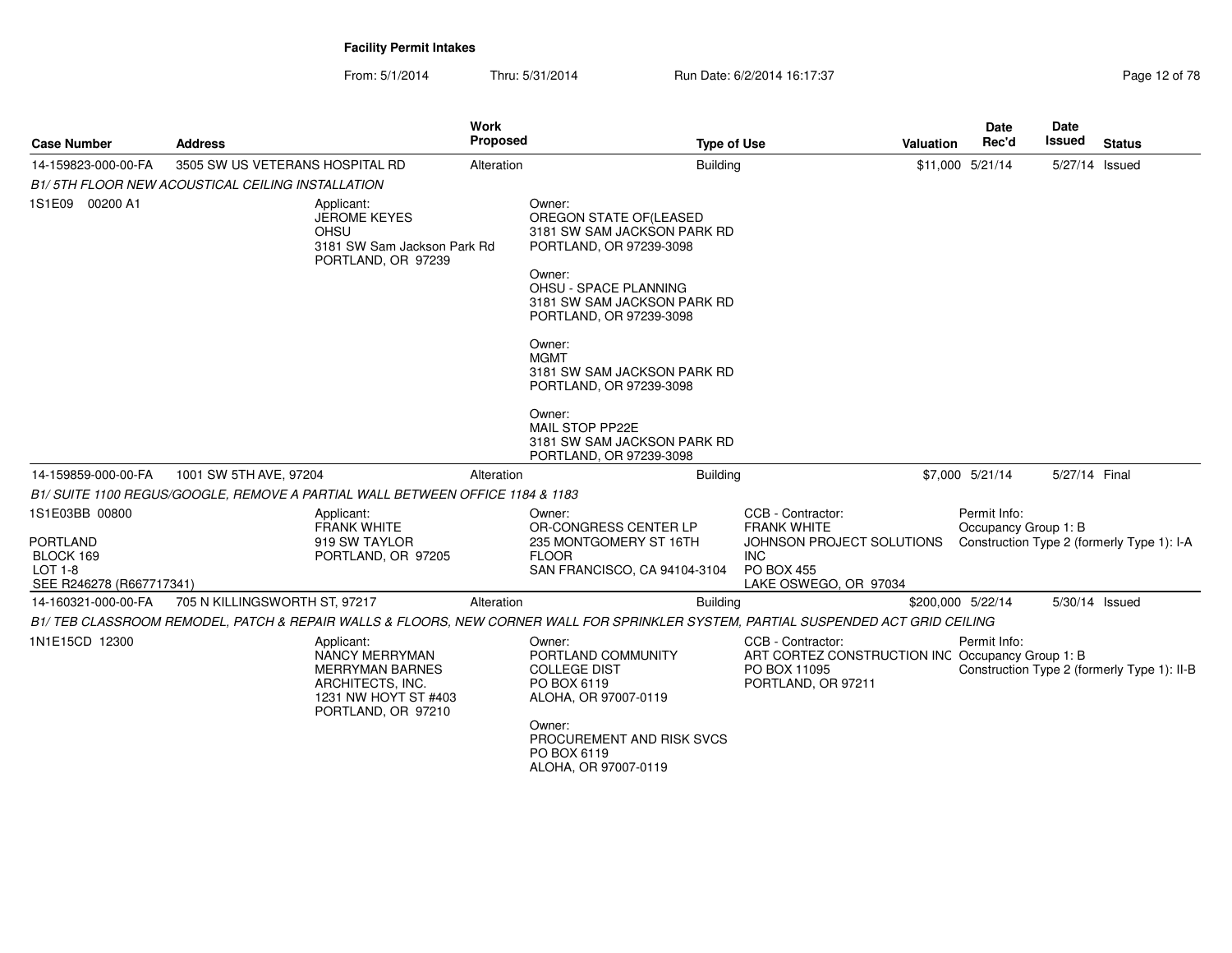**Facility Permit Intakes**

From: 5/1/2014 Thru: 5/31/2014 Run Date: 6/2/2014 16:17:37

| Case Number | Address | Work Proposed | Type of Use | Valuation | Date Rec'd | Date Issued | Status |
|---|---|---|---|---|---|---|---|
| 14-159823-000-00-FA | 3505 SW US VETERANS HOSPITAL RD | Alteration | Building | $11,000 | 5/21/14 | 5/27/14 | Issued |

*B1/ 5TH FLOOR NEW ACOUSTICAL CEILING INSTALLATION*

1S1E09 00200 A1

Applicant:
JEROME KEYES
OHSU
3181 SW Sam Jackson Park Rd
PORTLAND, OR 97239

Owner:
OREGON STATE OF(LEASED
3181 SW SAM JACKSON PARK RD
PORTLAND, OR 97239-3098

Owner:
OHSU - SPACE PLANNING
3181 SW SAM JACKSON PARK RD
PORTLAND, OR 97239-3098

Owner:
MGMT
3181 SW SAM JACKSON PARK RD
PORTLAND, OR 97239-3098

Owner:
MAIL STOP PP22E
3181 SW SAM JACKSON PARK RD
PORTLAND, OR 97239-3098

| Case Number | Address | Work Proposed | Type of Use | Valuation | Date Rec'd | Date Issued | Status |
|---|---|---|---|---|---|---|---|
| 14-159859-000-00-FA | 1001 SW 5TH AVE, 97204 | Alteration | Building | $7,000 | 5/21/14 | 5/27/14 | Final |

*B1/ SUITE 1100 REGUS/GOOGLE, REMOVE A PARTIAL WALL BETWEEN OFFICE 1184 & 1183*

1S1E03BB 00800

PORTLAND
BLOCK 169
LOT 1-8
SEE R246278 (R667717341)

Applicant:
FRANK WHITE
919 SW TAYLOR
PORTLAND, OR 97205

Owner:
OR-CONGRESS CENTER LP
235 MONTGOMERY ST 16TH FLOOR
SAN FRANCISCO, CA 94104-3104

CCB - Contractor:
FRANK WHITE
JOHNSON PROJECT SOLUTIONS INC
PO BOX 455
LAKE OSWEGO, OR 97034

Permit Info:
Occupancy Group 1: B
Construction Type 2 (formerly Type 1): I-A

| Case Number | Address | Work Proposed | Type of Use | Valuation | Date Rec'd | Date Issued | Status |
|---|---|---|---|---|---|---|---|
| 14-160321-000-00-FA | 705 N KILLINGSWORTH ST, 97217 | Alteration | Building | $200,000 | 5/22/14 | 5/30/14 | Issued |

*B1/ TEB CLASSROOM REMODEL, PATCH & REPAIR WALLS & FLOORS, NEW CORNER WALL FOR SPRINKLER SYSTEM, PARTIAL SUSPENDED ACT GRID CEILING*

1N1E15CD 12300

Applicant:
NANCY MERRYMAN
MERRYMAN BARNES ARCHITECTS, INC.
1231 NW HOYT ST #403
PORTLAND, OR 97210

Owner:
PORTLAND COMMUNITY COLLEGE DIST
PO BOX 6119
ALOHA, OR 97007-0119

Owner:
PROCUREMENT AND RISK SVCS
PO BOX 6119
ALOHA, OR 97007-0119

CCB - Contractor:
ART CORTEZ CONSTRUCTION INC
PO BOX 11095
PORTLAND, OR 97211

Permit Info:
Occupancy Group 1: B
Construction Type 2 (formerly Type 1): II-B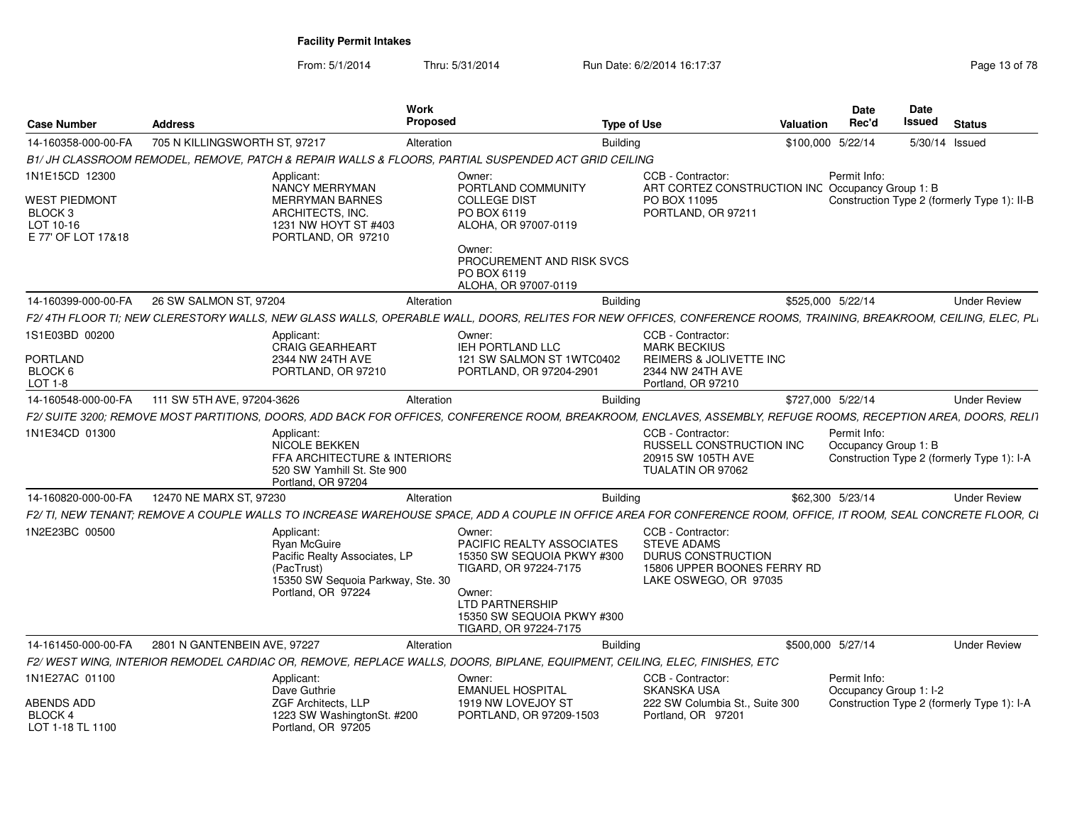**Facility Permit Intakes**

From: 5/1/2014 Thru: 5/31/2014 Run Date: 6/2/2014 16:17:37

| Case Number | Address | Work Proposed | Type of Use | Valuation | Date Rec'd | Date Issued | Status |
|---|---|---|---|---|---|---|---|
| 14-160358-000-00-FA | 705 N KILLINGSWORTH ST, 97217 | Alteration | Building | $100,000 | 5/22/14 | 5/30/14 | Issued |

*B1/ JH CLASSROOM REMODEL, REMOVE, PATCH & REPAIR WALLS & FLOORS, PARTIAL SUSPENDED ACT GRID CEILING*

1N1E15CD 12300

WEST PIEDMONT
BLOCK 3
LOT 10-16
E 77' OF LOT 17&18

Applicant:
NANCY MERRYMAN
MERRYMAN BARNES ARCHITECTS, INC.
1231 NW HOYT ST #403
PORTLAND, OR 97210

Owner:
PORTLAND COMMUNITY COLLEGE DIST
PO BOX 6119
ALOHA, OR 97007-0119

Owner:
PROCUREMENT AND RISK SVCS
PO BOX 6119
ALOHA, OR 97007-0119

CCB - Contractor:
ART CORTEZ CONSTRUCTION INC
PO BOX 11095
PORTLAND, OR 97211

Permit Info:
Occupancy Group 1: B
Construction Type 2 (formerly Type 1): II-B

| Case Number | Address | Work Proposed | Type of Use | Valuation | Date Rec'd | Date Issued | Status |
|---|---|---|---|---|---|---|---|
| 14-160399-000-00-FA | 26 SW SALMON ST, 97204 | Alteration | Building | $525,000 | 5/22/14 | | Under Review |

*F2/ 4TH FLOOR TI; NEW CLERESTORY WALLS, NEW GLASS WALLS, OPERABLE WALL, DOORS, RELITES FOR NEW OFFICES, CONFERENCE ROOMS, TRAINING, BREAKROOM, CEILING, ELEC, PL*

1S1E03BD 00200

PORTLAND
BLOCK 6
LOT 1-8

Applicant:
CRAIG GEARHEART
2344 NW 24TH AVE
PORTLAND, OR 97210

Owner:
IEH PORTLAND LLC
121 SW SALMON ST 1WTC0402
PORTLAND, OR 97204-2901

CCB - Contractor:
MARK BECKIUS
REIMERS & JOLIVETTE INC
2344 NW 24TH AVE
Portland, OR 97210

| Case Number | Address | Work Proposed | Type of Use | Valuation | Date Rec'd | Date Issued | Status |
|---|---|---|---|---|---|---|---|
| 14-160548-000-00-FA | 111 SW 5TH AVE, 97204-3626 | Alteration | Building | $727,000 | 5/22/14 | | Under Review |

*F2/ SUITE 3200; REMOVE MOST PARTITIONS, DOORS, ADD BACK FOR OFFICES, CONFERENCE ROOM, BREAKROOM, ENCLAVES, ASSEMBLY, REFUGE ROOMS, RECEPTION AREA, DOORS, RELIT*

1N1E34CD 01300

Applicant:
NICOLE BEKKEN
FFA ARCHITECTURE & INTERIORS
520 SW Yamhill St. Ste 900
Portland, OR 97204

CCB - Contractor:
RUSSELL CONSTRUCTION INC
20915 SW 105TH AVE
TUALATIN OR 97062

Permit Info:
Occupancy Group 1: B
Construction Type 2 (formerly Type 1): I-A

| Case Number | Address | Work Proposed | Type of Use | Valuation | Date Rec'd | Date Issued | Status |
|---|---|---|---|---|---|---|---|
| 14-160820-000-00-FA | 12470 NE MARX ST, 97230 | Alteration | Building | $62,300 | 5/23/14 | | Under Review |

*F2/ TI, NEW TENANT; REMOVE A COUPLE WALLS TO INCREASE WAREHOUSE SPACE, ADD A COUPLE IN OFFICE AREA FOR CONFERENCE ROOM, OFFICE, IT ROOM, SEAL CONCRETE FLOOR, CI*

1N2E23BC 00500

Applicant:
Ryan McGuire
Pacific Realty Associates, LP (PacTrust)
15350 SW Sequoia Parkway, Ste. 30
Portland, OR 97224

Owner:
PACIFIC REALTY ASSOCIATES
15350 SW SEQUOIA PKWY #300
TIGARD, OR 97224-7175

Owner:
LTD PARTNERSHIP
15350 SW SEQUOIA PKWY #300
TIGARD, OR 97224-7175

CCB - Contractor:
STEVE ADAMS
DURUS CONSTRUCTION
15806 UPPER BOONES FERRY RD
LAKE OSWEGO, OR 97035

| Case Number | Address | Work Proposed | Type of Use | Valuation | Date Rec'd | Date Issued | Status |
|---|---|---|---|---|---|---|---|
| 14-161450-000-00-FA | 2801 N GANTENBEIN AVE, 97227 | Alteration | Building | $500,000 | 5/27/14 | | Under Review |

*F2/ WEST WING, INTERIOR REMODEL CARDIAC OR, REMOVE, REPLACE WALLS, DOORS, BIPLANE, EQUIPMENT, CEILING, ELEC, FINISHES, ETC*

1N1E27AC 01100

ABENDS ADD
BLOCK 4
LOT 1-18 TL 1100

Applicant:
Dave Guthrie
ZGF Architects, LLP
1223 SW WashingtonSt. #200
Portland, OR 97205

Owner:
EMANUEL HOSPITAL
1919 NW LOVEJOY ST
PORTLAND, OR 97209-1503

CCB - Contractor:
SKANSKA USA
222 SW Columbia St., Suite 300
Portland, OR 97201

Permit Info:
Occupancy Group 1: I-2
Construction Type 2 (formerly Type 1): I-A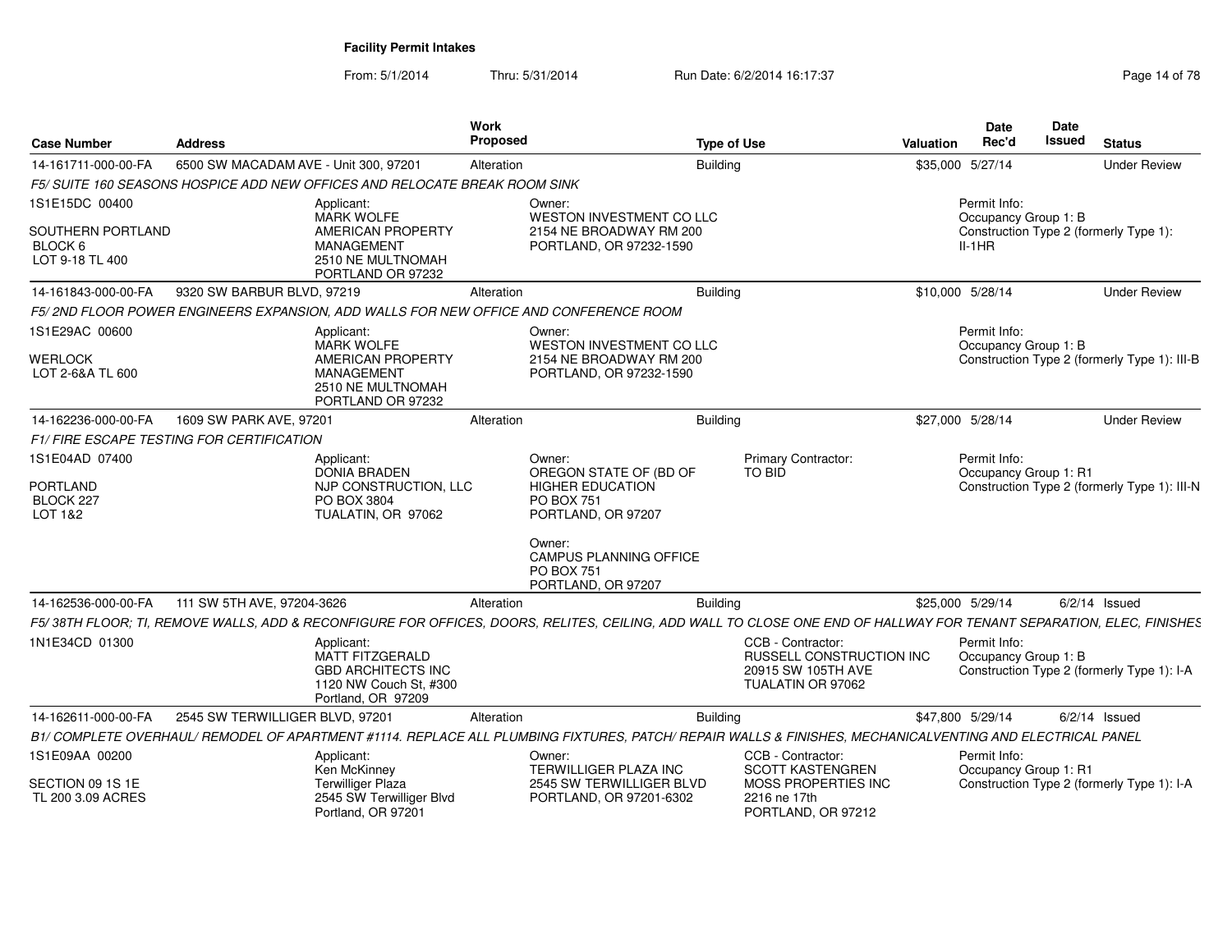# Facility Permit Intakes

From: 5/1/2014 Thru: 5/31/2014 Run Date: 6/2/2014 16:17:37

| Case Number | Address | Work Proposed | Type of Use | Valuation | Date Rec'd | Date Issued | Status |
|---|---|---|---|---|---|---|---|
| 14-161711-000-00-FA | 6500 SW MACADAM AVE - Unit 300, 97201 | Alteration | Building | $35,000 | 5/27/14 | | Under Review |

*F5/ SUITE 160 SEASONS HOSPICE ADD NEW OFFICES AND RELOCATE BREAK ROOM SINK*

1S1E15DC 00400
SOUTHERN PORTLAND
BLOCK 6
LOT 9-18 TL 400

Applicant:
MARK WOLFE
AMERICAN PROPERTY MANAGEMENT
2510 NE MULTNOMAH
PORTLAND OR 97232

Owner:
WESTON INVESTMENT CO LLC
2154 NE BROADWAY RM 200
PORTLAND, OR 97232-1590

Permit Info:
Occupancy Group 1: B
Construction Type 2 (formerly Type 1): II-1HR

| Case Number | Address | Work Proposed | Type of Use | Valuation | Date Rec'd | Date Issued | Status |
|---|---|---|---|---|---|---|---|
| 14-161843-000-00-FA | 9320 SW BARBUR BLVD, 97219 | Alteration | Building | $10,000 | 5/28/14 | | Under Review |

*F5/ 2ND FLOOR POWER ENGINEERS EXPANSION, ADD WALLS FOR NEW OFFICE AND CONFERENCE ROOM*

1S1E29AC 00600
WERLOCK
LOT 2-6&A TL 600

Applicant:
MARK WOLFE
AMERICAN PROPERTY MANAGEMENT
2510 NE MULTNOMAH
PORTLAND OR 97232

Owner:
WESTON INVESTMENT CO LLC
2154 NE BROADWAY RM 200
PORTLAND, OR 97232-1590

Permit Info:
Occupancy Group 1: B
Construction Type 2 (formerly Type 1): III-B

| Case Number | Address | Work Proposed | Type of Use | Valuation | Date Rec'd | Date Issued | Status |
|---|---|---|---|---|---|---|---|
| 14-162236-000-00-FA | 1609 SW PARK AVE, 97201 | Alteration | Building | $27,000 | 5/28/14 | | Under Review |

*F1/ FIRE ESCAPE TESTING FOR CERTIFICATION*

1S1E04AD 07400
PORTLAND
BLOCK 227
LOT 1&2

Applicant:
DONIA BRADEN
NJP CONSTRUCTION, LLC
PO BOX 3804
TUALATIN, OR 97062

Owner:
OREGON STATE OF (BD OF HIGHER EDUCATION
PO BOX 751
PORTLAND, OR 97207

Owner:
CAMPUS PLANNING OFFICE
PO BOX 751
PORTLAND, OR 97207

Primary Contractor:
TO BID

Permit Info:
Occupancy Group 1: R1
Construction Type 2 (formerly Type 1): III-N

| Case Number | Address | Work Proposed | Type of Use | Valuation | Date Rec'd | Date Issued | Status |
|---|---|---|---|---|---|---|---|
| 14-162536-000-00-FA | 111 SW 5TH AVE, 97204-3626 | Alteration | Building | $25,000 | 5/29/14 | 6/2/14 | Issued |

*F5/ 38TH FLOOR; TI, REMOVE WALLS, ADD & RECONFIGURE FOR OFFICES, DOORS, RELITES, CEILING, ADD WALL TO CLOSE ONE END OF HALLWAY FOR TENANT SEPARATION, ELEC, FINISHES*

1N1E34CD 01300

Applicant:
MATT FITZGERALD
GBD ARCHITECTS INC
1120 NW Couch St, #300
Portland, OR 97209

CCB - Contractor:
RUSSELL CONSTRUCTION INC
20915 SW 105TH AVE
TUALATIN OR 97062

Permit Info:
Occupancy Group 1: B
Construction Type 2 (formerly Type 1): I-A

| Case Number | Address | Work Proposed | Type of Use | Valuation | Date Rec'd | Date Issued | Status |
|---|---|---|---|---|---|---|---|
| 14-162611-000-00-FA | 2545 SW TERWILLIGER BLVD, 97201 | Alteration | Building | $47,800 | 5/29/14 | 6/2/14 | Issued |

*B1/ COMPLETE OVERHAUL/ REMODEL OF APARTMENT #1114. REPLACE ALL PLUMBING FIXTURES, PATCH/ REPAIR WALLS & FINISHES, MECHANICALVENTING AND ELECTRICAL PANEL*

1S1E09AA 00200
SECTION 09 1S 1E
TL 200 3.09 ACRES

Applicant:
Ken McKinney
Terwilliger Plaza
2545 SW Terwilliger Blvd
Portland, OR 97201

Owner:
TERWILLIGER PLAZA INC
2545 SW TERWILLIGER BLVD
PORTLAND, OR 97201-6302

CCB - Contractor:
SCOTT KASTENGREN
MOSS PROPERTIES INC
2216 ne 17th
PORTLAND, OR 97212

Permit Info:
Occupancy Group 1: R1
Construction Type 2 (formerly Type 1): I-A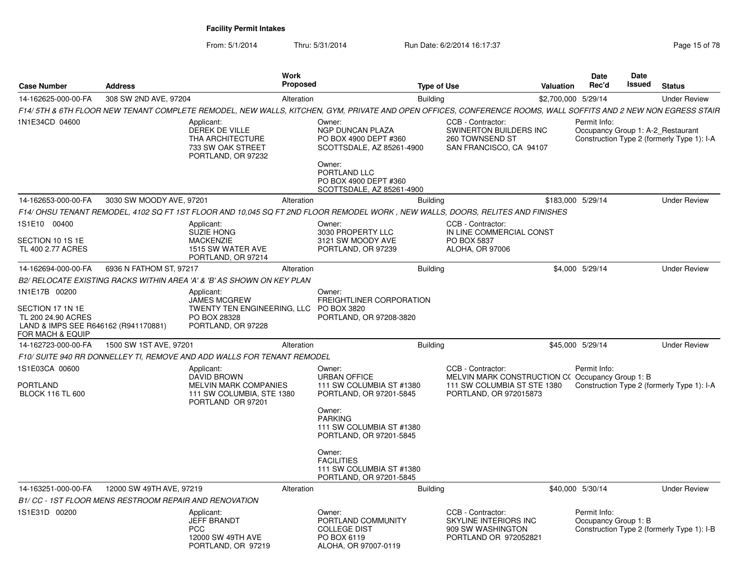**Facility Permit Intakes**

From: 5/1/2014 Thru: 5/31/2014 Run Date: 6/2/2014 16:17:37

| Case Number | Address | Work Proposed | Type of Use | Valuation | Date Rec'd | Date Issued | Status |
|---|---|---|---|---|---|---|---|
| 14-162625-000-00-FA | 308 SW 2ND AVE, 97204 | Alteration | Building | $2,700,000 | 5/29/14 | | Under Review |

*F14/ 5TH & 6TH FLOOR NEW TENANT COMPLETE REMODEL, NEW WALLS, KITCHEN, GYM, PRIVATE AND OPEN OFFICES, CONFERENCE ROOMS, WALL SOFFITS AND 2 NEW NON EGRESS STAIR*

1N1E34CD 04600

Applicant:
DEREK DE VILLE
THA ARCHITECTURE
733 SW OAK STREET
PORTLAND, OR 97232

Owner:
NGP DUNCAN PLAZA
PO BOX 4900 DEPT #360
SCOTTSDALE, AZ 85261-4900

Owner:
PORTLAND LLC
PO BOX 4900 DEPT #360
SCOTTSDALE, AZ 85261-4900

CCB - Contractor:
SWINERTON BUILDERS INC
260 TOWNSEND ST
SAN FRANCISCO, CA 94107

Permit Info:
Occupancy Group 1: A-2_Restaurant
Construction Type 2 (formerly Type 1): I-A

---

| Case Number | Address | Work Proposed | Type of Use | Valuation | Date Rec'd | Date Issued | Status |
|---|---|---|---|---|---|---|---|
| 14-162653-000-00-FA | 3030 SW MOODY AVE, 97201 | Alteration | Building | $183,000 | 5/29/14 | | Under Review |

*F14/ OHSU TENANT REMODEL, 4102 SQ FT 1ST FLOOR AND 10,045 SQ FT 2ND FLOOR REMODEL WORK , NEW WALLS, DOORS, RELITES AND FINISHES*

1S1E10 00400

SECTION 10 1S 1E
TL 400 2.77 ACRES

Applicant:
SUZIE HONG
MACKENZIE
1515 SW WATER AVE
PORTLAND, OR 97214

Owner:
3030 PROPERTY LLC
3121 SW MOODY AVE
PORTLAND, OR 97239

CCB - Contractor:
IN LINE COMMERCIAL CONST
PO BOX 5837
ALOHA, OR 97006

---

| Case Number | Address | Work Proposed | Type of Use | Valuation | Date Rec'd | Date Issued | Status |
|---|---|---|---|---|---|---|---|
| 14-162694-000-00-FA | 6936 N FATHOM ST, 97217 | Alteration | Building | $4,000 | 5/29/14 | | Under Review |

*B2/ RELOCATE EXISTING RACKS WITHIN AREA 'A' & 'B' AS SHOWN ON KEY PLAN*

1N1E17B 00200

SECTION 17 1N 1E
TL 200 24.90 ACRES
LAND & IMPS SEE R646162 (R941170881)
FOR MACH & EQUIP

Applicant:
JAMES MCGREW
TWENTY TEN ENGINEERING, LLC
PO BOX 28328
PORTLAND, OR 97228

Owner:
FREIGHTLINER CORPORATION
PO BOX 3820
PORTLAND, OR 97208-3820

---

| Case Number | Address | Work Proposed | Type of Use | Valuation | Date Rec'd | Date Issued | Status |
|---|---|---|---|---|---|---|---|
| 14-162723-000-00-FA | 1500 SW 1ST AVE, 97201 | Alteration | Building | $45,000 | 5/29/14 | | Under Review |

*F10/ SUITE 940 RR DONNELLEY TI, REMOVE AND ADD WALLS FOR TENANT REMODEL*

1S1E03CA 00600

PORTLAND
BLOCK 116 TL 600

Applicant:
DAVID BROWN
MELVIN MARK COMPANIES
111 SW COLUMBIA, STE 1380
PORTLAND OR 97201

Owner:
URBAN OFFICE
111 SW COLUMBIA ST #1380
PORTLAND, OR 97201-5845

Owner:
PARKING
111 SW COLUMBIA ST #1380
PORTLAND, OR 97201-5845

Owner:
FACILITIES
111 SW COLUMBIA ST #1380
PORTLAND, OR 97201-5845

CCB - Contractor:
MELVIN MARK CONSTRUCTION CO
111 SW COLUMBIA ST STE 1380
PORTLAND, OR 972015873

Permit Info:
Occupancy Group 1: B
Construction Type 2 (formerly Type 1): I-A

---

| Case Number | Address | Work Proposed | Type of Use | Valuation | Date Rec'd | Date Issued | Status |
|---|---|---|---|---|---|---|---|
| 14-163251-000-00-FA | 12000 SW 49TH AVE, 97219 | Alteration | Building | $40,000 | 5/30/14 | | Under Review |

*B1/ CC - 1ST FLOOR MENS RESTROOM REPAIR AND RENOVATION*

1S1E31D 00200

Applicant:
JEFF BRANDT
PCC
12000 SW 49TH AVE
PORTLAND, OR 97219

Owner:
PORTLAND COMMUNITY
COLLEGE DIST
PO BOX 6119
ALOHA, OR 97007-0119

CCB - Contractor:
SKYLINE INTERIORS INC
909 SW WASHINGTON
PORTLAND OR 972052821

Permit Info:
Occupancy Group 1: B
Construction Type 2 (formerly Type 1): I-B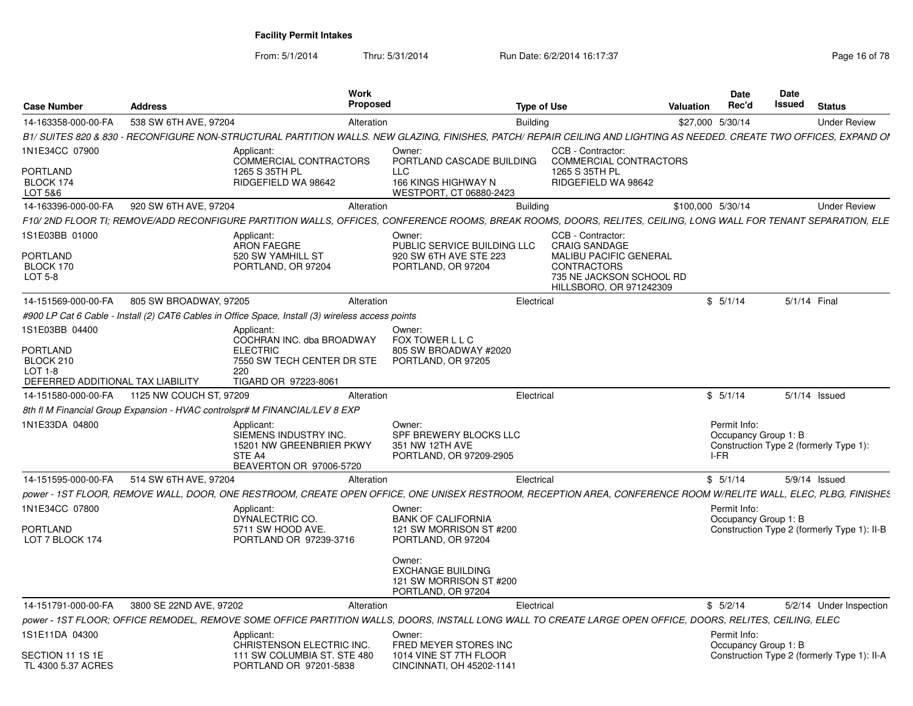# Facility Permit Intakes

From: 5/1/2014 Thru: 5/31/2014 Run Date: 6/2/2014 16:17:37

| Case Number | Address | Work Proposed | Type of Use | Valuation | Date Rec'd | Date Issued | Status |
|---|---|---|---|---|---|---|---|
| 14-163358-000-00-FA | 538 SW 6TH AVE, 97204 | Alteration | Building | $27,000 | 5/30/14 | | Under Review |

B1/ SUITES 820 & 830 - RECONFIGURE NON-STRUCTURAL PARTITION WALLS. NEW GLAZING, FINISHES, PATCH/ REPAIR CEILING AND LIGHTING AS NEEDED. CREATE TWO OFFICES, EXPAND OI

1N1E34CC 07900
PORTLAND
BLOCK 174
LOT 5&6

Applicant:
COMMERCIAL CONTRACTORS
1265 S 35TH PL
RIDGEFIELD WA 98642

Owner:
PORTLAND CASCADE BUILDING LLC
166 KINGS HIGHWAY N
WESTPORT, CT 06880-2423

CCB - Contractor:
COMMERCIAL CONTRACTORS
1265 S 35TH PL
RIDGEFIELD WA 98642

| Case Number | Address | Work Proposed | Type of Use | Valuation | Date Rec'd | Date Issued | Status |
|---|---|---|---|---|---|---|---|
| 14-163396-000-00-FA | 920 SW 6TH AVE, 97204 | Alteration | Building | $100,000 | 5/30/14 | | Under Review |

F10/ 2ND FLOOR TI; REMOVE/ADD RECONFIGURE PARTITION WALLS, OFFICES, CONFERENCE ROOMS, BREAK ROOMS, DOORS, RELITES, CEILING, LONG WALL FOR TENANT SEPARATION, ELE

1S1E03BB 01000
PORTLAND
BLOCK 170
LOT 5-8

Applicant:
ARON FAEGRE
520 SW YAMHILL ST
PORTLAND, OR 97204

Owner:
PUBLIC SERVICE BUILDING LLC
920 SW 6TH AVE STE 223
PORTLAND, OR 97204

CCB - Contractor:
CRAIG SANDAGE
MALIBU PACIFIC GENERAL CONTRACTORS
735 NE JACKSON SCHOOL RD
HILLSBORO, OR 971242309

| Case Number | Address | Work Proposed | Type of Use | Valuation | Date Rec'd | Date Issued | Status |
|---|---|---|---|---|---|---|---|
| 14-151569-000-00-FA | 805 SW BROADWAY, 97205 | Alteration | Electrical | $ | 5/1/14 | 5/1/14 | Final |

#900 LP Cat 6 Cable - Install (2) CAT6 Cables in Office Space, Install (3) wireless access points

1S1E03BB 04400
PORTLAND
BLOCK 210
LOT 1-8
DEFERRED ADDITIONAL TAX LIABILITY

Applicant:
COCHRAN INC. dba BROADWAY ELECTRIC
7550 SW TECH CENTER DR STE 220
TIGARD OR 97223-8061

Owner:
FOX TOWER L L C
805 SW BROADWAY #2020
PORTLAND, OR 97205

| Case Number | Address | Work Proposed | Type of Use | Valuation | Date Rec'd | Date Issued | Status |
|---|---|---|---|---|---|---|---|
| 14-151580-000-00-FA | 1125 NW COUCH ST, 97209 | Alteration | Electrical | $ | 5/1/14 | 5/1/14 | Issued |

8th fl M Financial Group Expansion - HVAC controlspr# M FINANCIAL/LEV 8 EXP

1N1E33DA 04800

Applicant:
SIEMENS INDUSTRY INC.
15201 NW GREENBRIER PKWY STE A4
BEAVERTON OR 97006-5720

Owner:
SPF BREWERY BLOCKS LLC
351 NW 12TH AVE
PORTLAND, OR 97209-2905

Permit Info:
Occupancy Group 1: B
Construction Type 2 (formerly Type 1): I-FR

| Case Number | Address | Work Proposed | Type of Use | Valuation | Date Rec'd | Date Issued | Status |
|---|---|---|---|---|---|---|---|
| 14-151595-000-00-FA | 514 SW 6TH AVE, 97204 | Alteration | Electrical | $ | 5/1/14 | 5/9/14 | Issued |

power - 1ST FLOOR, REMOVE WALL, DOOR, ONE RESTROOM, CREATE OPEN OFFICE, ONE UNISEX RESTROOM, RECEPTION AREA, CONFERENCE ROOM W/RELITE WALL, ELEC, PLBG, FINISHES

1N1E34CC 07800
PORTLAND
LOT 7 BLOCK 174

Applicant:
DYNALECTRIC CO.
5711 SW HOOD AVE.
PORTLAND OR 97239-3716

Owner:
BANK OF CALIFORNIA
121 SW MORRISON ST #200
PORTLAND, OR 97204

Owner:
EXCHANGE BUILDING
121 SW MORRISON ST #200
PORTLAND, OR 97204

Permit Info:
Occupancy Group 1: B
Construction Type 2 (formerly Type 1): II-B

| Case Number | Address | Work Proposed | Type of Use | Valuation | Date Rec'd | Date Issued | Status |
|---|---|---|---|---|---|---|---|
| 14-151791-000-00-FA | 3800 SE 22ND AVE, 97202 | Alteration | Electrical | $ | 5/2/14 | 5/2/14 | Under Inspection |

power - 1ST FLOOR; OFFICE REMODEL, REMOVE SOME OFFICE PARTITION WALLS, DOORS, INSTALL LONG WALL TO CREATE LARGE OPEN OFFICE, DOORS, RELITES, CEILING, ELEC

1S1E11DA 04300
SECTION 11 1S 1E
TL 4300 5.37 ACRES

Applicant:
CHRISTENSON ELECTRIC INC.
111 SW COLUMBIA ST. STE 480
PORTLAND OR 97201-5838

Owner:
FRED MEYER STORES INC
1014 VINE ST 7TH FLOOR
CINCINNATI, OH 45202-1141

Permit Info:
Occupancy Group 1: B
Construction Type 2 (formerly Type 1): II-A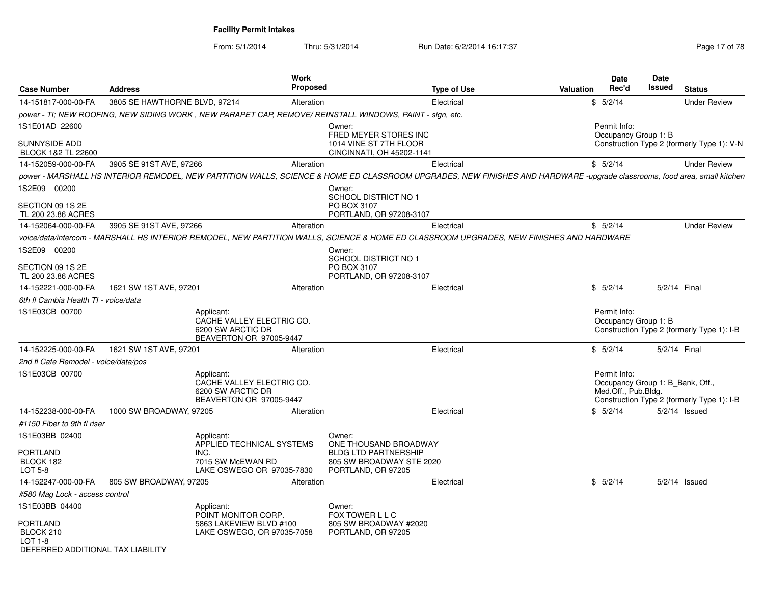**Facility Permit Intakes**

From: 5/1/2014 Thru: 5/31/2014 Run Date: 6/2/2014 16:17:37

| Case Number | Address | Work Proposed | Type of Use | Valuation | Date Rec'd | Date Issued | Status |
|---|---|---|---|---|---|---|---|
| 14-151817-000-00-FA | 3805 SE HAWTHORNE BLVD, 97214 | Alteration | Electrical | $ | 5/2/14 | | Under Review |

*power - TI; NEW ROOFING, NEW SIDING WORK , NEW PARAPET CAP, REMOVE/ REINSTALL WINDOWS, PAINT - sign, etc.*

1S1E01AD 22600
SUNNYSIDE ADD
BLOCK 1&2 TL 22600

Owner:
FRED MEYER STORES INC
1014 VINE ST 7TH FLOOR
CINCINNATI, OH 45202-1141

Permit Info:
Occupancy Group 1: B
Construction Type 2 (formerly Type 1): V-N

---

| Case Number | Address | Work Proposed | Type of Use | Valuation | Date Rec'd | Date Issued | Status |
|---|---|---|---|---|---|---|---|
| 14-152059-000-00-FA | 3905 SE 91ST AVE, 97266 | Alteration | Electrical | $ | 5/2/14 | | Under Review |

*power - MARSHALL HS INTERIOR REMODEL, NEW PARTITION WALLS, SCIENCE & HOME ED CLASSROOM UPGRADES, NEW FINISHES AND HARDWARE -upgrade classrooms, food area, small kitchen*

1S2E09 00200
SECTION 09 1S 2E
TL 200 23.86 ACRES

Owner:
SCHOOL DISTRICT NO 1
PO BOX 3107
PORTLAND, OR 97208-3107

---

| Case Number | Address | Work Proposed | Type of Use | Valuation | Date Rec'd | Date Issued | Status |
|---|---|---|---|---|---|---|---|
| 14-152064-000-00-FA | 3905 SE 91ST AVE, 97266 | Alteration | Electrical | $ | 5/2/14 | | Under Review |

*voice/data/intercom - MARSHALL HS INTERIOR REMODEL, NEW PARTITION WALLS, SCIENCE & HOME ED CLASSROOM UPGRADES, NEW FINISHES AND HARDWARE*

1S2E09 00200
SECTION 09 1S 2E
TL 200 23.86 ACRES

Owner:
SCHOOL DISTRICT NO 1
PO BOX 3107
PORTLAND, OR 97208-3107

---

| Case Number | Address | Work Proposed | Type of Use | Valuation | Date Rec'd | Date Issued | Status |
|---|---|---|---|---|---|---|---|
| 14-152221-000-00-FA | 1621 SW 1ST AVE, 97201 | Alteration | Electrical | $ | 5/2/14 | 5/2/14 | Final |

*6th fl Cambia Health TI - voice/data*

1S1E03CB 00700

Applicant:
CACHE VALLEY ELECTRIC CO.
6200 SW ARCTIC DR
BEAVERTON OR 97005-9447

Permit Info:
Occupancy Group 1: B
Construction Type 2 (formerly Type 1): I-B

---

| Case Number | Address | Work Proposed | Type of Use | Valuation | Date Rec'd | Date Issued | Status |
|---|---|---|---|---|---|---|---|
| 14-152225-000-00-FA | 1621 SW 1ST AVE, 97201 | Alteration | Electrical | $ | 5/2/14 | 5/2/14 | Final |

*2nd fl Cafe Remodel - voice/data/pos*

1S1E03CB 00700

Applicant:
CACHE VALLEY ELECTRIC CO.
6200 SW ARCTIC DR
BEAVERTON OR 97005-9447

Permit Info:
Occupancy Group 1: B_Bank, Off., Med.Off., Pub.Bldg.
Construction Type 2 (formerly Type 1): I-B

---

| Case Number | Address | Work Proposed | Type of Use | Valuation | Date Rec'd | Date Issued | Status |
|---|---|---|---|---|---|---|---|
| 14-152238-000-00-FA | 1000 SW BROADWAY, 97205 | Alteration | Electrical | $ | 5/2/14 | 5/2/14 | Issued |

*#1150 Fiber to 9th fl riser*

1S1E03BB 02400
PORTLAND
BLOCK 182
LOT 5-8

Applicant:
APPLIED TECHNICAL SYSTEMS INC.
7015 SW McEWAN RD
LAKE OSWEGO OR 97035-7830

Owner:
ONE THOUSAND BROADWAY BLDG LTD PARTNERSHIP
805 SW BROADWAY STE 2020
PORTLAND, OR 97205

---

| Case Number | Address | Work Proposed | Type of Use | Valuation | Date Rec'd | Date Issued | Status |
|---|---|---|---|---|---|---|---|
| 14-152247-000-00-FA | 805 SW BROADWAY, 97205 | Alteration | Electrical | $ | 5/2/14 | 5/2/14 | Issued |

*#580 Mag Lock - access control*

1S1E03BB 04400
PORTLAND
BLOCK 210
LOT 1-8
DEFERRED ADDITIONAL TAX LIABILITY

Applicant:
POINT MONITOR CORP.
5863 LAKEVIEW BLVD #100
LAKE OSWEGO, OR 97035-7058

Owner:
FOX TOWER L L C
805 SW BROADWAY #2020
PORTLAND, OR 97205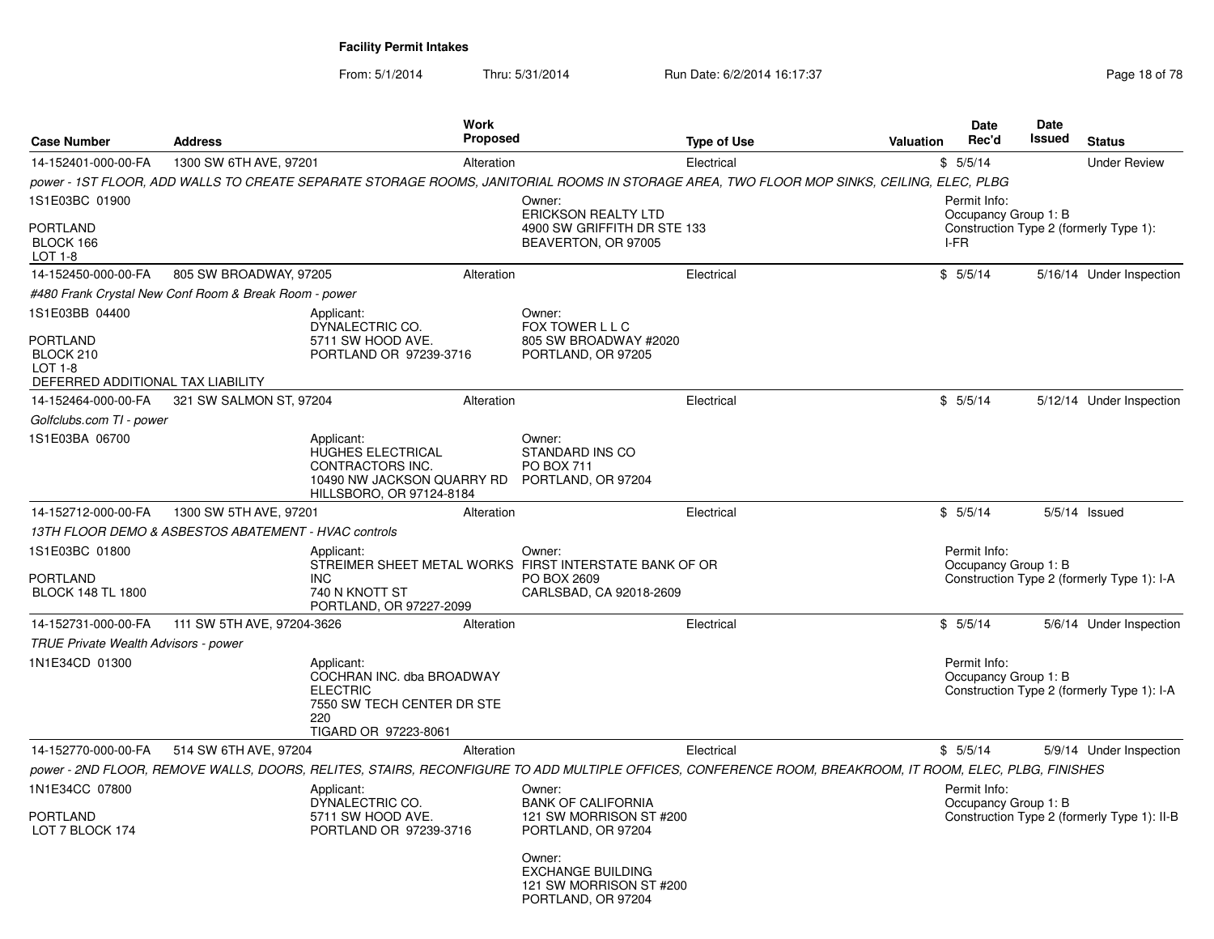**Facility Permit Intakes**

From: 5/1/2014 Thru: 5/31/2014 Run Date: 6/2/2014 16:17:37

| Case Number | Address | Work Proposed | Type of Use | Valuation | Date Rec'd | Date Issued | Status |
|---|---|---|---|---|---|---|---|
| 14-152401-000-00-FA | 1300 SW 6TH AVE, 97201 | Alteration | Electrical | $ | 5/5/14 | | Under Review |

*power - 1ST FLOOR, ADD WALLS TO CREATE SEPARATE STORAGE ROOMS, JANITORIAL ROOMS IN STORAGE AREA, TWO FLOOR MOP SINKS, CEILING, ELEC, PLBG*

1S1E03BC 01900
PORTLAND
BLOCK 166
LOT 1-8

Owner:
ERICKSON REALTY LTD
4900 SW GRIFFITH DR STE 133
BEAVERTON, OR 97005

Permit Info:
Occupancy Group 1: B
Construction Type 2 (formerly Type 1): I-FR

| Case Number | Address | Work Proposed | Type of Use | Valuation | Date Rec'd | Date Issued | Status |
|---|---|---|---|---|---|---|---|
| 14-152450-000-00-FA | 805 SW BROADWAY, 97205 | Alteration | Electrical | $ | 5/5/14 | 5/16/14 | Under Inspection |

*#480 Frank Crystal New Conf Room & Break Room - power*

1S1E03BB 04400
PORTLAND
BLOCK 210
LOT 1-8
DEFERRED ADDITIONAL TAX LIABILITY

Applicant:
DYNALECTRIC CO.
5711 SW HOOD AVE.
PORTLAND OR 97239-3716

Owner:
FOX TOWER L L C
805 SW BROADWAY #2020
PORTLAND, OR 97205

| Case Number | Address | Work Proposed | Type of Use | Valuation | Date Rec'd | Date Issued | Status |
|---|---|---|---|---|---|---|---|
| 14-152464-000-00-FA | 321 SW SALMON ST, 97204 | Alteration | Electrical | $ | 5/5/14 | 5/12/14 | Under Inspection |

*Golfclubs.com TI - power*

1S1E03BA 06700

Applicant:
HUGHES ELECTRICAL CONTRACTORS INC.
10490 NW JACKSON QUARRY RD
HILLSBORO, OR 97124-8184

Owner:
STANDARD INS CO
PO BOX 711
PORTLAND, OR 97204

| Case Number | Address | Work Proposed | Type of Use | Valuation | Date Rec'd | Date Issued | Status |
|---|---|---|---|---|---|---|---|
| 14-152712-000-00-FA | 1300 SW 5TH AVE, 97201 | Alteration | Electrical | $ | 5/5/14 | 5/5/14 | Issued |

*13TH FLOOR DEMO & ASBESTOS ABATEMENT - HVAC controls*

1S1E03BC 01800
PORTLAND
BLOCK 148 TL 1800

Applicant:
STREIMER SHEET METAL WORKS INC
740 N KNOTT ST
PORTLAND, OR 97227-2099

Owner:
FIRST INTERSTATE BANK OF OR
PO BOX 2609
CARLSBAD, CA 92018-2609

Permit Info:
Occupancy Group 1: B
Construction Type 2 (formerly Type 1): I-A

| Case Number | Address | Work Proposed | Type of Use | Valuation | Date Rec'd | Date Issued | Status |
|---|---|---|---|---|---|---|---|
| 14-152731-000-00-FA | 111 SW 5TH AVE, 97204-3626 | Alteration | Electrical | $ | 5/5/14 | 5/6/14 | Under Inspection |

*TRUE Private Wealth Advisors - power*

1N1E34CD 01300

Applicant:
COCHRAN INC. dba BROADWAY ELECTRIC
7550 SW TECH CENTER DR STE 220
TIGARD OR 97223-8061

Permit Info:
Occupancy Group 1: B
Construction Type 2 (formerly Type 1): I-A

| Case Number | Address | Work Proposed | Type of Use | Valuation | Date Rec'd | Date Issued | Status |
|---|---|---|---|---|---|---|---|
| 14-152770-000-00-FA | 514 SW 6TH AVE, 97204 | Alteration | Electrical | $ | 5/5/14 | 5/9/14 | Under Inspection |

*power - 2ND FLOOR, REMOVE WALLS, DOORS, RELITES, STAIRS, RECONFIGURE TO ADD MULTIPLE OFFICES, CONFERENCE ROOM, BREAKROOM, IT ROOM, ELEC, PLBG, FINISHES*

1N1E34CC 07800
PORTLAND
LOT 7 BLOCK 174

Applicant:
DYNALECTRIC CO.
5711 SW HOOD AVE.
PORTLAND OR 97239-3716

Owner:
BANK OF CALIFORNIA
121 SW MORRISON ST #200
PORTLAND, OR 97204

Owner:
EXCHANGE BUILDING
121 SW MORRISON ST #200
PORTLAND, OR 97204

Permit Info:
Occupancy Group 1: B
Construction Type 2 (formerly Type 1): II-B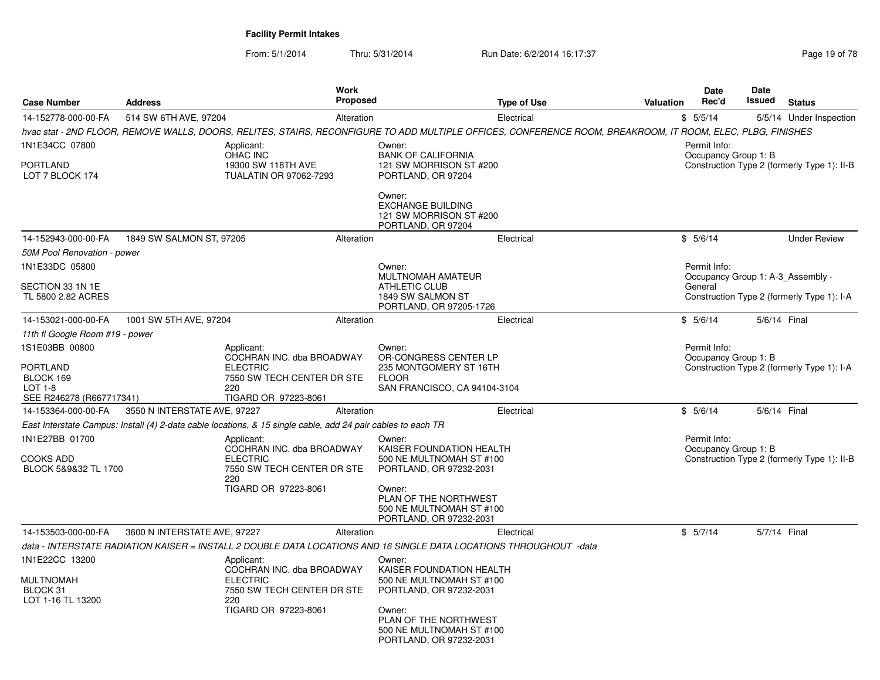**Facility Permit Intakes**

From: 5/1/2014 Thru: 5/31/2014 Run Date: 6/2/2014 16:17:37

| Case Number | Address | Work Proposed | Type of Use | Valuation | Date Rec'd | Date Issued | Status |
|---|---|---|---|---|---|---|---|
| 14-152778-000-00-FA | 514 SW 6TH AVE, 97204 | Alteration | Electrical | $ | 5/5/14 | 5/5/14 | Under Inspection |

*hvac stat - 2ND FLOOR, REMOVE WALLS, DOORS, RELITES, STAIRS, RECONFIGURE TO ADD MULTIPLE OFFICES, CONFERENCE ROOM, BREAKROOM, IT ROOM, ELEC, PLBG, FINISHES*

1N1E34CC 07800
PORTLAND
LOT 7 BLOCK 174

Applicant:
OHAC INC
19300 SW 118TH AVE
TUALATIN OR 97062-7293

Owner:
BANK OF CALIFORNIA
121 SW MORRISON ST #200
PORTLAND, OR 97204

Owner:
EXCHANGE BUILDING
121 SW MORRISON ST #200
PORTLAND, OR 97204

Permit Info:
Occupancy Group 1: B
Construction Type 2 (formerly Type 1): II-B

---

| Case Number | Address | Work Proposed | Type of Use | Valuation | Date Rec'd | Date Issued | Status |
|---|---|---|---|---|---|---|---|
| 14-152943-000-00-FA | 1849 SW SALMON ST, 97205 | Alteration | Electrical | $ | 5/6/14 | | Under Review |

*50M Pool Renovation - power*

1N1E33DC 05800
SECTION 33 1N 1E
TL 5800 2.82 ACRES

Owner:
MULTNOMAH AMATEUR ATHLETIC CLUB
1849 SW SALMON ST
PORTLAND, OR 97205-1726

Permit Info:
Occupancy Group 1: A-3_Assembly - General
Construction Type 2 (formerly Type 1): I-A

---

| Case Number | Address | Work Proposed | Type of Use | Valuation | Date Rec'd | Date Issued | Status |
|---|---|---|---|---|---|---|---|
| 14-153021-000-00-FA | 1001 SW 5TH AVE, 97204 | Alteration | Electrical | $ | 5/6/14 | 5/6/14 | Final |

*11th fl Google Room #19 - power*

1S1E03BB 00800
PORTLAND
BLOCK 169
LOT 1-8
SEE R246278 (R667717341)

Applicant:
COCHRAN INC. dba BROADWAY ELECTRIC
7550 SW TECH CENTER DR STE 220
TIGARD OR 97223-8061

Owner:
OR-CONGRESS CENTER LP
235 MONTGOMERY ST 16TH FLOOR
SAN FRANCISCO, CA 94104-3104

Permit Info:
Occupancy Group 1: B
Construction Type 2 (formerly Type 1): I-A

---

| Case Number | Address | Work Proposed | Type of Use | Valuation | Date Rec'd | Date Issued | Status |
|---|---|---|---|---|---|---|---|
| 14-153364-000-00-FA | 3550 N INTERSTATE AVE, 97227 | Alteration | Electrical | $ | 5/6/14 | 5/6/14 | Final |

*East Interstate Campus: Install (4) 2-data cable locations, & 15 single cable, add 24 pair cables to each TR*

1N1E27BB 01700
COOKS ADD
BLOCK 5&9&32 TL 1700

Applicant:
COCHRAN INC. dba BROADWAY ELECTRIC
7550 SW TECH CENTER DR STE 220
TIGARD OR 97223-8061

Owner:
KAISER FOUNDATION HEALTH
500 NE MULTNOMAH ST #100
PORTLAND, OR 97232-2031

Owner:
PLAN OF THE NORTHWEST
500 NE MULTNOMAH ST #100
PORTLAND, OR 97232-2031

Permit Info:
Occupancy Group 1: B
Construction Type 2 (formerly Type 1): II-B

---

| Case Number | Address | Work Proposed | Type of Use | Valuation | Date Rec'd | Date Issued | Status |
|---|---|---|---|---|---|---|---|
| 14-153503-000-00-FA | 3600 N INTERSTATE AVE, 97227 | Alteration | Electrical | $ | 5/7/14 | 5/7/14 | Final |

*data - INTERSTATE RADIATION KAISER = INSTALL 2 DOUBLE DATA LOCATIONS AND 16 SINGLE DATA LOCATIONS THROUGHOUT -data*

1N1E22CC 13200
MULTNOMAH
BLOCK 31
LOT 1-16 TL 13200

Applicant:
COCHRAN INC. dba BROADWAY ELECTRIC
7550 SW TECH CENTER DR STE 220
TIGARD OR 97223-8061

Owner:
KAISER FOUNDATION HEALTH
500 NE MULTNOMAH ST #100
PORTLAND, OR 97232-2031

Owner:
PLAN OF THE NORTHWEST
500 NE MULTNOMAH ST #100
PORTLAND, OR 97232-2031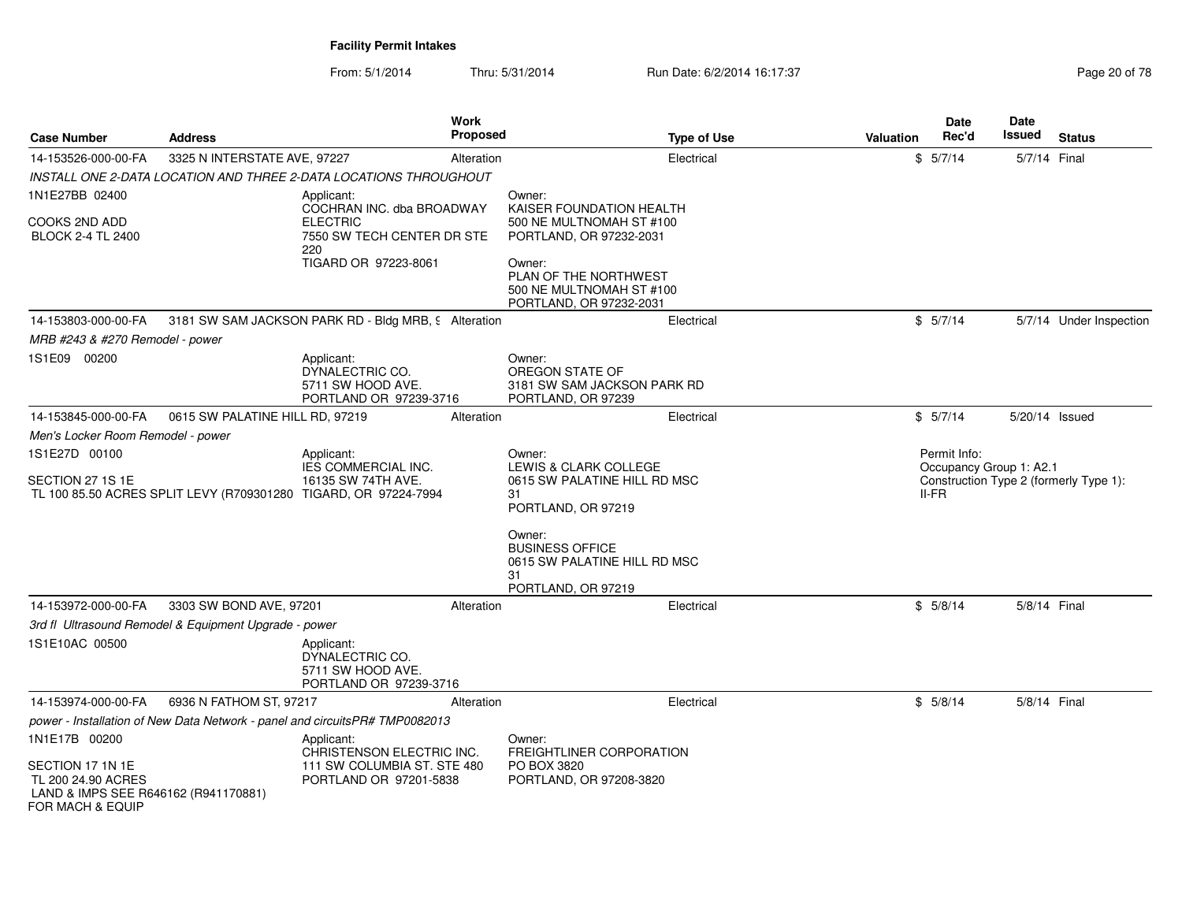**Facility Permit Intakes**

From: 5/1/2014 Thru: 5/31/2014 Run Date: 6/2/2014 16:17:37

| Case Number | Address | Work Proposed | Type of Use | Valuation | Date Rec'd | Date Issued | Status |
|---|---|---|---|---|---|---|---|
| 14-153526-000-00-FA | 3325 N INTERSTATE AVE, 97227 | Alteration | Electrical | $ | 5/7/14 | 5/7/14 | Final |
| *INSTALL ONE 2-DATA LOCATION AND THREE 2-DATA LOCATIONS THROUGHOUT* | | | | | | | |
| 1N1E27BB 02400<br>COOKS 2ND ADD<br>BLOCK 2-4 TL 2400 | Applicant:<br>COCHRAN INC. dba BROADWAY ELECTRIC<br>7550 SW TECH CENTER DR STE 220<br>TIGARD OR 97223-8061 | | Owner:<br>KAISER FOUNDATION HEALTH<br>500 NE MULTNOMAH ST #100<br>PORTLAND, OR 97232-2031<br>Owner:<br>PLAN OF THE NORTHWEST<br>500 NE MULTNOMAH ST #100<br>PORTLAND, OR 97232-2031 | | | | |
| 14-153803-000-00-FA | 3181 SW SAM JACKSON PARK RD - Bldg MRB, 9 | Alteration | Electrical | $ | 5/7/14 | 5/7/14 | Under Inspection |
| *MRB #243 & #270 Remodel - power* | | | | | | | |
| 1S1E09 00200 | Applicant:<br>DYNALECTRIC CO.<br>5711 SW HOOD AVE.<br>PORTLAND OR 97239-3716 | | Owner:<br>OREGON STATE OF<br>3181 SW SAM JACKSON PARK RD<br>PORTLAND, OR 97239 | | | | |
| 14-153845-000-00-FA | 0615 SW PALATINE HILL RD, 97219 | Alteration | Electrical | $ | 5/7/14 | 5/20/14 | Issued |
| *Men's Locker Room Remodel - power* | | | | | | | |
| 1S1E27D 00100<br>SECTION 27 1S 1E<br>TL 100 85.50 ACRES SPLIT LEVY (R709301280 | Applicant:<br>IES COMMERCIAL INC.<br>16135 SW 74TH AVE.<br>TIGARD, OR 97224-7994 | | Owner:<br>LEWIS & CLARK COLLEGE<br>0615 SW PALATINE HILL RD MSC 31<br>PORTLAND, OR 97219<br>Owner:<br>BUSINESS OFFICE<br>0615 SW PALATINE HILL RD MSC 31<br>PORTLAND, OR 97219 | | Permit Info:<br>Occupancy Group 1: A2.1<br>Construction Type 2 (formerly Type 1): II-FR | | |
| 14-153972-000-00-FA | 3303 SW BOND AVE, 97201 | Alteration | Electrical | $ | 5/8/14 | 5/8/14 | Final |
| *3rd fl Ultrasound Remodel & Equipment Upgrade - power* | | | | | | | |
| 1S1E10AC 00500 | Applicant:<br>DYNALECTRIC CO.<br>5711 SW HOOD AVE.<br>PORTLAND OR 97239-3716 | | | | | | |
| 14-153974-000-00-FA | 6936 N FATHOM ST, 97217 | Alteration | Electrical | $ | 5/8/14 | 5/8/14 | Final |
| *power - Installation of New Data Network - panel and circuitsPR# TMP0082013* | | | | | | | |
| 1N1E17B 00200<br>SECTION 17 1N 1E<br>TL 200 24.90 ACRES<br>LAND & IMPS SEE R646162 (R941170881) FOR MACH & EQUIP | Applicant:<br>CHRISTENSON ELECTRIC INC.<br>111 SW COLUMBIA ST. STE 480<br>PORTLAND OR 97201-5838 | | Owner:<br>FREIGHTLINER CORPORATION<br>PO BOX 3820<br>PORTLAND, OR 97208-3820 | | | | |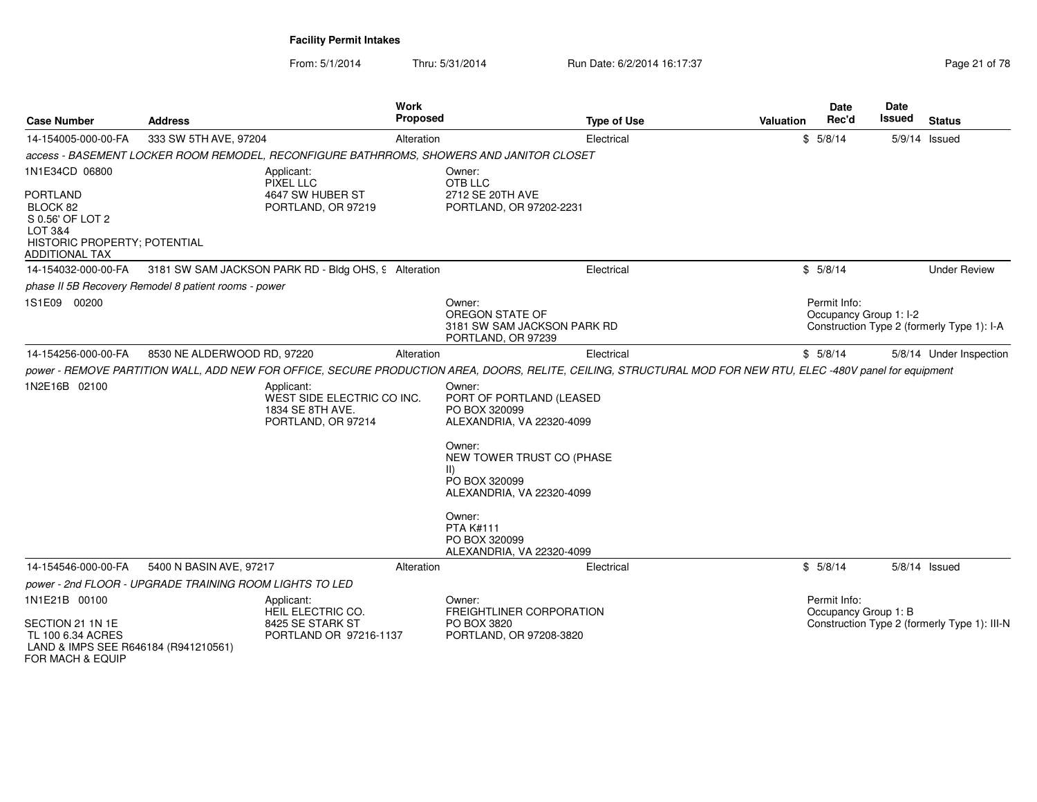# Facility Permit Intakes

From: 5/1/2014 Thru: 5/31/2014 Run Date: 6/2/2014 16:17:37

| Case Number | Address | Work Proposed | Type of Use | Valuation | Date Rec'd | Date Issued | Status |
|---|---|---|---|---|---|---|---|
| 14-154005-000-00-FA | 333 SW 5TH AVE, 97204 | Alteration | Electrical | $ | 5/8/14 | 5/9/14 | Issued |

*access - BASEMENT LOCKER ROOM REMODEL, RECONFIGURE BATHRROMS, SHOWERS AND JANITOR CLOSET*

1N1E34CD 06800

PORTLAND
BLOCK 82
S 0.56' OF LOT 2
LOT 3&4
HISTORIC PROPERTY; POTENTIAL ADDITIONAL TAX

Applicant:
PIXEL LLC
4647 SW HUBER ST
PORTLAND, OR 97219

Owner:
OTB LLC
2712 SE 20TH AVE
PORTLAND, OR 97202-2231

| Case Number | Address | Work Proposed | Type of Use | Valuation | Date Rec'd | Date Issued | Status |
|---|---|---|---|---|---|---|---|
| 14-154032-000-00-FA | 3181 SW SAM JACKSON PARK RD - Bldg OHS, 9 | Alteration | Electrical | $ | 5/8/14 | | Under Review |

*phase II 5B Recovery Remodel 8 patient rooms - power*

1S1E09 00200

Owner:
OREGON STATE OF
3181 SW SAM JACKSON PARK RD
PORTLAND, OR 97239

Permit Info:
Occupancy Group 1: I-2
Construction Type 2 (formerly Type 1): I-A

| Case Number | Address | Work Proposed | Type of Use | Valuation | Date Rec'd | Date Issued | Status |
|---|---|---|---|---|---|---|---|
| 14-154256-000-00-FA | 8530 NE ALDERWOOD RD, 97220 | Alteration | Electrical | $ | 5/8/14 | 5/8/14 | Under Inspection |

*power - REMOVE PARTITION WALL, ADD NEW FOR OFFICE, SECURE PRODUCTION AREA, DOORS, RELITE, CEILING, STRUCTURAL MOD FOR NEW RTU, ELEC -480V panel for equipment*

1N2E16B 02100

Applicant:
WEST SIDE ELECTRIC CO INC.
1834 SE 8TH AVE.
PORTLAND, OR 97214

Owner:
PORT OF PORTLAND (LEASED
PO BOX 320099
ALEXANDRIA, VA 22320-4099

Owner:
NEW TOWER TRUST CO (PHASE II)
PO BOX 320099
ALEXANDRIA, VA 22320-4099

Owner:
PTA K#111
PO BOX 320099
ALEXANDRIA, VA 22320-4099

| Case Number | Address | Work Proposed | Type of Use | Valuation | Date Rec'd | Date Issued | Status |
|---|---|---|---|---|---|---|---|
| 14-154546-000-00-FA | 5400 N BASIN AVE, 97217 | Alteration | Electrical | $ | 5/8/14 | 5/8/14 | Issued |

*power - 2nd FLOOR - UPGRADE TRAINING ROOM LIGHTS TO LED*

1N1E21B 00100

SECTION 21 1N 1E
TL 100 6.34 ACRES
LAND & IMPS SEE R646184 (R941210561) FOR MACH & EQUIP

Applicant:
HEIL ELECTRIC CO.
8425 SE STARK ST
PORTLAND OR 97216-1137

Owner:
FREIGHTLINER CORPORATION
PO BOX 3820
PORTLAND, OR 97208-3820

Permit Info:
Occupancy Group 1: B
Construction Type 2 (formerly Type 1): III-N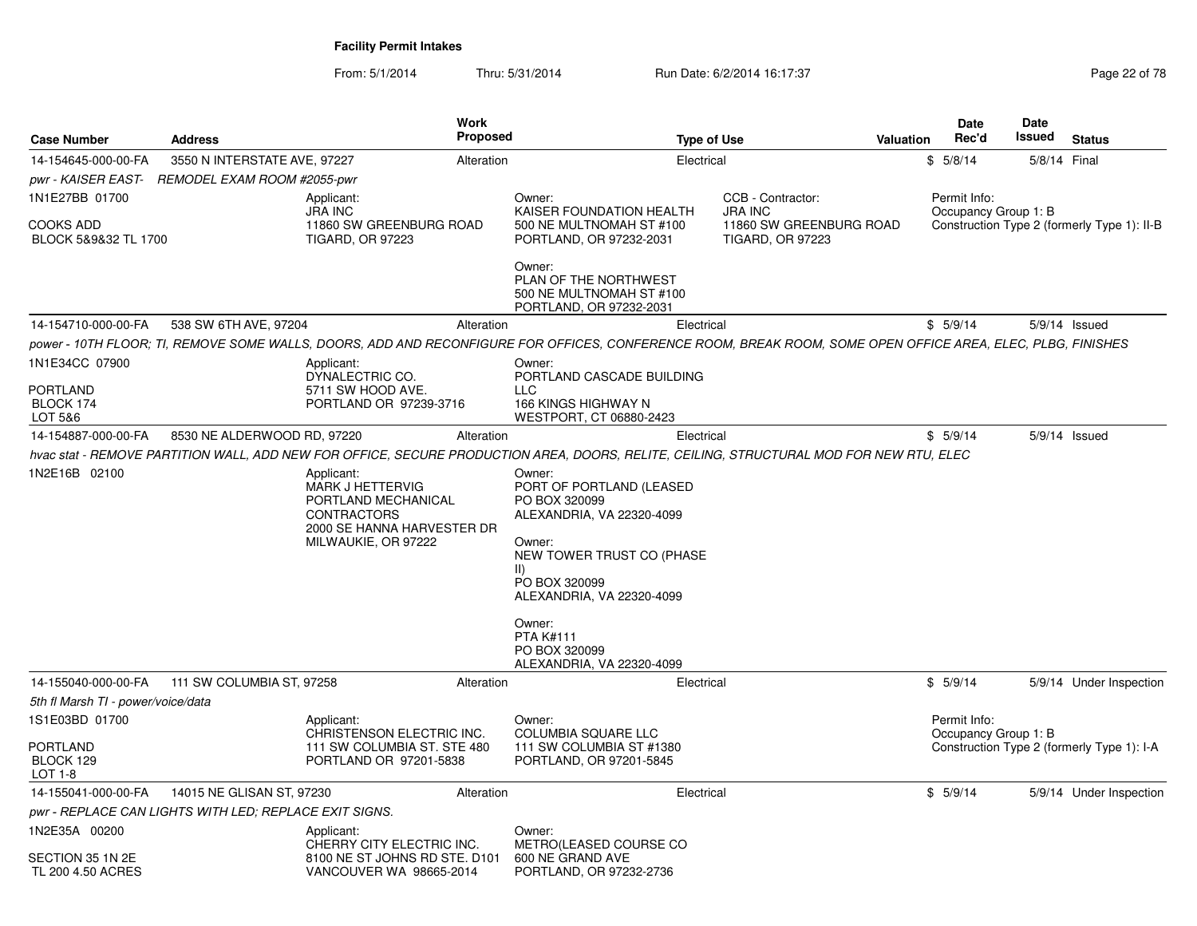**Facility Permit Intakes**

From: 5/1/2014 Thru: 5/31/2014 Run Date: 6/2/2014 16:17:37

| Case Number | Address | Work Proposed | Type of Use | Valuation | Date Rec'd | Date Issued | Status |
|---|---|---|---|---|---|---|---|
| 14-154645-000-00-FA | 3550 N INTERSTATE AVE, 97227 | Alteration | Electrical | $ | 5/8/14 | 5/8/14 | Final |

*pwr - KAISER EAST- REMODEL EXAM ROOM #2055-pwr*

1N1E27BB 01700

COOKS ADD
BLOCK 5&9&32 TL 1700

Applicant:
JRA INC
11860 SW GREENBURG ROAD
TIGARD, OR 97223

Owner:
KAISER FOUNDATION HEALTH
500 NE MULTNOMAH ST #100
PORTLAND, OR 97232-2031

Owner:
PLAN OF THE NORTHWEST
500 NE MULTNOMAH ST #100
PORTLAND, OR 97232-2031

CCB - Contractor:
JRA INC
11860 SW GREENBURG ROAD
TIGARD, OR 97223

Permit Info:
Occupancy Group 1: B
Construction Type 2 (formerly Type 1): II-B

| Case Number | Address | Work Proposed | Type of Use | Valuation | Date Rec'd | Date Issued | Status |
|---|---|---|---|---|---|---|---|
| 14-154710-000-00-FA | 538 SW 6TH AVE, 97204 | Alteration | Electrical | $ | 5/9/14 | 5/9/14 | Issued |

*power - 10TH FLOOR; TI, REMOVE SOME WALLS, DOORS, ADD AND RECONFIGURE FOR OFFICES, CONFERENCE ROOM, BREAK ROOM, SOME OPEN OFFICE AREA, ELEC, PLBG, FINISHES*

1N1E34CC 07900

PORTLAND
BLOCK 174
LOT 5&6

Applicant:
DYNALECTRIC CO.
5711 SW HOOD AVE.
PORTLAND OR 97239-3716

Owner:
PORTLAND CASCADE BUILDING LLC
166 KINGS HIGHWAY N
WESTPORT, CT 06880-2423

| Case Number | Address | Work Proposed | Type of Use | Valuation | Date Rec'd | Date Issued | Status |
|---|---|---|---|---|---|---|---|
| 14-154887-000-00-FA | 8530 NE ALDERWOOD RD, 97220 | Alteration | Electrical | $ | 5/9/14 | 5/9/14 | Issued |

*hvac stat - REMOVE PARTITION WALL, ADD NEW FOR OFFICE, SECURE PRODUCTION AREA, DOORS, RELITE, CEILING, STRUCTURAL MOD FOR NEW RTU, ELEC*

1N2E16B 02100

Applicant:
MARK J HETTERVIG
PORTLAND MECHANICAL CONTRACTORS
2000 SE HANNA HARVESTER DR
MILWAUKIE, OR 97222

Owner:
PORT OF PORTLAND (LEASED
PO BOX 320099
ALEXANDRIA, VA 22320-4099

Owner:
NEW TOWER TRUST CO (PHASE II)
PO BOX 320099
ALEXANDRIA, VA 22320-4099

Owner:
PTA K#111
PO BOX 320099
ALEXANDRIA, VA 22320-4099

| Case Number | Address | Work Proposed | Type of Use | Valuation | Date Rec'd | Date Issued | Status |
|---|---|---|---|---|---|---|---|
| 14-155040-000-00-FA | 111 SW COLUMBIA ST, 97258 | Alteration | Electrical | $ | 5/9/14 | 5/9/14 | Under Inspection |

*5th fl Marsh TI - power/voice/data*

1S1E03BD 01700

PORTLAND
BLOCK 129
LOT 1-8

Applicant:
CHRISTENSON ELECTRIC INC.
111 SW COLUMBIA ST. STE 480
PORTLAND OR 97201-5838

Owner:
COLUMBIA SQUARE LLC
111 SW COLUMBIA ST #1380
PORTLAND, OR 97201-5845

Permit Info:
Occupancy Group 1: B
Construction Type 2 (formerly Type 1): I-A

| Case Number | Address | Work Proposed | Type of Use | Valuation | Date Rec'd | Date Issued | Status |
|---|---|---|---|---|---|---|---|
| 14-155041-000-00-FA | 14015 NE GLISAN ST, 97230 | Alteration | Electrical | $ | 5/9/14 | 5/9/14 | Under Inspection |

*pwr - REPLACE CAN LIGHTS WITH LED; REPLACE EXIT SIGNS.*

1N2E35A 00200

SECTION 35 1N 2E
TL 200 4.50 ACRES

Applicant:
CHERRY CITY ELECTRIC INC.
8100 NE ST JOHNS RD STE. D101
VANCOUVER WA 98665-2014

Owner:
METRO(LEASED COURSE CO
600 NE GRAND AVE
PORTLAND, OR 97232-2736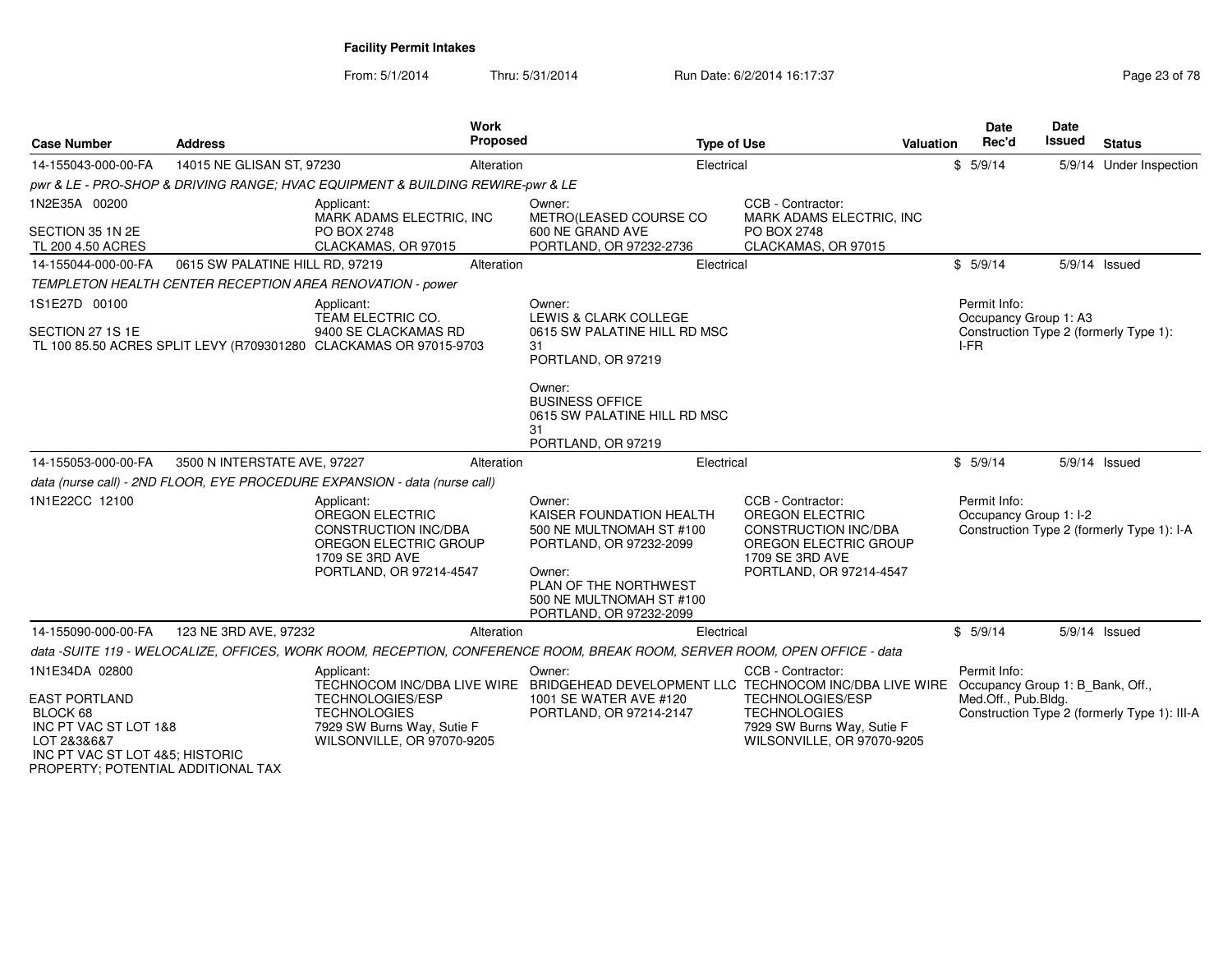# Facility Permit Intakes

From: 5/1/2014 Thru: 5/31/2014 Run Date: 6/2/2014 16:17:37

| Case Number | Address | Work Proposed | Type of Use | Valuation | Date Rec'd | Date Issued | Status |
|---|---|---|---|---|---|---|---|
| 14-155043-000-00-FA | 14015 NE GLISAN ST, 97230 | Alteration | Electrical | $ | 5/9/14 | 5/9/14 | Under Inspection |

*pwr & LE - PRO-SHOP & DRIVING RANGE; HVAC EQUIPMENT & BUILDING REWIRE-pwr & LE*

1N2E35A 00200
SECTION 35 1N 2E
TL 200 4.50 ACRES

Applicant:
MARK ADAMS ELECTRIC, INC
PO BOX 2748
CLACKAMAS, OR 97015

Owner:
METRO(LEASED COURSE CO
600 NE GRAND AVE
PORTLAND, OR 97232-2736

CCB - Contractor:
MARK ADAMS ELECTRIC, INC
PO BOX 2748
CLACKAMAS, OR 97015

---

| Case Number | Address | Work Proposed | Type of Use | Valuation | Date Rec'd | Date Issued | Status |
|---|---|---|---|---|---|---|---|
| 14-155044-000-00-FA | 0615 SW PALATINE HILL RD, 97219 | Alteration | Electrical | $ | 5/9/14 | 5/9/14 | Issued |

*TEMPLETON HEALTH CENTER RECEPTION AREA RENOVATION - power*

1S1E27D 00100
SECTION 27 1S 1E
TL 100 85.50 ACRES SPLIT LEVY (R709301280

Applicant:
TEAM ELECTRIC CO.
9400 SE CLACKAMAS RD
CLACKAMAS OR 97015-9703

Owner:
LEWIS & CLARK COLLEGE
0615 SW PALATINE HILL RD MSC 31
PORTLAND, OR 97219

Owner:
BUSINESS OFFICE
0615 SW PALATINE HILL RD MSC 31
PORTLAND, OR 97219

Permit Info:
Occupancy Group 1: A3
Construction Type 2 (formerly Type 1): I-FR

---

| Case Number | Address | Work Proposed | Type of Use | Valuation | Date Rec'd | Date Issued | Status |
|---|---|---|---|---|---|---|---|
| 14-155053-000-00-FA | 3500 N INTERSTATE AVE, 97227 | Alteration | Electrical | $ | 5/9/14 | 5/9/14 | Issued |

*data (nurse call) - 2ND FLOOR, EYE PROCEDURE EXPANSION - data (nurse call)*

1N1E22CC 12100

Applicant:
OREGON ELECTRIC CONSTRUCTION INC/DBA OREGON ELECTRIC GROUP
1709 SE 3RD AVE
PORTLAND, OR 97214-4547

Owner:
KAISER FOUNDATION HEALTH
500 NE MULTNOMAH ST #100
PORTLAND, OR 97232-2099

Owner:
PLAN OF THE NORTHWEST
500 NE MULTNOMAH ST #100
PORTLAND, OR 97232-2099

CCB - Contractor:
OREGON ELECTRIC CONSTRUCTION INC/DBA OREGON ELECTRIC GROUP
1709 SE 3RD AVE
PORTLAND, OR 97214-4547

Permit Info:
Occupancy Group 1: I-2
Construction Type 2 (formerly Type 1): I-A

---

| Case Number | Address | Work Proposed | Type of Use | Valuation | Date Rec'd | Date Issued | Status |
|---|---|---|---|---|---|---|---|
| 14-155090-000-00-FA | 123 NE 3RD AVE, 97232 | Alteration | Electrical | $ | 5/9/14 | 5/9/14 | Issued |

*data -SUITE 119 - WELOCALIZE, OFFICES, WORK ROOM, RECEPTION, CONFERENCE ROOM, BREAK ROOM, SERVER ROOM, OPEN OFFICE - data*

1N1E34DA 02800
EAST PORTLAND
BLOCK 68
INC PT VAC ST LOT 1&8
LOT 2&3&6&7
INC PT VAC ST LOT 4&5; HISTORIC PROPERTY; POTENTIAL ADDITIONAL TAX

Applicant:
TECHNOCOM INC/DBA LIVE WIRE TECHNOLOGIES/ESP TECHNOLOGIES
7929 SW Burns Way, Sutie F
WILSONVILLE, OR 97070-9205

Owner:
BRIDGEHEAD DEVELOPMENT LLC
1001 SE WATER AVE #120
PORTLAND, OR 97214-2147

CCB - Contractor:
TECHNOCOM INC/DBA LIVE WIRE TECHNOLOGIES/ESP TECHNOLOGIES
7929 SW Burns Way, Sutie F
WILSONVILLE, OR 97070-9205

Permit Info:
Occupancy Group 1: B_Bank, Off., Med.Off., Pub.Bldg.
Construction Type 2 (formerly Type 1): III-A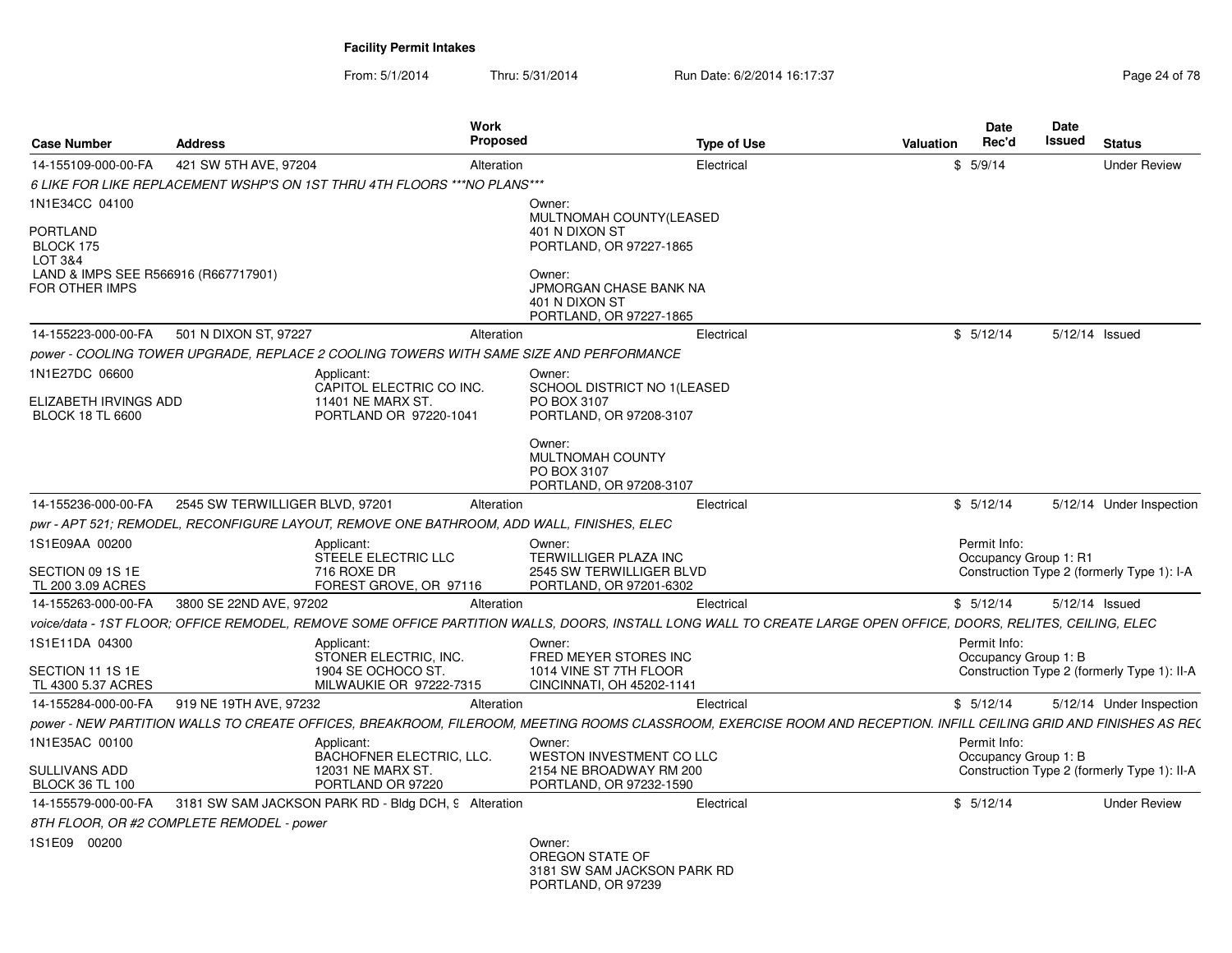**Facility Permit Intakes**

From: 5/1/2014 Thru: 5/31/2014 Run Date: 6/2/2014 16:17:37

| Case Number | Address | Work Proposed | Type of Use | Valuation | Date Rec'd | Date Issued | Status |
|---|---|---|---|---|---|---|---|
| 14-155109-000-00-FA | 421 SW 5TH AVE, 97204 | Alteration | Electrical | $ | 5/9/14 | | Under Review |
| 14-155223-000-00-FA | 501 N DIXON ST, 97227 | Alteration | Electrical | $ | 5/12/14 | 5/12/14 | Issued |
| 14-155236-000-00-FA | 2545 SW TERWILLIGER BLVD, 97201 | Alteration | Electrical | $ | 5/12/14 | 5/12/14 | Under Inspection |
| 14-155263-000-00-FA | 3800 SE 22ND AVE, 97202 | Alteration | Electrical | $ | 5/12/14 | 5/12/14 | Issued |
| 14-155284-000-00-FA | 919 NE 19TH AVE, 97232 | Alteration | Electrical | $ | 5/12/14 | 5/12/14 | Under Inspection |
| 14-155579-000-00-FA | 3181 SW SAM JACKSON PARK RD - Bldg DCH, 9 | Alteration | Electrical | $ | 5/12/14 | | Under Review |

**14-155109-000-00-FA** — 421 SW 5TH AVE, 97204

*6 LIKE FOR LIKE REPLACEMENT WSHP'S ON 1ST THRU 4TH FLOORS \*\*\*NO PLANS\*\*\**

1N1E34CC 04100

PORTLAND
BLOCK 175
LOT 3&4
LAND & IMPS SEE R566916 (R667717901)
FOR OTHER IMPS

Owner:
MULTNOMAH COUNTY(LEASED
401 N DIXON ST
PORTLAND, OR 97227-1865

Owner:
JPMORGAN CHASE BANK NA
401 N DIXON ST
PORTLAND, OR 97227-1865

**14-155223-000-00-FA** — 501 N DIXON ST, 97227

*power - COOLING TOWER UPGRADE, REPLACE 2 COOLING TOWERS WITH SAME SIZE AND PERFORMANCE*

1N1E27DC 06600

ELIZABETH IRVINGS ADD
BLOCK 18 TL 6600

Applicant:
CAPITOL ELECTRIC CO INC.
11401 NE MARX ST.
PORTLAND OR 97220-1041

Owner:
SCHOOL DISTRICT NO 1(LEASED
PO BOX 3107
PORTLAND, OR 97208-3107

Owner:
MULTNOMAH COUNTY
PO BOX 3107
PORTLAND, OR 97208-3107

**14-155236-000-00-FA** — 2545 SW TERWILLIGER BLVD, 97201

*pwr - APT 521; REMODEL, RECONFIGURE LAYOUT, REMOVE ONE BATHROOM, ADD WALL, FINISHES, ELEC*

1S1E09AA 00200

SECTION 09 1S 1E
TL 200 3.09 ACRES

Applicant:
STEELE ELECTRIC LLC
716 ROXE DR
FOREST GROVE, OR 97116

Owner:
TERWILLIGER PLAZA INC
2545 SW TERWILLIGER BLVD
PORTLAND, OR 97201-6302

Permit Info:
Occupancy Group 1: R1
Construction Type 2 (formerly Type 1): I-A

**14-155263-000-00-FA** — 3800 SE 22ND AVE, 97202

*voice/data - 1ST FLOOR; OFFICE REMODEL, REMOVE SOME OFFICE PARTITION WALLS, DOORS, INSTALL LONG WALL TO CREATE LARGE OPEN OFFICE, DOORS, RELITES, CEILING, ELEC*

1S1E11DA 04300

SECTION 11 1S 1E
TL 4300 5.37 ACRES

Applicant:
STONER ELECTRIC, INC.
1904 SE OCHOCO ST.
MILWAUKIE OR 97222-7315

Owner:
FRED MEYER STORES INC
1014 VINE ST 7TH FLOOR
CINCINNATI, OH 45202-1141

Permit Info:
Occupancy Group 1: B
Construction Type 2 (formerly Type 1): II-A

**14-155284-000-00-FA** — 919 NE 19TH AVE, 97232

*power - NEW PARTITION WALLS TO CREATE OFFICES, BREAKROOM, FILEROOM, MEETING ROOMS CLASSROOM, EXERCISE ROOM AND RECEPTION. INFILL CEILING GRID AND FINISHES AS REC*

1N1E35AC 00100

SULLIVANS ADD
BLOCK 36 TL 100

Applicant:
BACHOFNER ELECTRIC, LLC.
12031 NE MARX ST.
PORTLAND OR 97220

Owner:
WESTON INVESTMENT CO LLC
2154 NE BROADWAY RM 200
PORTLAND, OR 97232-1590

Permit Info:
Occupancy Group 1: B
Construction Type 2 (formerly Type 1): II-A

**14-155579-000-00-FA** — 3181 SW SAM JACKSON PARK RD - Bldg DCH, 9

*8TH FLOOR, OR #2 COMPLETE REMODEL - power*

1S1E09 00200

Owner:
OREGON STATE OF
3181 SW SAM JACKSON PARK RD
PORTLAND, OR 97239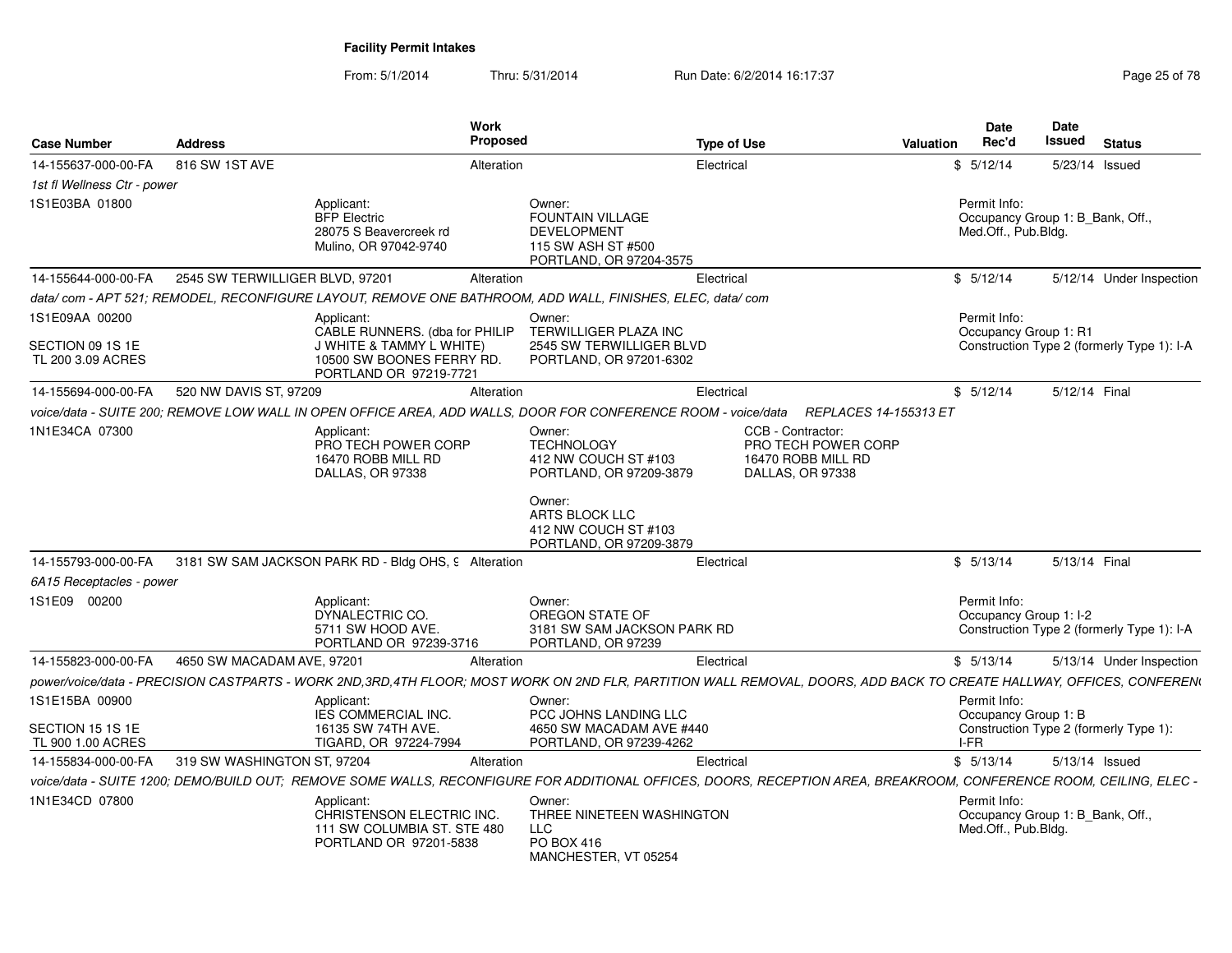# Facility Permit Intakes

From: 5/1/2014 Thru: 5/31/2014 Run Date: 6/2/2014 16:17:37

| Case Number | Address | Work Proposed | Type of Use | Valuation | Date Rec'd | Date Issued | Status |
|---|---|---|---|---|---|---|---|
| 14-155637-000-00-FA | 816 SW 1ST AVE | Alteration | Electrical | $ | 5/12/14 | 5/23/14 | Issued |

1st fl Wellness Ctr - power

1S1E03BA 01800

Applicant:
BFP Electric
28075 S Beavercreek rd
Mulino, OR 97042-9740

Owner:
FOUNTAIN VILLAGE DEVELOPMENT
115 SW ASH ST #500
PORTLAND, OR 97204-3575

Permit Info:
Occupancy Group 1: B_Bank, Off., Med.Off., Pub.Bldg.

---

| Case Number | Address | Work Proposed | Type of Use | Valuation | Date Rec'd | Date Issued | Status |
|---|---|---|---|---|---|---|---|
| 14-155644-000-00-FA | 2545 SW TERWILLIGER BLVD, 97201 | Alteration | Electrical | $ | 5/12/14 | 5/12/14 | Under Inspection |

data/ com - APT 521; REMODEL, RECONFIGURE LAYOUT, REMOVE ONE BATHROOM, ADD WALL, FINISHES, ELEC, data/ com

1S1E09AA 00200
SECTION 09 1S 1E
TL 200 3.09 ACRES

Applicant:
CABLE RUNNERS. (dba for PHILIP J WHITE & TAMMY L WHITE)
10500 SW BOONES FERRY RD.
PORTLAND OR 97219-7721

Owner:
TERWILLIGER PLAZA INC
2545 SW TERWILLIGER BLVD
PORTLAND, OR 97201-6302

Permit Info:
Occupancy Group 1: R1
Construction Type 2 (formerly Type 1): I-A

---

| Case Number | Address | Work Proposed | Type of Use | Valuation | Date Rec'd | Date Issued | Status |
|---|---|---|---|---|---|---|---|
| 14-155694-000-00-FA | 520 NW DAVIS ST, 97209 | Alteration | Electrical | $ | 5/12/14 | 5/12/14 | Final |

voice/data - SUITE 200; REMOVE LOW WALL IN OPEN OFFICE AREA, ADD WALLS, DOOR FOR CONFERENCE ROOM - voice/data REPLACES 14-155313 ET

1N1E34CA 07300

Applicant:
PRO TECH POWER CORP
16470 ROBB MILL RD
DALLAS, OR 97338

Owner:
TECHNOLOGY
412 NW COUCH ST #103
PORTLAND, OR 97209-3879

Owner:
ARTS BLOCK LLC
412 NW COUCH ST #103
PORTLAND, OR 97209-3879

CCB - Contractor:
PRO TECH POWER CORP
16470 ROBB MILL RD
DALLAS, OR 97338

---

| Case Number | Address | Work Proposed | Type of Use | Valuation | Date Rec'd | Date Issued | Status |
|---|---|---|---|---|---|---|---|
| 14-155793-000-00-FA | 3181 SW SAM JACKSON PARK RD - Bldg OHS, 9 | Alteration | Electrical | $ | 5/13/14 | 5/13/14 | Final |

6A15 Receptacles - power

1S1E09 00200

Applicant:
DYNALECTRIC CO.
5711 SW HOOD AVE.
PORTLAND OR 97239-3716

Owner:
OREGON STATE OF
3181 SW SAM JACKSON PARK RD
PORTLAND, OR 97239

Permit Info:
Occupancy Group 1: I-2
Construction Type 2 (formerly Type 1): I-A

---

| Case Number | Address | Work Proposed | Type of Use | Valuation | Date Rec'd | Date Issued | Status |
|---|---|---|---|---|---|---|---|
| 14-155823-000-00-FA | 4650 SW MACADAM AVE, 97201 | Alteration | Electrical | $ | 5/13/14 | 5/13/14 | Under Inspection |

power/voice/data - PRECISION CASTPARTS - WORK 2ND,3RD,4TH FLOOR; MOST WORK ON 2ND FLR, PARTITION WALL REMOVAL, DOORS, ADD BACK TO CREATE HALLWAY, OFFICES, CONFEREN

1S1E15BA 00900
SECTION 15 1S 1E
TL 900 1.00 ACRES

Applicant:
IES COMMERCIAL INC.
16135 SW 74TH AVE.
TIGARD, OR 97224-7994

Owner:
PCC JOHNS LANDING LLC
4650 SW MACADAM AVE #440
PORTLAND, OR 97239-4262

Permit Info:
Occupancy Group 1: B
Construction Type 2 (formerly Type 1): I-FR

---

| Case Number | Address | Work Proposed | Type of Use | Valuation | Date Rec'd | Date Issued | Status |
|---|---|---|---|---|---|---|---|
| 14-155834-000-00-FA | 319 SW WASHINGTON ST, 97204 | Alteration | Electrical | $ | 5/13/14 | 5/13/14 | Issued |

voice/data - SUITE 1200; DEMO/BUILD OUT; REMOVE SOME WALLS, RECONFIGURE FOR ADDITIONAL OFFICES, DOORS, RECEPTION AREA, BREAKROOM, CONFERENCE ROOM, CEILING, ELEC -

1N1E34CD 07800

Applicant:
CHRISTENSON ELECTRIC INC.
111 SW COLUMBIA ST. STE 480
PORTLAND OR 97201-5838

Owner:
THREE NINETEEN WASHINGTON LLC
PO BOX 416
MANCHESTER, VT 05254

Permit Info:
Occupancy Group 1: B_Bank, Off., Med.Off., Pub.Bldg.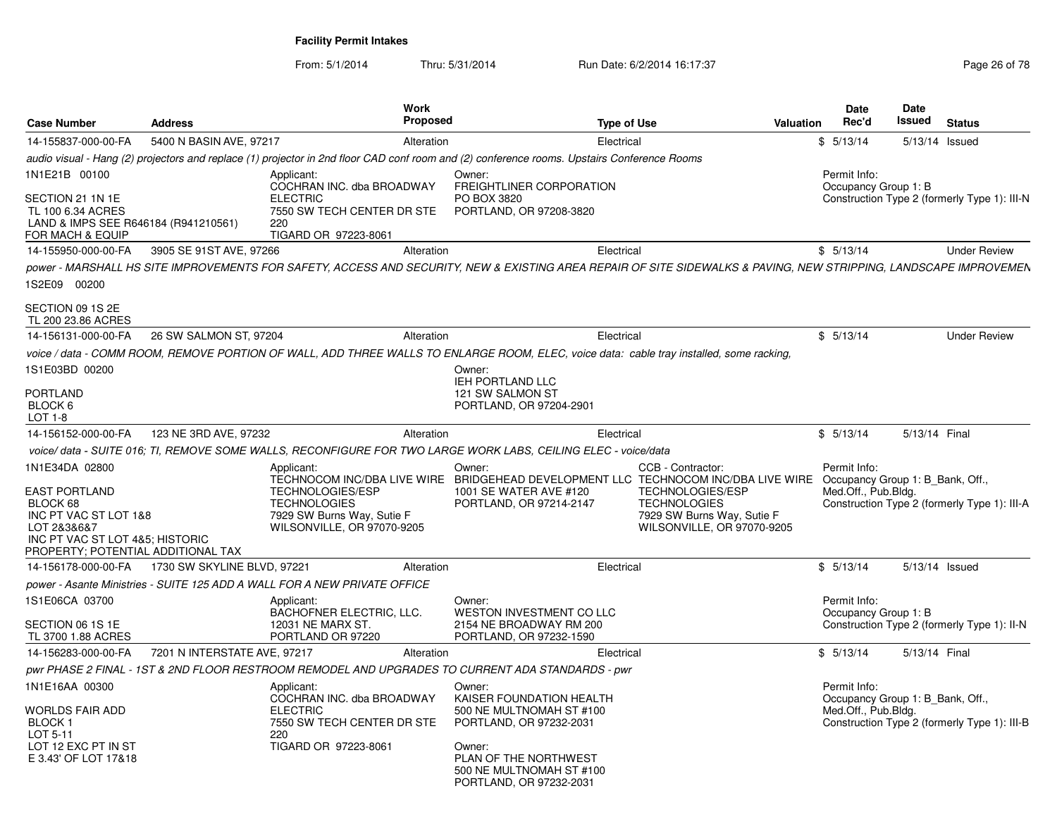**Facility Permit Intakes**

From: 5/1/2014 Thru: 5/31/2014 Run Date: 6/2/2014 16:17:37

| Case Number | Address | Work Proposed | Type of Use | Valuation | Date Rec'd | Date Issued | Status |
|---|---|---|---|---|---|---|---|
| 14-155837-000-00-FA | 5400 N BASIN AVE, 97217 | Alteration | Electrical | $ | 5/13/14 | 5/13/14 | Issued |

*audio visual - Hang (2) projectors and replace (1) projector in 2nd floor CAD conf room and (2) conference rooms. Upstairs Conference Rooms*

1N1E21B 00100

SECTION 21 1N 1E
TL 100 6.34 ACRES
LAND & IMPS SEE R646184 (R941210561)
FOR MACH & EQUIP

Applicant:
COCHRAN INC. dba BROADWAY ELECTRIC
7550 SW TECH CENTER DR STE 220
TIGARD OR 97223-8061

Owner:
FREIGHTLINER CORPORATION
PO BOX 3820
PORTLAND, OR 97208-3820

Permit Info:
Occupancy Group 1: B
Construction Type 2 (formerly Type 1): III-N

| Case Number | Address | Work Proposed | Type of Use | Valuation | Date Rec'd | Date Issued | Status |
|---|---|---|---|---|---|---|---|
| 14-155950-000-00-FA | 3905 SE 91ST AVE, 97266 | Alteration | Electrical | $ | 5/13/14 | | Under Review |

*power - MARSHALL HS SITE IMPROVEMENTS FOR SAFETY, ACCESS AND SECURITY, NEW & EXISTING AREA REPAIR OF SITE SIDEWALKS & PAVING, NEW STRIPPING, LANDSCAPE IMPROVEMEN*

1S2E09 00200

SECTION 09 1S 2E
TL 200 23.86 ACRES

| Case Number | Address | Work Proposed | Type of Use | Valuation | Date Rec'd | Date Issued | Status |
|---|---|---|---|---|---|---|---|
| 14-156131-000-00-FA | 26 SW SALMON ST, 97204 | Alteration | Electrical | $ | 5/13/14 | | Under Review |

*voice / data - COMM ROOM, REMOVE PORTION OF WALL, ADD THREE WALLS TO ENLARGE ROOM, ELEC, voice data: cable tray installed, some racking,*

1S1E03BD 00200

PORTLAND
BLOCK 6
LOT 1-8

Owner:
IEH PORTLAND LLC
121 SW SALMON ST
PORTLAND, OR 97204-2901

| Case Number | Address | Work Proposed | Type of Use | Valuation | Date Rec'd | Date Issued | Status |
|---|---|---|---|---|---|---|---|
| 14-156152-000-00-FA | 123 NE 3RD AVE, 97232 | Alteration | Electrical | $ | 5/13/14 | 5/13/14 | Final |

*voice/ data - SUITE 016; TI, REMOVE SOME WALLS, RECONFIGURE FOR TWO LARGE WORK LABS, CEILING ELEC - voice/data*

1N1E34DA 02800

EAST PORTLAND
BLOCK 68
INC PT VAC ST LOT 1&8
LOT 2&3&6&7
INC PT VAC ST LOT 4&5; HISTORIC
PROPERTY; POTENTIAL ADDITIONAL TAX

Applicant:
TECHNOCOM INC/DBA LIVE WIRE TECHNOLOGIES/ESP TECHNOLOGIES
7929 SW Burns Way, Sutie F
WILSONVILLE, OR 97070-9205

Owner:
BRIDGEHEAD DEVELOPMENT LLC
1001 SE WATER AVE #120
PORTLAND, OR 97214-2147

CCB - Contractor:
TECHNOCOM INC/DBA LIVE WIRE TECHNOLOGIES/ESP TECHNOLOGIES
7929 SW Burns Way, Sutie F
WILSONVILLE, OR 97070-9205

Permit Info:
Occupancy Group 1: B_Bank, Off., Med.Off., Pub.Bldg.
Construction Type 2 (formerly Type 1): III-A

| Case Number | Address | Work Proposed | Type of Use | Valuation | Date Rec'd | Date Issued | Status |
|---|---|---|---|---|---|---|---|
| 14-156178-000-00-FA | 1730 SW SKYLINE BLVD, 97221 | Alteration | Electrical | $ | 5/13/14 | 5/13/14 | Issued |

*power - Asante Ministries - SUITE 125 ADD A WALL FOR A NEW PRIVATE OFFICE*

1S1E06CA 03700

SECTION 06 1S 1E
TL 3700 1.88 ACRES

Applicant:
BACHOFNER ELECTRIC, LLC.
12031 NE MARX ST.
PORTLAND OR 97220

Owner:
WESTON INVESTMENT CO LLC
2154 NE BROADWAY RM 200
PORTLAND, OR 97232-1590

Permit Info:
Occupancy Group 1: B
Construction Type 2 (formerly Type 1): II-N

| Case Number | Address | Work Proposed | Type of Use | Valuation | Date Rec'd | Date Issued | Status |
|---|---|---|---|---|---|---|---|
| 14-156283-000-00-FA | 7201 N INTERSTATE AVE, 97217 | Alteration | Electrical | $ | 5/13/14 | 5/13/14 | Final |

*pwr PHASE 2 FINAL - 1ST & 2ND FLOOR RESTROOM REMODEL AND UPGRADES TO CURRENT ADA STANDARDS - pwr*

1N1E16AA 00300

WORLDS FAIR ADD
BLOCK 1
LOT 5-11
LOT 12 EXC PT IN ST
E 3.43' OF LOT 17&18

Applicant:
COCHRAN INC. dba BROADWAY ELECTRIC
7550 SW TECH CENTER DR STE 220
TIGARD OR 97223-8061

Owner:
KAISER FOUNDATION HEALTH
500 NE MULTNOMAH ST #100
PORTLAND, OR 97232-2031

Owner:
PLAN OF THE NORTHWEST
500 NE MULTNOMAH ST #100
PORTLAND, OR 97232-2031

Permit Info:
Occupancy Group 1: B_Bank, Off., Med.Off., Pub.Bldg.
Construction Type 2 (formerly Type 1): III-B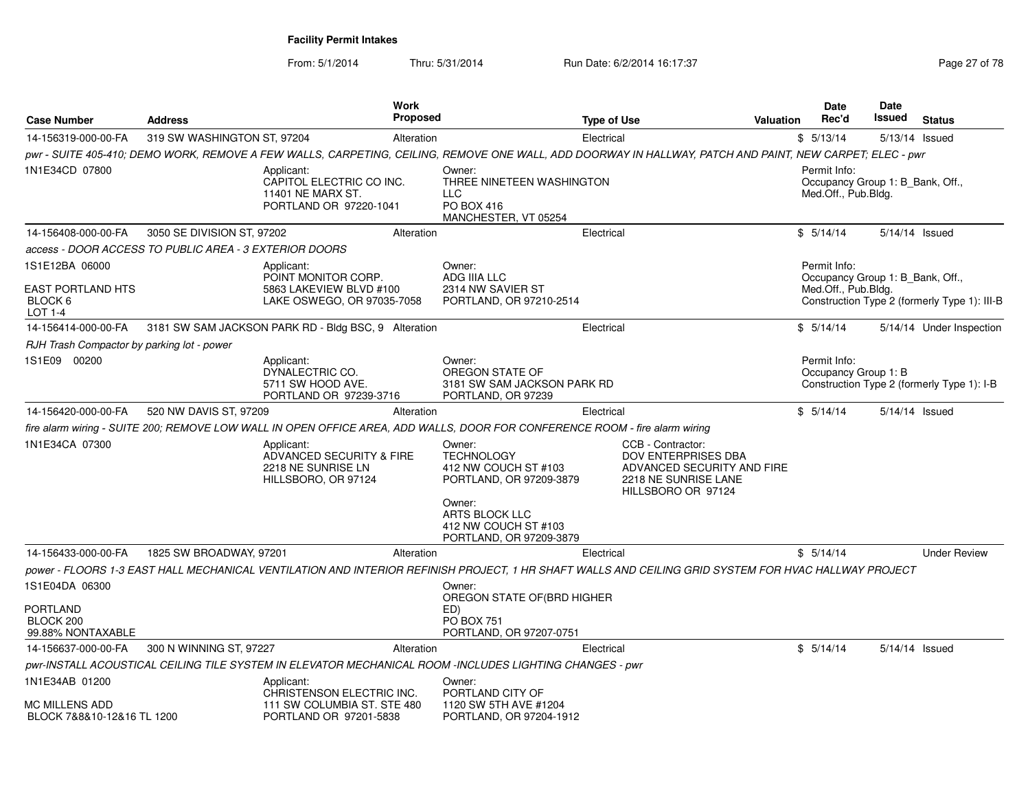# Facility Permit Intakes

From: 5/1/2014 Thru: 5/31/2014 Run Date: 6/2/2014 16:17:37

| Case Number | Address | Work Proposed | Type of Use | Valuation | Date Rec'd | Date Issued | Status |
|---|---|---|---|---|---|---|---|
| 14-156319-000-00-FA | 319 SW WASHINGTON ST, 97204 | Alteration | Electrical | $ | 5/13/14 | 5/13/14 | Issued |

*pwr - SUITE 405-410; DEMO WORK, REMOVE A FEW WALLS, CARPETING, CEILING, REMOVE ONE WALL, ADD DOORWAY IN HALLWAY, PATCH AND PAINT, NEW CARPET; ELEC - pwr*

1N1E34CD 07800

Applicant: CAPITOL ELECTRIC CO INC. 11401 NE MARX ST. PORTLAND OR 97220-1041

Owner: THREE NINETEEN WASHINGTON LLC PO BOX 416 MANCHESTER, VT 05254

Permit Info: Occupancy Group 1: B_Bank, Off., Med.Off., Pub.Bldg.

| Case Number | Address | Work Proposed | Type of Use | Valuation | Date Rec'd | Date Issued | Status |
|---|---|---|---|---|---|---|---|
| 14-156408-000-00-FA | 3050 SE DIVISION ST, 97202 | Alteration | Electrical | $ | 5/14/14 | 5/14/14 | Issued |

*access - DOOR ACCESS TO PUBLIC AREA - 3 EXTERIOR DOORS*

1S1E12BA 06000

EAST PORTLAND HTS
BLOCK 6
LOT 1-4

Applicant: POINT MONITOR CORP. 5863 LAKEVIEW BLVD #100 LAKE OSWEGO, OR 97035-7058

Owner: ADG IIIA LLC 2314 NW SAVIER ST PORTLAND, OR 97210-2514

Permit Info: Occupancy Group 1: B_Bank, Off., Med.Off., Pub.Bldg. Construction Type 2 (formerly Type 1): III-B

| Case Number | Address | Work Proposed | Type of Use | Valuation | Date Rec'd | Date Issued | Status |
|---|---|---|---|---|---|---|---|
| 14-156414-000-00-FA | 3181 SW SAM JACKSON PARK RD - Bldg BSC, 9 | Alteration | Electrical | $ | 5/14/14 | 5/14/14 | Under Inspection |

*RJH Trash Compactor by parking lot - power*

1S1E09 00200

Applicant: DYNALECTRIC CO. 5711 SW HOOD AVE. PORTLAND OR 97239-3716

Owner: OREGON STATE OF 3181 SW SAM JACKSON PARK RD PORTLAND, OR 97239

Permit Info: Occupancy Group 1: B Construction Type 2 (formerly Type 1): I-B

| Case Number | Address | Work Proposed | Type of Use | Valuation | Date Rec'd | Date Issued | Status |
|---|---|---|---|---|---|---|---|
| 14-156420-000-00-FA | 520 NW DAVIS ST, 97209 | Alteration | Electrical | $ | 5/14/14 | 5/14/14 | Issued |

*fire alarm wiring - SUITE 200; REMOVE LOW WALL IN OPEN OFFICE AREA, ADD WALLS, DOOR FOR CONFERENCE ROOM - fire alarm wiring*

1N1E34CA 07300

Applicant: ADVANCED SECURITY & FIRE 2218 NE SUNRISE LN HILLSBORO, OR 97124

Owner: TECHNOLOGY 412 NW COUCH ST #103 PORTLAND, OR 97209-3879

Owner: ARTS BLOCK LLC 412 NW COUCH ST #103 PORTLAND, OR 97209-3879

CCB - Contractor: DOV ENTERPRISES DBA ADVANCED SECURITY AND FIRE 2218 NE SUNRISE LANE HILLSBORO OR 97124

| Case Number | Address | Work Proposed | Type of Use | Valuation | Date Rec'd | Date Issued | Status |
|---|---|---|---|---|---|---|---|
| 14-156433-000-00-FA | 1825 SW BROADWAY, 97201 | Alteration | Electrical | $ | 5/14/14 | | Under Review |

*power - FLOORS 1-3 EAST HALL MECHANICAL VENTILATION AND INTERIOR REFINISH PROJECT, 1 HR SHAFT WALLS AND CEILING GRID SYSTEM FOR HVAC HALLWAY PROJECT*

1S1E04DA 06300

PORTLAND
BLOCK 200
99.88% NONTAXABLE

Owner: OREGON STATE OF(BRD HIGHER ED) PO BOX 751 PORTLAND, OR 97207-0751

| Case Number | Address | Work Proposed | Type of Use | Valuation | Date Rec'd | Date Issued | Status |
|---|---|---|---|---|---|---|---|
| 14-156637-000-00-FA | 300 N WINNING ST, 97227 | Alteration | Electrical | $ | 5/14/14 | 5/14/14 | Issued |

*pwr-INSTALL ACOUSTICAL CEILING TILE SYSTEM IN ELEVATOR MECHANICAL ROOM -INCLUDES LIGHTING CHANGES - pwr*

1N1E34AB 01200

MC MILLENS ADD
BLOCK 7&8&10-12&16 TL 1200

Applicant: CHRISTENSON ELECTRIC INC. 111 SW COLUMBIA ST. STE 480 PORTLAND OR 97201-5838

Owner: PORTLAND CITY OF 1120 SW 5TH AVE #1204 PORTLAND, OR 97204-1912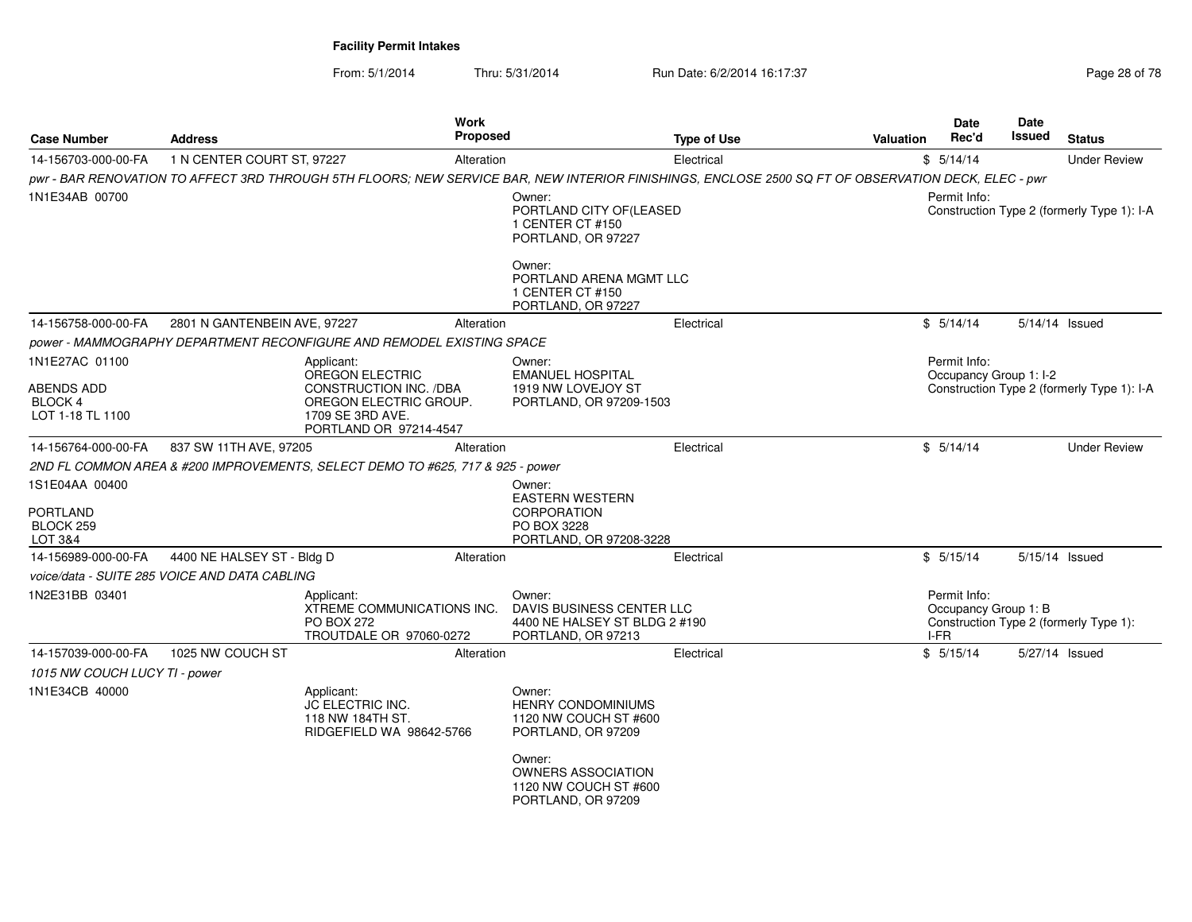**Facility Permit Intakes**

From: 5/1/2014 Thru: 5/31/2014 Run Date: 6/2/2014 16:17:37

| Case Number | Address | Work Proposed | Type of Use | Valuation | Date Rec'd | Date Issued | Status |
|---|---|---|---|---|---|---|---|
| 14-156703-000-00-FA | 1 N CENTER COURT ST, 97227 | Alteration | Electrical | $ | 5/14/14 | | Under Review |

*pwr - BAR RENOVATION TO AFFECT 3RD THROUGH 5TH FLOORS; NEW SERVICE BAR, NEW INTERIOR FINISHINGS, ENCLOSE 2500 SQ FT OF OBSERVATION DECK, ELEC - pwr*

1N1E34AB 00700

Owner:
PORTLAND CITY OF(LEASED
1 CENTER CT #150
PORTLAND, OR 97227

Owner:
PORTLAND ARENA MGMT LLC
1 CENTER CT #150
PORTLAND, OR 97227

Permit Info:
Construction Type 2 (formerly Type 1): I-A

| Case Number | Address | Work Proposed | Type of Use | Valuation | Date Rec'd | Date Issued | Status |
|---|---|---|---|---|---|---|---|
| 14-156758-000-00-FA | 2801 N GANTENBEIN AVE, 97227 | Alteration | Electrical | $ | 5/14/14 | 5/14/14 | Issued |

*power - MAMMOGRAPHY DEPARTMENT RECONFIGURE AND REMODEL EXISTING SPACE*

1N1E27AC 01100

ABENDS ADD
BLOCK 4
LOT 1-18 TL 1100

Applicant:
OREGON ELECTRIC
CONSTRUCTION INC. /DBA
OREGON ELECTRIC GROUP.
1709 SE 3RD AVE.
PORTLAND OR 97214-4547

Owner:
EMANUEL HOSPITAL
1919 NW LOVEJOY ST
PORTLAND, OR 97209-1503

Permit Info:
Occupancy Group 1: I-2
Construction Type 2 (formerly Type 1): I-A

| Case Number | Address | Work Proposed | Type of Use | Valuation | Date Rec'd | Date Issued | Status |
|---|---|---|---|---|---|---|---|
| 14-156764-000-00-FA | 837 SW 11TH AVE, 97205 | Alteration | Electrical | $ | 5/14/14 | | Under Review |

*2ND FL COMMON AREA & #200 IMPROVEMENTS, SELECT DEMO TO #625, 717 & 925 - power*

1S1E04AA 00400

PORTLAND
BLOCK 259
LOT 3&4

Owner:
EASTERN WESTERN
CORPORATION
PO BOX 3228
PORTLAND, OR 97208-3228

| Case Number | Address | Work Proposed | Type of Use | Valuation | Date Rec'd | Date Issued | Status |
|---|---|---|---|---|---|---|---|
| 14-156989-000-00-FA | 4400 NE HALSEY ST - Bldg D | Alteration | Electrical | $ | 5/15/14 | 5/15/14 | Issued |

*voice/data - SUITE 285 VOICE AND DATA CABLING*

1N2E31BB 03401

Applicant:
XTREME COMMUNICATIONS INC.
PO BOX 272
TROUTDALE OR 97060-0272

Owner:
DAVIS BUSINESS CENTER LLC
4400 NE HALSEY ST BLDG 2 #190
PORTLAND, OR 97213

Permit Info:
Occupancy Group 1: B
Construction Type 2 (formerly Type 1): I-FR

| Case Number | Address | Work Proposed | Type of Use | Valuation | Date Rec'd | Date Issued | Status |
|---|---|---|---|---|---|---|---|
| 14-157039-000-00-FA | 1025 NW COUCH ST | Alteration | Electrical | $ | 5/15/14 | 5/27/14 | Issued |

*1015 NW COUCH LUCY TI - power*

1N1E34CB 40000

Applicant:
JC ELECTRIC INC.
118 NW 184TH ST.
RIDGEFIELD WA 98642-5766

Owner:
HENRY CONDOMINIUMS
1120 NW COUCH ST #600
PORTLAND, OR 97209

Owner:
OWNERS ASSOCIATION
1120 NW COUCH ST #600
PORTLAND, OR 97209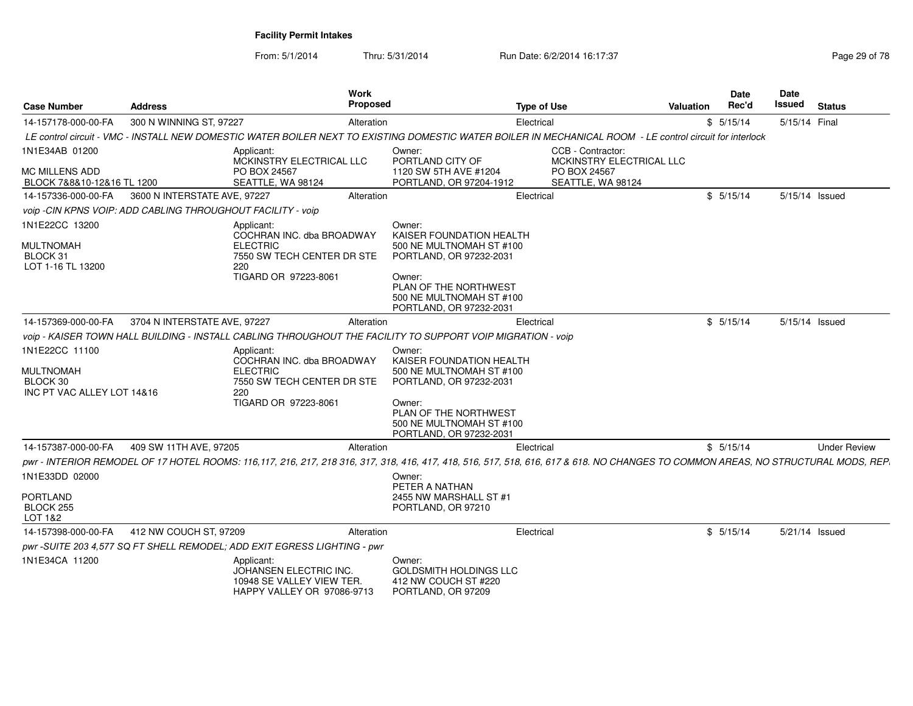**Facility Permit Intakes**

From: 5/1/2014 Thru: 5/31/2014 Run Date: 6/2/2014 16:17:37

| Case Number | Address | Work Proposed | Type of Use | Valuation | Date Rec'd | Date Issued | Status |
|---|---|---|---|---|---|---|---|
| 14-157178-000-00-FA | 300 N WINNING ST, 97227 | Alteration | Electrical | $ | 5/15/14 | 5/15/14 | Final |

*LE control circuit - VMC - INSTALL NEW DOMESTIC WATER BOILER NEXT TO EXISTING DOMESTIC WATER BOILER IN MECHANICAL ROOM - LE control circuit for interlock*

1N1E34AB 01200
MC MILLENS ADD
BLOCK 7&8&10-12&16 TL 1200

Applicant: MCKINSTRY ELECTRICAL LLC, PO BOX 24567, SEATTLE, WA 98124

Owner: PORTLAND CITY OF, 1120 SW 5TH AVE #1204, PORTLAND, OR 97204-1912

CCB - Contractor: MCKINSTRY ELECTRICAL LLC, PO BOX 24567, SEATTLE, WA 98124

| Case Number | Address | Work Proposed | Type of Use | Valuation | Date Rec'd | Date Issued | Status |
|---|---|---|---|---|---|---|---|
| 14-157336-000-00-FA | 3600 N INTERSTATE AVE, 97227 | Alteration | Electrical | $ | 5/15/14 | 5/15/14 | Issued |

*voip -CIN KPNS VOIP: ADD CABLING THROUGHOUT FACILITY - voip*

1N1E22CC 13200
MULTNOMAH
BLOCK 31
LOT 1-16 TL 13200

Applicant: COCHRAN INC. dba BROADWAY ELECTRIC, 7550 SW TECH CENTER DR STE 220, TIGARD OR 97223-8061

Owner: KAISER FOUNDATION HEALTH, 500 NE MULTNOMAH ST #100, PORTLAND, OR 97232-2031

Owner: PLAN OF THE NORTHWEST, 500 NE MULTNOMAH ST #100, PORTLAND, OR 97232-2031

| Case Number | Address | Work Proposed | Type of Use | Valuation | Date Rec'd | Date Issued | Status |
|---|---|---|---|---|---|---|---|
| 14-157369-000-00-FA | 3704 N INTERSTATE AVE, 97227 | Alteration | Electrical | $ | 5/15/14 | 5/15/14 | Issued |

*voip - KAISER TOWN HALL BUILDING - INSTALL CABLING THROUGHOUT THE FACILITY TO SUPPORT VOIP MIGRATION - voip*

1N1E22CC 11100
MULTNOMAH
BLOCK 30
INC PT VAC ALLEY LOT 14&16

Applicant: COCHRAN INC. dba BROADWAY ELECTRIC, 7550 SW TECH CENTER DR STE 220, TIGARD OR 97223-8061

Owner: KAISER FOUNDATION HEALTH, 500 NE MULTNOMAH ST #100, PORTLAND, OR 97232-2031

Owner: PLAN OF THE NORTHWEST, 500 NE MULTNOMAH ST #100, PORTLAND, OR 97232-2031

| Case Number | Address | Work Proposed | Type of Use | Valuation | Date Rec'd | Date Issued | Status |
|---|---|---|---|---|---|---|---|
| 14-157387-000-00-FA | 409 SW 11TH AVE, 97205 | Alteration | Electrical | $ | 5/15/14 | | Under Review |

*pwr - INTERIOR REMODEL OF 17 HOTEL ROOMS: 116,117, 216, 217, 218 316, 317, 318, 416, 417, 418, 516, 517, 518, 616, 617 & 618. NO CHANGES TO COMMON AREAS, NO STRUCTURAL MODS, REP.*

1N1E33DD 02000
PORTLAND
BLOCK 255
LOT 1&2

Owner: PETER A NATHAN, 2455 NW MARSHALL ST #1, PORTLAND, OR 97210

| Case Number | Address | Work Proposed | Type of Use | Valuation | Date Rec'd | Date Issued | Status |
|---|---|---|---|---|---|---|---|
| 14-157398-000-00-FA | 412 NW COUCH ST, 97209 | Alteration | Electrical | $ | 5/15/14 | 5/21/14 | Issued |

*pwr -SUITE 203 4,577 SQ FT SHELL REMODEL; ADD EXIT EGRESS LIGHTING - pwr*

1N1E34CA 11200

Applicant: JOHANSEN ELECTRIC INC., 10948 SE VALLEY VIEW TER., HAPPY VALLEY OR 97086-9713

Owner: GOLDSMITH HOLDINGS LLC, 412 NW COUCH ST #220, PORTLAND, OR 97209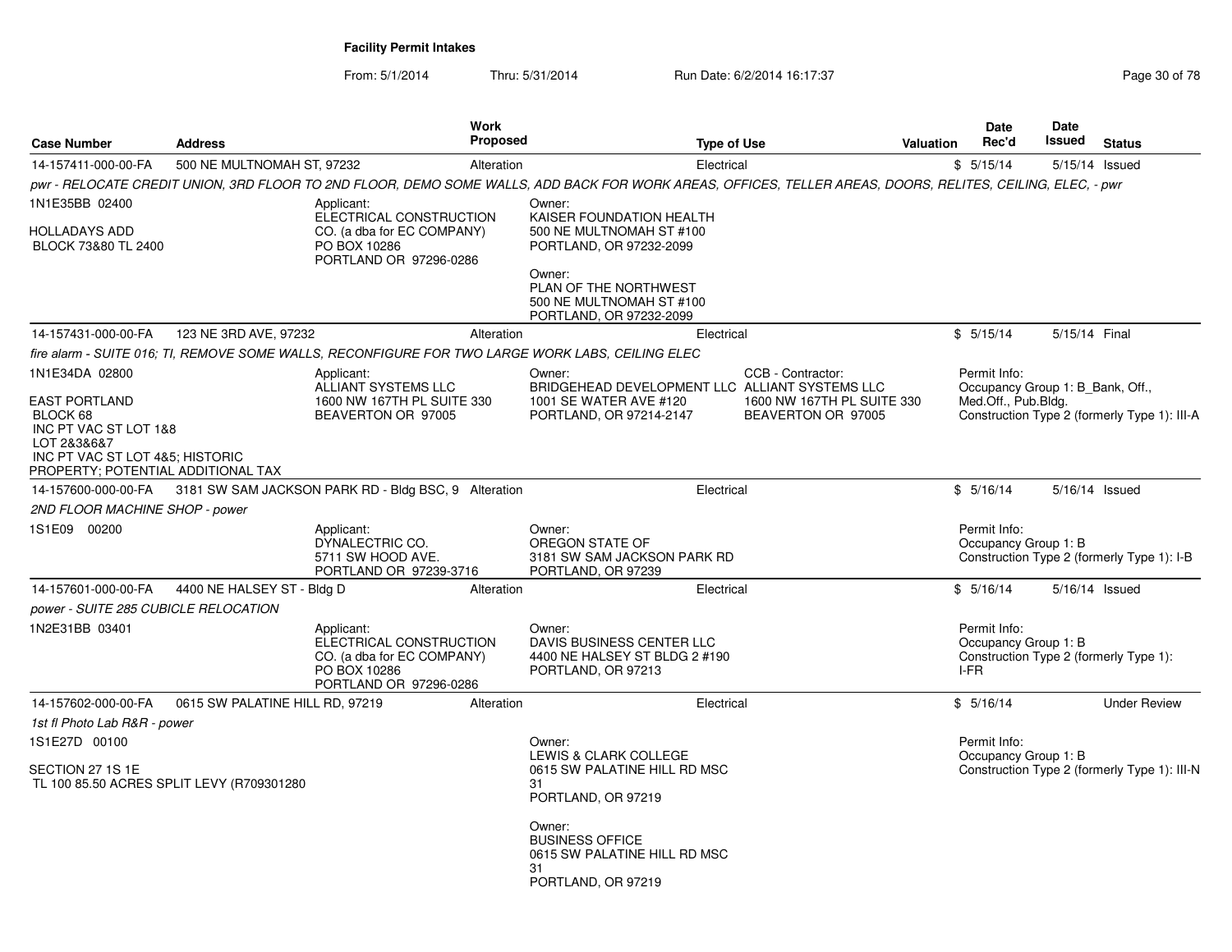**Facility Permit Intakes**

From: 5/1/2014 Thru: 5/31/2014 Run Date: 6/2/2014 16:17:37

| Case Number | Address | Work Proposed | Type of Use | Valuation | Date Rec'd | Date Issued | Status |
|---|---|---|---|---|---|---|---|
| 14-157411-000-00-FA | 500 NE MULTNOMAH ST, 97232 | Alteration | Electrical | $ | 5/15/14 | 5/15/14 | Issued |

*pwr - RELOCATE CREDIT UNION, 3RD FLOOR TO 2ND FLOOR, DEMO SOME WALLS, ADD BACK FOR WORK AREAS, OFFICES, TELLER AREAS, DOORS, RELITES, CEILING, ELEC, - pwr*

1N1E35BB 02400

HOLLADAYS ADD
BLOCK 73&80 TL 2400

Applicant:
ELECTRICAL CONSTRUCTION CO. (a dba for EC COMPANY)
PO BOX 10286
PORTLAND OR 97296-0286

Owner:
KAISER FOUNDATION HEALTH
500 NE MULTNOMAH ST #100
PORTLAND, OR 97232-2099

Owner:
PLAN OF THE NORTHWEST
500 NE MULTNOMAH ST #100
PORTLAND, OR 97232-2099

| Case Number | Address | Work Proposed | Type of Use | Valuation | Date Rec'd | Date Issued | Status |
|---|---|---|---|---|---|---|---|
| 14-157431-000-00-FA | 123 NE 3RD AVE, 97232 | Alteration | Electrical | $ | 5/15/14 | 5/15/14 | Final |

*fire alarm - SUITE 016; TI, REMOVE SOME WALLS, RECONFIGURE FOR TWO LARGE WORK LABS, CEILING ELEC*

1N1E34DA 02800

EAST PORTLAND
BLOCK 68
INC PT VAC ST LOT 1&8
LOT 2&3&6&7
INC PT VAC ST LOT 4&5; HISTORIC PROPERTY; POTENTIAL ADDITIONAL TAX

Applicant:
ALLIANT SYSTEMS LLC
1600 NW 167TH PL SUITE 330
BEAVERTON OR 97005

Owner:
BRIDGEHEAD DEVELOPMENT LLC
1001 SE WATER AVE #120
PORTLAND, OR 97214-2147

CCB - Contractor:
ALLIANT SYSTEMS LLC
1600 NW 167TH PL SUITE 330
BEAVERTON OR 97005

Permit Info:
Occupancy Group 1: B_Bank, Off., Med.Off., Pub.Bldg.
Construction Type 2 (formerly Type 1): III-A

| Case Number | Address | Work Proposed | Type of Use | Valuation | Date Rec'd | Date Issued | Status |
|---|---|---|---|---|---|---|---|
| 14-157600-000-00-FA | 3181 SW SAM JACKSON PARK RD - Bldg BSC, 9 | Alteration | Electrical | $ | 5/16/14 | 5/16/14 | Issued |

*2ND FLOOR MACHINE SHOP - power*

1S1E09 00200

Applicant:
DYNALECTRIC CO.
5711 SW HOOD AVE.
PORTLAND OR 97239-3716

Owner:
OREGON STATE OF
3181 SW SAM JACKSON PARK RD
PORTLAND, OR 97239

Permit Info:
Occupancy Group 1: B
Construction Type 2 (formerly Type 1): I-B

| Case Number | Address | Work Proposed | Type of Use | Valuation | Date Rec'd | Date Issued | Status |
|---|---|---|---|---|---|---|---|
| 14-157601-000-00-FA | 4400 NE HALSEY ST - Bldg D | Alteration | Electrical | $ | 5/16/14 | 5/16/14 | Issued |

*power - SUITE 285 CUBICLE RELOCATION*

1N2E31BB 03401

Applicant:
ELECTRICAL CONSTRUCTION CO. (a dba for EC COMPANY)
PO BOX 10286
PORTLAND OR 97296-0286

Owner:
DAVIS BUSINESS CENTER LLC
4400 NE HALSEY ST BLDG 2 #190
PORTLAND, OR 97213

Permit Info:
Occupancy Group 1: B
Construction Type 2 (formerly Type 1): I-FR

| Case Number | Address | Work Proposed | Type of Use | Valuation | Date Rec'd | Date Issued | Status |
|---|---|---|---|---|---|---|---|
| 14-157602-000-00-FA | 0615 SW PALATINE HILL RD, 97219 | Alteration | Electrical | $ | 5/16/14 | | Under Review |

*1st fl Photo Lab R&R - power*

1S1E27D 00100

SECTION 27 1S 1E
TL 100 85.50 ACRES SPLIT LEVY (R709301280

Owner:
LEWIS & CLARK COLLEGE
0615 SW PALATINE HILL RD MSC 31
PORTLAND, OR 97219

Owner:
BUSINESS OFFICE
0615 SW PALATINE HILL RD MSC 31
PORTLAND, OR 97219

Permit Info:
Occupancy Group 1: B
Construction Type 2 (formerly Type 1): III-N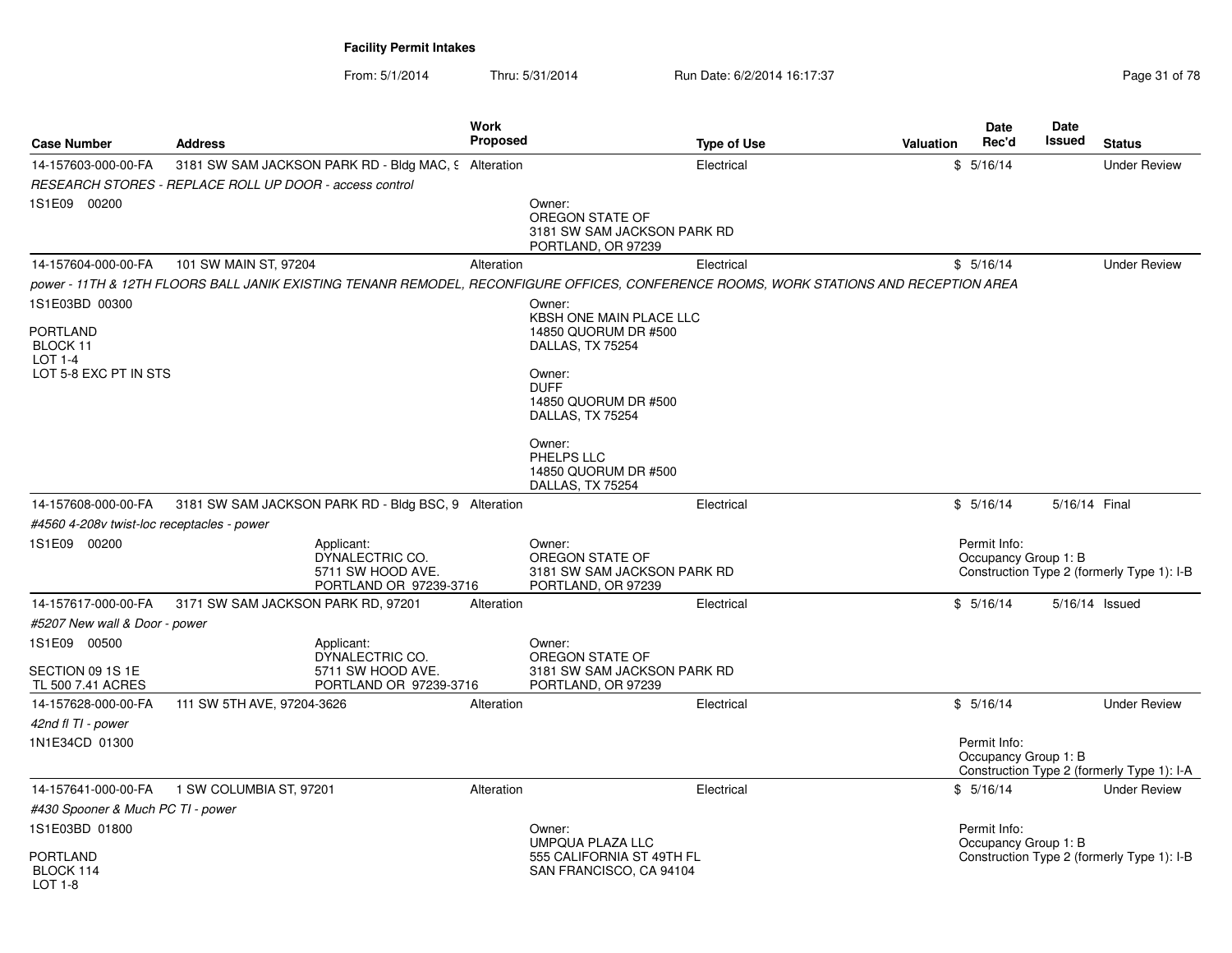**Facility Permit Intakes**

From: 5/1/2014 Thru: 5/31/2014 Run Date: 6/2/2014 16:17:37

| Case Number | Address | Work Proposed | Type of Use | Valuation | Date Rec'd | Date Issued | Status |
|---|---|---|---|---|---|---|---|
| 14-157603-000-00-FA | 3181 SW SAM JACKSON PARK RD - Bldg MAC, 9 | Alteration | Electrical | $ | 5/16/14 | | Under Review |
| RESEARCH STORES - REPLACE ROLL UP DOOR - access control | | | | | | | |
| 1S1E09 00200 | | Owner: OREGON STATE OF 3181 SW SAM JACKSON PARK RD PORTLAND, OR 97239 | | | | | |
| 14-157604-000-00-FA | 101 SW MAIN ST, 97204 | Alteration | Electrical | $ | 5/16/14 | | Under Review |
| power - 11TH & 12TH FLOORS BALL JANIK EXISTING TENANR REMODEL, RECONFIGURE OFFICES, CONFERENCE ROOMS, WORK STATIONS AND RECEPTION AREA | | | | | | | |
| 1S1E03BD 00300 PORTLAND BLOCK 11 LOT 1-4 LOT 5-8 EXC PT IN STS | | Owner: KBSH ONE MAIN PLACE LLC 14850 QUORUM DR #500 DALLAS, TX 75254 Owner: DUFF 14850 QUORUM DR #500 DALLAS, TX 75254 Owner: PHELPS LLC 14850 QUORUM DR #500 DALLAS, TX 75254 | | | | | |
| 14-157608-000-00-FA | 3181 SW SAM JACKSON PARK RD - Bldg BSC, 9 | Alteration | Electrical | $ | 5/16/14 | 5/16/14 | Final |
| #4560 4-208v twist-loc receptacles - power | | | | | | | |
| 1S1E09 00200 | Applicant: DYNALECTRIC CO. 5711 SW HOOD AVE. PORTLAND OR 97239-3716 | Owner: OREGON STATE OF 3181 SW SAM JACKSON PARK RD PORTLAND, OR 97239 | | | Permit Info: Occupancy Group 1: B Construction Type 2 (formerly Type 1): I-B | | |
| 14-157617-000-00-FA | 3171 SW SAM JACKSON PARK RD, 97201 | Alteration | Electrical | $ | 5/16/14 | 5/16/14 | Issued |
| #5207 New wall & Door - power | | | | | | | |
| 1S1E09 00500 SECTION 09 1S 1E TL 500 7.41 ACRES | Applicant: DYNALECTRIC CO. 5711 SW HOOD AVE. PORTLAND OR 97239-3716 | Owner: OREGON STATE OF 3181 SW SAM JACKSON PARK RD PORTLAND, OR 97239 | | | | | |
| 14-157628-000-00-FA | 111 SW 5TH AVE, 97204-3626 | Alteration | Electrical | $ | 5/16/14 | | Under Review |
| 42nd fl TI - power | | | | | | | |
| 1N1E34CD 01300 | | | | | Permit Info: Occupancy Group 1: B Construction Type 2 (formerly Type 1): I-A | | |
| 14-157641-000-00-FA | 1 SW COLUMBIA ST, 97201 | Alteration | Electrical | $ | 5/16/14 | | Under Review |
| #430 Spooner & Much PC TI - power | | | | | | | |
| 1S1E03BD 01800 PORTLAND BLOCK 114 LOT 1-8 | | Owner: UMPQUA PLAZA LLC 555 CALIFORNIA ST 49TH FL SAN FRANCISCO, CA 94104 | | | Permit Info: Occupancy Group 1: B Construction Type 2 (formerly Type 1): I-B | | |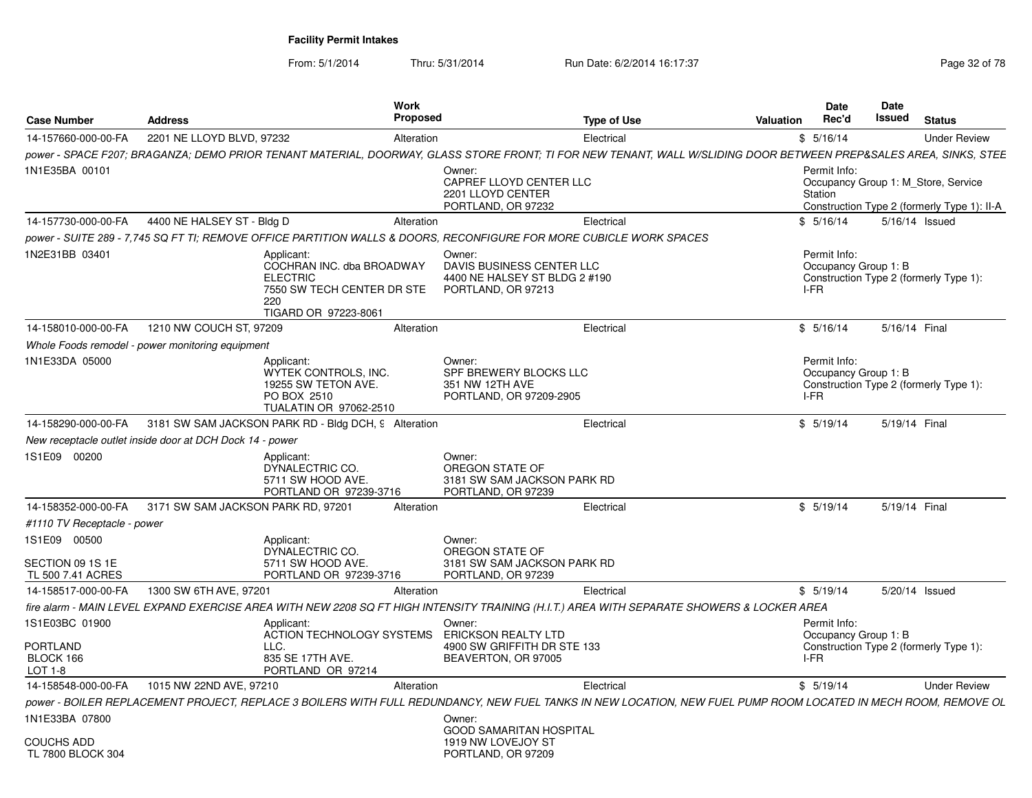## Facility Permit Intakes

From: 5/1/2014 Thru: 5/31/2014 Run Date: 6/2/2014 16:17:37

| Case Number | Address | Work Proposed | Type of Use | Valuation | Date Rec'd | Date Issued | Status |
|---|---|---|---|---|---|---|---|
| 14-157660-000-00-FA | 2201 NE LLOYD BLVD, 97232 | Alteration | Electrical | $ | 5/16/14 | | Under Review |

*power - SPACE F207; BRAGANZA; DEMO PRIOR TENANT MATERIAL, DOORWAY, GLASS STORE FRONT; TI FOR NEW TENANT, WALL W/SLIDING DOOR BETWEEN PREP&SALES AREA, SINKS, STEE*

1N1E35BA 00101

Owner: CAPREF LLOYD CENTER LLC, 2201 LLOYD CENTER, PORTLAND, OR 97232

Permit Info: Occupancy Group 1: M_Store, Service Station; Construction Type 2 (formerly Type 1): II-A

| Case Number | Address | Work Proposed | Type of Use | Valuation | Date Rec'd | Date Issued | Status |
|---|---|---|---|---|---|---|---|
| 14-157730-000-00-FA | 4400 NE HALSEY ST - Bldg D | Alteration | Electrical | $ | 5/16/14 | 5/16/14 | Issued |

*power - SUITE 289 - 7,745 SQ FT TI; REMOVE OFFICE PARTITION WALLS & DOORS, RECONFIGURE FOR MORE CUBICLE WORK SPACES*

1N2E31BB 03401

Applicant: COCHRAN INC. dba BROADWAY ELECTRIC, 7550 SW TECH CENTER DR STE 220, TIGARD OR 97223-8061

Owner: DAVIS BUSINESS CENTER LLC, 4400 NE HALSEY ST BLDG 2 #190, PORTLAND, OR 97213

Permit Info: Occupancy Group 1: B; Construction Type 2 (formerly Type 1): I-FR

| Case Number | Address | Work Proposed | Type of Use | Valuation | Date Rec'd | Date Issued | Status |
|---|---|---|---|---|---|---|---|
| 14-158010-000-00-FA | 1210 NW COUCH ST, 97209 | Alteration | Electrical | $ | 5/16/14 | 5/16/14 | Final |

*Whole Foods remodel - power monitoring equipment*

1N1E33DA 05000

Applicant: WYTEK CONTROLS, INC., 19255 SW TETON AVE., PO BOX 2510, TUALATIN OR 97062-2510

Owner: SPF BREWERY BLOCKS LLC, 351 NW 12TH AVE, PORTLAND, OR 97209-2905

Permit Info: Occupancy Group 1: B; Construction Type 2 (formerly Type 1): I-FR

| Case Number | Address | Work Proposed | Type of Use | Valuation | Date Rec'd | Date Issued | Status |
|---|---|---|---|---|---|---|---|
| 14-158290-000-00-FA | 3181 SW SAM JACKSON PARK RD - Bldg DCH, 9 | Alteration | Electrical | $ | 5/19/14 | 5/19/14 | Final |

*New receptacle outlet inside door at DCH Dock 14 - power*

1S1E09 00200

Applicant: DYNALECTRIC CO., 5711 SW HOOD AVE., PORTLAND OR 97239-3716

Owner: OREGON STATE OF, 3181 SW SAM JACKSON PARK RD, PORTLAND, OR 97239

| Case Number | Address | Work Proposed | Type of Use | Valuation | Date Rec'd | Date Issued | Status |
|---|---|---|---|---|---|---|---|
| 14-158352-000-00-FA | 3171 SW SAM JACKSON PARK RD, 97201 | Alteration | Electrical | $ | 5/19/14 | 5/19/14 | Final |

*#1110 TV Receptacle - power*

1S1E09 00500

SECTION 09 1S 1E
TL 500 7.41 ACRES

Applicant: DYNALECTRIC CO., 5711 SW HOOD AVE., PORTLAND OR 97239-3716

Owner: OREGON STATE OF, 3181 SW SAM JACKSON PARK RD, PORTLAND, OR 97239

| Case Number | Address | Work Proposed | Type of Use | Valuation | Date Rec'd | Date Issued | Status |
|---|---|---|---|---|---|---|---|
| 14-158517-000-00-FA | 1300 SW 6TH AVE, 97201 | Alteration | Electrical | $ | 5/19/14 | 5/20/14 | Issued |

*fire alarm - MAIN LEVEL EXPAND EXERCISE AREA WITH NEW 2208 SQ FT HIGH INTENSITY TRAINING (H.I.T.) AREA WITH SEPARATE SHOWERS & LOCKER AREA*

1S1E03BC 01900

PORTLAND
BLOCK 166
LOT 1-8

Applicant: ACTION TECHNOLOGY SYSTEMS LLC., 835 SE 17TH AVE., PORTLAND OR 97214

Owner: ERICKSON REALTY LTD, 4900 SW GRIFFITH DR STE 133, BEAVERTON, OR 97005

Permit Info: Occupancy Group 1: B; Construction Type 2 (formerly Type 1): I-FR

| Case Number | Address | Work Proposed | Type of Use | Valuation | Date Rec'd | Date Issued | Status |
|---|---|---|---|---|---|---|---|
| 14-158548-000-00-FA | 1015 NW 22ND AVE, 97210 | Alteration | Electrical | $ | 5/19/14 | | Under Review |

*power - BOILER REPLACEMENT PROJECT, REPLACE 3 BOILERS WITH FULL REDUNDANCY, NEW FUEL TANKS IN NEW LOCATION, NEW FUEL PUMP ROOM LOCATED IN MECH ROOM, REMOVE OL*

1N1E33BA 07800

COUCHS ADD
TL 7800 BLOCK 304

Owner: GOOD SAMARITAN HOSPITAL, 1919 NW LOVEJOY ST, PORTLAND, OR 97209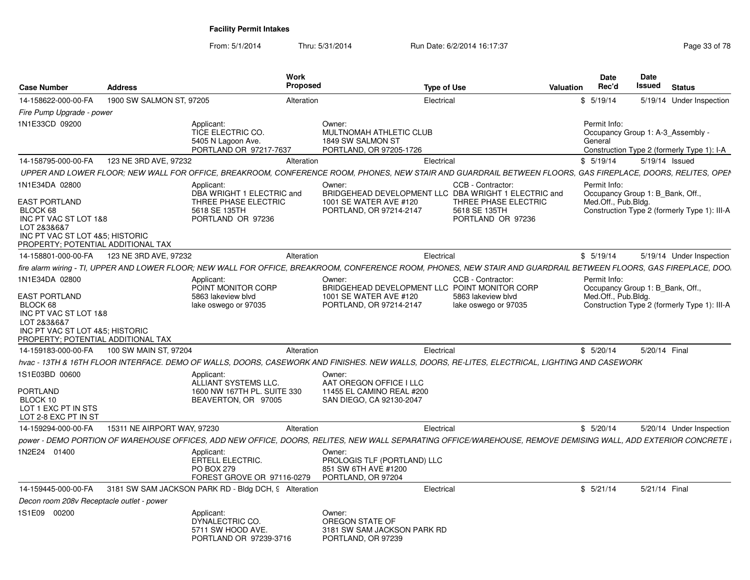# Facility Permit Intakes

From: 5/1/2014 Thru: 5/31/2014 Run Date: 6/2/2014 16:17:37

| Case Number | Address | Work Proposed | Type of Use | Valuation | Date Rec'd | Date Issued | Status |
|---|---|---|---|---|---|---|---|
| 14-158622-000-00-FA | 1900 SW SALMON ST, 97205 | Alteration | Electrical | $ | 5/19/14 | 5/19/14 | Under Inspection |

*Fire Pump Upgrade - power*

1N1E33CD 09200

Applicant: TICE ELECTRIC CO. 5405 N Lagoon Ave. PORTLAND OR 97217-7637

Owner: MULTNOMAH ATHLETIC CLUB 1849 SW SALMON ST PORTLAND, OR 97205-1726

Permit Info: Occupancy Group 1: A-3_Assembly - General; Construction Type 2 (formerly Type 1): I-A

| Case Number | Address | Work Proposed | Type of Use | Valuation | Date Rec'd | Date Issued | Status |
|---|---|---|---|---|---|---|---|
| 14-158795-000-00-FA | 123 NE 3RD AVE, 97232 | Alteration | Electrical | $ | 5/19/14 | 5/19/14 | Issued |

*UPPER AND LOWER FLOOR; NEW WALL FOR OFFICE, BREAKROOM, CONFERENCE ROOM, PHONES, NEW STAIR AND GUARDRAIL BETWEEN FLOORS, GAS FIREPLACE, DOORS, RELITES, OPEN*

1N1E34DA 02800

EAST PORTLAND BLOCK 68 INC PT VAC ST LOT 1&8 LOT 2&3&6&7 INC PT VAC ST LOT 4&5; HISTORIC PROPERTY; POTENTIAL ADDITIONAL TAX

Applicant: DBA WRIGHT 1 ELECTRIC and THREE PHASE ELECTRIC 5618 SE 135TH PORTLAND OR 97236

Owner: BRIDGEHEAD DEVELOPMENT LLC 1001 SE WATER AVE #120 PORTLAND, OR 97214-2147

CCB - Contractor: DBA WRIGHT 1 ELECTRIC and THREE PHASE ELECTRIC 5618 SE 135TH PORTLAND OR 97236

Permit Info: Occupancy Group 1: B_Bank, Off., Med.Off., Pub.Bldg.; Construction Type 2 (formerly Type 1): III-A

| Case Number | Address | Work Proposed | Type of Use | Valuation | Date Rec'd | Date Issued | Status |
|---|---|---|---|---|---|---|---|
| 14-158801-000-00-FA | 123 NE 3RD AVE, 97232 | Alteration | Electrical | $ | 5/19/14 | 5/19/14 | Under Inspection |

*fire alarm wiring - TI, UPPER AND LOWER FLOOR; NEW WALL FOR OFFICE, BREAKROOM, CONFERENCE ROOM, PHONES, NEW STAIR AND GUARDRAIL BETWEEN FLOORS, GAS FIREPLACE, DOO*

1N1E34DA 02800

EAST PORTLAND BLOCK 68 INC PT VAC ST LOT 1&8 LOT 2&3&6&7 INC PT VAC ST LOT 4&5; HISTORIC PROPERTY; POTENTIAL ADDITIONAL TAX

Applicant: POINT MONITOR CORP 5863 lakeview blvd lake oswego or 97035

Owner: BRIDGEHEAD DEVELOPMENT LLC 1001 SE WATER AVE #120 PORTLAND, OR 97214-2147

CCB - Contractor: POINT MONITOR CORP 5863 lakeview blvd lake oswego or 97035

Permit Info: Occupancy Group 1: B_Bank, Off., Med.Off., Pub.Bldg.; Construction Type 2 (formerly Type 1): III-A

| Case Number | Address | Work Proposed | Type of Use | Valuation | Date Rec'd | Date Issued | Status |
|---|---|---|---|---|---|---|---|
| 14-159183-000-00-FA | 100 SW MAIN ST, 97204 | Alteration | Electrical | $ | 5/20/14 | 5/20/14 | Final |

*hvac - 13TH & 16TH FLOOR INTERFACE. DEMO OF WALLS, DOORS, CASEWORK AND FINISHES. NEW WALLS, DOORS, RE-LITES, ELECTRICAL, LIGHTING AND CASEWORK*

1S1E03BD 00600

PORTLAND BLOCK 10 LOT 1 EXC PT IN STS LOT 2-8 EXC PT IN ST

Applicant: ALLIANT SYSTEMS LLC. 1600 NW 167TH PL. SUITE 330 BEAVERTON, OR 97005

Owner: AAT OREGON OFFICE I LLC 11455 EL CAMINO REAL #200 SAN DIEGO, CA 92130-2047

| Case Number | Address | Work Proposed | Type of Use | Valuation | Date Rec'd | Date Issued | Status |
|---|---|---|---|---|---|---|---|
| 14-159294-000-00-FA | 15311 NE AIRPORT WAY, 97230 | Alteration | Electrical | $ | 5/20/14 | 5/20/14 | Under Inspection |

*power - DEMO PORTION OF WAREHOUSE OFFICES, ADD NEW OFFICE, DOORS, RELITES, NEW WALL SEPARATING OFFICE/WAREHOUSE, REMOVE DEMISING WALL, ADD EXTERIOR CONCRETE*

1N2E24 01400

Applicant: ERTELL ELECTRIC. PO BOX 279 FOREST GROVE OR 97116-0279

Owner: PROLOGIS TLF (PORTLAND) LLC 851 SW 6TH AVE #1200 PORTLAND, OR 97204

| Case Number | Address | Work Proposed | Type of Use | Valuation | Date Rec'd | Date Issued | Status |
|---|---|---|---|---|---|---|---|
| 14-159445-000-00-FA | 3181 SW SAM JACKSON PARK RD - Bldg DCH, 9 | Alteration | Electrical | $ | 5/21/14 | 5/21/14 | Final |

*Decon room 208v Receptacle outlet - power*

1S1E09 00200

Applicant: DYNALECTRIC CO. 5711 SW HOOD AVE. PORTLAND OR 97239-3716

Owner: OREGON STATE OF 3181 SW SAM JACKSON PARK RD PORTLAND, OR 97239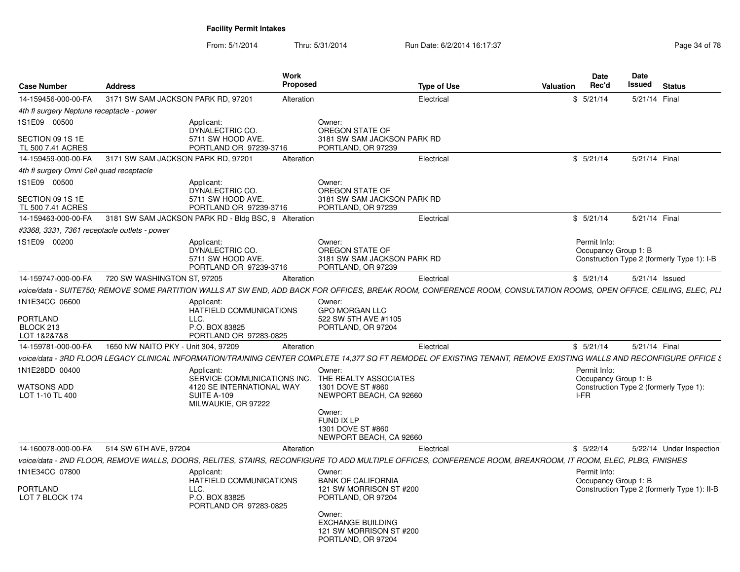**Facility Permit Intakes**

From: 5/1/2014 Thru: 5/31/2014 Run Date: 6/2/2014 16:17:37

| Case Number | Address | Work Proposed | Type of Use | Valuation | Date Rec'd | Date Issued | Status |
|---|---|---|---|---|---|---|---|
| 14-159456-000-00-FA | 3171 SW SAM JACKSON PARK RD, 97201 | Alteration | Electrical | $ | 5/21/14 | 5/21/14 | Final |

*4th fl surgery Neptune receptacle - power*

1S1E09 00500

SECTION 09 1S 1E
TL 500 7.41 ACRES

Applicant:
DYNALECTRIC CO.
5711 SW HOOD AVE.
PORTLAND OR 97239-3716

Owner:
OREGON STATE OF
3181 SW SAM JACKSON PARK RD
PORTLAND, OR 97239

| Case Number | Address | Work Proposed | Type of Use | Valuation | Date Rec'd | Date Issued | Status |
|---|---|---|---|---|---|---|---|
| 14-159459-000-00-FA | 3171 SW SAM JACKSON PARK RD, 97201 | Alteration | Electrical | $ | 5/21/14 | 5/21/14 | Final |

*4th fl surgery Omni Cell quad receptacle*

1S1E09 00500

SECTION 09 1S 1E
TL 500 7.41 ACRES

Applicant:
DYNALECTRIC CO.
5711 SW HOOD AVE.
PORTLAND OR 97239-3716

Owner:
OREGON STATE OF
3181 SW SAM JACKSON PARK RD
PORTLAND, OR 97239

| Case Number | Address | Work Proposed | Type of Use | Valuation | Date Rec'd | Date Issued | Status |
|---|---|---|---|---|---|---|---|
| 14-159463-000-00-FA | 3181 SW SAM JACKSON PARK RD - Bldg BSC, 9 | Alteration | Electrical | $ | 5/21/14 | 5/21/14 | Final |

*#3368, 3331, 7361 receptacle outlets - power*

1S1E09 00200

Applicant:
DYNALECTRIC CO.
5711 SW HOOD AVE.
PORTLAND OR 97239-3716

Owner:
OREGON STATE OF
3181 SW SAM JACKSON PARK RD
PORTLAND, OR 97239

Permit Info:
Occupancy Group 1: B
Construction Type 2 (formerly Type 1): I-B

| Case Number | Address | Work Proposed | Type of Use | Valuation | Date Rec'd | Date Issued | Status |
|---|---|---|---|---|---|---|---|
| 14-159747-000-00-FA | 720 SW WASHINGTON ST, 97205 | Alteration | Electrical | $ | 5/21/14 | 5/21/14 | Issued |

*voice/data - SUITE750; REMOVE SOME PARTITION WALLS AT SW END, ADD BACK FOR OFFICES, BREAK ROOM, CONFERENCE ROOM, CONSULTATION ROOMS, OPEN OFFICE, CEILING, ELEC, PLI*

1N1E34CC 06600

PORTLAND
BLOCK 213
LOT 1&2&7&8

Applicant:
HATFIELD COMMUNICATIONS LLC.
P.O. BOX 83825
PORTLAND OR 97283-0825

Owner:
GPO MORGAN LLC
522 SW 5TH AVE #1105
PORTLAND, OR 97204

| Case Number | Address | Work Proposed | Type of Use | Valuation | Date Rec'd | Date Issued | Status |
|---|---|---|---|---|---|---|---|
| 14-159781-000-00-FA | 1650 NW NAITO PKY - Unit 304, 97209 | Alteration | Electrical | $ | 5/21/14 | 5/21/14 | Final |

*voice/data - 3RD FLOOR LEGACY CLINICAL INFORMATION/TRAINING CENTER COMPLETE 14,377 SQ FT REMODEL OF EXISTING TENANT, REMOVE EXISTING WALLS AND RECONFIGURE OFFICE S*

1N1E28DD 00400

WATSONS ADD
LOT 1-10 TL 400

Applicant:
SERVICE COMMUNICATIONS INC.
4120 SE INTERNATIONAL WAY
SUITE A-109
MILWAUKIE, OR 97222

Owner:
THE REALTY ASSOCIATES
1301 DOVE ST #860
NEWPORT BEACH, CA 92660

Owner:
FUND IX LP
1301 DOVE ST #860
NEWPORT BEACH, CA 92660

Permit Info:
Occupancy Group 1: B
Construction Type 2 (formerly Type 1): I-FR

| Case Number | Address | Work Proposed | Type of Use | Valuation | Date Rec'd | Date Issued | Status |
|---|---|---|---|---|---|---|---|
| 14-160078-000-00-FA | 514 SW 6TH AVE, 97204 | Alteration | Electrical | $ | 5/22/14 | 5/22/14 | Under Inspection |

*voice/data - 2ND FLOOR, REMOVE WALLS, DOORS, RELITES, STAIRS, RECONFIGURE TO ADD MULTIPLE OFFICES, CONFERENCE ROOM, BREAKROOM, IT ROOM, ELEC, PLBG, FINISHES*

1N1E34CC 07800

PORTLAND
LOT 7 BLOCK 174

Applicant:
HATFIELD COMMUNICATIONS LLC.
P.O. BOX 83825
PORTLAND OR 97283-0825

Owner:
BANK OF CALIFORNIA
121 SW MORRISON ST #200
PORTLAND, OR 97204

Owner:
EXCHANGE BUILDING
121 SW MORRISON ST #200
PORTLAND, OR 97204

Permit Info:
Occupancy Group 1: B
Construction Type 2 (formerly Type 1): II-B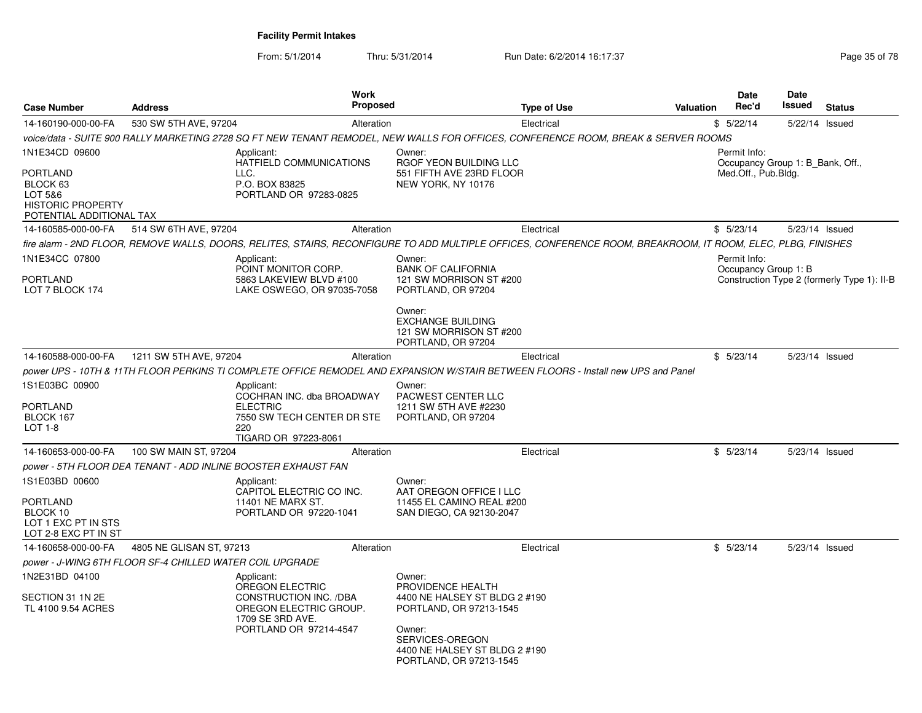**Facility Permit Intakes**

From: 5/1/2014 Thru: 5/31/2014 Run Date: 6/2/2014 16:17:37

| Case Number | Address | Work Proposed | Type of Use | Valuation | Date Rec'd | Date Issued | Status |
|---|---|---|---|---|---|---|---|
| 14-160190-000-00-FA | 530 SW 5TH AVE, 97204 | Alteration | Electrical | $ | 5/22/14 | 5/22/14 | Issued |

*voice/data - SUITE 900 RALLY MARKETING 2728 SQ FT NEW TENANT REMODEL, NEW WALLS FOR OFFICES, CONFERENCE ROOM, BREAK & SERVER ROOMS*

1N1E34CD 09600

PORTLAND
BLOCK 63
LOT 5&6
HISTORIC PROPERTY
POTENTIAL ADDITIONAL TAX

Applicant:
HATFIELD COMMUNICATIONS LLC.
P.O. BOX 83825
PORTLAND OR 97283-0825

Owner:
RGOF YEON BUILDING LLC
551 FIFTH AVE 23RD FLOOR
NEW YORK, NY 10176

Permit Info:
Occupancy Group 1: B_Bank, Off., Med.Off., Pub.Bldg.

---

| Case Number | Address | Work Proposed | Type of Use | Valuation | Date Rec'd | Date Issued | Status |
|---|---|---|---|---|---|---|---|
| 14-160585-000-00-FA | 514 SW 6TH AVE, 97204 | Alteration | Electrical | $ | 5/23/14 | 5/23/14 | Issued |

*fire alarm - 2ND FLOOR, REMOVE WALLS, DOORS, RELITES, STAIRS, RECONFIGURE TO ADD MULTIPLE OFFICES, CONFERENCE ROOM, BREAKROOM, IT ROOM, ELEC, PLBG, FINISHES*

1N1E34CC 07800

PORTLAND
LOT 7 BLOCK 174

Applicant:
POINT MONITOR CORP.
5863 LAKEVIEW BLVD #100
LAKE OSWEGO, OR 97035-7058

Owner:
BANK OF CALIFORNIA
121 SW MORRISON ST #200
PORTLAND, OR 97204

Owner:
EXCHANGE BUILDING
121 SW MORRISON ST #200
PORTLAND, OR 97204

Permit Info:
Occupancy Group 1: B
Construction Type 2 (formerly Type 1): II-B

---

| Case Number | Address | Work Proposed | Type of Use | Valuation | Date Rec'd | Date Issued | Status |
|---|---|---|---|---|---|---|---|
| 14-160588-000-00-FA | 1211 SW 5TH AVE, 97204 | Alteration | Electrical | $ | 5/23/14 | 5/23/14 | Issued |

*power UPS - 10TH & 11TH FLOOR PERKINS TI COMPLETE OFFICE REMODEL AND EXPANSION W/STAIR BETWEEN FLOORS - Install new UPS and Panel*

1S1E03BC 00900

PORTLAND
BLOCK 167
LOT 1-8

Applicant:
COCHRAN INC. dba BROADWAY ELECTRIC
7550 SW TECH CENTER DR STE 220
TIGARD OR 97223-8061

Owner:
PACWEST CENTER LLC
1211 SW 5TH AVE #2230
PORTLAND, OR 97204

---

| Case Number | Address | Work Proposed | Type of Use | Valuation | Date Rec'd | Date Issued | Status |
|---|---|---|---|---|---|---|---|
| 14-160653-000-00-FA | 100 SW MAIN ST, 97204 | Alteration | Electrical | $ | 5/23/14 | 5/23/14 | Issued |

*power - 5TH FLOOR DEA TENANT - ADD INLINE BOOSTER EXHAUST FAN*

1S1E03BD 00600

PORTLAND
BLOCK 10
LOT 1 EXC PT IN STS
LOT 2-8 EXC PT IN ST

Applicant:
CAPITOL ELECTRIC CO INC.
11401 NE MARX ST.
PORTLAND OR 97220-1041

Owner:
AAT OREGON OFFICE I LLC
11455 EL CAMINO REAL #200
SAN DIEGO, CA 92130-2047

---

| Case Number | Address | Work Proposed | Type of Use | Valuation | Date Rec'd | Date Issued | Status |
|---|---|---|---|---|---|---|---|
| 14-160658-000-00-FA | 4805 NE GLISAN ST, 97213 | Alteration | Electrical | $ | 5/23/14 | 5/23/14 | Issued |

*power - J-WING 6TH FLOOR SF-4 CHILLED WATER COIL UPGRADE*

1N2E31BD 04100

SECTION 31 1N 2E
TL 4100 9.54 ACRES

Applicant:
OREGON ELECTRIC CONSTRUCTION INC. /DBA OREGON ELECTRIC GROUP.
1709 SE 3RD AVE.
PORTLAND OR 97214-4547

Owner:
PROVIDENCE HEALTH
4400 NE HALSEY ST BLDG 2 #190
PORTLAND, OR 97213-1545

Owner:
SERVICES-OREGON
4400 NE HALSEY ST BLDG 2 #190
PORTLAND, OR 97213-1545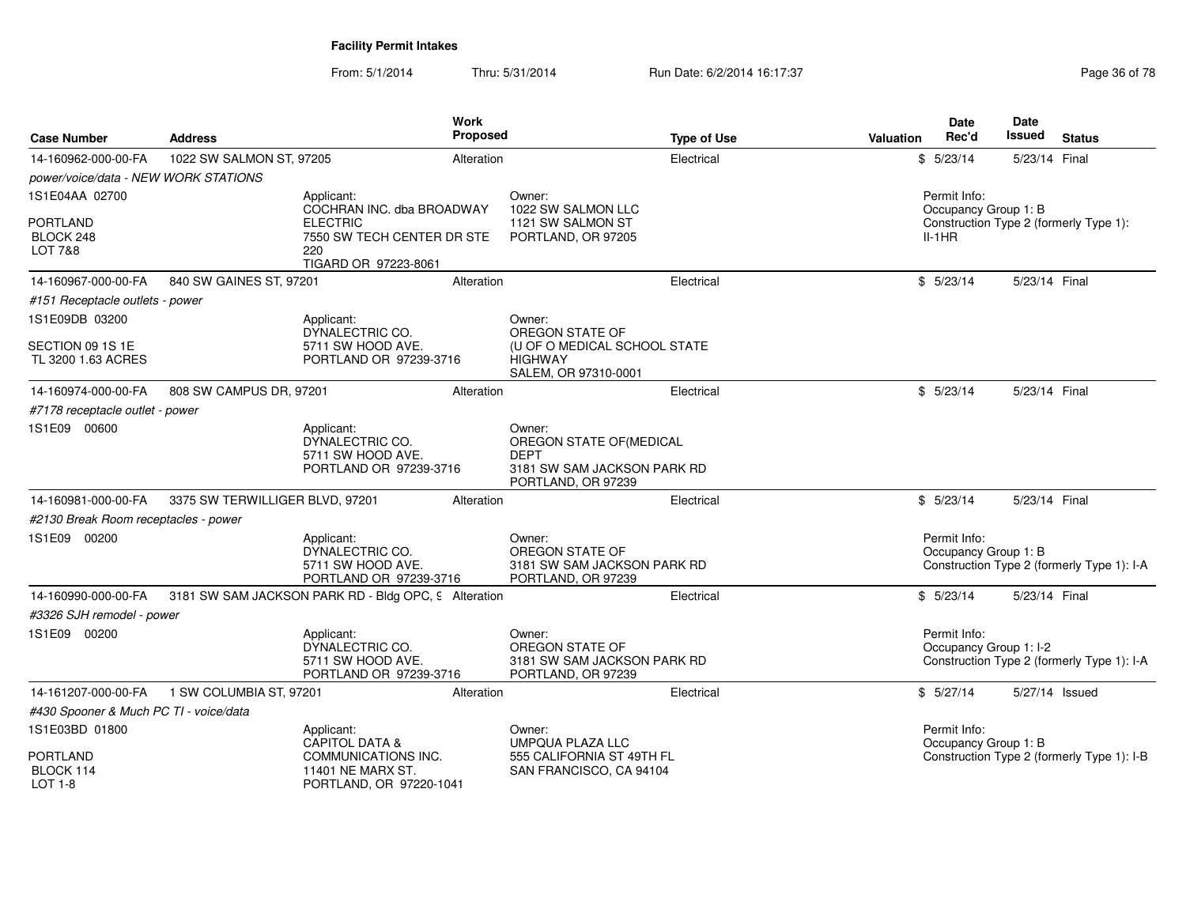**Facility Permit Intakes**

From: 5/1/2014 Thru: 5/31/2014 Run Date: 6/2/2014 16:17:37

| Case Number | Address | Work Proposed | Type of Use | Valuation | Date Rec'd | Date Issued | Status |
|---|---|---|---|---|---|---|---|
| 14-160962-000-00-FA | 1022 SW SALMON ST, 97205 | Alteration | Electrical | $ | 5/23/14 | 5/23/14 | Final |
| *power/voice/data - NEW WORK STATIONS* | | | | | | | |
| 1S1E04AA 02700<br><br>PORTLAND<br>BLOCK 248<br>LOT 7&8 | Applicant:<br>COCHRAN INC. dba BROADWAY ELECTRIC<br>7550 SW TECH CENTER DR STE 220<br>TIGARD OR 97223-8061 | Owner:<br>1022 SW SALMON LLC<br>1121 SW SALMON ST<br>PORTLAND, OR 97205 | | | Permit Info:<br>Occupancy Group 1: B<br>Construction Type 2 (formerly Type 1): II-1HR | | |
| 14-160967-000-00-FA | 840 SW GAINES ST, 97201 | Alteration | Electrical | $ | 5/23/14 | 5/23/14 | Final |
| *#151 Receptacle outlets - power* | | | | | | | |
| 1S1E09DB 03200<br><br>SECTION 09 1S 1E<br>TL 3200 1.63 ACRES | Applicant:<br>DYNALECTRIC CO.<br>5711 SW HOOD AVE.<br>PORTLAND OR 97239-3716 | Owner:<br>OREGON STATE OF<br>(U OF O MEDICAL SCHOOL STATE HIGHWAY<br>SALEM, OR 97310-0001 | | | | | |
| 14-160974-000-00-FA | 808 SW CAMPUS DR, 97201 | Alteration | Electrical | $ | 5/23/14 | 5/23/14 | Final |
| *#7178 receptacle outlet - power* | | | | | | | |
| 1S1E09 00600 | Applicant:<br>DYNALECTRIC CO.<br>5711 SW HOOD AVE.<br>PORTLAND OR 97239-3716 | Owner:<br>OREGON STATE OF(MEDICAL DEPT<br>3181 SW SAM JACKSON PARK RD<br>PORTLAND, OR 97239 | | | | | |
| 14-160981-000-00-FA | 3375 SW TERWILLIGER BLVD, 97201 | Alteration | Electrical | $ | 5/23/14 | 5/23/14 | Final |
| *#2130 Break Room receptacles - power* | | | | | | | |
| 1S1E09 00200 | Applicant:<br>DYNALECTRIC CO.<br>5711 SW HOOD AVE.<br>PORTLAND OR 97239-3716 | Owner:<br>OREGON STATE OF<br>3181 SW SAM JACKSON PARK RD<br>PORTLAND, OR 97239 | | | Permit Info:<br>Occupancy Group 1: B<br>Construction Type 2 (formerly Type 1): I-A | | |
| 14-160990-000-00-FA | 3181 SW SAM JACKSON PARK RD - Bldg OPC, 9 | Alteration | Electrical | $ | 5/23/14 | 5/23/14 | Final |
| *#3326 SJH remodel - power* | | | | | | | |
| 1S1E09 00200 | Applicant:<br>DYNALECTRIC CO.<br>5711 SW HOOD AVE.<br>PORTLAND OR 97239-3716 | Owner:<br>OREGON STATE OF<br>3181 SW SAM JACKSON PARK RD<br>PORTLAND, OR 97239 | | | Permit Info:<br>Occupancy Group 1: I-2<br>Construction Type 2 (formerly Type 1): I-A | | |
| 14-161207-000-00-FA | 1 SW COLUMBIA ST, 97201 | Alteration | Electrical | $ | 5/27/14 | 5/27/14 | Issued |
| *#430 Spooner & Much PC TI - voice/data* | | | | | | | |
| 1S1E03BD 01800<br><br>PORTLAND<br>BLOCK 114<br>LOT 1-8 | Applicant:<br>CAPITOL DATA & COMMUNICATIONS INC.<br>11401 NE MARX ST.<br>PORTLAND, OR 97220-1041 | Owner:<br>UMPQUA PLAZA LLC<br>555 CALIFORNIA ST 49TH FL<br>SAN FRANCISCO, CA 94104 | | | Permit Info:<br>Occupancy Group 1: B<br>Construction Type 2 (formerly Type 1): I-B | | |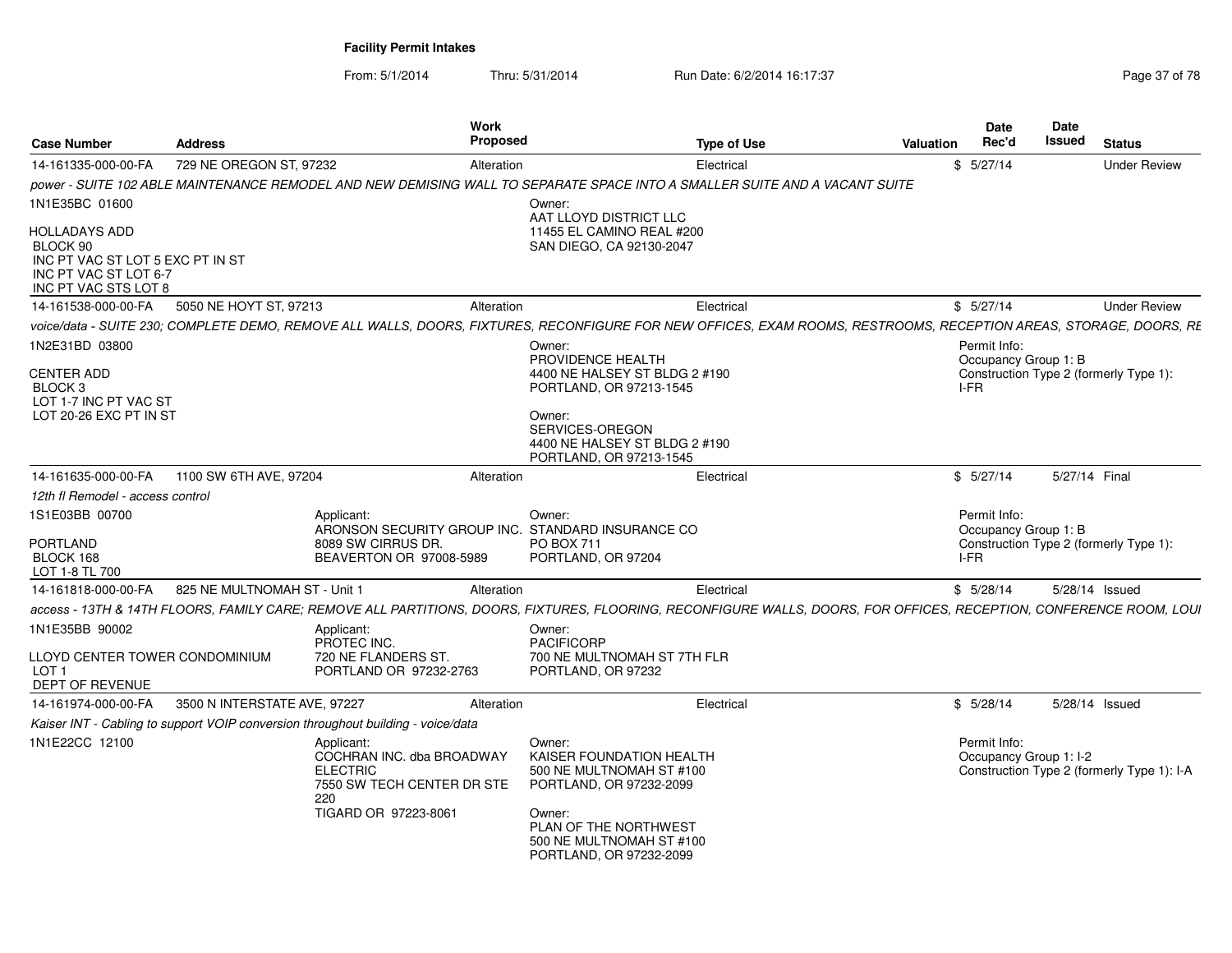**Facility Permit Intakes**

From: 5/1/2014 Thru: 5/31/2014 Run Date: 6/2/2014 16:17:37

| Case Number | Address | Work Proposed | Type of Use | Valuation | Date Rec'd | Date Issued | Status |
|---|---|---|---|---|---|---|---|
| 14-161335-000-00-FA | 729 NE OREGON ST, 97232 | Alteration | Electrical | $ | 5/27/14 | | Under Review |

*power - SUITE 102 ABLE MAINTENANCE REMODEL AND NEW DEMISING WALL TO SEPARATE SPACE INTO A SMALLER SUITE AND A VACANT SUITE*

1N1E35BC 01600

HOLLADAYS ADD
BLOCK 90
INC PT VAC ST LOT 5 EXC PT IN ST
INC PT VAC ST LOT 6-7
INC PT VAC STS LOT 8

Owner:
AAT LLOYD DISTRICT LLC
11455 EL CAMINO REAL #200
SAN DIEGO, CA 92130-2047

| Case Number | Address | Work Proposed | Type of Use | Valuation | Date Rec'd | Date Issued | Status |
|---|---|---|---|---|---|---|---|
| 14-161538-000-00-FA | 5050 NE HOYT ST, 97213 | Alteration | Electrical | $ | 5/27/14 | | Under Review |

*voice/data - SUITE 230; COMPLETE DEMO, REMOVE ALL WALLS, DOORS, FIXTURES, RECONFIGURE FOR NEW OFFICES, EXAM ROOMS, RESTROOMS, RECEPTION AREAS, STORAGE, DOORS, RE*

1N2E31BD 03800

CENTER ADD
BLOCK 3
LOT 1-7 INC PT VAC ST
LOT 20-26 EXC PT IN ST

Owner:
PROVIDENCE HEALTH
4400 NE HALSEY ST BLDG 2 #190
PORTLAND, OR 97213-1545

Owner:
SERVICES-OREGON
4400 NE HALSEY ST BLDG 2 #190
PORTLAND, OR 97213-1545

Permit Info:
Occupancy Group 1: B
Construction Type 2 (formerly Type 1): I-FR

| Case Number | Address | Work Proposed | Type of Use | Valuation | Date Rec'd | Date Issued | Status |
|---|---|---|---|---|---|---|---|
| 14-161635-000-00-FA | 1100 SW 6TH AVE, 97204 | Alteration | Electrical | $ | 5/27/14 | 5/27/14 | Final |

*12th fl Remodel - access control*

1S1E03BB 00700

PORTLAND
BLOCK 168
LOT 1-8 TL 700

Applicant:
ARONSON SECURITY GROUP INC.
8089 SW CIRRUS DR.
BEAVERTON OR 97008-5989

Owner:
STANDARD INSURANCE CO
PO BOX 711
PORTLAND, OR 97204

Permit Info:
Occupancy Group 1: B
Construction Type 2 (formerly Type 1): I-FR

| Case Number | Address | Work Proposed | Type of Use | Valuation | Date Rec'd | Date Issued | Status |
|---|---|---|---|---|---|---|---|
| 14-161818-000-00-FA | 825 NE MULTNOMAH ST - Unit 1 | Alteration | Electrical | $ | 5/28/14 | 5/28/14 | Issued |

*access - 13TH & 14TH FLOORS, FAMILY CARE; REMOVE ALL PARTITIONS, DOORS, FIXTURES, FLOORING, RECONFIGURE WALLS, DOORS, FOR OFFICES, RECEPTION, CONFERENCE ROOM, LOUI*

1N1E35BB 90002

LLOYD CENTER TOWER CONDOMINIUM
LOT 1
DEPT OF REVENUE

Applicant:
PROTEC INC.
720 NE FLANDERS ST.
PORTLAND OR 97232-2763

Owner:
PACIFICORP
700 NE MULTNOMAH ST 7TH FLR
PORTLAND, OR 97232

| Case Number | Address | Work Proposed | Type of Use | Valuation | Date Rec'd | Date Issued | Status |
|---|---|---|---|---|---|---|---|
| 14-161974-000-00-FA | 3500 N INTERSTATE AVE, 97227 | Alteration | Electrical | $ | 5/28/14 | 5/28/14 | Issued |

*Kaiser INT - Cabling to support VOIP conversion throughout building - voice/data*

1N1E22CC 12100

Applicant:
COCHRAN INC. dba BROADWAY ELECTRIC
7550 SW TECH CENTER DR STE 220
TIGARD OR 97223-8061

Owner:
KAISER FOUNDATION HEALTH
500 NE MULTNOMAH ST #100
PORTLAND, OR 97232-2099

Owner:
PLAN OF THE NORTHWEST
500 NE MULTNOMAH ST #100
PORTLAND, OR 97232-2099

Permit Info:
Occupancy Group 1: I-2
Construction Type 2 (formerly Type 1): I-A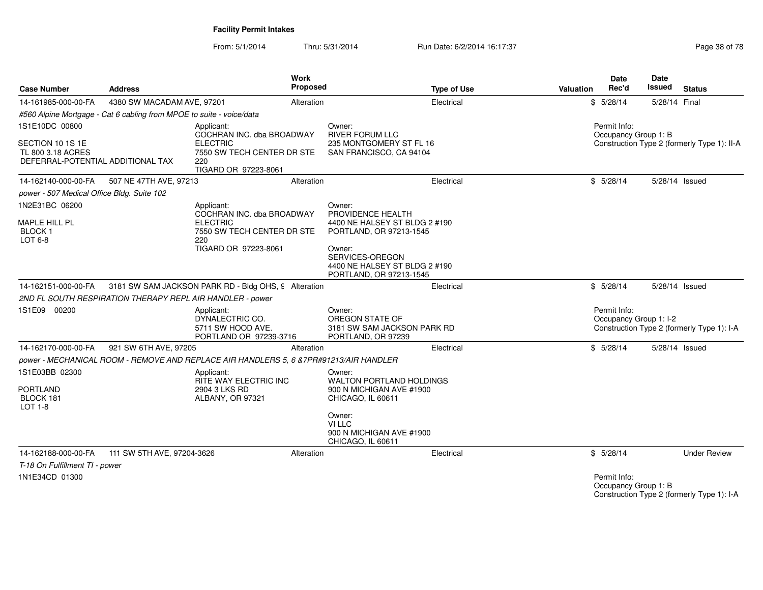# Facility Permit Intakes

From: 5/1/2014 Thru: 5/31/2014 Run Date: 6/2/2014 16:17:37

| Case Number | Address | Work Proposed | Type of Use | Valuation | Date Rec'd | Date Issued | Status |
|---|---|---|---|---|---|---|---|
| 14-161985-000-00-FA | 4380 SW MACADAM AVE, 97201 | Alteration | Electrical | $ | 5/28/14 | 5/28/14 | Final |

*#560 Alpine Mortgage - Cat 6 cabling from MPOE to suite - voice/data*

1S1E10DC 00800

SECTION 10 1S 1E
TL 800 3.18 ACRES
DEFERRAL-POTENTIAL ADDITIONAL TAX

Applicant:
COCHRAN INC. dba BROADWAY ELECTRIC
7550 SW TECH CENTER DR STE 220
TIGARD OR 97223-8061

Owner:
RIVER FORUM LLC
235 MONTGOMERY ST FL 16
SAN FRANCISCO, CA 94104

Permit Info:
Occupancy Group 1: B
Construction Type 2 (formerly Type 1): II-A

---

| Case Number | Address | Work Proposed | Type of Use | Valuation | Date Rec'd | Date Issued | Status |
|---|---|---|---|---|---|---|---|
| 14-162140-000-00-FA | 507 NE 47TH AVE, 97213 | Alteration | Electrical | $ | 5/28/14 | 5/28/14 | Issued |

*power - 507 Medical Office Bldg. Suite 102*

1N2E31BC 06200

MAPLE HILL PL
BLOCK 1
LOT 6-8

Applicant:
COCHRAN INC. dba BROADWAY ELECTRIC
7550 SW TECH CENTER DR STE 220
TIGARD OR 97223-8061

Owner:
PROVIDENCE HEALTH
4400 NE HALSEY ST BLDG 2 #190
PORTLAND, OR 97213-1545

Owner:
SERVICES-OREGON
4400 NE HALSEY ST BLDG 2 #190
PORTLAND, OR 97213-1545

---

| Case Number | Address | Work Proposed | Type of Use | Valuation | Date Rec'd | Date Issued | Status |
|---|---|---|---|---|---|---|---|
| 14-162151-000-00-FA | 3181 SW SAM JACKSON PARK RD - Bldg OHS, 9 | Alteration | Electrical | $ | 5/28/14 | 5/28/14 | Issued |

*2ND FL SOUTH RESPIRATION THERAPY REPL AIR HANDLER - power*

1S1E09 00200

Applicant:
DYNALECTRIC CO.
5711 SW HOOD AVE.
PORTLAND OR 97239-3716

Owner:
OREGON STATE OF
3181 SW SAM JACKSON PARK RD
PORTLAND, OR 97239

Permit Info:
Occupancy Group 1: I-2
Construction Type 2 (formerly Type 1): I-A

---

| Case Number | Address | Work Proposed | Type of Use | Valuation | Date Rec'd | Date Issued | Status |
|---|---|---|---|---|---|---|---|
| 14-162170-000-00-FA | 921 SW 6TH AVE, 97205 | Alteration | Electrical | $ | 5/28/14 | 5/28/14 | Issued |

*power - MECHANICAL ROOM - REMOVE AND REPLACE AIR HANDLERS 5, 6 &7PR#91213/AIR HANDLER*

1S1E03BB 02300

PORTLAND
BLOCK 181
LOT 1-8

Applicant:
RITE WAY ELECTRIC INC
2904 3 LKS RD
ALBANY, OR 97321

Owner:
WALTON PORTLAND HOLDINGS
900 N MICHIGAN AVE #1900
CHICAGO, IL 60611

Owner:
VI LLC
900 N MICHIGAN AVE #1900
CHICAGO, IL 60611

---

| Case Number | Address | Work Proposed | Type of Use | Valuation | Date Rec'd | Date Issued | Status |
|---|---|---|---|---|---|---|---|
| 14-162188-000-00-FA | 111 SW 5TH AVE, 97204-3626 | Alteration | Electrical | $ | 5/28/14 | | Under Review |

*T-18 On Fulfillment TI - power*

1N1E34CD 01300

Permit Info:
Occupancy Group 1: B
Construction Type 2 (formerly Type 1): I-A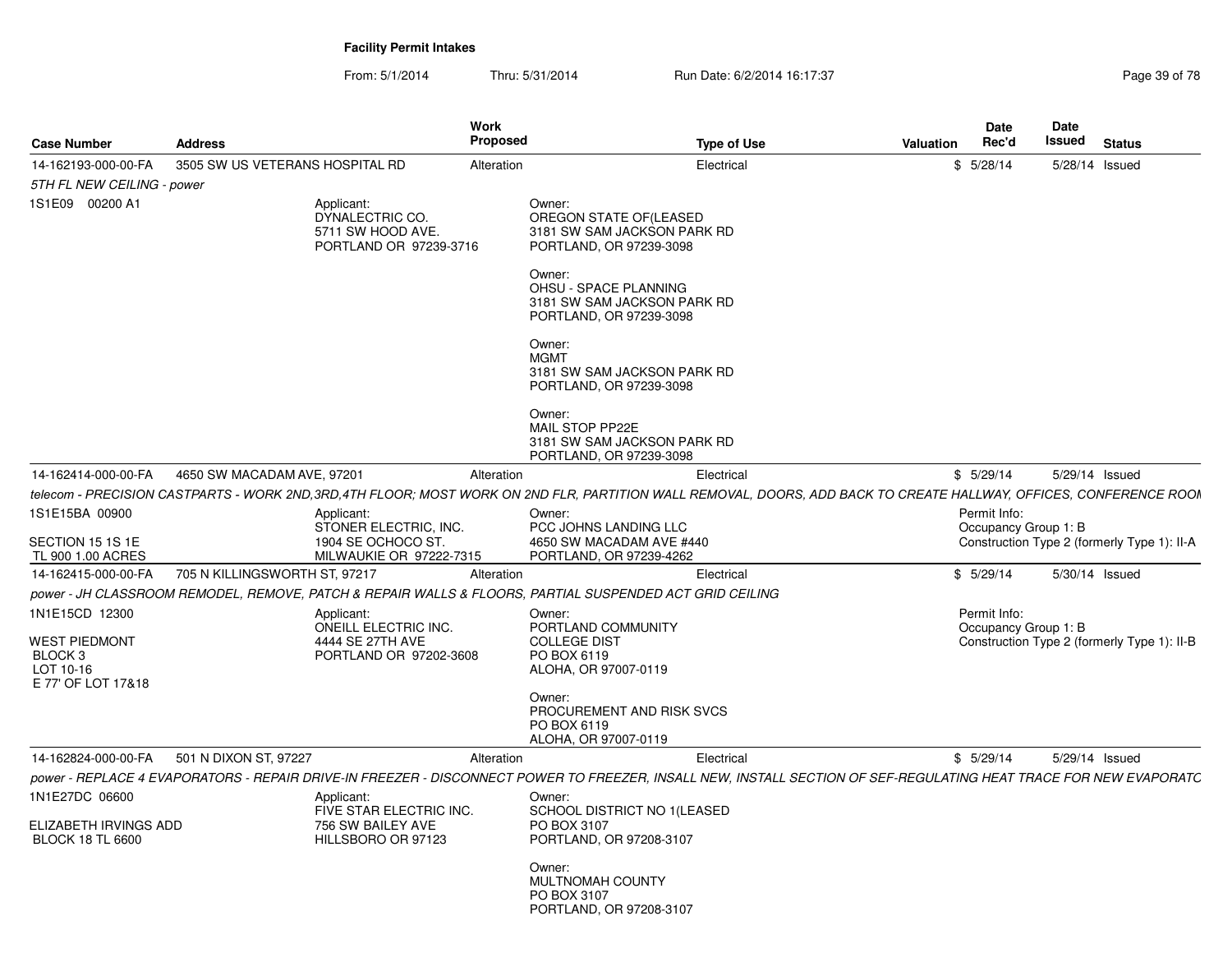**Facility Permit Intakes**

From: 5/1/2014 Thru: 5/31/2014 Run Date: 6/2/2014 16:17:37

| Case Number | Address | Work Proposed | Type of Use | Valuation | Date Rec'd | Date Issued | Status |
|---|---|---|---|---|---|---|---|
| 14-162193-000-00-FA | 3505 SW US VETERANS HOSPITAL RD | Alteration | Electrical | $ | 5/28/14 | 5/28/14 | Issued |

*5TH FL NEW CEILING - power*

1S1E09 00200 A1

Applicant:
DYNALECTRIC CO.
5711 SW HOOD AVE.
PORTLAND OR 97239-3716

Owner:
OREGON STATE OF(LEASED
3181 SW SAM JACKSON PARK RD
PORTLAND, OR 97239-3098

Owner:
OHSU - SPACE PLANNING
3181 SW SAM JACKSON PARK RD
PORTLAND, OR 97239-3098

Owner:
MGMT
3181 SW SAM JACKSON PARK RD
PORTLAND, OR 97239-3098

Owner:
MAIL STOP PP22E
3181 SW SAM JACKSON PARK RD
PORTLAND, OR 97239-3098

| Case Number | Address | Work Proposed | Type of Use | Valuation | Date Rec'd | Date Issued | Status |
|---|---|---|---|---|---|---|---|
| 14-162414-000-00-FA | 4650 SW MACADAM AVE, 97201 | Alteration | Electrical | $ | 5/29/14 | 5/29/14 | Issued |

*telecom - PRECISION CASTPARTS - WORK 2ND,3RD,4TH FLOOR; MOST WORK ON 2ND FLR, PARTITION WALL REMOVAL, DOORS, ADD BACK TO CREATE HALLWAY, OFFICES, CONFERENCE ROOM*

1S1E15BA 00900

SECTION 15 1S 1E
TL 900 1.00 ACRES

Applicant:
STONER ELECTRIC, INC.
1904 SE OCHOCO ST.
MILWAUKIE OR 97222-7315

Owner:
PCC JOHNS LANDING LLC
4650 SW MACADAM AVE #440
PORTLAND, OR 97239-4262

Permit Info:
Occupancy Group 1: B
Construction Type 2 (formerly Type 1): II-A

| Case Number | Address | Work Proposed | Type of Use | Valuation | Date Rec'd | Date Issued | Status |
|---|---|---|---|---|---|---|---|
| 14-162415-000-00-FA | 705 N KILLINGSWORTH ST, 97217 | Alteration | Electrical | $ | 5/29/14 | 5/30/14 | Issued |

*power - JH CLASSROOM REMODEL, REMOVE, PATCH & REPAIR WALLS & FLOORS, PARTIAL SUSPENDED ACT GRID CEILING*

1N1E15CD 12300

WEST PIEDMONT
BLOCK 3
LOT 10-16
E 77' OF LOT 17&18

Applicant:
ONEILL ELECTRIC INC.
4444 SE 27TH AVE
PORTLAND OR 97202-3608

Owner:
PORTLAND COMMUNITY
COLLEGE DIST
PO BOX 6119
ALOHA, OR 97007-0119

Owner:
PROCUREMENT AND RISK SVCS
PO BOX 6119
ALOHA, OR 97007-0119

Permit Info:
Occupancy Group 1: B
Construction Type 2 (formerly Type 1): II-B

| Case Number | Address | Work Proposed | Type of Use | Valuation | Date Rec'd | Date Issued | Status |
|---|---|---|---|---|---|---|---|
| 14-162824-000-00-FA | 501 N DIXON ST, 97227 | Alteration | Electrical | $ | 5/29/14 | 5/29/14 | Issued |

*power - REPLACE 4 EVAPORATORS - REPAIR DRIVE-IN FREEZER - DISCONNECT POWER TO FREEZER, INSALL NEW, INSTALL SECTION OF SEF-REGULATING HEAT TRACE FOR NEW EVAPORATC*

1N1E27DC 06600

ELIZABETH IRVINGS ADD
BLOCK 18 TL 6600

Applicant:
FIVE STAR ELECTRIC INC.
756 SW BAILEY AVE
HILLSBORO OR 97123

Owner:
SCHOOL DISTRICT NO 1(LEASED
PO BOX 3107
PORTLAND, OR 97208-3107

Owner:
MULTNOMAH COUNTY
PO BOX 3107
PORTLAND, OR 97208-3107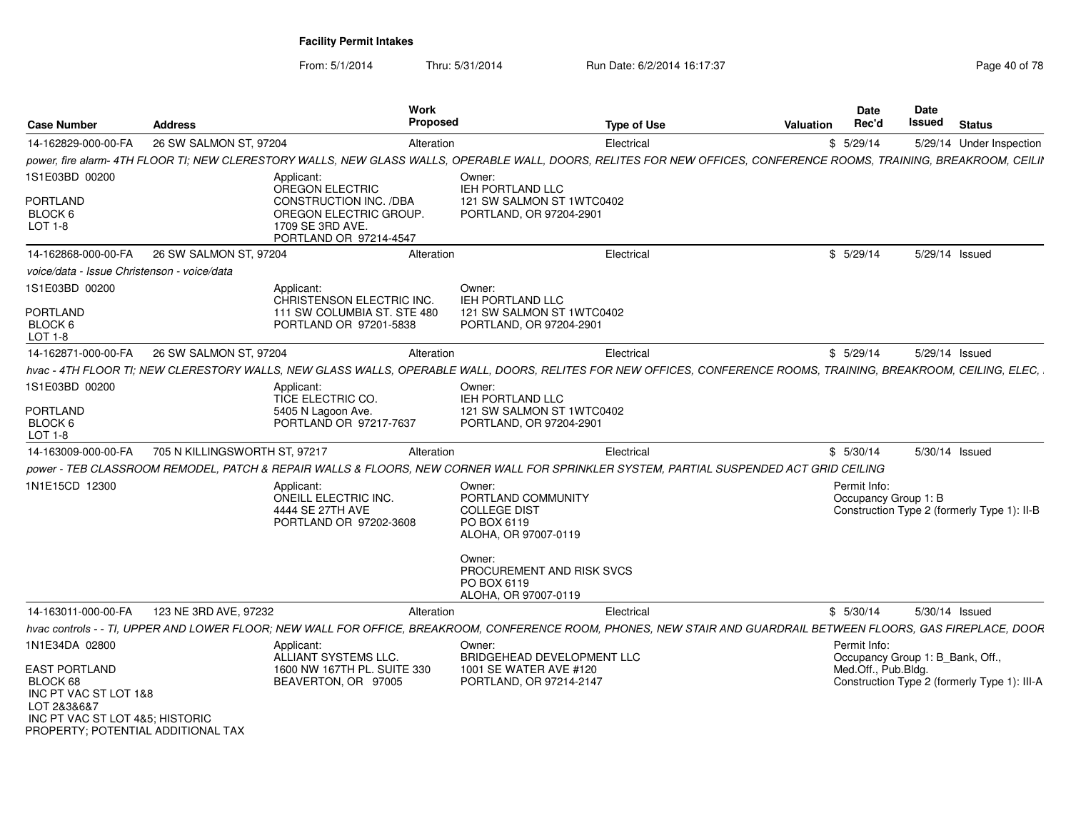**Facility Permit Intakes**

From: 5/1/2014 Thru: 5/31/2014 Run Date: 6/2/2014 16:17:37

| Case Number | Address | Work Proposed | Type of Use | Valuation | Date Rec'd | Date Issued | Status |
|---|---|---|---|---|---|---|---|
| 14-162829-000-00-FA | 26 SW SALMON ST, 97204 | Alteration | Electrical | $ | 5/29/14 | 5/29/14 | Under Inspection |

*power, fire alarm- 4TH FLOOR TI; NEW CLERESTORY WALLS, NEW GLASS WALLS, OPERABLE WALL, DOORS, RELITES FOR NEW OFFICES, CONFERENCE ROOMS, TRAINING, BREAKROOM, CEILI*

1S1E03BD 00200
PORTLAND
BLOCK 6
LOT 1-8

Applicant:
OREGON ELECTRIC CONSTRUCTION INC. /DBA OREGON ELECTRIC GROUP.
1709 SE 3RD AVE.
PORTLAND OR 97214-4547

Owner:
IEH PORTLAND LLC
121 SW SALMON ST 1WTC0402
PORTLAND, OR 97204-2901

| Case Number | Address | Work Proposed | Type of Use | Valuation | Date Rec'd | Date Issued | Status |
|---|---|---|---|---|---|---|---|
| 14-162868-000-00-FA | 26 SW SALMON ST, 97204 | Alteration | Electrical | $ | 5/29/14 | 5/29/14 | Issued |

*voice/data - Issue Christenson - voice/data*

1S1E03BD 00200
PORTLAND
BLOCK 6
LOT 1-8

Applicant:
CHRISTENSON ELECTRIC INC.
111 SW COLUMBIA ST. STE 480
PORTLAND OR 97201-5838

Owner:
IEH PORTLAND LLC
121 SW SALMON ST 1WTC0402
PORTLAND, OR 97204-2901

| Case Number | Address | Work Proposed | Type of Use | Valuation | Date Rec'd | Date Issued | Status |
|---|---|---|---|---|---|---|---|
| 14-162871-000-00-FA | 26 SW SALMON ST, 97204 | Alteration | Electrical | $ | 5/29/14 | 5/29/14 | Issued |

*hvac - 4TH FLOOR TI; NEW CLERESTORY WALLS, NEW GLASS WALLS, OPERABLE WALL, DOORS, RELITES FOR NEW OFFICES, CONFERENCE ROOMS, TRAINING, BREAKROOM, CEILING, ELEC,*

1S1E03BD 00200
PORTLAND
BLOCK 6
LOT 1-8

Applicant:
TICE ELECTRIC CO.
5405 N Lagoon Ave.
PORTLAND OR 97217-7637

Owner:
IEH PORTLAND LLC
121 SW SALMON ST 1WTC0402
PORTLAND, OR 97204-2901

| Case Number | Address | Work Proposed | Type of Use | Valuation | Date Rec'd | Date Issued | Status |
|---|---|---|---|---|---|---|---|
| 14-163009-000-00-FA | 705 N KILLINGSWORTH ST, 97217 | Alteration | Electrical | $ | 5/30/14 | 5/30/14 | Issued |

*power - TEB CLASSROOM REMODEL, PATCH & REPAIR WALLS & FLOORS, NEW CORNER WALL FOR SPRINKLER SYSTEM, PARTIAL SUSPENDED ACT GRID CEILING*

1N1E15CD 12300

Applicant:
ONEILL ELECTRIC INC.
4444 SE 27TH AVE
PORTLAND OR 97202-3608

Owner:
PORTLAND COMMUNITY COLLEGE DIST
PO BOX 6119
ALOHA, OR 97007-0119

Owner:
PROCUREMENT AND RISK SVCS
PO BOX 6119
ALOHA, OR 97007-0119

Permit Info:
Occupancy Group 1: B
Construction Type 2 (formerly Type 1): II-B

| Case Number | Address | Work Proposed | Type of Use | Valuation | Date Rec'd | Date Issued | Status |
|---|---|---|---|---|---|---|---|
| 14-163011-000-00-FA | 123 NE 3RD AVE, 97232 | Alteration | Electrical | $ | 5/30/14 | 5/30/14 | Issued |

*hvac controls - - TI, UPPER AND LOWER FLOOR; NEW WALL FOR OFFICE, BREAKROOM, CONFERENCE ROOM, PHONES, NEW STAIR AND GUARDRAIL BETWEEN FLOORS, GAS FIREPLACE, DOOR*

1N1E34DA 02800
EAST PORTLAND
BLOCK 68
INC PT VAC ST LOT 1&8
LOT 2&3&6&7
INC PT VAC ST LOT 4&5; HISTORIC PROPERTY; POTENTIAL ADDITIONAL TAX

Applicant:
ALLIANT SYSTEMS LLC.
1600 NW 167TH PL. SUITE 330
BEAVERTON, OR 97005

Owner:
BRIDGEHEAD DEVELOPMENT LLC
1001 SE WATER AVE #120
PORTLAND, OR 97214-2147

Permit Info:
Occupancy Group 1: B_Bank, Off., Med.Off., Pub.Bldg.
Construction Type 2 (formerly Type 1): III-A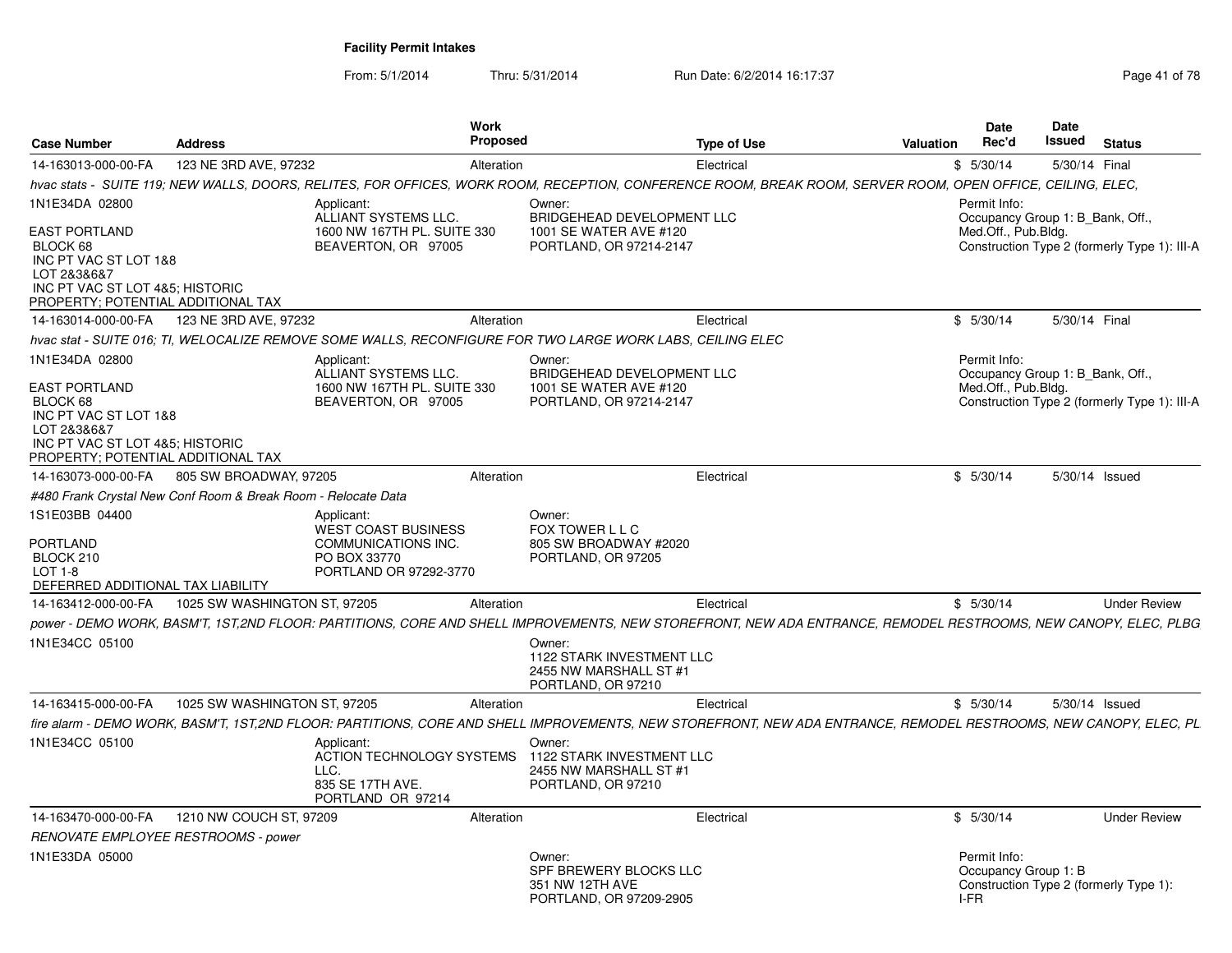**Facility Permit Intakes**

From: 5/1/2014 Thru: 5/31/2014 Run Date: 6/2/2014 16:17:37

| Case Number | Address | Work Proposed | Type of Use | Valuation | Date Rec'd | Date Issued | Status |
|---|---|---|---|---|---|---|---|
| 14-163013-000-00-FA | 123 NE 3RD AVE, 97232 | Alteration | Electrical | $ | 5/30/14 | 5/30/14 | Final |

*hvac stats - SUITE 119; NEW WALLS, DOORS, RELITES, FOR OFFICES, WORK ROOM, RECEPTION, CONFERENCE ROOM, BREAK ROOM, SERVER ROOM, OPEN OFFICE, CEILING, ELEC,*

1N1E34DA 02800

EAST PORTLAND
BLOCK 68
INC PT VAC ST LOT 1&8
LOT 2&3&6&7
INC PT VAC ST LOT 4&5; HISTORIC
PROPERTY; POTENTIAL ADDITIONAL TAX

Applicant:
ALLIANT SYSTEMS LLC.
1600 NW 167TH PL. SUITE 330
BEAVERTON, OR 97005

Owner:
BRIDGEHEAD DEVELOPMENT LLC
1001 SE WATER AVE #120
PORTLAND, OR 97214-2147

Permit Info:
Occupancy Group 1: B_Bank, Off., Med.Off., Pub.Bldg.
Construction Type 2 (formerly Type 1): III-A

| Case Number | Address | Work Proposed | Type of Use | Valuation | Date Rec'd | Date Issued | Status |
|---|---|---|---|---|---|---|---|
| 14-163014-000-00-FA | 123 NE 3RD AVE, 97232 | Alteration | Electrical | $ | 5/30/14 | 5/30/14 | Final |

*hvac stat - SUITE 016; TI, WELOCALIZE REMOVE SOME WALLS, RECONFIGURE FOR TWO LARGE WORK LABS, CEILING ELEC*

1N1E34DA 02800

EAST PORTLAND
BLOCK 68
INC PT VAC ST LOT 1&8
LOT 2&3&6&7
INC PT VAC ST LOT 4&5; HISTORIC
PROPERTY; POTENTIAL ADDITIONAL TAX

Applicant:
ALLIANT SYSTEMS LLC.
1600 NW 167TH PL. SUITE 330
BEAVERTON, OR 97005

Owner:
BRIDGEHEAD DEVELOPMENT LLC
1001 SE WATER AVE #120
PORTLAND, OR 97214-2147

Permit Info:
Occupancy Group 1: B_Bank, Off., Med.Off., Pub.Bldg.
Construction Type 2 (formerly Type 1): III-A

| Case Number | Address | Work Proposed | Type of Use | Valuation | Date Rec'd | Date Issued | Status |
|---|---|---|---|---|---|---|---|
| 14-163073-000-00-FA | 805 SW BROADWAY, 97205 | Alteration | Electrical | $ | 5/30/14 | 5/30/14 | Issued |

*#480 Frank Crystal New Conf Room & Break Room - Relocate Data*

1S1E03BB 04400

PORTLAND
BLOCK 210
LOT 1-8
DEFERRED ADDITIONAL TAX LIABILITY

Applicant:
WEST COAST BUSINESS COMMUNICATIONS INC.
PO BOX 33770
PORTLAND OR 97292-3770

Owner:
FOX TOWER L L C
805 SW BROADWAY #2020
PORTLAND, OR 97205

| Case Number | Address | Work Proposed | Type of Use | Valuation | Date Rec'd | Date Issued | Status |
|---|---|---|---|---|---|---|---|
| 14-163412-000-00-FA | 1025 SW WASHINGTON ST, 97205 | Alteration | Electrical | $ | 5/30/14 | | Under Review |

*power - DEMO WORK, BASM'T, 1ST,2ND FLOOR: PARTITIONS, CORE AND SHELL IMPROVEMENTS, NEW STOREFRONT, NEW ADA ENTRANCE, REMODEL RESTROOMS, NEW CANOPY, ELEC, PLBG*

1N1E34CC 05100

Owner:
1122 STARK INVESTMENT LLC
2455 NW MARSHALL ST #1
PORTLAND, OR 97210

| Case Number | Address | Work Proposed | Type of Use | Valuation | Date Rec'd | Date Issued | Status |
|---|---|---|---|---|---|---|---|
| 14-163415-000-00-FA | 1025 SW WASHINGTON ST, 97205 | Alteration | Electrical | $ | 5/30/14 | 5/30/14 | Issued |

*fire alarm - DEMO WORK, BASM'T, 1ST,2ND FLOOR: PARTITIONS, CORE AND SHELL IMPROVEMENTS, NEW STOREFRONT, NEW ADA ENTRANCE, REMODEL RESTROOMS, NEW CANOPY, ELEC, PL*

1N1E34CC 05100

Applicant:
ACTION TECHNOLOGY SYSTEMS LLC.
835 SE 17TH AVE.
PORTLAND OR 97214

Owner:
1122 STARK INVESTMENT LLC
2455 NW MARSHALL ST #1
PORTLAND, OR 97210

| Case Number | Address | Work Proposed | Type of Use | Valuation | Date Rec'd | Date Issued | Status |
|---|---|---|---|---|---|---|---|
| 14-163470-000-00-FA | 1210 NW COUCH ST, 97209 | Alteration | Electrical | $ | 5/30/14 | | Under Review |

*RENOVATE EMPLOYEE RESTROOMS - power*

1N1E33DA 05000

Owner:
SPF BREWERY BLOCKS LLC
351 NW 12TH AVE
PORTLAND, OR 97209-2905

Permit Info:
Occupancy Group 1: B
Construction Type 2 (formerly Type 1): I-FR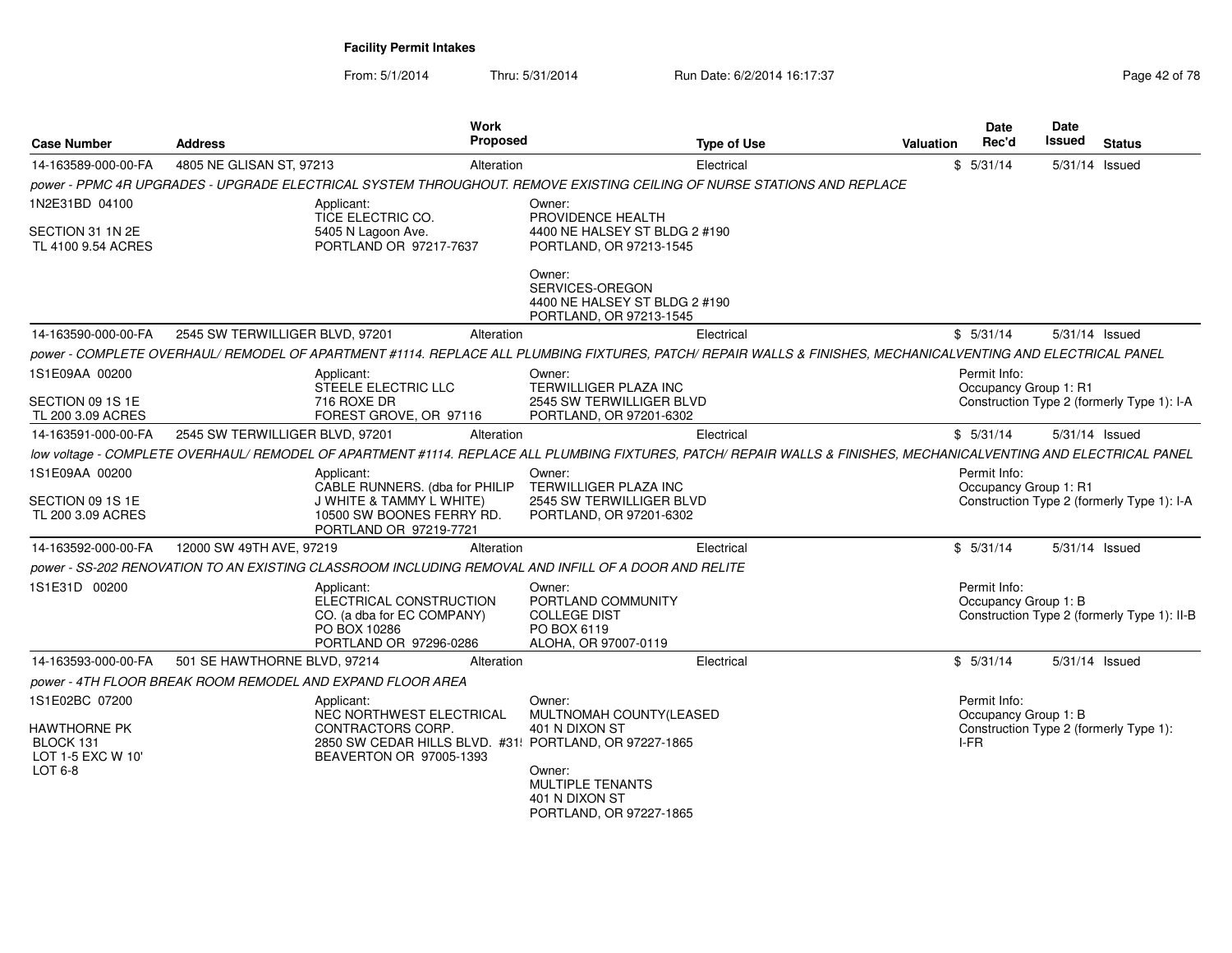**Facility Permit Intakes**

From: 5/1/2014 Thru: 5/31/2014 Run Date: 6/2/2014 16:17:37

| Case Number | Address | Work Proposed | Type of Use | Valuation | Date Rec'd | Date Issued | Status |
|---|---|---|---|---|---|---|---|
| 14-163589-000-00-FA | 4805 NE GLISAN ST, 97213 | Alteration | Electrical | $ | 5/31/14 | 5/31/14 | Issued |

*power - PPMC 4R UPGRADES - UPGRADE ELECTRICAL SYSTEM THROUGHOUT. REMOVE EXISTING CEILING OF NURSE STATIONS AND REPLACE*

1N2E31BD 04100
SECTION 31 1N 2E
TL 4100 9.54 ACRES

Applicant:
TICE ELECTRIC CO.
5405 N Lagoon Ave.
PORTLAND OR 97217-7637

Owner:
PROVIDENCE HEALTH
4400 NE HALSEY ST BLDG 2 #190
PORTLAND, OR 97213-1545

Owner:
SERVICES-OREGON
4400 NE HALSEY ST BLDG 2 #190
PORTLAND, OR 97213-1545

| Case Number | Address | Work Proposed | Type of Use | Valuation | Date Rec'd | Date Issued | Status |
|---|---|---|---|---|---|---|---|
| 14-163590-000-00-FA | 2545 SW TERWILLIGER BLVD, 97201 | Alteration | Electrical | $ | 5/31/14 | 5/31/14 | Issued |

*power - COMPLETE OVERHAUL/ REMODEL OF APARTMENT #1114. REPLACE ALL PLUMBING FIXTURES, PATCH/ REPAIR WALLS & FINISHES, MECHANICALVENTING AND ELECTRICAL PANEL*

1S1E09AA 00200
SECTION 09 1S 1E
TL 200 3.09 ACRES

Applicant:
STEELE ELECTRIC LLC
716 ROXE DR
FOREST GROVE, OR 97116

Owner:
TERWILLIGER PLAZA INC
2545 SW TERWILLIGER BLVD
PORTLAND, OR 97201-6302

Permit Info:
Occupancy Group 1: R1
Construction Type 2 (formerly Type 1): I-A

| Case Number | Address | Work Proposed | Type of Use | Valuation | Date Rec'd | Date Issued | Status |
|---|---|---|---|---|---|---|---|
| 14-163591-000-00-FA | 2545 SW TERWILLIGER BLVD, 97201 | Alteration | Electrical | $ | 5/31/14 | 5/31/14 | Issued |

*low voltage - COMPLETE OVERHAUL/ REMODEL OF APARTMENT #1114. REPLACE ALL PLUMBING FIXTURES, PATCH/ REPAIR WALLS & FINISHES, MECHANICALVENTING AND ELECTRICAL PANEL*

1S1E09AA 00200
SECTION 09 1S 1E
TL 200 3.09 ACRES

Applicant:
CABLE RUNNERS. (dba for PHILIP J WHITE & TAMMY L WHITE)
10500 SW BOONES FERRY RD.
PORTLAND OR 97219-7721

Owner:
TERWILLIGER PLAZA INC
2545 SW TERWILLIGER BLVD
PORTLAND, OR 97201-6302

Permit Info:
Occupancy Group 1: R1
Construction Type 2 (formerly Type 1): I-A

| Case Number | Address | Work Proposed | Type of Use | Valuation | Date Rec'd | Date Issued | Status |
|---|---|---|---|---|---|---|---|
| 14-163592-000-00-FA | 12000 SW 49TH AVE, 97219 | Alteration | Electrical | $ | 5/31/14 | 5/31/14 | Issued |

*power - SS-202 RENOVATION TO AN EXISTING CLASSROOM INCLUDING REMOVAL AND INFILL OF A DOOR AND RELITE*

1S1E31D 00200

Applicant:
ELECTRICAL CONSTRUCTION CO. (a dba for EC COMPANY)
PO BOX 10286
PORTLAND OR 97296-0286

Owner:
PORTLAND COMMUNITY COLLEGE DIST
PO BOX 6119
ALOHA, OR 97007-0119

Permit Info:
Occupancy Group 1: B
Construction Type 2 (formerly Type 1): II-B

| Case Number | Address | Work Proposed | Type of Use | Valuation | Date Rec'd | Date Issued | Status |
|---|---|---|---|---|---|---|---|
| 14-163593-000-00-FA | 501 SE HAWTHORNE BLVD, 97214 | Alteration | Electrical | $ | 5/31/14 | 5/31/14 | Issued |

*power - 4TH FLOOR BREAK ROOM REMODEL AND EXPAND FLOOR AREA*

1S1E02BC 07200
HAWTHORNE PK
BLOCK 131
LOT 1-5 EXC W 10'
LOT 6-8

Applicant:
NEC NORTHWEST ELECTRICAL CONTRACTORS CORP.
2850 SW CEDAR HILLS BLVD. #31!
BEAVERTON OR 97005-1393

Owner:
MULTNOMAH COUNTY(LEASED
401 N DIXON ST
PORTLAND, OR 97227-1865

Owner:
MULTIPLE TENANTS
401 N DIXON ST
PORTLAND, OR 97227-1865

Permit Info:
Occupancy Group 1: B
Construction Type 2 (formerly Type 1): I-FR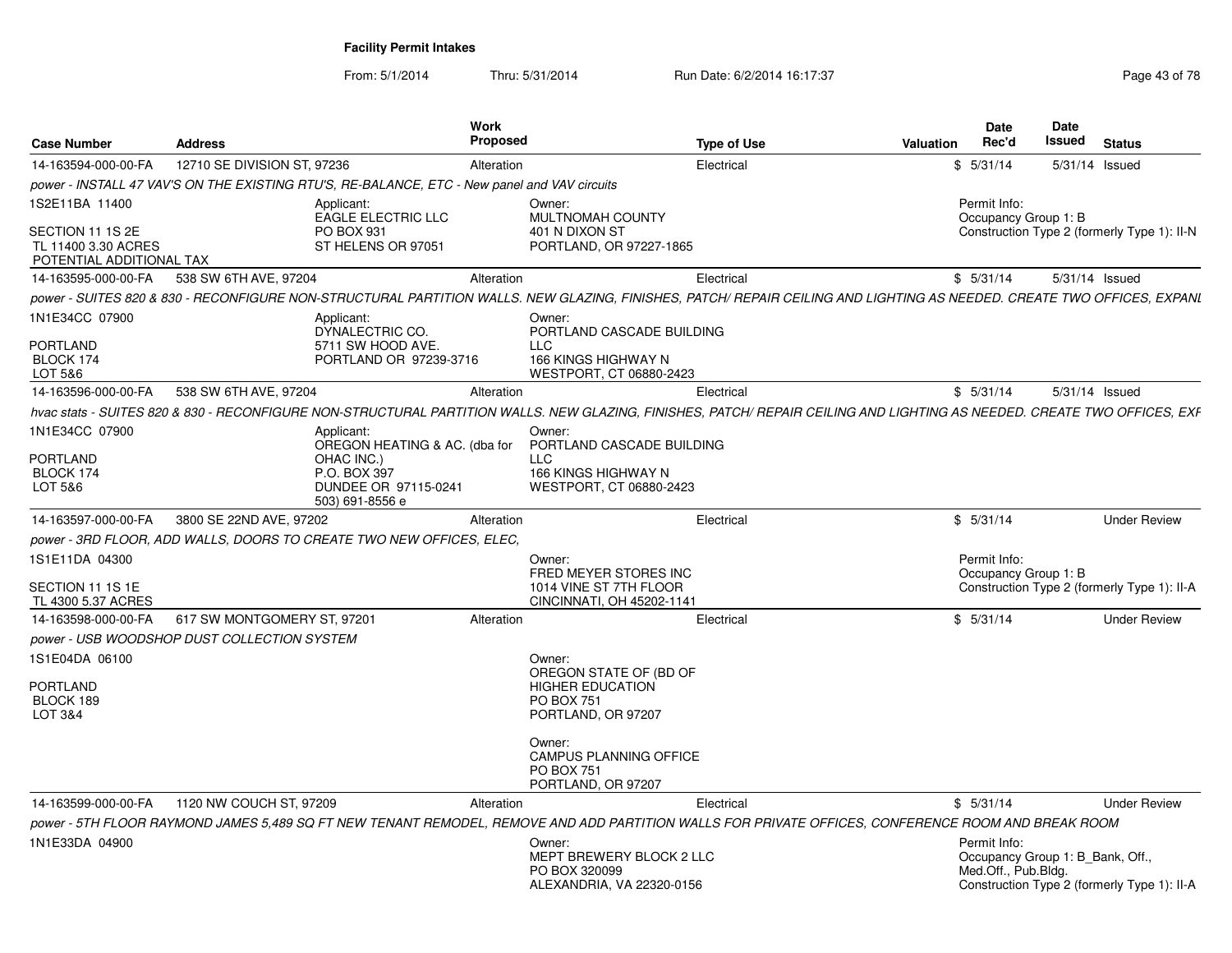**Facility Permit Intakes**

From: 5/1/2014 Thru: 5/31/2014 Run Date: 6/2/2014 16:17:37

| Case Number | Address | Work Proposed | Type of Use | Valuation | Date Rec'd | Date Issued | Status |
|---|---|---|---|---|---|---|---|
| 14-163594-000-00-FA | 12710 SE DIVISION ST, 97236 | Alteration | Electrical | $ | 5/31/14 | 5/31/14 | Issued |

*power - INSTALL 47 VAV'S ON THE EXISTING RTU'S, RE-BALANCE, ETC - New panel and VAV circuits*

1S2E11BA 11400
SECTION 11 1S 2E
TL 11400 3.30 ACRES
POTENTIAL ADDITIONAL TAX

Applicant:
EAGLE ELECTRIC LLC
PO BOX 931
ST HELENS OR 97051

Owner:
MULTNOMAH COUNTY
401 N DIXON ST
PORTLAND, OR 97227-1865

Permit Info:
Occupancy Group 1: B
Construction Type 2 (formerly Type 1): II-N

| Case Number | Address | Work Proposed | Type of Use | Valuation | Date Rec'd | Date Issued | Status |
|---|---|---|---|---|---|---|---|
| 14-163595-000-00-FA | 538 SW 6TH AVE, 97204 | Alteration | Electrical | $ | 5/31/14 | 5/31/14 | Issued |

*power - SUITES 820 & 830 - RECONFIGURE NON-STRUCTURAL PARTITION WALLS. NEW GLAZING, FINISHES, PATCH/ REPAIR CEILING AND LIGHTING AS NEEDED. CREATE TWO OFFICES, EXPANI*

1N1E34CC 07900
PORTLAND
BLOCK 174
LOT 5&6

Applicant:
DYNALECTRIC CO.
5711 SW HOOD AVE.
PORTLAND OR 97239-3716

Owner:
PORTLAND CASCADE BUILDING LLC
166 KINGS HIGHWAY N
WESTPORT, CT 06880-2423

| Case Number | Address | Work Proposed | Type of Use | Valuation | Date Rec'd | Date Issued | Status |
|---|---|---|---|---|---|---|---|
| 14-163596-000-00-FA | 538 SW 6TH AVE, 97204 | Alteration | Electrical | $ | 5/31/14 | 5/31/14 | Issued |

*hvac stats - SUITES 820 & 830 - RECONFIGURE NON-STRUCTURAL PARTITION WALLS. NEW GLAZING, FINISHES, PATCH/ REPAIR CEILING AND LIGHTING AS NEEDED. CREATE TWO OFFICES, EXF*

1N1E34CC 07900
PORTLAND
BLOCK 174
LOT 5&6

Applicant:
OREGON HEATING & AC. (dba for OHAC INC.)
P.O. BOX 397
DUNDEE OR 97115-0241
503) 691-8556 e

Owner:
PORTLAND CASCADE BUILDING LLC
166 KINGS HIGHWAY N
WESTPORT, CT 06880-2423

| Case Number | Address | Work Proposed | Type of Use | Valuation | Date Rec'd | Date Issued | Status |
|---|---|---|---|---|---|---|---|
| 14-163597-000-00-FA | 3800 SE 22ND AVE, 97202 | Alteration | Electrical | $ | 5/31/14 | | Under Review |

*power - 3RD FLOOR, ADD WALLS, DOORS TO CREATE TWO NEW OFFICES, ELEC,*

1S1E11DA 04300
SECTION 11 1S 1E
TL 4300 5.37 ACRES

Owner:
FRED MEYER STORES INC
1014 VINE ST 7TH FLOOR
CINCINNATI, OH 45202-1141

Permit Info:
Occupancy Group 1: B
Construction Type 2 (formerly Type 1): II-A

| Case Number | Address | Work Proposed | Type of Use | Valuation | Date Rec'd | Date Issued | Status |
|---|---|---|---|---|---|---|---|
| 14-163598-000-00-FA | 617 SW MONTGOMERY ST, 97201 | Alteration | Electrical | $ | 5/31/14 | | Under Review |

*power - USB WOODSHOP DUST COLLECTION SYSTEM*

1S1E04DA 06100
PORTLAND
BLOCK 189
LOT 3&4

Owner:
OREGON STATE OF (BD OF HIGHER EDUCATION
PO BOX 751
PORTLAND, OR 97207

Owner:
CAMPUS PLANNING OFFICE
PO BOX 751
PORTLAND, OR 97207

| Case Number | Address | Work Proposed | Type of Use | Valuation | Date Rec'd | Date Issued | Status |
|---|---|---|---|---|---|---|---|
| 14-163599-000-00-FA | 1120 NW COUCH ST, 97209 | Alteration | Electrical | $ | 5/31/14 | | Under Review |

*power - 5TH FLOOR RAYMOND JAMES 5,489 SQ FT NEW TENANT REMODEL, REMOVE AND ADD PARTITION WALLS FOR PRIVATE OFFICES, CONFERENCE ROOM AND BREAK ROOM*

1N1E33DA 04900

Owner:
MEPT BREWERY BLOCK 2 LLC
PO BOX 320099
ALEXANDRIA, VA 22320-0156

Permit Info:
Occupancy Group 1: B_Bank, Off., Med.Off., Pub.Bldg.
Construction Type 2 (formerly Type 1): II-A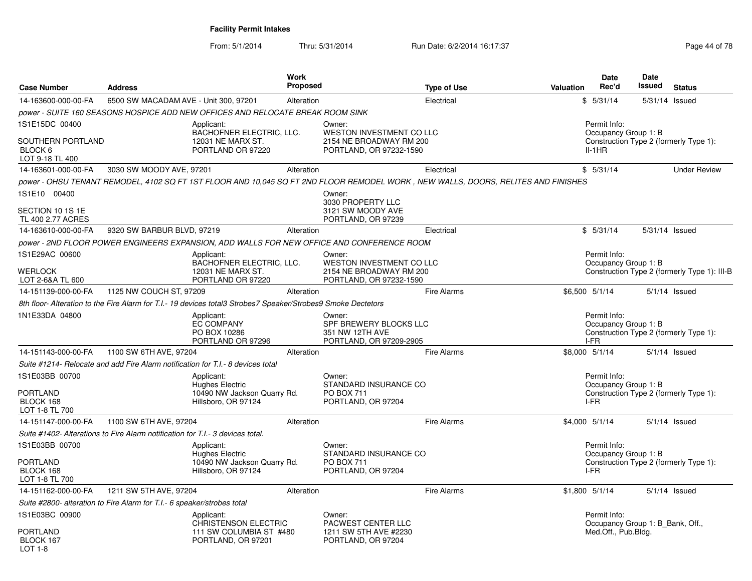# Facility Permit Intakes

From: 5/1/2014 Thru: 5/31/2014 Run Date: 6/2/2014 16:17:37

| Case Number | Address | Work Proposed | Type of Use | Valuation | Date Rec'd | Date Issued | Status |
|---|---|---|---|---|---|---|---|
| 14-163600-000-00-FA | 6500 SW MACADAM AVE - Unit 300, 97201 | Alteration | Electrical | $ | 5/31/14 | 5/31/14 | Issued |

*power - SUITE 160 SEASONS HOSPICE ADD NEW OFFICES AND RELOCATE BREAK ROOM SINK*

1S1E15DC 00400
SOUTHERN PORTLAND
BLOCK 6
LOT 9-18 TL 400

Applicant:
BACHOFNER ELECTRIC, LLC.
12031 NE MARX ST.
PORTLAND OR 97220

Owner:
WESTON INVESTMENT CO LLC
2154 NE BROADWAY RM 200
PORTLAND, OR 97232-1590

Permit Info:
Occupancy Group 1: B
Construction Type 2 (formerly Type 1): II-1HR

| Case Number | Address | Work Proposed | Type of Use | Valuation | Date Rec'd | Date Issued | Status |
|---|---|---|---|---|---|---|---|
| 14-163601-000-00-FA | 3030 SW MOODY AVE, 97201 | Alteration | Electrical | $ | 5/31/14 | | Under Review |

*power - OHSU TENANT REMODEL, 4102 SQ FT 1ST FLOOR AND 10,045 SQ FT 2ND FLOOR REMODEL WORK , NEW WALLS, DOORS, RELITES AND FINISHES*

1S1E10 00400
SECTION 10 1S 1E
TL 400 2.77 ACRES

Owner:
3030 PROPERTY LLC
3121 SW MOODY AVE
PORTLAND, OR 97239

| Case Number | Address | Work Proposed | Type of Use | Valuation | Date Rec'd | Date Issued | Status |
|---|---|---|---|---|---|---|---|
| 14-163610-000-00-FA | 9320 SW BARBUR BLVD, 97219 | Alteration | Electrical | $ | 5/31/14 | 5/31/14 | Issued |

*power - 2ND FLOOR POWER ENGINEERS EXPANSION, ADD WALLS FOR NEW OFFICE AND CONFERENCE ROOM*

1S1E29AC 00600
WERLOCK
LOT 2-6&A TL 600

Applicant:
BACHOFNER ELECTRIC, LLC.
12031 NE MARX ST.
PORTLAND OR 97220

Owner:
WESTON INVESTMENT CO LLC
2154 NE BROADWAY RM 200
PORTLAND, OR 97232-1590

Permit Info:
Occupancy Group 1: B
Construction Type 2 (formerly Type 1): III-B

| Case Number | Address | Work Proposed | Type of Use | Valuation | Date Rec'd | Date Issued | Status |
|---|---|---|---|---|---|---|---|
| 14-151139-000-00-FA | 1125 NW COUCH ST, 97209 | Alteration | Fire Alarms | $6,500 | 5/1/14 | 5/1/14 | Issued |

*8th floor- Alteration to the Fire Alarm for T.I.- 19 devices total3 Strobes7 Speaker/Strobes9 Smoke Dectetors*

1N1E33DA 04800

Applicant:
EC COMPANY
PO BOX 10286
PORTLAND OR 97296

Owner:
SPF BREWERY BLOCKS LLC
351 NW 12TH AVE
PORTLAND, OR 97209-2905

Permit Info:
Occupancy Group 1: B
Construction Type 2 (formerly Type 1): I-FR

| Case Number | Address | Work Proposed | Type of Use | Valuation | Date Rec'd | Date Issued | Status |
|---|---|---|---|---|---|---|---|
| 14-151143-000-00-FA | 1100 SW 6TH AVE, 97204 | Alteration | Fire Alarms | $8,000 | 5/1/14 | 5/1/14 | Issued |

*Suite #1214- Relocate and add Fire Alarm notification for T.I.- 8 devices total*

1S1E03BB 00700
PORTLAND
BLOCK 168
LOT 1-8 TL 700

Applicant:
Hughes Electric
10490 NW Jackson Quarry Rd.
Hillsboro, OR 97124

Owner:
STANDARD INSURANCE CO
PO BOX 711
PORTLAND, OR 97204

Permit Info:
Occupancy Group 1: B
Construction Type 2 (formerly Type 1): I-FR

| Case Number | Address | Work Proposed | Type of Use | Valuation | Date Rec'd | Date Issued | Status |
|---|---|---|---|---|---|---|---|
| 14-151147-000-00-FA | 1100 SW 6TH AVE, 97204 | Alteration | Fire Alarms | $4,000 | 5/1/14 | 5/1/14 | Issued |

*Suite #1402- Alterations to Fire Alarm notification for T.I.- 3 devices total.*

1S1E03BB 00700
PORTLAND
BLOCK 168
LOT 1-8 TL 700

Applicant:
Hughes Electric
10490 NW Jackson Quarry Rd.
Hillsboro, OR 97124

Owner:
STANDARD INSURANCE CO
PO BOX 711
PORTLAND, OR 97204

Permit Info:
Occupancy Group 1: B
Construction Type 2 (formerly Type 1): I-FR

| Case Number | Address | Work Proposed | Type of Use | Valuation | Date Rec'd | Date Issued | Status |
|---|---|---|---|---|---|---|---|
| 14-151162-000-00-FA | 1211 SW 5TH AVE, 97204 | Alteration | Fire Alarms | $1,800 | 5/1/14 | 5/1/14 | Issued |

*Suite #2800- alteration to Fire Alarm for T.I.- 6 speaker/strobes total*

1S1E03BC 00900
PORTLAND
BLOCK 167
LOT 1-8

Applicant:
CHRISTENSON ELECTRIC
111 SW COLUMBIA ST #480
PORTLAND, OR 97201

Owner:
PACWEST CENTER LLC
1211 SW 5TH AVE #2230
PORTLAND, OR 97204

Permit Info:
Occupancy Group 1: B_Bank, Off., Med.Off., Pub.Bldg.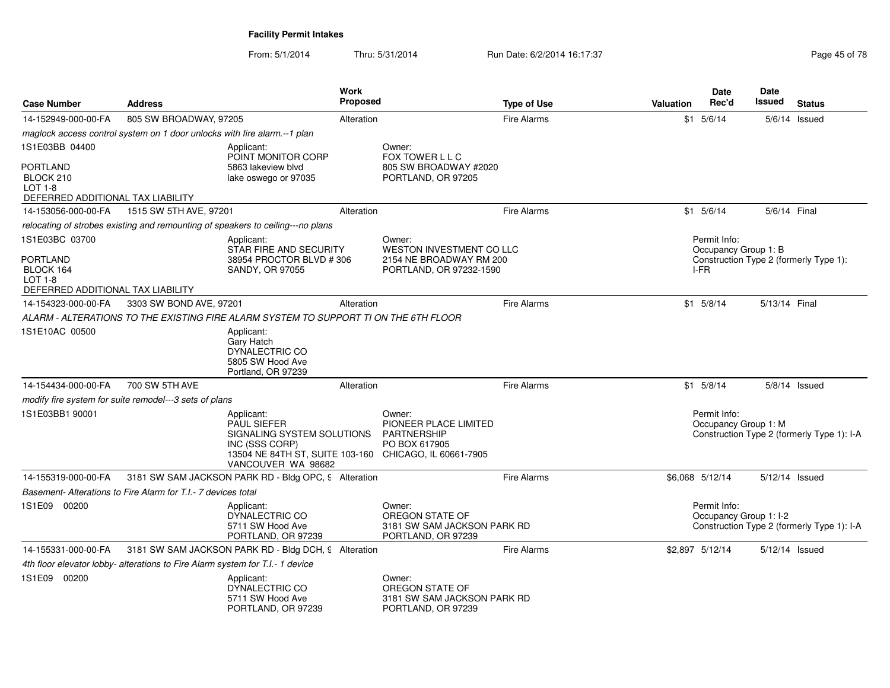# Facility Permit Intakes

From: 5/1/2014 Thru: 5/31/2014 Run Date: 6/2/2014 16:17:37

| Case Number | Address | Work Proposed | Type of Use | Valuation | Date Rec'd | Date Issued | Status |
|---|---|---|---|---|---|---|---|
| 14-152949-000-00-FA | 805 SW BROADWAY, 97205 | Alteration | Fire Alarms | $1 | 5/6/14 | 5/6/14 | Issued |

*maglock access control system on 1 door unlocks with fire alarm.--1 plan*

1S1E03BB 04400

PORTLAND
BLOCK 210
LOT 1-8
DEFERRED ADDITIONAL TAX LIABILITY

Applicant:
POINT MONITOR CORP
5863 lakeview blvd
lake oswego or 97035

Owner:
FOX TOWER L L C
805 SW BROADWAY #2020
PORTLAND, OR 97205

| Case Number | Address | Work Proposed | Type of Use | Valuation | Date Rec'd | Date Issued | Status |
|---|---|---|---|---|---|---|---|
| 14-153056-000-00-FA | 1515 SW 5TH AVE, 97201 | Alteration | Fire Alarms | $1 | 5/6/14 | 5/6/14 | Final |

*relocating of strobes existing and remounting of speakers to ceiling---no plans*

1S1E03BC 03700

PORTLAND
BLOCK 164
LOT 1-8
DEFERRED ADDITIONAL TAX LIABILITY

Applicant:
STAR FIRE AND SECURITY
38954 PROCTOR BLVD # 306
SANDY, OR 97055

Owner:
WESTON INVESTMENT CO LLC
2154 NE BROADWAY RM 200
PORTLAND, OR 97232-1590

Permit Info:
Occupancy Group 1: B
Construction Type 2 (formerly Type 1): I-FR

| Case Number | Address | Work Proposed | Type of Use | Valuation | Date Rec'd | Date Issued | Status |
|---|---|---|---|---|---|---|---|
| 14-154323-000-00-FA | 3303 SW BOND AVE, 97201 | Alteration | Fire Alarms | $1 | 5/8/14 | 5/13/14 | Final |

*ALARM - ALTERATIONS TO THE EXISTING FIRE ALARM SYSTEM TO SUPPORT TI ON THE 6TH FLOOR*

1S1E10AC 00500

Applicant:
Gary Hatch
DYNALECTRIC CO
5805 SW Hood Ave
Portland, OR 97239

| Case Number | Address | Work Proposed | Type of Use | Valuation | Date Rec'd | Date Issued | Status |
|---|---|---|---|---|---|---|---|
| 14-154434-000-00-FA | 700 SW 5TH AVE | Alteration | Fire Alarms | $1 | 5/8/14 | 5/8/14 | Issued |

*modify fire system for suite remodel---3 sets of plans*

1S1E03BB1 90001

Applicant:
PAUL SIEFER
SIGNALING SYSTEM SOLUTIONS INC (SSS CORP)
13504 NE 84TH ST, SUITE 103-160
VANCOUVER WA 98682

Owner:
PIONEER PLACE LIMITED PARTNERSHIP
PO BOX 617905
CHICAGO, IL 60661-7905

Permit Info:
Occupancy Group 1: M
Construction Type 2 (formerly Type 1): I-A

| Case Number | Address | Work Proposed | Type of Use | Valuation | Date Rec'd | Date Issued | Status |
|---|---|---|---|---|---|---|---|
| 14-155319-000-00-FA | 3181 SW SAM JACKSON PARK RD - Bldg OPC, 9 | Alteration | Fire Alarms | $6,068 | 5/12/14 | 5/12/14 | Issued |

*Basement- Alterations to Fire Alarm for T.I.- 7 devices total*

1S1E09 00200

Applicant:
DYNALECTRIC CO
5711 SW Hood Ave
PORTLAND, OR 97239

Owner:
OREGON STATE OF
3181 SW SAM JACKSON PARK RD
PORTLAND, OR 97239

Permit Info:
Occupancy Group 1: I-2
Construction Type 2 (formerly Type 1): I-A

| Case Number | Address | Work Proposed | Type of Use | Valuation | Date Rec'd | Date Issued | Status |
|---|---|---|---|---|---|---|---|
| 14-155331-000-00-FA | 3181 SW SAM JACKSON PARK RD - Bldg DCH, 9 | Alteration | Fire Alarms | $2,897 | 5/12/14 | 5/12/14 | Issued |

*4th floor elevator lobby- alterations to Fire Alarm system for T.I.- 1 device*

1S1E09 00200

Applicant:
DYNALECTRIC CO
5711 SW Hood Ave
PORTLAND, OR 97239

Owner:
OREGON STATE OF
3181 SW SAM JACKSON PARK RD
PORTLAND, OR 97239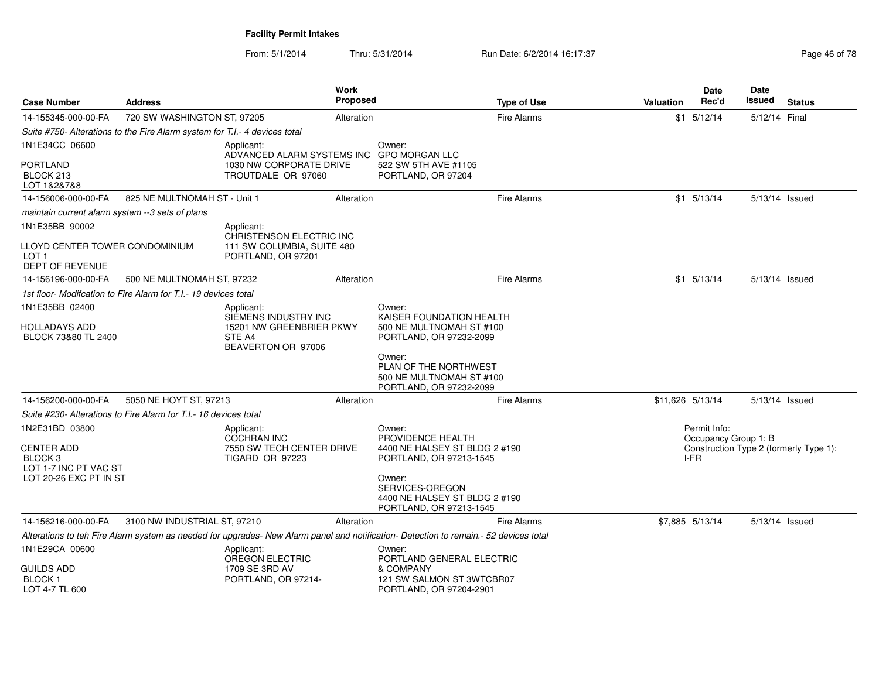**Facility Permit Intakes**

From: 5/1/2014 Thru: 5/31/2014 Run Date: 6/2/2014 16:17:37

| Case Number | Address | Work Proposed | Type of Use | Valuation | Date Rec'd | Date Issued | Status |
|---|---|---|---|---|---|---|---|
| 14-155345-000-00-FA | 720 SW WASHINGTON ST, 97205 | Alteration | Fire Alarms | $1 | 5/12/14 | 5/12/14 | Final |

*Suite #750- Alterations to the Fire Alarm system for T.I.- 4 devices total*

1N1E34CC 06600

PORTLAND
BLOCK 213
LOT 1&2&7&8

Applicant:
ADVANCED ALARM SYSTEMS INC
1030 NW CORPORATE DRIVE
TROUTDALE OR 97060

Owner:
GPO MORGAN LLC
522 SW 5TH AVE #1105
PORTLAND, OR 97204

| Case Number | Address | Work Proposed | Type of Use | Valuation | Date Rec'd | Date Issued | Status |
|---|---|---|---|---|---|---|---|
| 14-156006-000-00-FA | 825 NE MULTNOMAH ST - Unit 1 | Alteration | Fire Alarms | $1 | 5/13/14 | 5/13/14 | Issued |

*maintain current alarm system --3 sets of plans*

1N1E35BB 90002

LLOYD CENTER TOWER CONDOMINIUM
LOT 1
DEPT OF REVENUE

Applicant:
CHRISTENSON ELECTRIC INC
111 SW COLUMBIA, SUITE 480
PORTLAND, OR 97201

| Case Number | Address | Work Proposed | Type of Use | Valuation | Date Rec'd | Date Issued | Status |
|---|---|---|---|---|---|---|---|
| 14-156196-000-00-FA | 500 NE MULTNOMAH ST, 97232 | Alteration | Fire Alarms | $1 | 5/13/14 | 5/13/14 | Issued |

*1st floor- Modifcation to Fire Alarm for T.I.- 19 devices total*

1N1E35BB 02400

HOLLADAYS ADD
BLOCK 73&80 TL 2400

Applicant:
SIEMENS INDUSTRY INC
15201 NW GREENBRIER PKWY
STE A4
BEAVERTON OR 97006

Owner:
KAISER FOUNDATION HEALTH
500 NE MULTNOMAH ST #100
PORTLAND, OR 97232-2099

Owner:
PLAN OF THE NORTHWEST
500 NE MULTNOMAH ST #100
PORTLAND, OR 97232-2099

| Case Number | Address | Work Proposed | Type of Use | Valuation | Date Rec'd | Date Issued | Status |
|---|---|---|---|---|---|---|---|
| 14-156200-000-00-FA | 5050 NE HOYT ST, 97213 | Alteration | Fire Alarms | $11,626 | 5/13/14 | 5/13/14 | Issued |

*Suite #230- Alterations to Fire Alarm for T.I.- 16 devices total*

1N2E31BD 03800

CENTER ADD
BLOCK 3
LOT 1-7 INC PT VAC ST
LOT 20-26 EXC PT IN ST

Applicant:
COCHRAN INC
7550 SW TECH CENTER DRIVE
TIGARD OR 97223

Owner:
PROVIDENCE HEALTH
4400 NE HALSEY ST BLDG 2 #190
PORTLAND, OR 97213-1545

Owner:
SERVICES-OREGON
4400 NE HALSEY ST BLDG 2 #190
PORTLAND, OR 97213-1545

Permit Info:
Occupancy Group 1: B
Construction Type 2 (formerly Type 1): I-FR

| Case Number | Address | Work Proposed | Type of Use | Valuation | Date Rec'd | Date Issued | Status |
|---|---|---|---|---|---|---|---|
| 14-156216-000-00-FA | 3100 NW INDUSTRIAL ST, 97210 | Alteration | Fire Alarms | $7,885 | 5/13/14 | 5/13/14 | Issued |

*Alterations to teh Fire Alarm system as needed for upgrades- New Alarm panel and notification- Detection to remain.- 52 devices total*

1N1E29CA 00600

GUILDS ADD
BLOCK 1
LOT 4-7 TL 600

Applicant:
OREGON ELECTRIC
1709 SE 3RD AV
PORTLAND, OR 97214-

Owner:
PORTLAND GENERAL ELECTRIC
& COMPANY
121 SW SALMON ST 3WTCBR07
PORTLAND, OR 97204-2901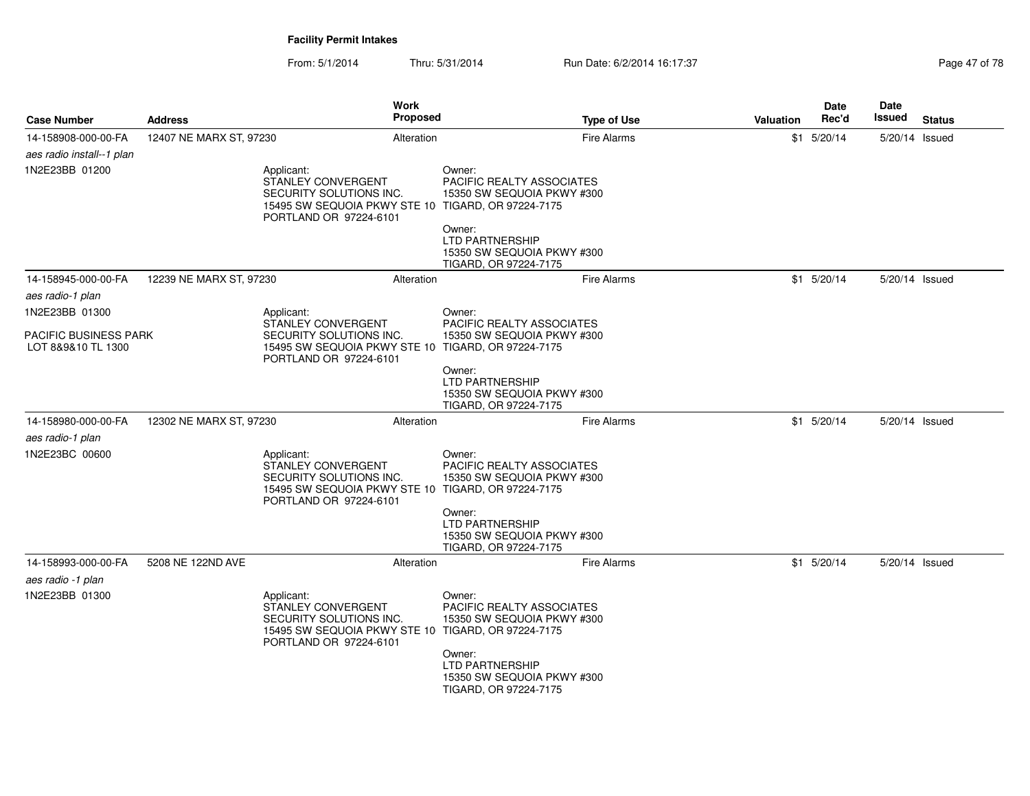## Facility Permit Intakes

From: 5/1/2014 Thru: 5/31/2014 Run Date: 6/2/2014 16:17:37

| Case Number | Address | Work Proposed | Type of Use | Valuation | Date Rec'd | Date Issued | Status |
|---|---|---|---|---|---|---|---|
| 14-158908-000-00-FA | 12407 NE MARX ST, 97230 | Alteration | Fire Alarms | $1 | 5/20/14 | 5/20/14 | Issued |
| *aes radio install--1 plan* | | | | | | | |
| 1N2E23BB 01200 | Applicant: STANLEY CONVERGENT SECURITY SOLUTIONS INC. 15495 SW SEQUOIA PKWY STE 10 PORTLAND OR 97224-6101 | Owner: PACIFIC REALTY ASSOCIATES 15350 SW SEQUOIA PKWY #300 TIGARD, OR 97224-7175 Owner: LTD PARTNERSHIP 15350 SW SEQUOIA PKWY #300 TIGARD, OR 97224-7175 | | | | | |
| 14-158945-000-00-FA | 12239 NE MARX ST, 97230 | Alteration | Fire Alarms | $1 | 5/20/14 | 5/20/14 | Issued |
| *aes radio-1 plan* | | | | | | | |
| 1N2E23BB 01300 PACIFIC BUSINESS PARK LOT 8&9&10 TL 1300 | Applicant: STANLEY CONVERGENT SECURITY SOLUTIONS INC. 15495 SW SEQUOIA PKWY STE 10 PORTLAND OR 97224-6101 | Owner: PACIFIC REALTY ASSOCIATES 15350 SW SEQUOIA PKWY #300 TIGARD, OR 97224-7175 Owner: LTD PARTNERSHIP 15350 SW SEQUOIA PKWY #300 TIGARD, OR 97224-7175 | | | | | |
| 14-158980-000-00-FA | 12302 NE MARX ST, 97230 | Alteration | Fire Alarms | $1 | 5/20/14 | 5/20/14 | Issued |
| *aes radio-1 plan* | | | | | | | |
| 1N2E23BC 00600 | Applicant: STANLEY CONVERGENT SECURITY SOLUTIONS INC. 15495 SW SEQUOIA PKWY STE 10 PORTLAND OR 97224-6101 | Owner: PACIFIC REALTY ASSOCIATES 15350 SW SEQUOIA PKWY #300 TIGARD, OR 97224-7175 Owner: LTD PARTNERSHIP 15350 SW SEQUOIA PKWY #300 TIGARD, OR 97224-7175 | | | | | |
| 14-158993-000-00-FA | 5208 NE 122ND AVE | Alteration | Fire Alarms | $1 | 5/20/14 | 5/20/14 | Issued |
| *aes radio -1 plan* | | | | | | | |
| 1N2E23BB 01300 | Applicant: STANLEY CONVERGENT SECURITY SOLUTIONS INC. 15495 SW SEQUOIA PKWY STE 10 PORTLAND OR 97224-6101 | Owner: PACIFIC REALTY ASSOCIATES 15350 SW SEQUOIA PKWY #300 TIGARD, OR 97224-7175 Owner: LTD PARTNERSHIP 15350 SW SEQUOIA PKWY #300 TIGARD, OR 97224-7175 | | | | | |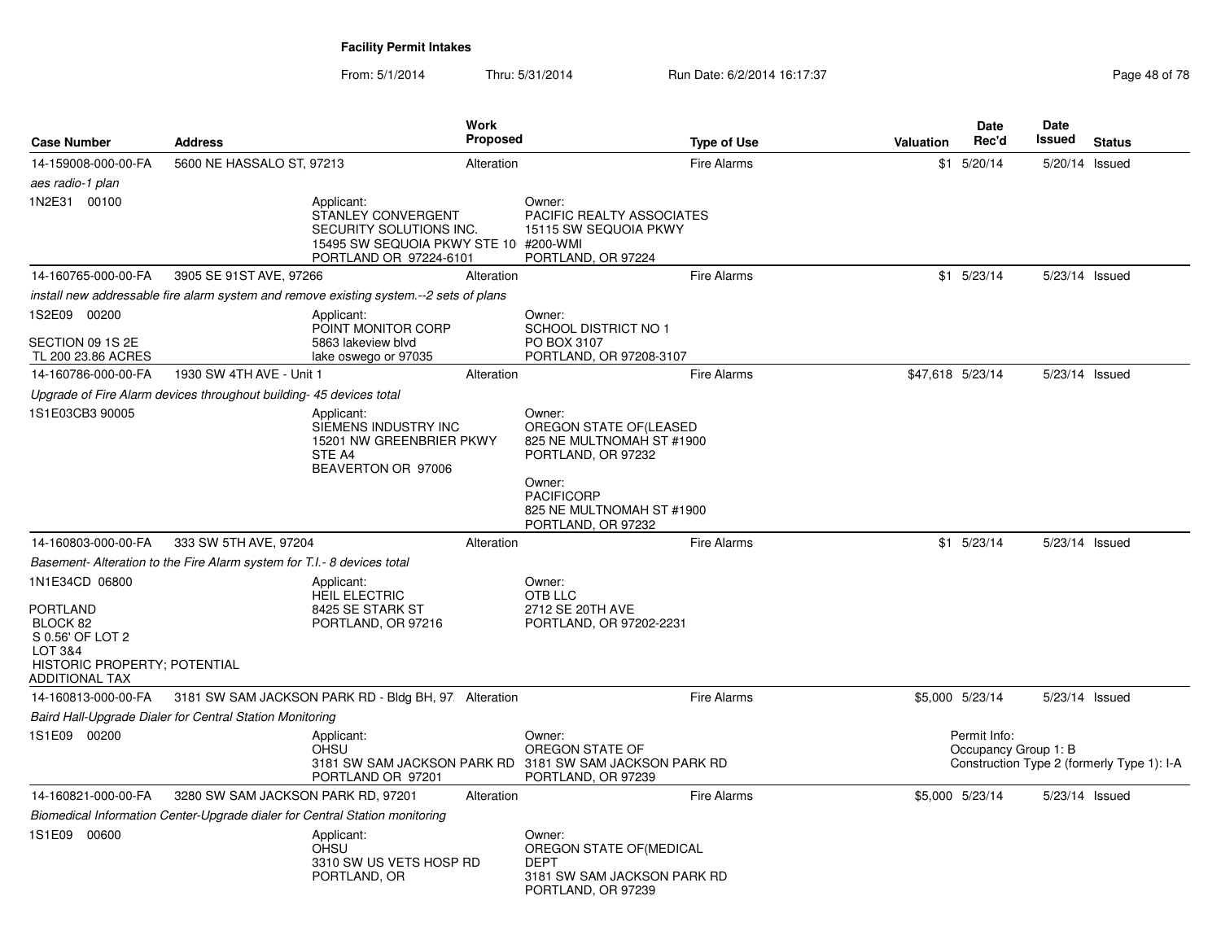**Facility Permit Intakes**

From: 5/1/2014 Thru: 5/31/2014 Run Date: 6/2/2014 16:17:37

| Case Number | Address | Work Proposed | Type of Use | Valuation | Date Rec'd | Date Issued | Status |
|---|---|---|---|---|---|---|---|
| 14-159008-000-00-FA | 5600 NE HASSALO ST, 97213 | Alteration | Fire Alarms | $1 | 5/20/14 | 5/20/14 | Issued |

*aes radio-1 plan*

1N2E31 00100

Applicant:
STANLEY CONVERGENT SECURITY SOLUTIONS INC.
15495 SW SEQUOIA PKWY STE 10
PORTLAND OR 97224-6101

Owner:
PACIFIC REALTY ASSOCIATES
15115 SW SEQUOIA PKWY #200-WMI
PORTLAND, OR 97224

| Case Number | Address | Work Proposed | Type of Use | Valuation | Date Rec'd | Date Issued | Status |
|---|---|---|---|---|---|---|---|
| 14-160765-000-00-FA | 3905 SE 91ST AVE, 97266 | Alteration | Fire Alarms | $1 | 5/23/14 | 5/23/14 | Issued |

*install new addressable fire alarm system and remove existing system.--2 sets of plans*

1S2E09 00200

SECTION 09 1S 2E
TL 200 23.86 ACRES

Applicant:
POINT MONITOR CORP
5863 lakeview blvd
lake oswego or 97035

Owner:
SCHOOL DISTRICT NO 1
PO BOX 3107
PORTLAND, OR 97208-3107

| Case Number | Address | Work Proposed | Type of Use | Valuation | Date Rec'd | Date Issued | Status |
|---|---|---|---|---|---|---|---|
| 14-160786-000-00-FA | 1930 SW 4TH AVE - Unit 1 | Alteration | Fire Alarms | $47,618 | 5/23/14 | 5/23/14 | Issued |

*Upgrade of Fire Alarm devices throughout building- 45 devices total*

1S1E03CB3 90005

Applicant:
SIEMENS INDUSTRY INC
15201 NW GREENBRIER PKWY STE A4
BEAVERTON OR 97006

Owner:
OREGON STATE OF(LEASED
825 NE MULTNOMAH ST #1900
PORTLAND, OR 97232

Owner:
PACIFICORP
825 NE MULTNOMAH ST #1900
PORTLAND, OR 97232

| Case Number | Address | Work Proposed | Type of Use | Valuation | Date Rec'd | Date Issued | Status |
|---|---|---|---|---|---|---|---|
| 14-160803-000-00-FA | 333 SW 5TH AVE, 97204 | Alteration | Fire Alarms | $1 | 5/23/14 | 5/23/14 | Issued |

*Basement- Alteration to the Fire Alarm system for T.I.- 8 devices total*

1N1E34CD 06800

PORTLAND
BLOCK 82
S 0.56' OF LOT 2
LOT 3&4
HISTORIC PROPERTY; POTENTIAL ADDITIONAL TAX

Applicant:
HEIL ELECTRIC
8425 SE STARK ST
PORTLAND, OR 97216

Owner:
OTB LLC
2712 SE 20TH AVE
PORTLAND, OR 97202-2231

| Case Number | Address | Work Proposed | Type of Use | Valuation | Date Rec'd | Date Issued | Status |
|---|---|---|---|---|---|---|---|
| 14-160813-000-00-FA | 3181 SW SAM JACKSON PARK RD - Bldg BH, 97 | Alteration | Fire Alarms | $5,000 | 5/23/14 | 5/23/14 | Issued |

*Baird Hall-Upgrade Dialer for Central Station Monitoring*

1S1E09 00200

Applicant:
OHSU
3181 SW SAM JACKSON PARK RD
PORTLAND OR 97201

Owner:
OREGON STATE OF
3181 SW SAM JACKSON PARK RD
PORTLAND, OR 97239

Permit Info:
Occupancy Group 1: B
Construction Type 2 (formerly Type 1): I-A

| Case Number | Address | Work Proposed | Type of Use | Valuation | Date Rec'd | Date Issued | Status |
|---|---|---|---|---|---|---|---|
| 14-160821-000-00-FA | 3280 SW SAM JACKSON PARK RD, 97201 | Alteration | Fire Alarms | $5,000 | 5/23/14 | 5/23/14 | Issued |

*Biomedical Information Center-Upgrade dialer for Central Station monitoring*

1S1E09 00600

Applicant:
OHSU
3310 SW US VETS HOSP RD
PORTLAND, OR

Owner:
OREGON STATE OF(MEDICAL DEPT
3181 SW SAM JACKSON PARK RD
PORTLAND, OR 97239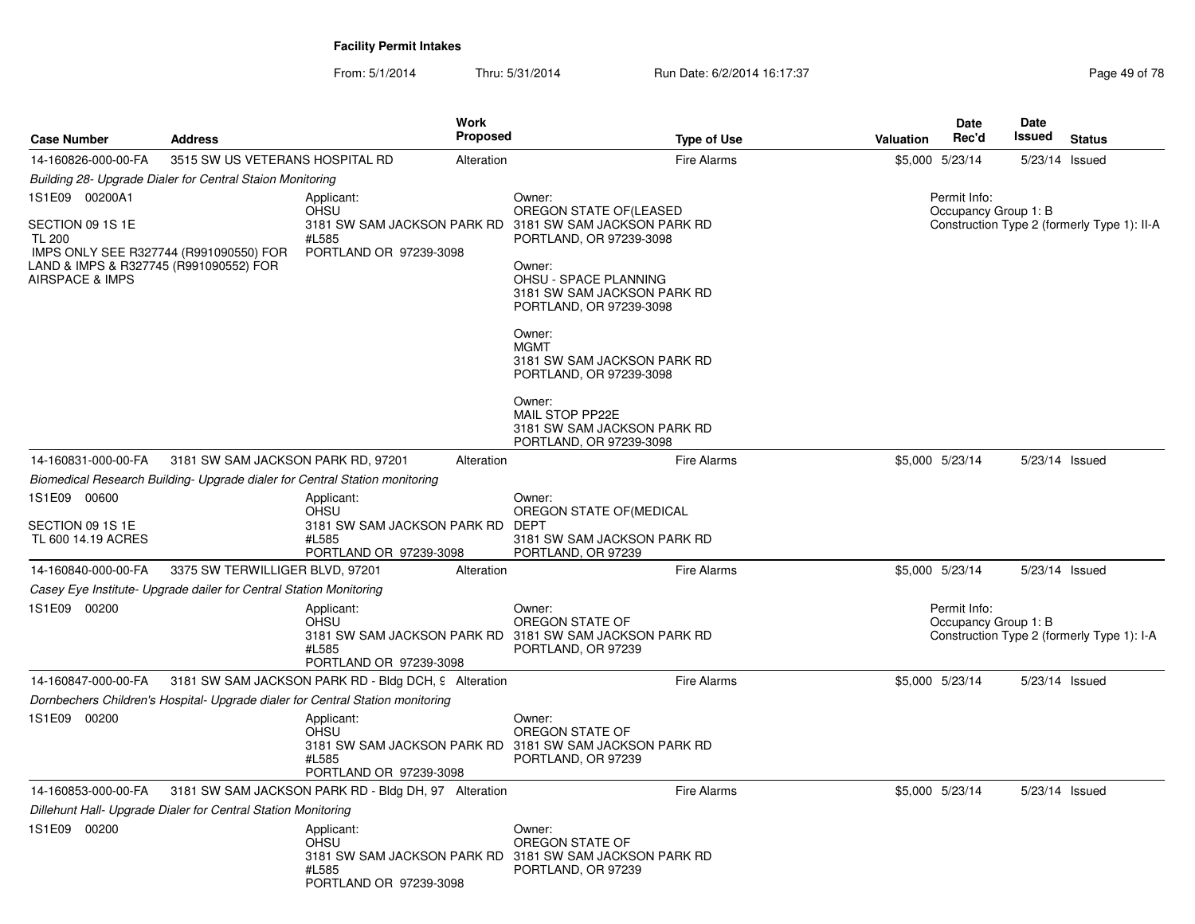## Facility Permit Intakes

From: 5/1/2014 Thru: 5/31/2014 Run Date: 6/2/2014 16:17:37

| Case Number | Address | Work Proposed | Type of Use | Valuation | Date Rec'd | Date Issued | Status |
|---|---|---|---|---|---|---|---|
| 14-160826-000-00-FA | 3515 SW US VETERANS HOSPITAL RD | Alteration | Fire Alarms | $5,000 | 5/23/14 | 5/23/14 | Issued |

*Building 28- Upgrade Dialer for Central Staion Monitoring*

1S1E09 00200A1

SECTION 09 1S 1E
TL 200
IMPS ONLY SEE R327744 (R991090550) FOR LAND & IMPS & R327745 (R991090552) FOR AIRSPACE & IMPS

Applicant:
OHSU
3181 SW SAM JACKSON PARK RD #L585
PORTLAND OR 97239-3098

Owner:
OREGON STATE OF(LEASED
3181 SW SAM JACKSON PARK RD
PORTLAND, OR 97239-3098

Owner:
OHSU - SPACE PLANNING
3181 SW SAM JACKSON PARK RD
PORTLAND, OR 97239-3098

Owner:
MGMT
3181 SW SAM JACKSON PARK RD
PORTLAND, OR 97239-3098

Owner:
MAIL STOP PP22E
3181 SW SAM JACKSON PARK RD
PORTLAND, OR 97239-3098

Permit Info:
Occupancy Group 1: B
Construction Type 2 (formerly Type 1): II-A

| Case Number | Address | Work Proposed | Type of Use | Valuation | Date Rec'd | Date Issued | Status |
|---|---|---|---|---|---|---|---|
| 14-160831-000-00-FA | 3181 SW SAM JACKSON PARK RD, 97201 | Alteration | Fire Alarms | $5,000 | 5/23/14 | 5/23/14 | Issued |

*Biomedical Research Building- Upgrade dialer for Central Station monitoring*

1S1E09 00600

SECTION 09 1S 1E
TL 600 14.19 ACRES

Applicant:
OHSU
3181 SW SAM JACKSON PARK RD #L585
PORTLAND OR 97239-3098

Owner:
OREGON STATE OF(MEDICAL DEPT
3181 SW SAM JACKSON PARK RD
PORTLAND, OR 97239

| Case Number | Address | Work Proposed | Type of Use | Valuation | Date Rec'd | Date Issued | Status |
|---|---|---|---|---|---|---|---|
| 14-160840-000-00-FA | 3375 SW TERWILLIGER BLVD, 97201 | Alteration | Fire Alarms | $5,000 | 5/23/14 | 5/23/14 | Issued |

*Casey Eye Institute- Upgrade dailer for Central Station Monitoring*

1S1E09 00200

Applicant:
OHSU
3181 SW SAM JACKSON PARK RD #L585
PORTLAND OR 97239-3098

Owner:
OREGON STATE OF
3181 SW SAM JACKSON PARK RD
PORTLAND, OR 97239

Permit Info:
Occupancy Group 1: B
Construction Type 2 (formerly Type 1): I-A

| Case Number | Address | Work Proposed | Type of Use | Valuation | Date Rec'd | Date Issued | Status |
|---|---|---|---|---|---|---|---|
| 14-160847-000-00-FA | 3181 SW SAM JACKSON PARK RD - Bldg DCH, 9 | Alteration | Fire Alarms | $5,000 | 5/23/14 | 5/23/14 | Issued |

*Dornbechers Children's Hospital- Upgrade dialer for Central Station monitoring*

1S1E09 00200

Applicant:
OHSU
3181 SW SAM JACKSON PARK RD #L585
PORTLAND OR 97239-3098

Owner:
OREGON STATE OF
3181 SW SAM JACKSON PARK RD
PORTLAND, OR 97239

| Case Number | Address | Work Proposed | Type of Use | Valuation | Date Rec'd | Date Issued | Status |
|---|---|---|---|---|---|---|---|
| 14-160853-000-00-FA | 3181 SW SAM JACKSON PARK RD - Bldg DH, 97 | Alteration | Fire Alarms | $5,000 | 5/23/14 | 5/23/14 | Issued |

*Dillehunt Hall- Upgrade Dialer for Central Station Monitoring*

1S1E09 00200

Applicant:
OHSU
3181 SW SAM JACKSON PARK RD #L585
PORTLAND OR 97239-3098

Owner:
OREGON STATE OF
3181 SW SAM JACKSON PARK RD
PORTLAND, OR 97239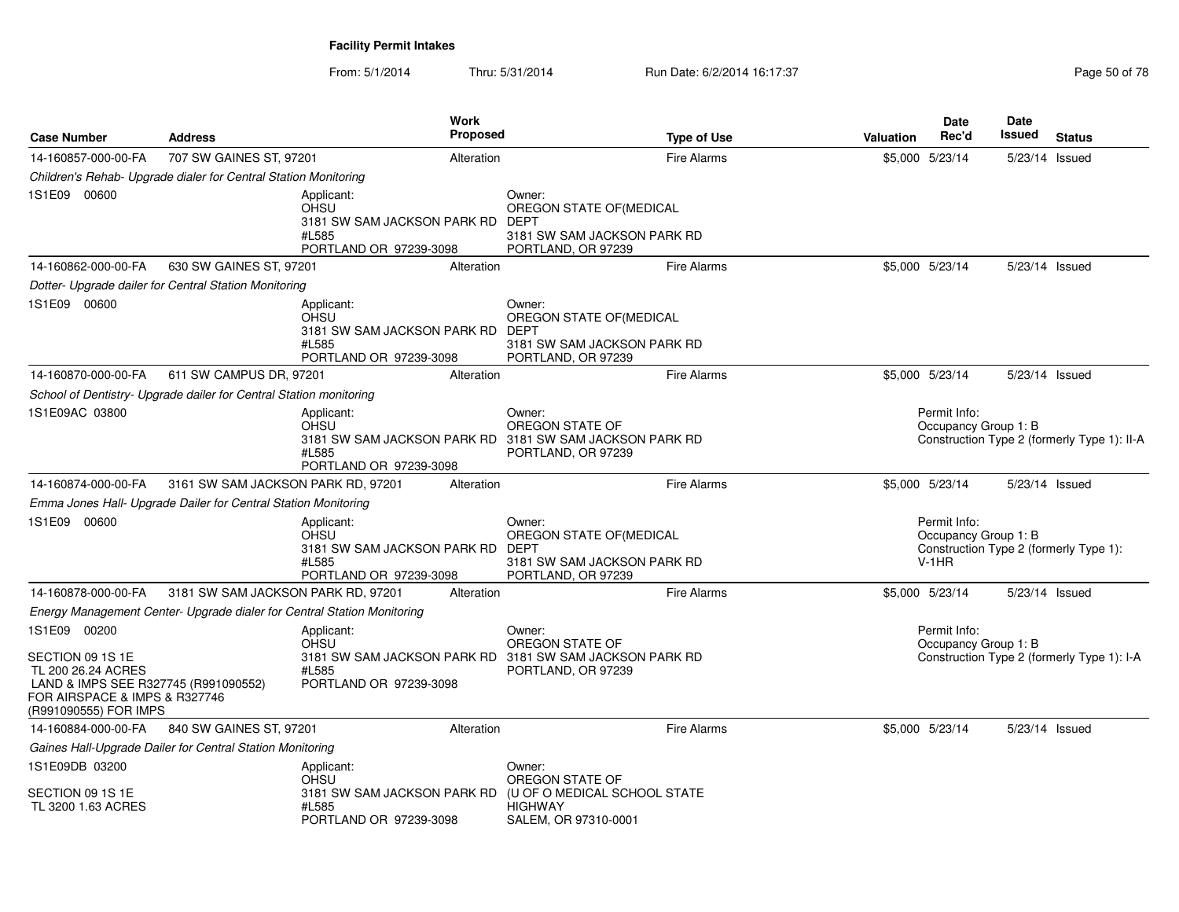**Facility Permit Intakes**

From: 5/1/2014 Thru: 5/31/2014 Run Date: 6/2/2014 16:17:37

| Case Number | Address | Work Proposed | Type of Use | Valuation | Date Rec'd | Date Issued | Status |
|---|---|---|---|---|---|---|---|
| 14-160857-000-00-FA | 707 SW GAINES ST, 97201 | Alteration | Fire Alarms | $5,000 | 5/23/14 | 5/23/14 | Issued |

*Children's Rehab- Upgrade dialer for Central Station Monitoring*

1S1E09 00600

Applicant:
OHSU
3181 SW SAM JACKSON PARK RD
#L585
PORTLAND OR 97239-3098

Owner:
OREGON STATE OF(MEDICAL DEPT
3181 SW SAM JACKSON PARK RD
PORTLAND, OR 97239

| Case Number | Address | Work Proposed | Type of Use | Valuation | Date Rec'd | Date Issued | Status |
|---|---|---|---|---|---|---|---|
| 14-160862-000-00-FA | 630 SW GAINES ST, 97201 | Alteration | Fire Alarms | $5,000 | 5/23/14 | 5/23/14 | Issued |

*Dotter- Upgrade dailer for Central Station Monitoring*

1S1E09 00600

Applicant:
OHSU
3181 SW SAM JACKSON PARK RD
#L585
PORTLAND OR 97239-3098

Owner:
OREGON STATE OF(MEDICAL DEPT
3181 SW SAM JACKSON PARK RD
PORTLAND, OR 97239

| Case Number | Address | Work Proposed | Type of Use | Valuation | Date Rec'd | Date Issued | Status |
|---|---|---|---|---|---|---|---|
| 14-160870-000-00-FA | 611 SW CAMPUS DR, 97201 | Alteration | Fire Alarms | $5,000 | 5/23/14 | 5/23/14 | Issued |

*School of Dentistry- Upgrade dailer for Central Station monitoring*

1S1E09AC 03800

Applicant:
OHSU
3181 SW SAM JACKSON PARK RD
#L585
PORTLAND OR 97239-3098

Owner:
OREGON STATE OF
3181 SW SAM JACKSON PARK RD
PORTLAND, OR 97239

Permit Info:
Occupancy Group 1: B
Construction Type 2 (formerly Type 1): II-A

| Case Number | Address | Work Proposed | Type of Use | Valuation | Date Rec'd | Date Issued | Status |
|---|---|---|---|---|---|---|---|
| 14-160874-000-00-FA | 3161 SW SAM JACKSON PARK RD, 97201 | Alteration | Fire Alarms | $5,000 | 5/23/14 | 5/23/14 | Issued |

*Emma Jones Hall- Upgrade Dailer for Central Station Monitoring*

1S1E09 00600

Applicant:
OHSU
3181 SW SAM JACKSON PARK RD
#L585
PORTLAND OR 97239-3098

Owner:
OREGON STATE OF(MEDICAL DEPT
3181 SW SAM JACKSON PARK RD
PORTLAND, OR 97239

Permit Info:
Occupancy Group 1: B
Construction Type 2 (formerly Type 1): V-1HR

| Case Number | Address | Work Proposed | Type of Use | Valuation | Date Rec'd | Date Issued | Status |
|---|---|---|---|---|---|---|---|
| 14-160878-000-00-FA | 3181 SW SAM JACKSON PARK RD, 97201 | Alteration | Fire Alarms | $5,000 | 5/23/14 | 5/23/14 | Issued |

*Energy Management Center- Upgrade dialer for Central Station Monitoring*

1S1E09 00200

SECTION 09 1S 1E
TL 200 26.24 ACRES
LAND & IMPS SEE R327745 (R991090552) FOR AIRSPACE & IMPS & R327746 (R991090555) FOR IMPS

Applicant:
OHSU
3181 SW SAM JACKSON PARK RD
#L585
PORTLAND OR 97239-3098

Owner:
OREGON STATE OF
3181 SW SAM JACKSON PARK RD
PORTLAND, OR 97239

Permit Info:
Occupancy Group 1: B
Construction Type 2 (formerly Type 1): I-A

| Case Number | Address | Work Proposed | Type of Use | Valuation | Date Rec'd | Date Issued | Status |
|---|---|---|---|---|---|---|---|
| 14-160884-000-00-FA | 840 SW GAINES ST, 97201 | Alteration | Fire Alarms | $5,000 | 5/23/14 | 5/23/14 | Issued |

*Gaines Hall-Upgrade Dailer for Central Station Monitoring*

1S1E09DB 03200

SECTION 09 1S 1E
TL 3200 1.63 ACRES

Applicant:
OHSU
3181 SW SAM JACKSON PARK RD
#L585
PORTLAND OR 97239-3098

Owner:
OREGON STATE OF
(U OF O MEDICAL SCHOOL STATE HIGHWAY
SALEM, OR 97310-0001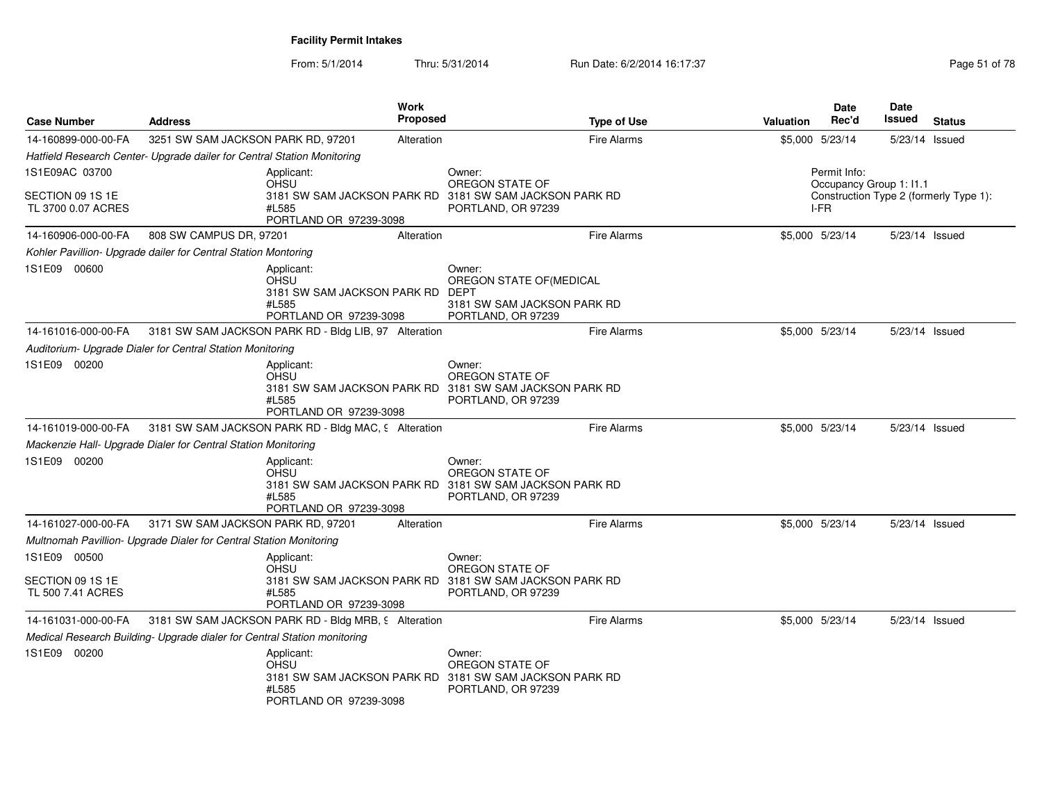**Facility Permit Intakes**

From: 5/1/2014 Thru: 5/31/2014 Run Date: 6/2/2014 16:17:37

| Case Number | Address | Work Proposed | Type of Use | Valuation | Date Rec'd | Date Issued | Status |
|---|---|---|---|---|---|---|---|
| 14-160899-000-00-FA | 3251 SW SAM JACKSON PARK RD, 97201 | Alteration | Fire Alarms | $5,000 | 5/23/14 | 5/23/14 | Issued |
| *Hatfield Research Center- Upgrade dailer for Central Station Monitoring* | | | | | | | |
| 1S1E09AC 03700<br>SECTION 09 1S 1E<br>TL 3700 0.07 ACRES | Applicant:<br>OHSU<br>3181 SW SAM JACKSON PARK RD<br>#L585<br>PORTLAND OR 97239-3098 | Owner:<br>OREGON STATE OF<br>3181 SW SAM JACKSON PARK RD<br>PORTLAND, OR 97239 | | Permit Info:<br>Occupancy Group 1: I1.1<br>Construction Type 2 (formerly Type 1): I-FR | | | |
| 14-160906-000-00-FA | 808 SW CAMPUS DR, 97201 | Alteration | Fire Alarms | $5,000 | 5/23/14 | 5/23/14 | Issued |
| *Kohler Pavillion- Upgrade dailer for Central Station Montoring* | | | | | | | |
| 1S1E09 00600 | Applicant:<br>OHSU<br>3181 SW SAM JACKSON PARK RD<br>#L585<br>PORTLAND OR 97239-3098 | Owner:<br>OREGON STATE OF(MEDICAL DEPT<br>3181 SW SAM JACKSON PARK RD<br>PORTLAND, OR 97239 | | | | | |
| 14-161016-000-00-FA | 3181 SW SAM JACKSON PARK RD - Bldg LIB, 97 | Alteration | Fire Alarms | $5,000 | 5/23/14 | 5/23/14 | Issued |
| *Auditorium- Upgrade Dialer for Central Station Monitoring* | | | | | | | |
| 1S1E09 00200 | Applicant:<br>OHSU<br>3181 SW SAM JACKSON PARK RD<br>#L585<br>PORTLAND OR 97239-3098 | Owner:<br>OREGON STATE OF<br>3181 SW SAM JACKSON PARK RD<br>PORTLAND, OR 97239 | | | | | |
| 14-161019-000-00-FA | 3181 SW SAM JACKSON PARK RD - Bldg MAC, 9 | Alteration | Fire Alarms | $5,000 | 5/23/14 | 5/23/14 | Issued |
| *Mackenzie Hall- Upgrade Dialer for Central Station Monitoring* | | | | | | | |
| 1S1E09 00200 | Applicant:<br>OHSU<br>3181 SW SAM JACKSON PARK RD<br>#L585<br>PORTLAND OR 97239-3098 | Owner:<br>OREGON STATE OF<br>3181 SW SAM JACKSON PARK RD<br>PORTLAND, OR 97239 | | | | | |
| 14-161027-000-00-FA | 3171 SW SAM JACKSON PARK RD, 97201 | Alteration | Fire Alarms | $5,000 | 5/23/14 | 5/23/14 | Issued |
| *Multnomah Pavillion- Upgrade Dialer for Central Station Monitoring* | | | | | | | |
| 1S1E09 00500<br>SECTION 09 1S 1E<br>TL 500 7.41 ACRES | Applicant:<br>OHSU<br>3181 SW SAM JACKSON PARK RD<br>#L585<br>PORTLAND OR 97239-3098 | Owner:<br>OREGON STATE OF<br>3181 SW SAM JACKSON PARK RD<br>PORTLAND, OR 97239 | | | | | |
| 14-161031-000-00-FA | 3181 SW SAM JACKSON PARK RD - Bldg MRB, 9 | Alteration | Fire Alarms | $5,000 | 5/23/14 | 5/23/14 | Issued |
| *Medical Research Building- Upgrade dialer for Central Station monitoring* | | | | | | | |
| 1S1E09 00200 | Applicant:<br>OHSU<br>3181 SW SAM JACKSON PARK RD<br>#L585<br>PORTLAND OR 97239-3098 | Owner:<br>OREGON STATE OF<br>3181 SW SAM JACKSON PARK RD<br>PORTLAND, OR 97239 | | | | | |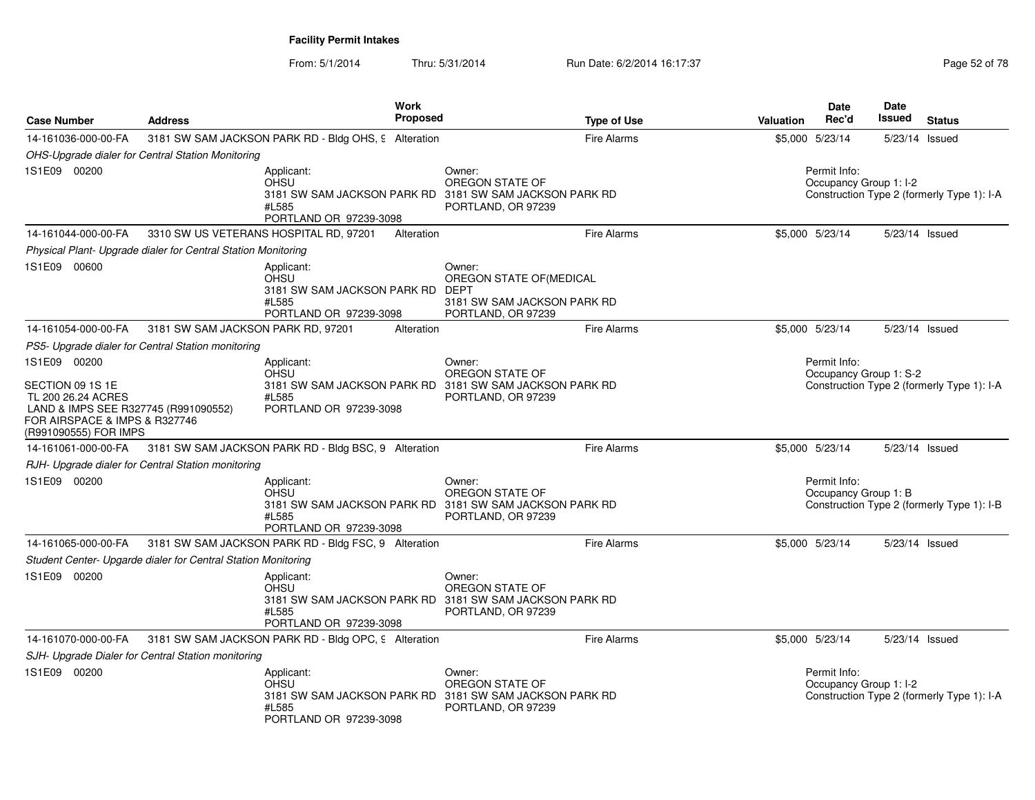**Facility Permit Intakes**

From: 5/1/2014 Thru: 5/31/2014 Run Date: 6/2/2014 16:17:37

| Case Number | Address | Work Proposed | Type of Use | Valuation | Date Rec'd | Date Issued | Status |
|---|---|---|---|---|---|---|---|
| 14-161036-000-00-FA | 3181 SW SAM JACKSON PARK RD - Bldg OHS, 9 | Alteration | Fire Alarms | $5,000 | 5/23/14 | 5/23/14 | Issued |
| *OHS-Upgrade dialer for Central Station Monitoring* | | | | | | | |
| 1S1E09 00200 | Applicant: OHSU 3181 SW SAM JACKSON PARK RD #L585 PORTLAND OR 97239-3098 | Owner: OREGON STATE OF 3181 SW SAM JACKSON PARK RD PORTLAND, OR 97239 | | Permit Info: Occupancy Group 1: I-2 Construction Type 2 (formerly Type 1): I-A | | | |
| 14-161044-000-00-FA | 3310 SW US VETERANS HOSPITAL RD, 97201 | Alteration | Fire Alarms | $5,000 | 5/23/14 | 5/23/14 | Issued |
| *Physical Plant- Upgrade dialer for Central Station Monitoring* | | | | | | | |
| 1S1E09 00600 | Applicant: OHSU 3181 SW SAM JACKSON PARK RD #L585 PORTLAND OR 97239-3098 | Owner: OREGON STATE OF(MEDICAL DEPT 3181 SW SAM JACKSON PARK RD PORTLAND, OR 97239 | | | | | |
| 14-161054-000-00-FA | 3181 SW SAM JACKSON PARK RD, 97201 | Alteration | Fire Alarms | $5,000 | 5/23/14 | 5/23/14 | Issued |
| *PS5- Upgrade dialer for Central Station monitoring* | | | | | | | |
| 1S1E09 00200 SECTION 09 1S 1E TL 200 26.24 ACRES LAND & IMPS SEE R327745 (R991090552) FOR AIRSPACE & IMPS & R327746 (R991090555) FOR IMPS | Applicant: OHSU 3181 SW SAM JACKSON PARK RD #L585 PORTLAND OR 97239-3098 | Owner: OREGON STATE OF 3181 SW SAM JACKSON PARK RD PORTLAND, OR 97239 | | Permit Info: Occupancy Group 1: S-2 Construction Type 2 (formerly Type 1): I-A | | | |
| 14-161061-000-00-FA | 3181 SW SAM JACKSON PARK RD - Bldg BSC, 9 | Alteration | Fire Alarms | $5,000 | 5/23/14 | 5/23/14 | Issued |
| *RJH- Upgrade dialer for Central Station monitoring* | | | | | | | |
| 1S1E09 00200 | Applicant: OHSU 3181 SW SAM JACKSON PARK RD #L585 PORTLAND OR 97239-3098 | Owner: OREGON STATE OF 3181 SW SAM JACKSON PARK RD PORTLAND, OR 97239 | | Permit Info: Occupancy Group 1: B Construction Type 2 (formerly Type 1): I-B | | | |
| 14-161065-000-00-FA | 3181 SW SAM JACKSON PARK RD - Bldg FSC, 9 | Alteration | Fire Alarms | $5,000 | 5/23/14 | 5/23/14 | Issued |
| *Student Center- Upgarde dialer for Central Station Monitoring* | | | | | | | |
| 1S1E09 00200 | Applicant: OHSU 3181 SW SAM JACKSON PARK RD #L585 PORTLAND OR 97239-3098 | Owner: OREGON STATE OF 3181 SW SAM JACKSON PARK RD PORTLAND, OR 97239 | | | | | |
| 14-161070-000-00-FA | 3181 SW SAM JACKSON PARK RD - Bldg OPC, 9 | Alteration | Fire Alarms | $5,000 | 5/23/14 | 5/23/14 | Issued |
| *SJH- Upgrade Dialer for Central Station monitoring* | | | | | | | |
| 1S1E09 00200 | Applicant: OHSU 3181 SW SAM JACKSON PARK RD #L585 PORTLAND OR 97239-3098 | Owner: OREGON STATE OF 3181 SW SAM JACKSON PARK RD PORTLAND, OR 97239 | | Permit Info: Occupancy Group 1: I-2 Construction Type 2 (formerly Type 1): I-A | | | |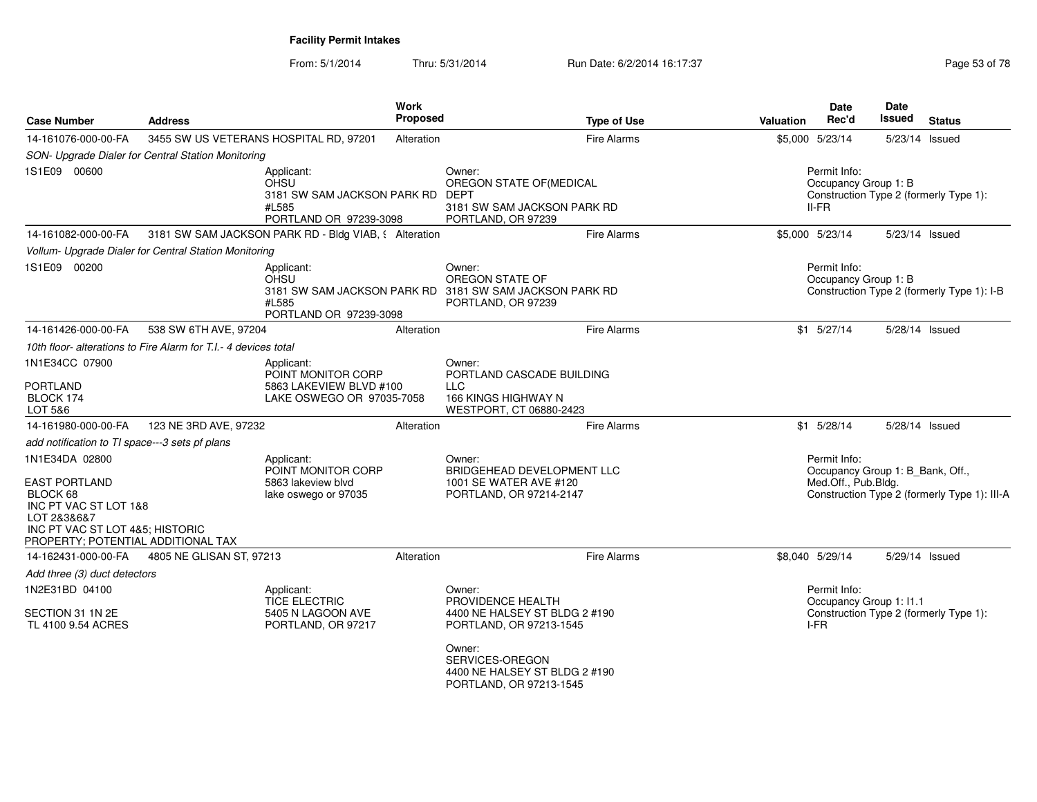**Facility Permit Intakes**

From: 5/1/2014 Thru: 5/31/2014 Run Date: 6/2/2014 16:17:37

| Case Number | Address | Work Proposed | Type of Use | Valuation | Date Rec'd | Date Issued | Status |
|---|---|---|---|---|---|---|---|
| 14-161076-000-00-FA | 3455 SW US VETERANS HOSPITAL RD, 97201 | Alteration | Fire Alarms | $5,000 | 5/23/14 | 5/23/14 | Issued |
| *SON- Upgrade Dialer for Central Station Monitoring* | | | | | | | |
| 1S1E09 00600 | Applicant: OHSU 3181 SW SAM JACKSON PARK RD #L585 PORTLAND OR 97239-3098 | | Owner: OREGON STATE OF(MEDICAL DEPT 3181 SW SAM JACKSON PARK RD PORTLAND, OR 97239 | | Permit Info: Occupancy Group 1: B Construction Type 2 (formerly Type 1): II-FR | | |
| 14-161082-000-00-FA | 3181 SW SAM JACKSON PARK RD - Bldg VIAB, 9 | Alteration | Fire Alarms | $5,000 | 5/23/14 | 5/23/14 | Issued |
| *Vollum- Upgrade Dialer for Central Station Monitoring* | | | | | | | |
| 1S1E09 00200 | Applicant: OHSU 3181 SW SAM JACKSON PARK RD #L585 PORTLAND OR 97239-3098 | | Owner: OREGON STATE OF 3181 SW SAM JACKSON PARK RD PORTLAND, OR 97239 | | Permit Info: Occupancy Group 1: B Construction Type 2 (formerly Type 1): I-B | | |
| 14-161426-000-00-FA | 538 SW 6TH AVE, 97204 | Alteration | Fire Alarms | $1 | 5/27/14 | 5/28/14 | Issued |
| *10th floor- alterations to Fire Alarm for T.I.- 4 devices total* | | | | | | | |
| 1N1E34CC 07900 PORTLAND BLOCK 174 LOT 5&6 | Applicant: POINT MONITOR CORP 5863 LAKEVIEW BLVD #100 LAKE OSWEGO OR 97035-7058 | | Owner: PORTLAND CASCADE BUILDING LLC 166 KINGS HIGHWAY N WESTPORT, CT 06880-2423 | | | | |
| 14-161980-000-00-FA | 123 NE 3RD AVE, 97232 | Alteration | Fire Alarms | $1 | 5/28/14 | 5/28/14 | Issued |
| *add notification to TI space---3 sets pf plans* | | | | | | | |
| 1N1E34DA 02800 EAST PORTLAND BLOCK 68 INC PT VAC ST LOT 1&8 LOT 2&3&6&7 INC PT VAC ST LOT 4&5; HISTORIC PROPERTY; POTENTIAL ADDITIONAL TAX | Applicant: POINT MONITOR CORP 5863 lakeview blvd lake oswego or 97035 | | Owner: BRIDGEHEAD DEVELOPMENT LLC 1001 SE WATER AVE #120 PORTLAND, OR 97214-2147 | | Permit Info: Occupancy Group 1: B_Bank, Off., Med.Off., Pub.Bldg. Construction Type 2 (formerly Type 1): III-A | | |
| 14-162431-000-00-FA | 4805 NE GLISAN ST, 97213 | Alteration | Fire Alarms | $8,040 | 5/29/14 | 5/29/14 | Issued |
| *Add three (3) duct detectors* | | | | | | | |
| 1N2E31BD 04100 SECTION 31 1N 2E TL 4100 9.54 ACRES | Applicant: TICE ELECTRIC 5405 N LAGOON AVE PORTLAND, OR 97217 | | Owner: PROVIDENCE HEALTH 4400 NE HALSEY ST BLDG 2 #190 PORTLAND, OR 97213-1545 Owner: SERVICES-OREGON 4400 NE HALSEY ST BLDG 2 #190 PORTLAND, OR 97213-1545 | | Permit Info: Occupancy Group 1: I1.1 Construction Type 2 (formerly Type 1): I-FR | | |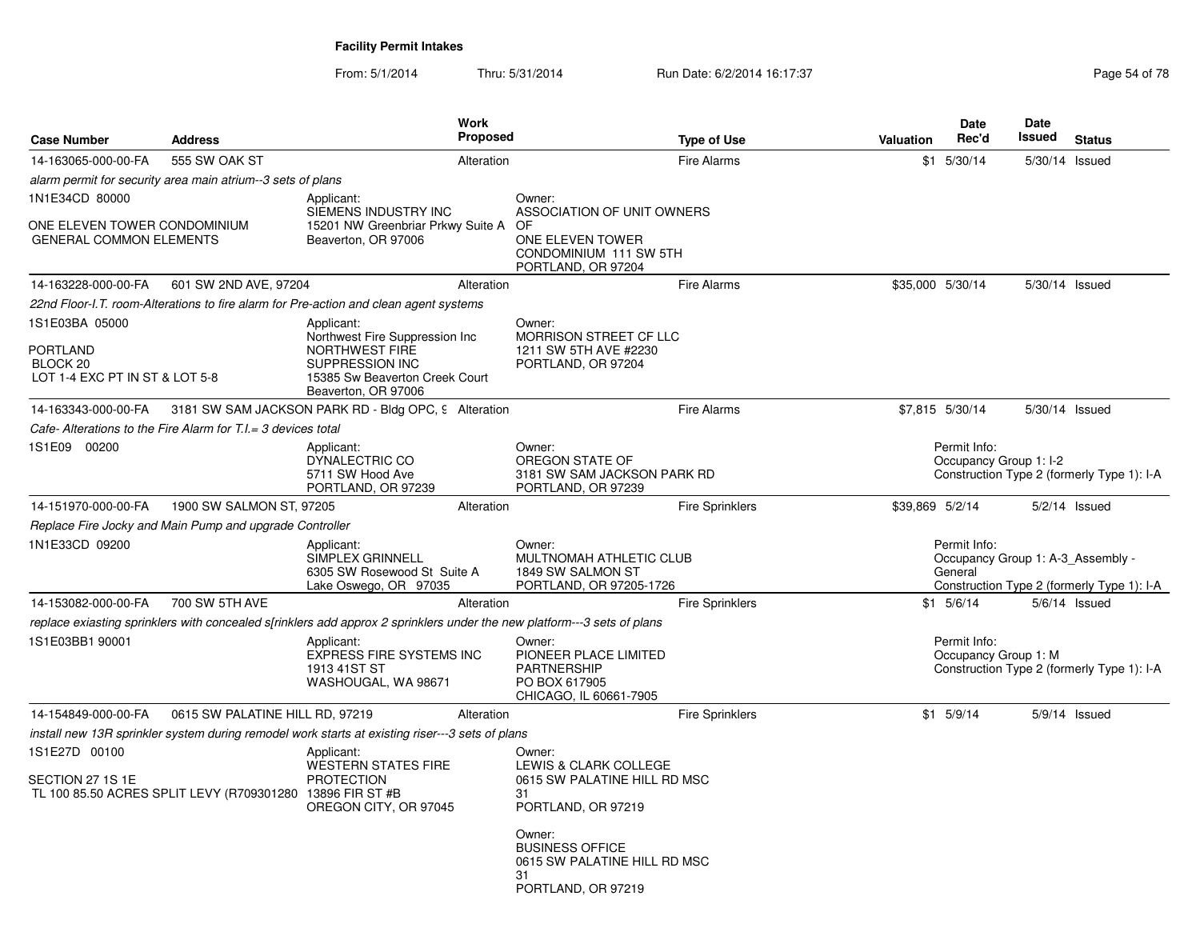**Facility Permit Intakes**

From: 5/1/2014 Thru: 5/31/2014 Run Date: 6/2/2014 16:17:37

| Case Number | Address | Work Proposed | Type of Use | Valuation | Date Rec'd | Date Issued | Status |
|---|---|---|---|---|---|---|---|
| 14-163065-000-00-FA | 555 SW OAK ST | Alteration | Fire Alarms | $1 | 5/30/14 | 5/30/14 | Issued |

*alarm permit for security area main atrium--3 sets of plans*

1N1E34CD 80000

ONE ELEVEN TOWER CONDOMINIUM GENERAL COMMON ELEMENTS

Applicant: SIEMENS INDUSTRY INC, 15201 NW Greenbriar Prkwy Suite A, Beaverton, OR 97006

Owner: ASSOCIATION OF UNIT OWNERS OF ONE ELEVEN TOWER CONDOMINIUM 111 SW 5TH, PORTLAND, OR 97204

| Case Number | Address | Work Proposed | Type of Use | Valuation | Date Rec'd | Date Issued | Status |
|---|---|---|---|---|---|---|---|
| 14-163228-000-00-FA | 601 SW 2ND AVE, 97204 | Alteration | Fire Alarms | $35,000 | 5/30/14 | 5/30/14 | Issued |

*22nd Floor-I.T. room-Alterations to fire alarm for Pre-action and clean agent systems*

1S1E03BA 05000

PORTLAND BLOCK 20 LOT 1-4 EXC PT IN ST & LOT 5-8

Applicant: Northwest Fire Suppression Inc, NORTHWEST FIRE SUPPRESSION INC, 15385 Sw Beaverton Creek Court, Beaverton, OR 97006

Owner: MORRISON STREET CF LLC, 1211 SW 5TH AVE #2230, PORTLAND, OR 97204

| Case Number | Address | Work Proposed | Type of Use | Valuation | Date Rec'd | Date Issued | Status |
|---|---|---|---|---|---|---|---|
| 14-163343-000-00-FA | 3181 SW SAM JACKSON PARK RD - Bldg OPC, 9 | Alteration | Fire Alarms | $7,815 | 5/30/14 | 5/30/14 | Issued |

*Cafe- Alterations to the Fire Alarm for T.I.= 3 devices total*

1S1E09 00200

Applicant: DYNALECTRIC CO, 5711 SW Hood Ave, PORTLAND, OR 97239

Owner: OREGON STATE OF, 3181 SW SAM JACKSON PARK RD, PORTLAND, OR 97239

Permit Info: Occupancy Group 1: I-2; Construction Type 2 (formerly Type 1): I-A

| Case Number | Address | Work Proposed | Type of Use | Valuation | Date Rec'd | Date Issued | Status |
|---|---|---|---|---|---|---|---|
| 14-151970-000-00-FA | 1900 SW SALMON ST, 97205 | Alteration | Fire Sprinklers | $39,869 | 5/2/14 | 5/2/14 | Issued |

*Replace Fire Jocky and Main Pump and upgrade Controller*

1N1E33CD 09200

Applicant: SIMPLEX GRINNELL, 6305 SW Rosewood St Suite A, Lake Oswego, OR 97035

Owner: MULTNOMAH ATHLETIC CLUB, 1849 SW SALMON ST, PORTLAND, OR 97205-1726

Permit Info: Occupancy Group 1: A-3_Assembly - General; Construction Type 2 (formerly Type 1): I-A

| Case Number | Address | Work Proposed | Type of Use | Valuation | Date Rec'd | Date Issued | Status |
|---|---|---|---|---|---|---|---|
| 14-153082-000-00-FA | 700 SW 5TH AVE | Alteration | Fire Sprinklers | $1 | 5/6/14 | 5/6/14 | Issued |

*replace exiasting sprinklers with concealed s[rinklers add approx 2 sprinklers under the new platform---3 sets of plans*

1S1E03BB1 90001

Applicant: EXPRESS FIRE SYSTEMS INC, 1913 41ST ST, WASHOUGAL, WA 98671

Owner: PIONEER PLACE LIMITED PARTNERSHIP, PO BOX 617905, CHICAGO, IL 60661-7905

Permit Info: Occupancy Group 1: M; Construction Type 2 (formerly Type 1): I-A

| Case Number | Address | Work Proposed | Type of Use | Valuation | Date Rec'd | Date Issued | Status |
|---|---|---|---|---|---|---|---|
| 14-154849-000-00-FA | 0615 SW PALATINE HILL RD, 97219 | Alteration | Fire Sprinklers | $1 | 5/9/14 | 5/9/14 | Issued |

*install new 13R sprinkler system during remodel work starts at existing riser---3 sets of plans*

1S1E27D 00100

SECTION 27 1S 1E TL 100 85.50 ACRES SPLIT LEVY (R709301280

Applicant: WESTERN STATES FIRE PROTECTION, 13896 FIR ST #B, OREGON CITY, OR 97045

Owner: LEWIS & CLARK COLLEGE, 0615 SW PALATINE HILL RD MSC 31, PORTLAND, OR 97219

Owner: BUSINESS OFFICE, 0615 SW PALATINE HILL RD MSC 31, PORTLAND, OR 97219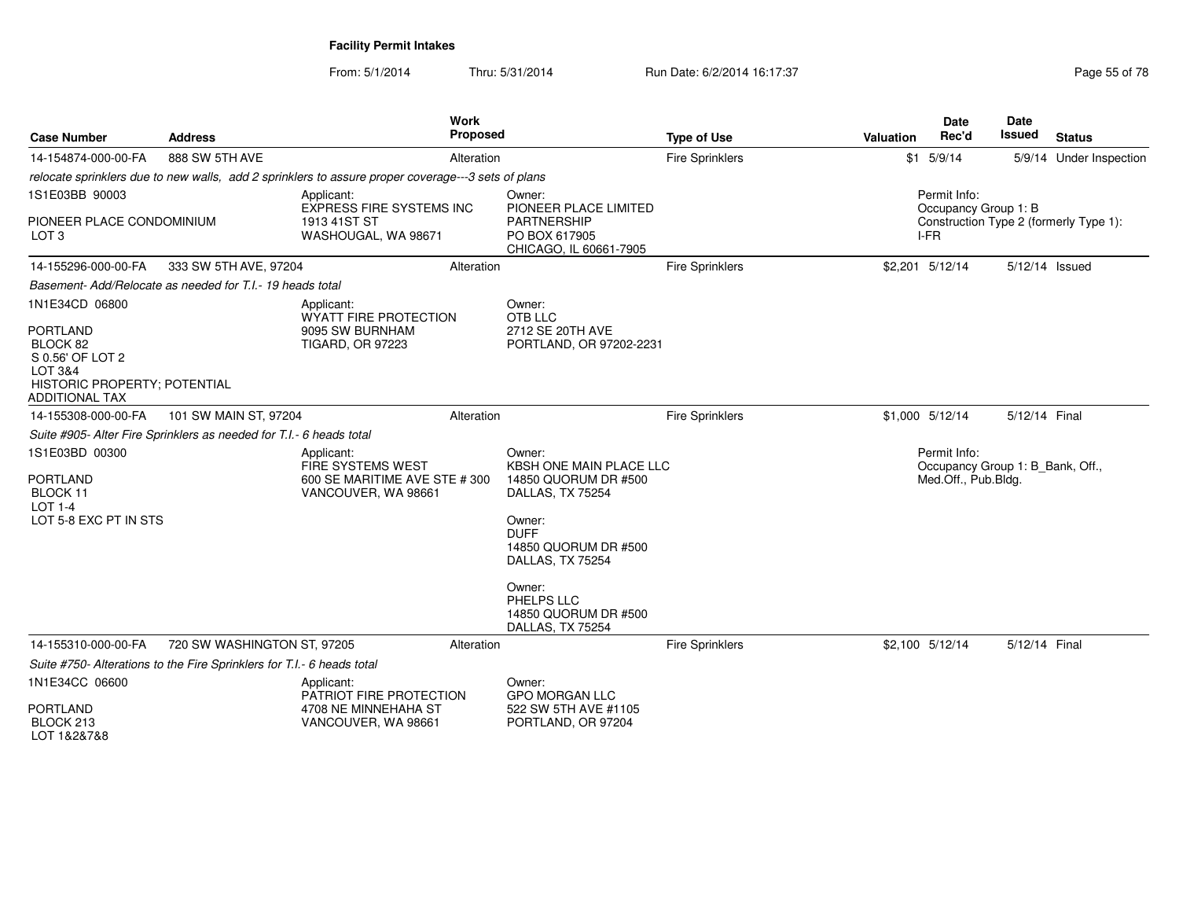# Facility Permit Intakes

From: 5/1/2014 Thru: 5/31/2014 Run Date: 6/2/2014 16:17:37

| Case Number | Address | Work Proposed | Type of Use | Valuation | Date Rec'd | Date Issued | Status |
|---|---|---|---|---|---|---|---|
| 14-154874-000-00-FA | 888 SW 5TH AVE | Alteration | Fire Sprinklers | $1 | 5/9/14 | 5/9/14 | Under Inspection |

*relocate sprinklers due to new walls, add 2 sprinklers to assure proper coverage---3 sets of plans*

1S1E03BB 90003

PIONEER PLACE CONDOMINIUM
LOT 3

Applicant:
EXPRESS FIRE SYSTEMS INC
1913 41ST ST
WASHOUGAL, WA 98671

Owner:
PIONEER PLACE LIMITED PARTNERSHIP
PO BOX 617905
CHICAGO, IL 60661-7905

Permit Info:
Occupancy Group 1: B
Construction Type 2 (formerly Type 1): I-FR

| Case Number | Address | Work Proposed | Type of Use | Valuation | Date Rec'd | Date Issued | Status |
|---|---|---|---|---|---|---|---|
| 14-155296-000-00-FA | 333 SW 5TH AVE, 97204 | Alteration | Fire Sprinklers | $2,201 | 5/12/14 | 5/12/14 | Issued |

*Basement- Add/Relocate as needed for T.I.- 19 heads total*

1N1E34CD 06800

PORTLAND
BLOCK 82
S 0.56' OF LOT 2
LOT 3&4
HISTORIC PROPERTY; POTENTIAL ADDITIONAL TAX

Applicant:
WYATT FIRE PROTECTION
9095 SW BURNHAM
TIGARD, OR 97223

Owner:
OTB LLC
2712 SE 20TH AVE
PORTLAND, OR 97202-2231

| Case Number | Address | Work Proposed | Type of Use | Valuation | Date Rec'd | Date Issued | Status |
|---|---|---|---|---|---|---|---|
| 14-155308-000-00-FA | 101 SW MAIN ST, 97204 | Alteration | Fire Sprinklers | $1,000 | 5/12/14 | 5/12/14 | Final |

*Suite #905- Alter Fire Sprinklers as needed for T.I.- 6 heads total*

1S1E03BD 00300

PORTLAND
BLOCK 11
LOT 1-4
LOT 5-8 EXC PT IN STS

Applicant:
FIRE SYSTEMS WEST
600 SE MARITIME AVE STE # 300
VANCOUVER, WA 98661

Owner:
KBSH ONE MAIN PLACE LLC
14850 QUORUM DR #500
DALLAS, TX 75254

Owner:
DUFF
14850 QUORUM DR #500
DALLAS, TX 75254

Owner:
PHELPS LLC
14850 QUORUM DR #500
DALLAS, TX 75254

Permit Info:
Occupancy Group 1: B_Bank, Off., Med.Off., Pub.Bldg.

| Case Number | Address | Work Proposed | Type of Use | Valuation | Date Rec'd | Date Issued | Status |
|---|---|---|---|---|---|---|---|
| 14-155310-000-00-FA | 720 SW WASHINGTON ST, 97205 | Alteration | Fire Sprinklers | $2,100 | 5/12/14 | 5/12/14 | Final |

*Suite #750- Alterations to the Fire Sprinklers for T.I.- 6 heads total*

1N1E34CC 06600

PORTLAND
BLOCK 213
LOT 1&2&7&8

Applicant:
PATRIOT FIRE PROTECTION
4708 NE MINNEHAHA ST
VANCOUVER, WA 98661

Owner:
GPO MORGAN LLC
522 SW 5TH AVE #1105
PORTLAND, OR 97204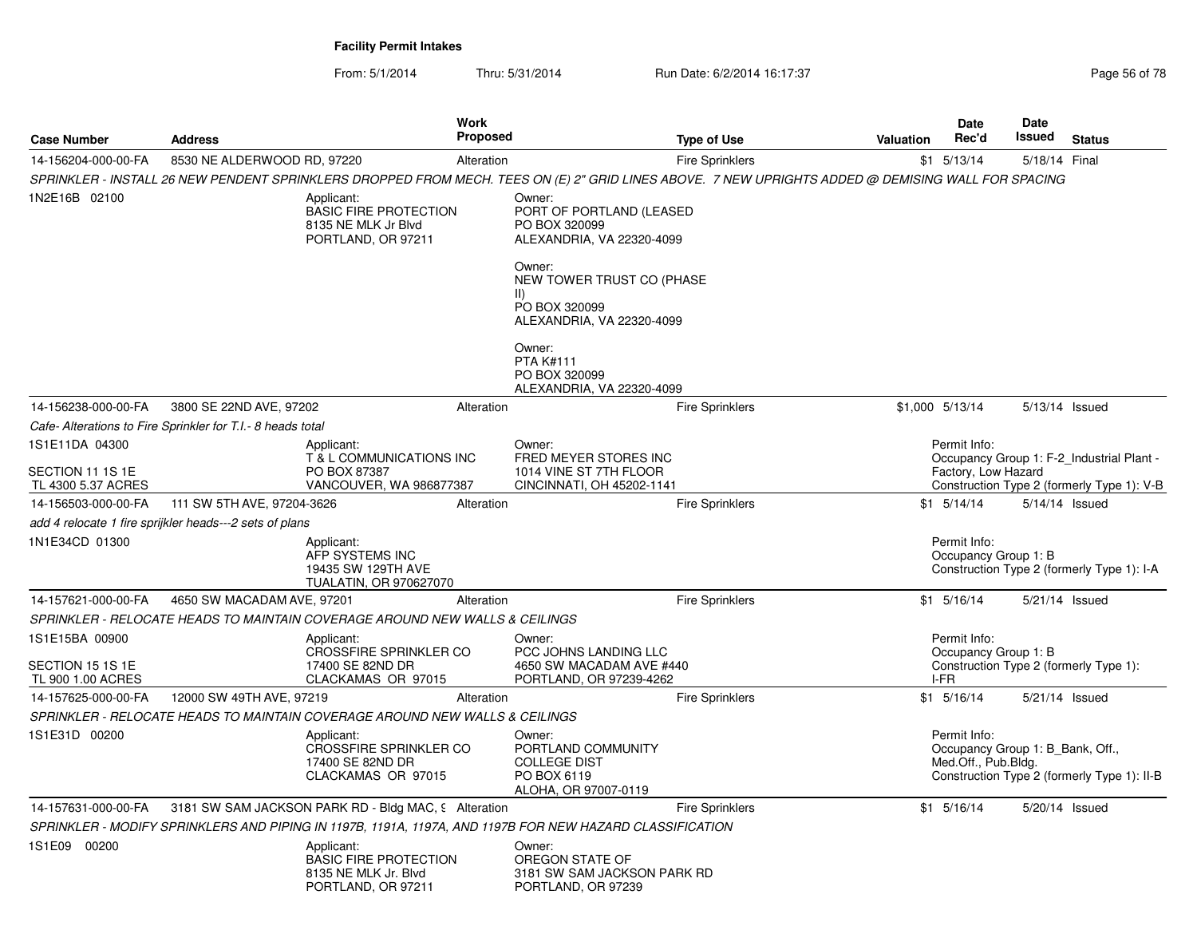## Facility Permit Intakes

From: 5/1/2014 Thru: 5/31/2014 Run Date: 6/2/2014 16:17:37

| Case Number | Address | Work Proposed | Type of Use | Valuation | Date Rec'd | Date Issued | Status |
|---|---|---|---|---|---|---|---|
| 14-156204-000-00-FA | 8530 NE ALDERWOOD RD, 97220 | Alteration | Fire Sprinklers | $1 | 5/13/14 | 5/18/14 | Final |

SPRINKLER - INSTALL 26 NEW PENDENT SPRINKLERS DROPPED FROM MECH. TEES ON (E) 2" GRID LINES ABOVE. 7 NEW UPRIGHTS ADDED @ DEMISING WALL FOR SPACING

1N2E16B 02100

Applicant:
BASIC FIRE PROTECTION
8135 NE MLK Jr Blvd
PORTLAND, OR 97211

Owner:
PORT OF PORTLAND (LEASED
PO BOX 320099
ALEXANDRIA, VA 22320-4099

Owner:
NEW TOWER TRUST CO (PHASE II)
PO BOX 320099
ALEXANDRIA, VA 22320-4099

Owner:
PTA K#111
PO BOX 320099
ALEXANDRIA, VA 22320-4099

| Case Number | Address | Work Proposed | Type of Use | Valuation | Date Rec'd | Date Issued | Status |
|---|---|---|---|---|---|---|---|
| 14-156238-000-00-FA | 3800 SE 22ND AVE, 97202 | Alteration | Fire Sprinklers | $1,000 | 5/13/14 | 5/13/14 | Issued |

Cafe- Alterations to Fire Sprinkler for T.I.- 8 heads total

1S1E11DA 04300
SECTION 11 1S 1E
TL 4300 5.37 ACRES

Applicant:
T & L COMMUNICATIONS INC
PO BOX 87387
VANCOUVER, WA 986877387

Owner:
FRED MEYER STORES INC
1014 VINE ST 7TH FLOOR
CINCINNATI, OH 45202-1141

Permit Info:
Occupancy Group 1: F-2_Industrial Plant - Factory, Low Hazard
Construction Type 2 (formerly Type 1): V-B

| Case Number | Address | Work Proposed | Type of Use | Valuation | Date Rec'd | Date Issued | Status |
|---|---|---|---|---|---|---|---|
| 14-156503-000-00-FA | 111 SW 5TH AVE, 97204-3626 | Alteration | Fire Sprinklers | $1 | 5/14/14 | 5/14/14 | Issued |

add 4 relocate 1 fire sprijkler heads---2 sets of plans

1N1E34CD 01300

Applicant:
AFP SYSTEMS INC
19435 SW 129TH AVE
TUALATIN, OR 970627070

Permit Info:
Occupancy Group 1: B
Construction Type 2 (formerly Type 1): I-A

| Case Number | Address | Work Proposed | Type of Use | Valuation | Date Rec'd | Date Issued | Status |
|---|---|---|---|---|---|---|---|
| 14-157621-000-00-FA | 4650 SW MACADAM AVE, 97201 | Alteration | Fire Sprinklers | $1 | 5/16/14 | 5/21/14 | Issued |

SPRINKLER - RELOCATE HEADS TO MAINTAIN COVERAGE AROUND NEW WALLS & CEILINGS

1S1E15BA 00900
SECTION 15 1S 1E
TL 900 1.00 ACRES

Applicant:
CROSSFIRE SPRINKLER CO
17400 SE 82ND DR
CLACKAMAS OR 97015

Owner:
PCC JOHNS LANDING LLC
4650 SW MACADAM AVE #440
PORTLAND, OR 97239-4262

Permit Info:
Occupancy Group 1: B
Construction Type 2 (formerly Type 1): I-FR

| Case Number | Address | Work Proposed | Type of Use | Valuation | Date Rec'd | Date Issued | Status |
|---|---|---|---|---|---|---|---|
| 14-157625-000-00-FA | 12000 SW 49TH AVE, 97219 | Alteration | Fire Sprinklers | $1 | 5/16/14 | 5/21/14 | Issued |

SPRINKLER - RELOCATE HEADS TO MAINTAIN COVERAGE AROUND NEW WALLS & CEILINGS

1S1E31D 00200

Applicant:
CROSSFIRE SPRINKLER CO
17400 SE 82ND DR
CLACKAMAS OR 97015

Owner:
PORTLAND COMMUNITY COLLEGE DIST
PO BOX 6119
ALOHA, OR 97007-0119

Permit Info:
Occupancy Group 1: B_Bank, Off., Med.Off., Pub.Bldg.
Construction Type 2 (formerly Type 1): II-B

| Case Number | Address | Work Proposed | Type of Use | Valuation | Date Rec'd | Date Issued | Status |
|---|---|---|---|---|---|---|---|
| 14-157631-000-00-FA | 3181 SW SAM JACKSON PARK RD - Bldg MAC, 9 | Alteration | Fire Sprinklers | $1 | 5/16/14 | 5/20/14 | Issued |

SPRINKLER - MODIFY SPRINKLERS AND PIPING IN 1197B, 1191A, 1197A, AND 1197B FOR NEW HAZARD CLASSIFICATION

1S1E09 00200

Applicant:
BASIC FIRE PROTECTION
8135 NE MLK Jr. Blvd
PORTLAND, OR 97211

Owner:
OREGON STATE OF
3181 SW SAM JACKSON PARK RD
PORTLAND, OR 97239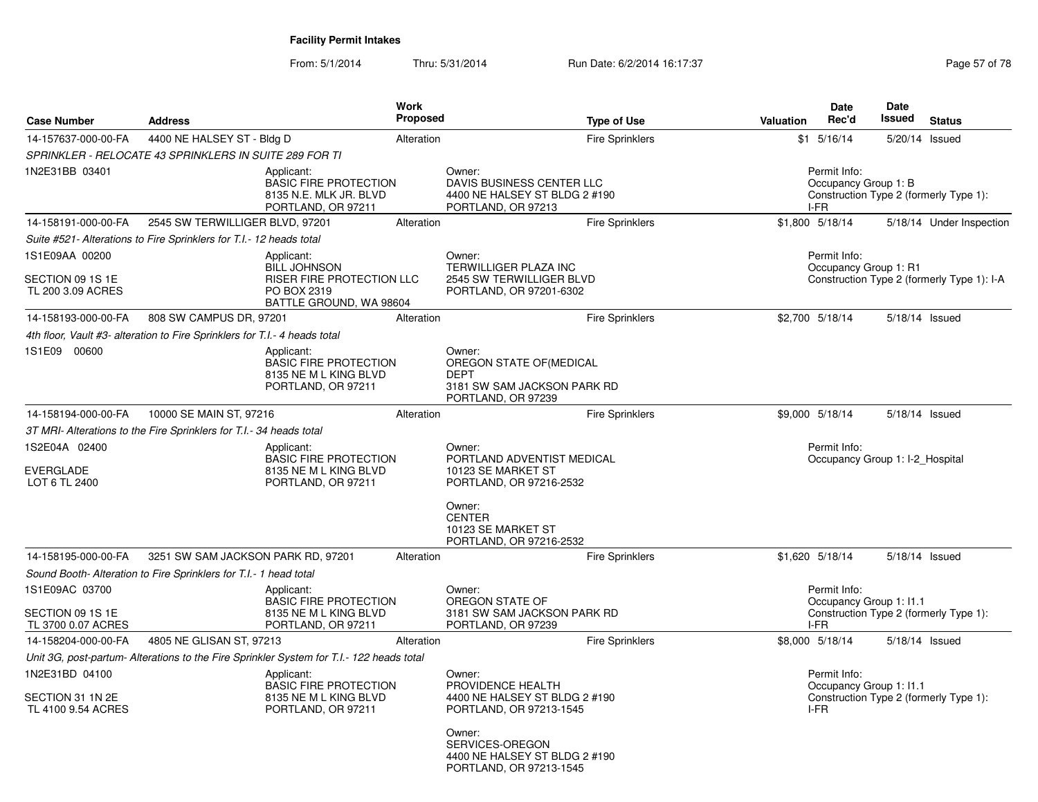**Facility Permit Intakes**

From: 5/1/2014 Thru: 5/31/2014 Run Date: 6/2/2014 16:17:37

| Case Number | Address | Work Proposed | Type of Use | Valuation | Date Rec'd | Date Issued | Status |
|---|---|---|---|---|---|---|---|
| 14-157637-000-00-FA | 4400 NE HALSEY ST - Bldg D | Alteration | Fire Sprinklers | $1 | 5/16/14 | 5/20/14 | Issued |
| *SPRINKLER - RELOCATE 43 SPRINKLERS IN SUITE 289 FOR TI* | | | | | | | |
| 1N2E31BB 03401 | Applicant: BASIC FIRE PROTECTION 8135 N.E. MLK JR. BLVD PORTLAND, OR 97211 | | Owner: DAVIS BUSINESS CENTER LLC 4400 NE HALSEY ST BLDG 2 #190 PORTLAND, OR 97213 | | Permit Info: Occupancy Group 1: B Construction Type 2 (formerly Type 1): I-FR | | |
| 14-158191-000-00-FA | 2545 SW TERWILLIGER BLVD, 97201 | Alteration | Fire Sprinklers | $1,800 | 5/18/14 | 5/18/14 | Under Inspection |
| *Suite #521- Alterations to Fire Sprinklers for T.I.- 12 heads total* | | | | | | | |
| 1S1E09AA 00200 SECTION 09 1S 1E TL 200 3.09 ACRES | Applicant: BILL JOHNSON RISER FIRE PROTECTION LLC PO BOX 2319 BATTLE GROUND, WA 98604 | | Owner: TERWILLIGER PLAZA INC 2545 SW TERWILLIGER BLVD PORTLAND, OR 97201-6302 | | Permit Info: Occupancy Group 1: R1 Construction Type 2 (formerly Type 1): I-A | | |
| 14-158193-000-00-FA | 808 SW CAMPUS DR, 97201 | Alteration | Fire Sprinklers | $2,700 | 5/18/14 | 5/18/14 | Issued |
| *4th floor, Vault #3- alteration to Fire Sprinklers for T.I.- 4 heads total* | | | | | | | |
| 1S1E09 00600 | Applicant: BASIC FIRE PROTECTION 8135 NE M L KING BLVD PORTLAND, OR 97211 | | Owner: OREGON STATE OF(MEDICAL DEPT 3181 SW SAM JACKSON PARK RD PORTLAND, OR 97239 | | | | |
| 14-158194-000-00-FA | 10000 SE MAIN ST, 97216 | Alteration | Fire Sprinklers | $9,000 | 5/18/14 | 5/18/14 | Issued |
| *3T MRI- Alterations to the Fire Sprinklers for T.I.- 34 heads total* | | | | | | | |
| 1S2E04A 02400 EVERGLADE LOT 6 TL 2400 | Applicant: BASIC FIRE PROTECTION 8135 NE M L KING BLVD PORTLAND, OR 97211 | | Owner: PORTLAND ADVENTIST MEDICAL 10123 SE MARKET ST PORTLAND, OR 97216-2532 Owner: CENTER 10123 SE MARKET ST PORTLAND, OR 97216-2532 | | Permit Info: Occupancy Group 1: I-2_Hospital | | |
| 14-158195-000-00-FA | 3251 SW SAM JACKSON PARK RD, 97201 | Alteration | Fire Sprinklers | $1,620 | 5/18/14 | 5/18/14 | Issued |
| *Sound Booth- Alteration to Fire Sprinklers for T.I.- 1 head total* | | | | | | | |
| 1S1E09AC 03700 SECTION 09 1S 1E TL 3700 0.07 ACRES | Applicant: BASIC FIRE PROTECTION 8135 NE M L KING BLVD PORTLAND, OR 97211 | | Owner: OREGON STATE OF 3181 SW SAM JACKSON PARK RD PORTLAND, OR 97239 | | Permit Info: Occupancy Group 1: I1.1 Construction Type 2 (formerly Type 1): I-FR | | |
| 14-158204-000-00-FA | 4805 NE GLISAN ST, 97213 | Alteration | Fire Sprinklers | $8,000 | 5/18/14 | 5/18/14 | Issued |
| *Unit 3G, post-partum- Alterations to the Fire Sprinkler System for T.I.- 122 heads total* | | | | | | | |
| 1N2E31BD 04100 SECTION 31 1N 2E TL 4100 9.54 ACRES | Applicant: BASIC FIRE PROTECTION 8135 NE M L KING BLVD PORTLAND, OR 97211 | | Owner: PROVIDENCE HEALTH 4400 NE HALSEY ST BLDG 2 #190 PORTLAND, OR 97213-1545 Owner: SERVICES-OREGON 4400 NE HALSEY ST BLDG 2 #190 PORTLAND, OR 97213-1545 | | Permit Info: Occupancy Group 1: I1.1 Construction Type 2 (formerly Type 1): I-FR | | |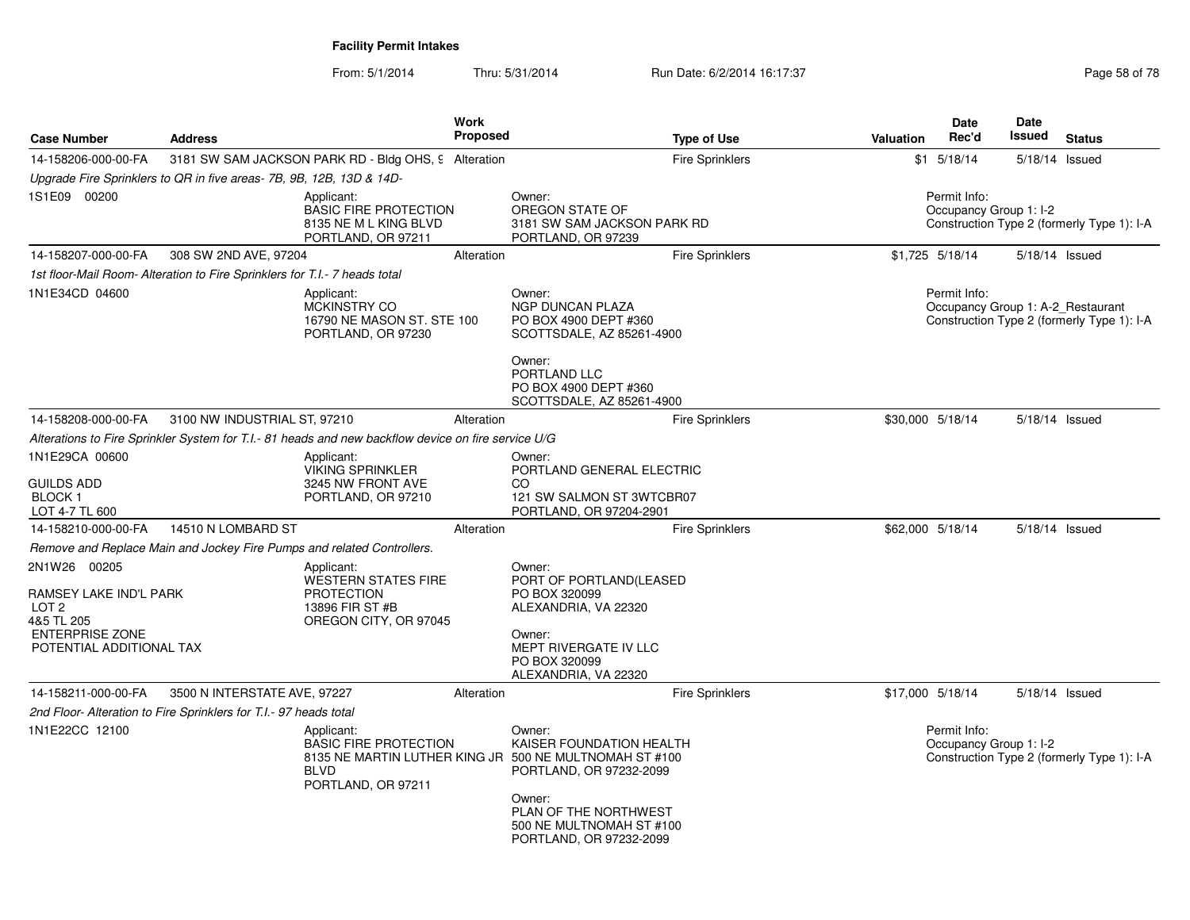**Facility Permit Intakes**

From: 5/1/2014 Thru: 5/31/2014 Run Date: 6/2/2014 16:17:37

| Case Number | Address | Work Proposed | Type of Use | Valuation | Date Rec'd | Date Issued | Status |
|---|---|---|---|---|---|---|---|
| 14-158206-000-00-FA | 3181 SW SAM JACKSON PARK RD - Bldg OHS, 9 | Alteration | Fire Sprinklers | $1 | 5/18/14 | 5/18/14 | Issued |
| | *Upgrade Fire Sprinklers to QR in five areas- 7B, 9B, 12B, 13D & 14D-* | | | | | | |
| 1S1E09 00200 | Applicant: BASIC FIRE PROTECTION 8135 NE M L KING BLVD PORTLAND, OR 97211 | | Owner: OREGON STATE OF 3181 SW SAM JACKSON PARK RD PORTLAND, OR 97239 | | Permit Info: Occupancy Group 1: I-2 Construction Type 2 (formerly Type 1): I-A | | |
| 14-158207-000-00-FA | 308 SW 2ND AVE, 97204 | Alteration | Fire Sprinklers | $1,725 | 5/18/14 | 5/18/14 | Issued |
| | *1st floor-Mail Room- Alteration to Fire Sprinklers for T.I.- 7 heads total* | | | | | | |
| 1N1E34CD 04600 | Applicant: MCKINSTRY CO 16790 NE MASON ST. STE 100 PORTLAND, OR 97230 | | Owner: NGP DUNCAN PLAZA PO BOX 4900 DEPT #360 SCOTTSDALE, AZ 85261-4900<br>Owner: PORTLAND LLC PO BOX 4900 DEPT #360 SCOTTSDALE, AZ 85261-4900 | | Permit Info: Occupancy Group 1: A-2_Restaurant Construction Type 2 (formerly Type 1): I-A | | |
| 14-158208-000-00-FA | 3100 NW INDUSTRIAL ST, 97210 | Alteration | Fire Sprinklers | $30,000 | 5/18/14 | 5/18/14 | Issued |
| | *Alterations to Fire Sprinkler System for T.I.- 81 heads and new backflow device on fire service U/G* | | | | | | |
| 1N1E29CA 00600<br>GUILDS ADD<br>BLOCK 1<br>LOT 4-7 TL 600 | Applicant: VIKING SPRINKLER 3245 NW FRONT AVE PORTLAND, OR 97210 | | Owner: PORTLAND GENERAL ELECTRIC CO 121 SW SALMON ST 3WTCBR07 PORTLAND, OR 97204-2901 | | | | |
| 14-158210-000-00-FA | 14510 N LOMBARD ST | Alteration | Fire Sprinklers | $62,000 | 5/18/14 | 5/18/14 | Issued |
| | *Remove and Replace Main and Jockey Fire Pumps and related Controllers.* | | | | | | |
| 2N1W26 00205<br>RAMSEY LAKE IND'L PARK<br>LOT 2<br>4&5 TL 205<br>ENTERPRISE ZONE<br>POTENTIAL ADDITIONAL TAX | Applicant: WESTERN STATES FIRE PROTECTION 13896 FIR ST #B OREGON CITY, OR 97045 | | Owner: PORT OF PORTLAND(LEASED PO BOX 320099 ALEXANDRIA, VA 22320<br>Owner: MEPT RIVERGATE IV LLC PO BOX 320099 ALEXANDRIA, VA 22320 | | | | |
| 14-158211-000-00-FA | 3500 N INTERSTATE AVE, 97227 | Alteration | Fire Sprinklers | $17,000 | 5/18/14 | 5/18/14 | Issued |
| | *2nd Floor- Alteration to Fire Sprinklers for T.I.- 97 heads total* | | | | | | |
| 1N1E22CC 12100 | Applicant: BASIC FIRE PROTECTION 8135 NE MARTIN LUTHER KING JR BLVD PORTLAND, OR 97211 | | Owner: KAISER FOUNDATION HEALTH 500 NE MULTNOMAH ST #100 PORTLAND, OR 97232-2099<br>Owner: PLAN OF THE NORTHWEST 500 NE MULTNOMAH ST #100 PORTLAND, OR 97232-2099 | | Permit Info: Occupancy Group 1: I-2 Construction Type 2 (formerly Type 1): I-A | | |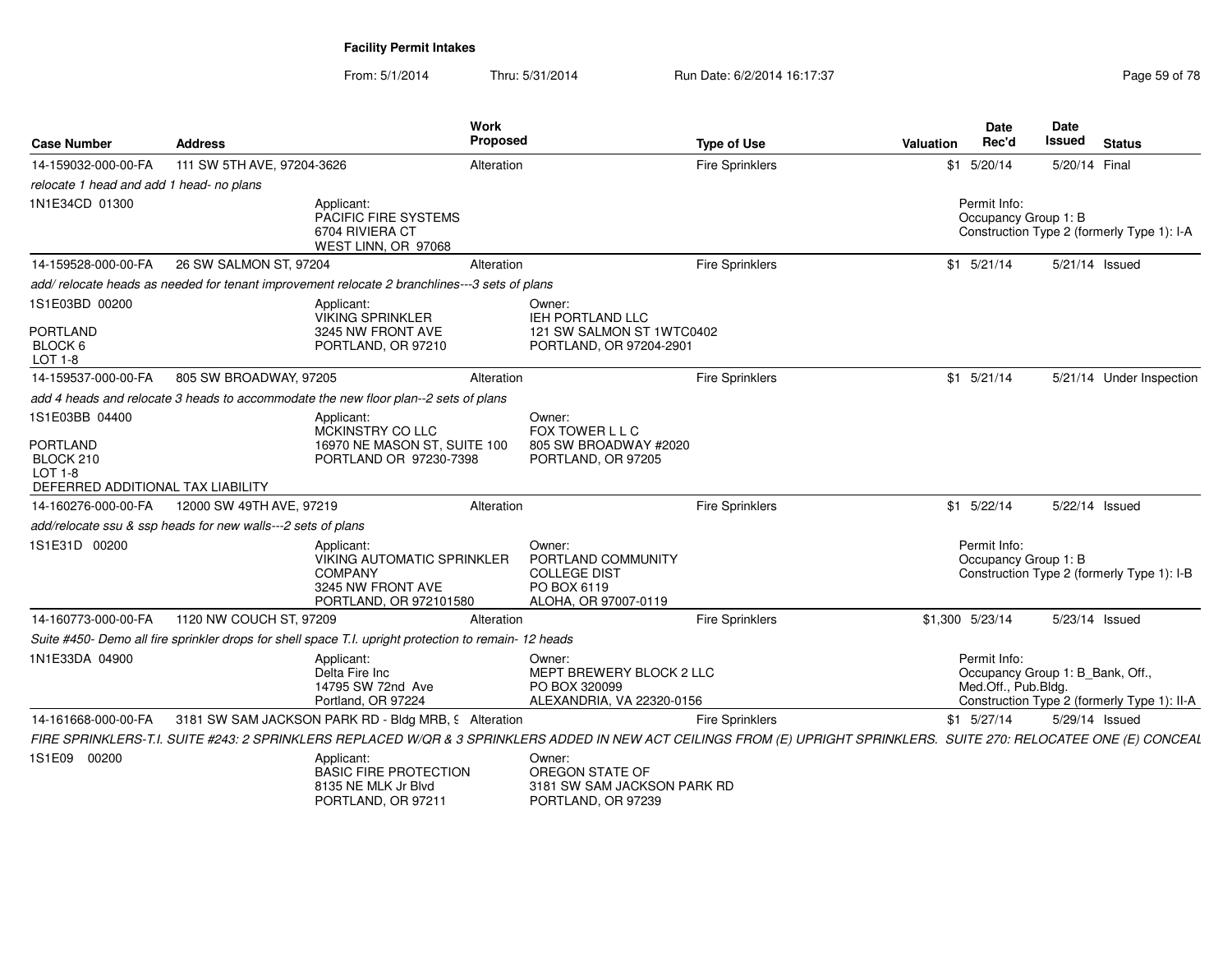**Facility Permit Intakes**

From: 5/1/2014 Thru: 5/31/2014 Run Date: 6/2/2014 16:17:37

| Case Number | Address | Work Proposed | Type of Use | Valuation | Date Rec'd | Date Issued | Status |
|---|---|---|---|---|---|---|---|
| 14-159032-000-00-FA | 111 SW 5TH AVE, 97204-3626 | Alteration | Fire Sprinklers | $1 | 5/20/14 | 5/20/14 | Final |

*relocate 1 head and add 1 head- no plans*

1N1E34CD 01300

Applicant:
PACIFIC FIRE SYSTEMS
6704 RIVIERA CT
WEST LINN, OR 97068

Permit Info:
Occupancy Group 1: B
Construction Type 2 (formerly Type 1): I-A

| Case Number | Address | Work Proposed | Type of Use | Valuation | Date Rec'd | Date Issued | Status |
|---|---|---|---|---|---|---|---|
| 14-159528-000-00-FA | 26 SW SALMON ST, 97204 | Alteration | Fire Sprinklers | $1 | 5/21/14 | 5/21/14 | Issued |

*add/ relocate heads as needed for tenant improvement relocate 2 branchlines---3 sets of plans*

1S1E03BD 00200

PORTLAND
BLOCK 6
LOT 1-8

Applicant:
VIKING SPRINKLER
3245 NW FRONT AVE
PORTLAND, OR 97210

Owner:
IEH PORTLAND LLC
121 SW SALMON ST 1WTC0402
PORTLAND, OR 97204-2901

| Case Number | Address | Work Proposed | Type of Use | Valuation | Date Rec'd | Date Issued | Status |
|---|---|---|---|---|---|---|---|
| 14-159537-000-00-FA | 805 SW BROADWAY, 97205 | Alteration | Fire Sprinklers | $1 | 5/21/14 | 5/21/14 | Under Inspection |

*add 4 heads and relocate 3 heads to accommodate the new floor plan--2 sets of plans*

1S1E03BB 04400

PORTLAND
BLOCK 210
LOT 1-8
DEFERRED ADDITIONAL TAX LIABILITY

Applicant:
MCKINSTRY CO LLC
16970 NE MASON ST, SUITE 100
PORTLAND OR 97230-7398

Owner:
FOX TOWER L L C
805 SW BROADWAY #2020
PORTLAND, OR 97205

| Case Number | Address | Work Proposed | Type of Use | Valuation | Date Rec'd | Date Issued | Status |
|---|---|---|---|---|---|---|---|
| 14-160276-000-00-FA | 12000 SW 49TH AVE, 97219 | Alteration | Fire Sprinklers | $1 | 5/22/14 | 5/22/14 | Issued |

*add/relocate ssu & ssp heads for new walls---2 sets of plans*

1S1E31D 00200

Applicant:
VIKING AUTOMATIC SPRINKLER COMPANY
3245 NW FRONT AVE
PORTLAND, OR 972101580

Owner:
PORTLAND COMMUNITY COLLEGE DIST
PO BOX 6119
ALOHA, OR 97007-0119

Permit Info:
Occupancy Group 1: B
Construction Type 2 (formerly Type 1): I-B

| Case Number | Address | Work Proposed | Type of Use | Valuation | Date Rec'd | Date Issued | Status |
|---|---|---|---|---|---|---|---|
| 14-160773-000-00-FA | 1120 NW COUCH ST, 97209 | Alteration | Fire Sprinklers | $1,300 | 5/23/14 | 5/23/14 | Issued |

*Suite #450- Demo all fire sprinkler drops for shell space T.I. upright protection to remain- 12 heads*

1N1E33DA 04900

Applicant:
Delta Fire Inc
14795 SW 72nd Ave
Portland, OR 97224

Owner:
MEPT BREWERY BLOCK 2 LLC
PO BOX 320099
ALEXANDRIA, VA 22320-0156

Permit Info:
Occupancy Group 1: B_Bank, Off., Med.Off., Pub.Bldg.
Construction Type 2 (formerly Type 1): II-A

| Case Number | Address | Work Proposed | Type of Use | Valuation | Date Rec'd | Date Issued | Status |
|---|---|---|---|---|---|---|---|
| 14-161668-000-00-FA | 3181 SW SAM JACKSON PARK RD - Bldg MRB, 9 | Alteration | Fire Sprinklers | $1 | 5/27/14 | 5/29/14 | Issued |

*FIRE SPRINKLERS-T.I. SUITE #243: 2 SPRINKLERS REPLACED W/QR & 3 SPRINKLERS ADDED IN NEW ACT CEILINGS FROM (E) UPRIGHT SPRINKLERS. SUITE 270: RELOCATEE ONE (E) CONCEAL*

1S1E09 00200

Applicant:
BASIC FIRE PROTECTION
8135 NE MLK Jr Blvd
PORTLAND, OR 97211

Owner:
OREGON STATE OF
3181 SW SAM JACKSON PARK RD
PORTLAND, OR 97239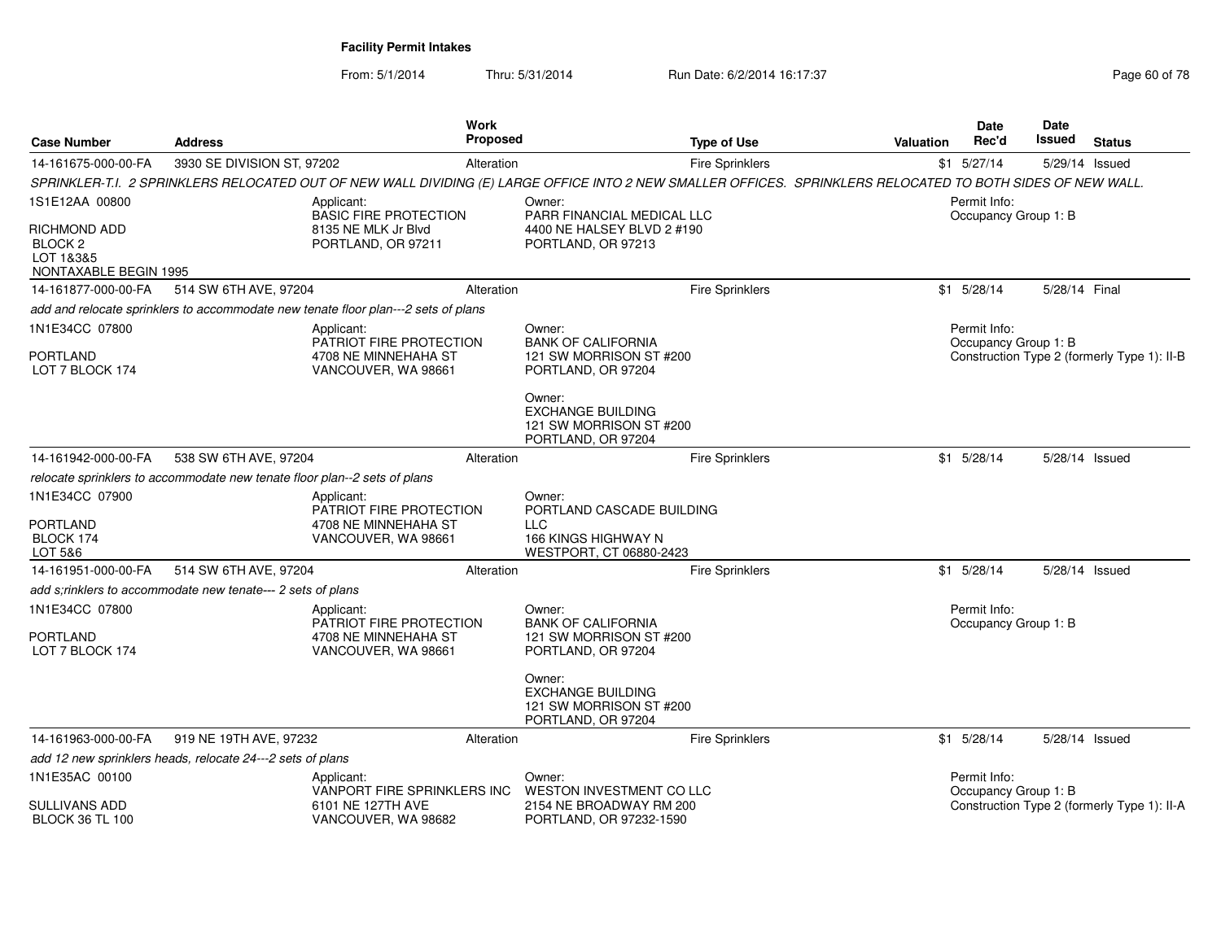**Facility Permit Intakes**

From: 5/1/2014 Thru: 5/31/2014 Run Date: 6/2/2014 16:17:37

| Case Number | Address | Work Proposed | Type of Use | Valuation | Date Rec'd | Date Issued | Status |
|---|---|---|---|---|---|---|---|
| 14-161675-000-00-FA | 3930 SE DIVISION ST, 97202 | Alteration | Fire Sprinklers | $1 | 5/27/14 | 5/29/14 | Issued |

*SPRINKLER-T.I. 2 SPRINKLERS RELOCATED OUT OF NEW WALL DIVIDING (E) LARGE OFFICE INTO 2 NEW SMALLER OFFICES. SPRINKLERS RELOCATED TO BOTH SIDES OF NEW WALL.*

1S1E12AA 00800
RICHMOND ADD
BLOCK 2
LOT 1&3&5
NONTAXABLE BEGIN 1995

Applicant:
BASIC FIRE PROTECTION
8135 NE MLK Jr Blvd
PORTLAND, OR 97211

Owner:
PARR FINANCIAL MEDICAL LLC
4400 NE HALSEY BLVD 2 #190
PORTLAND, OR 97213

Permit Info:
Occupancy Group 1: B

---

| Case Number | Address | Work Proposed | Type of Use | Valuation | Date Rec'd | Date Issued | Status |
|---|---|---|---|---|---|---|---|
| 14-161877-000-00-FA | 514 SW 6TH AVE, 97204 | Alteration | Fire Sprinklers | $1 | 5/28/14 | 5/28/14 | Final |

*add and relocate sprinklers to accommodate new tenate floor plan---2 sets of plans*

1N1E34CC 07800
PORTLAND
LOT 7 BLOCK 174

Applicant:
PATRIOT FIRE PROTECTION
4708 NE MINNEHAHA ST
VANCOUVER, WA 98661

Owner:
BANK OF CALIFORNIA
121 SW MORRISON ST #200
PORTLAND, OR 97204

Owner:
EXCHANGE BUILDING
121 SW MORRISON ST #200
PORTLAND, OR 97204

Permit Info:
Occupancy Group 1: B
Construction Type 2 (formerly Type 1): II-B

---

| Case Number | Address | Work Proposed | Type of Use | Valuation | Date Rec'd | Date Issued | Status |
|---|---|---|---|---|---|---|---|
| 14-161942-000-00-FA | 538 SW 6TH AVE, 97204 | Alteration | Fire Sprinklers | $1 | 5/28/14 | 5/28/14 | Issued |

*relocate sprinklers to accommodate new tenate floor plan--2 sets of plans*

1N1E34CC 07900
PORTLAND
BLOCK 174
LOT 5&6

Applicant:
PATRIOT FIRE PROTECTION
4708 NE MINNEHAHA ST
VANCOUVER, WA 98661

Owner:
PORTLAND CASCADE BUILDING LLC
166 KINGS HIGHWAY N
WESTPORT, CT 06880-2423

---

| Case Number | Address | Work Proposed | Type of Use | Valuation | Date Rec'd | Date Issued | Status |
|---|---|---|---|---|---|---|---|
| 14-161951-000-00-FA | 514 SW 6TH AVE, 97204 | Alteration | Fire Sprinklers | $1 | 5/28/14 | 5/28/14 | Issued |

*add s;rinklers to accommodate new tenate--- 2 sets of plans*

1N1E34CC 07800
PORTLAND
LOT 7 BLOCK 174

Applicant:
PATRIOT FIRE PROTECTION
4708 NE MINNEHAHA ST
VANCOUVER, WA 98661

Owner:
BANK OF CALIFORNIA
121 SW MORRISON ST #200
PORTLAND, OR 97204

Owner:
EXCHANGE BUILDING
121 SW MORRISON ST #200
PORTLAND, OR 97204

Permit Info:
Occupancy Group 1: B

---

| Case Number | Address | Work Proposed | Type of Use | Valuation | Date Rec'd | Date Issued | Status |
|---|---|---|---|---|---|---|---|
| 14-161963-000-00-FA | 919 NE 19TH AVE, 97232 | Alteration | Fire Sprinklers | $1 | 5/28/14 | 5/28/14 | Issued |

*add 12 new sprinklers heads, relocate 24---2 sets of plans*

1N1E35AC 00100
SULLIVANS ADD
BLOCK 36 TL 100

Applicant:
VANPORT FIRE SPRINKLERS INC
6101 NE 127TH AVE
VANCOUVER, WA 98682

Owner:
WESTON INVESTMENT CO LLC
2154 NE BROADWAY RM 200
PORTLAND, OR 97232-1590

Permit Info:
Occupancy Group 1: B
Construction Type 2 (formerly Type 1): II-A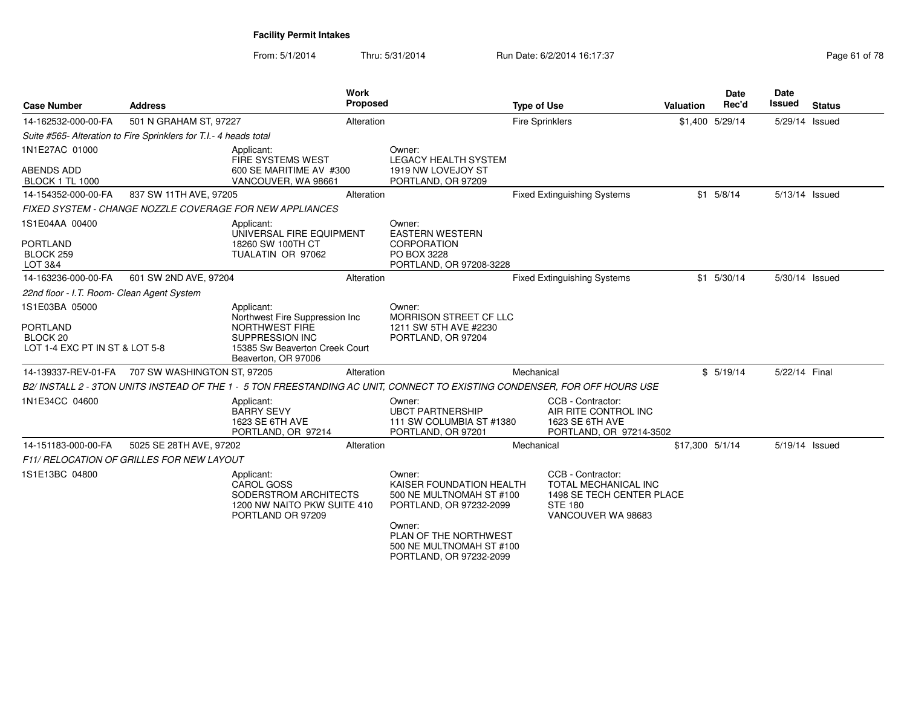**Facility Permit Intakes**

From: 5/1/2014 Thru: 5/31/2014 Run Date: 6/2/2014 16:17:37

| Case Number | Address | Work Proposed | Type of Use | Valuation | Date Rec'd | Date Issued | Status |
|---|---|---|---|---|---|---|---|
| 14-162532-000-00-FA | 501 N GRAHAM ST, 97227 | Alteration | Fire Sprinklers | $1,400 | 5/29/14 | 5/29/14 | Issued |

*Suite #565- Alteration to Fire Sprinklers for T.I.- 4 heads total*

1N1E27AC 01000
ABENDS ADD
BLOCK 1 TL 1000

Applicant:
FIRE SYSTEMS WEST
600 SE MARITIME AV #300
VANCOUVER, WA 98661

Owner:
LEGACY HEALTH SYSTEM
1919 NW LOVEJOY ST
PORTLAND, OR 97209

| Case Number | Address | Work Proposed | Type of Use | Valuation | Date Rec'd | Date Issued | Status |
|---|---|---|---|---|---|---|---|
| 14-154352-000-00-FA | 837 SW 11TH AVE, 97205 | Alteration | Fixed Extinguishing Systems | $1 | 5/8/14 | 5/13/14 | Issued |

*FIXED SYSTEM - CHANGE NOZZLE COVERAGE FOR NEW APPLIANCES*

1S1E04AA 00400
PORTLAND
BLOCK 259
LOT 3&4

Applicant:
UNIVERSAL FIRE EQUIPMENT
18260 SW 100TH CT
TUALATIN OR 97062

Owner:
EASTERN WESTERN CORPORATION
PO BOX 3228
PORTLAND, OR 97208-3228

| Case Number | Address | Work Proposed | Type of Use | Valuation | Date Rec'd | Date Issued | Status |
|---|---|---|---|---|---|---|---|
| 14-163236-000-00-FA | 601 SW 2ND AVE, 97204 | Alteration | Fixed Extinguishing Systems | $1 | 5/30/14 | 5/30/14 | Issued |

*22nd floor - I.T. Room- Clean Agent System*

1S1E03BA 05000
PORTLAND
BLOCK 20
LOT 1-4 EXC PT IN ST & LOT 5-8

Applicant:
Northwest Fire Suppression Inc
NORTHWEST FIRE SUPPRESSION INC
15385 Sw Beaverton Creek Court
Beaverton, OR 97006

Owner:
MORRISON STREET CF LLC
1211 SW 5TH AVE #2230
PORTLAND, OR 97204

| Case Number | Address | Work Proposed | Type of Use | Valuation | Date Rec'd | Date Issued | Status |
|---|---|---|---|---|---|---|---|
| 14-139337-REV-01-FA | 707 SW WASHINGTON ST, 97205 | Alteration | Mechanical | $ | 5/19/14 | 5/22/14 | Final |

*B2/ INSTALL 2 - 3TON UNITS INSTEAD OF THE 1 - 5 TON FREESTANDING AC UNIT, CONNECT TO EXISTING CONDENSER, FOR OFF HOURS USE*

1N1E34CC 04600

Applicant:
BARRY SEVY
1623 SE 6TH AVE
PORTLAND, OR 97214

Owner:
UBCT PARTNERSHIP
111 SW COLUMBIA ST #1380
PORTLAND, OR 97201

CCB - Contractor:
AIR RITE CONTROL INC
1623 SE 6TH AVE
PORTLAND, OR 97214-3502

| Case Number | Address | Work Proposed | Type of Use | Valuation | Date Rec'd | Date Issued | Status |
|---|---|---|---|---|---|---|---|
| 14-151183-000-00-FA | 5025 SE 28TH AVE, 97202 | Alteration | Mechanical | $17,300 | 5/1/14 | 5/19/14 | Issued |

*F11/ RELOCATION OF GRILLES FOR NEW LAYOUT*

1S1E13BC 04800

Applicant:
CAROL GOSS
SODERSTROM ARCHITECTS
1200 NW NAITO PKW SUITE 410
PORTLAND OR 97209

Owner:
KAISER FOUNDATION HEALTH
500 NE MULTNOMAH ST #100
PORTLAND, OR 97232-2099

Owner:
PLAN OF THE NORTHWEST
500 NE MULTNOMAH ST #100
PORTLAND, OR 97232-2099

CCB - Contractor:
TOTAL MECHANICAL INC
1498 SE TECH CENTER PLACE
STE 180
VANCOUVER WA 98683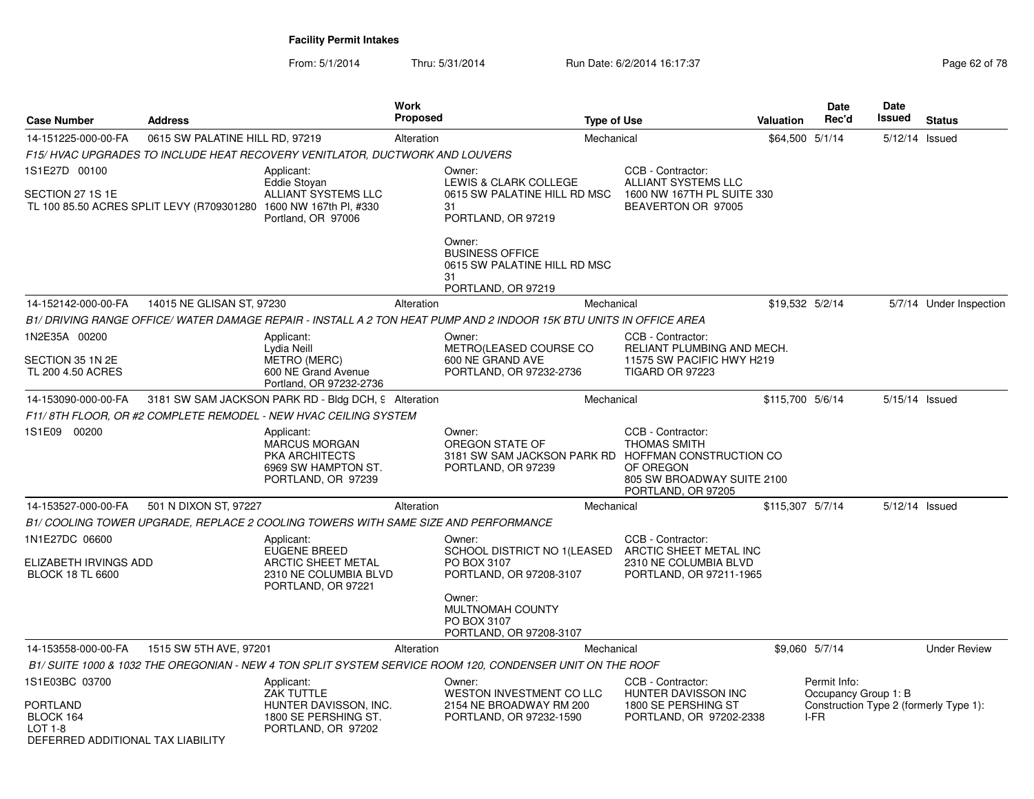**Facility Permit Intakes**

From: 5/1/2014 Thru: 5/31/2014 Run Date: 6/2/2014 16:17:37

| Case Number | Address | Work Proposed | Type of Use | Valuation | Date Rec'd | Date Issued | Status |
|---|---|---|---|---|---|---|---|
| 14-151225-000-00-FA | 0615 SW PALATINE HILL RD, 97219 | Alteration | Mechanical | $64,500 | 5/1/14 | 5/12/14 | Issued |

F15/ HVAC UPGRADES TO INCLUDE HEAT RECOVERY VENITLATOR, DUCTWORK AND LOUVERS

1S1E27D 00100

SECTION 27 1S 1E
TL 100 85.50 ACRES SPLIT LEVY (R709301280

Applicant:
Eddie Stoyan
ALLIANT SYSTEMS LLC
1600 NW 167th Pl, #330
Portland, OR 97006

Owner:
LEWIS & CLARK COLLEGE
0615 SW PALATINE HILL RD MSC 31
PORTLAND, OR 97219

Owner:
BUSINESS OFFICE
0615 SW PALATINE HILL RD MSC 31
PORTLAND, OR 97219

CCB - Contractor:
ALLIANT SYSTEMS LLC
1600 NW 167TH PL SUITE 330
BEAVERTON OR 97005

| Case Number | Address | Work Proposed | Type of Use | Valuation | Date Rec'd | Date Issued | Status |
|---|---|---|---|---|---|---|---|
| 14-152142-000-00-FA | 14015 NE GLISAN ST, 97230 | Alteration | Mechanical | $19,532 | 5/2/14 | 5/7/14 | Under Inspection |

B1/ DRIVING RANGE OFFICE/ WATER DAMAGE REPAIR - INSTALL A 2 TON HEAT PUMP AND 2 INDOOR 15K BTU UNITS IN OFFICE AREA

1N2E35A 00200

SECTION 35 1N 2E
TL 200 4.50 ACRES

Applicant:
Lydia Neill
METRO (MERC)
600 NE Grand Avenue
Portland, OR 97232-2736

Owner:
METRO(LEASED COURSE CO
600 NE GRAND AVE
PORTLAND, OR 97232-2736

CCB - Contractor:
RELIANT PLUMBING AND MECH.
11575 SW PACIFIC HWY H219
TIGARD OR 97223

| Case Number | Address | Work Proposed | Type of Use | Valuation | Date Rec'd | Date Issued | Status |
|---|---|---|---|---|---|---|---|
| 14-153090-000-00-FA | 3181 SW SAM JACKSON PARK RD - Bldg DCH, 9 | Alteration | Mechanical | $115,700 | 5/6/14 | 5/15/14 | Issued |

F11/ 8TH FLOOR, OR #2 COMPLETE REMODEL - NEW HVAC CEILING SYSTEM

1S1E09 00200

Applicant:
MARCUS MORGAN
PKA ARCHITECTS
6969 SW HAMPTON ST.
PORTLAND, OR 97239

Owner:
OREGON STATE OF
3181 SW SAM JACKSON PARK RD
PORTLAND, OR 97239

CCB - Contractor:
THOMAS SMITH
HOFFMAN CONSTRUCTION CO OF OREGON
805 SW BROADWAY SUITE 2100
PORTLAND, OR 97205

| Case Number | Address | Work Proposed | Type of Use | Valuation | Date Rec'd | Date Issued | Status |
|---|---|---|---|---|---|---|---|
| 14-153527-000-00-FA | 501 N DIXON ST, 97227 | Alteration | Mechanical | $115,307 | 5/7/14 | 5/12/14 | Issued |

B1/ COOLING TOWER UPGRADE, REPLACE 2 COOLING TOWERS WITH SAME SIZE AND PERFORMANCE

1N1E27DC 06600

ELIZABETH IRVINGS ADD
BLOCK 18 TL 6600

Applicant:
EUGENE BREED
ARCTIC SHEET METAL
2310 NE COLUMBIA BLVD
PORTLAND, OR 97221

Owner:
SCHOOL DISTRICT NO 1(LEASED
PO BOX 3107
PORTLAND, OR 97208-3107

Owner:
MULTNOMAH COUNTY
PO BOX 3107
PORTLAND, OR 97208-3107

CCB - Contractor:
ARCTIC SHEET METAL INC
2310 NE COLUMBIA BLVD
PORTLAND, OR 97211-1965

| Case Number | Address | Work Proposed | Type of Use | Valuation | Date Rec'd | Date Issued | Status |
|---|---|---|---|---|---|---|---|
| 14-153558-000-00-FA | 1515 SW 5TH AVE, 97201 | Alteration | Mechanical | $9,060 | 5/7/14 | | Under Review |

B1/ SUITE 1000 & 1032 THE OREGONIAN - NEW 4 TON SPLIT SYSTEM SERVICE ROOM 120, CONDENSER UNIT ON THE ROOF

1S1E03BC 03700

PORTLAND
BLOCK 164
LOT 1-8
DEFERRED ADDITIONAL TAX LIABILITY

Applicant:
ZAK TUTTLE
HUNTER DAVISSON, INC.
1800 SE PERSHING ST.
PORTLAND, OR 97202

Owner:
WESTON INVESTMENT CO LLC
2154 NE BROADWAY RM 200
PORTLAND, OR 97232-1590

CCB - Contractor:
HUNTER DAVISSON INC
1800 SE PERSHING ST
PORTLAND, OR 97202-2338

Permit Info:
Occupancy Group 1: B
Construction Type 2 (formerly Type 1): I-FR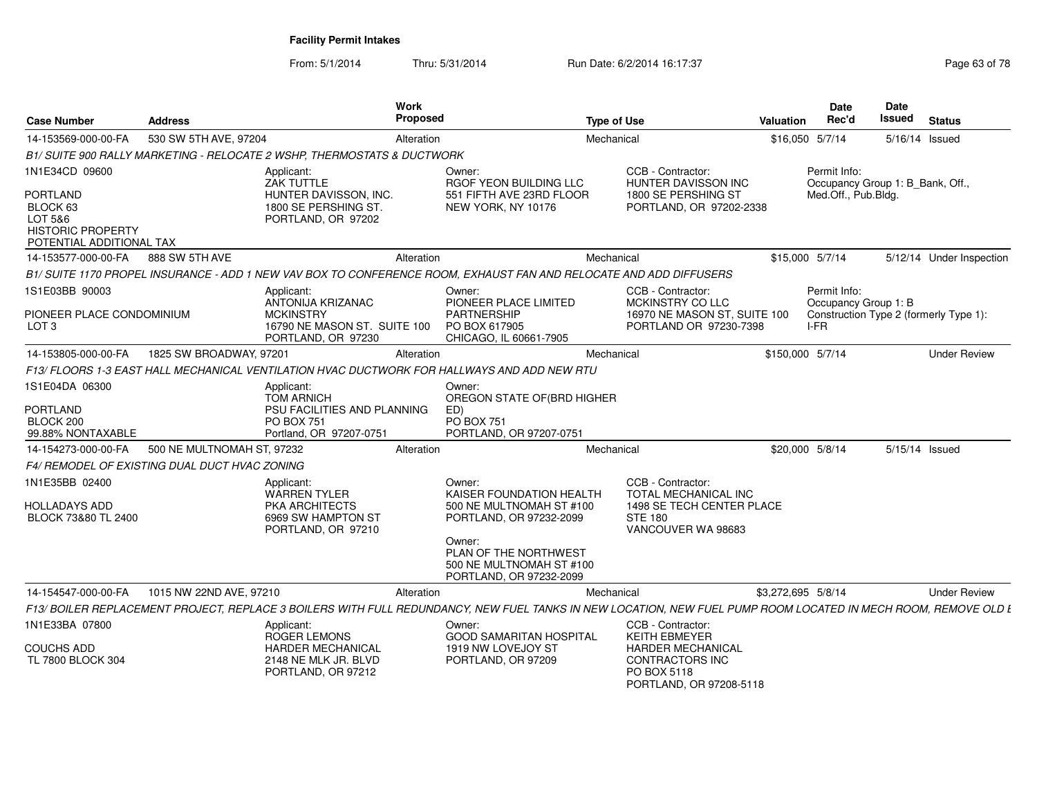## Facility Permit Intakes

From: 5/1/2014 Thru: 5/31/2014 Run Date: 6/2/2014 16:17:37

| Case Number | Address | Work Proposed | Type of Use | Valuation | Date Rec'd | Date Issued | Status |
|---|---|---|---|---|---|---|---|
| 14-153569-000-00-FA | 530 SW 5TH AVE, 97204 | Alteration | Mechanical | $16,050 | 5/7/14 | 5/16/14 | Issued |

*B1/ SUITE 900 RALLY MARKETING - RELOCATE 2 WSHP, THERMOSTATS & DUCTWORK*

1N1E34CD 09600
PORTLAND
BLOCK 63
LOT 5&6
HISTORIC PROPERTY
POTENTIAL ADDITIONAL TAX

Applicant: ZAK TUTTLE, HUNTER DAVISSON, INC., 1800 SE PERSHING ST., PORTLAND, OR 97202

Owner: RGOF YEON BUILDING LLC, 551 FIFTH AVE 23RD FLOOR, NEW YORK, NY 10176

CCB - Contractor: HUNTER DAVISSON INC, 1800 SE PERSHING ST, PORTLAND, OR 97202-2338

Permit Info: Occupancy Group 1: B_Bank, Off., Med.Off., Pub.Bldg.

| Case Number | Address | Work Proposed | Type of Use | Valuation | Date Rec'd | Date Issued | Status |
|---|---|---|---|---|---|---|---|
| 14-153577-000-00-FA | 888 SW 5TH AVE | Alteration | Mechanical | $15,000 | 5/7/14 | 5/12/14 | Under Inspection |

*B1/ SUITE 1170 PROPEL INSURANCE - ADD 1 NEW VAV BOX TO CONFERENCE ROOM, EXHAUST FAN AND RELOCATE AND ADD DIFFUSERS*

1S1E03BB 90003
PIONEER PLACE CONDOMINIUM
LOT 3

Applicant: ANTONIJA KRIZANAC, MCKINSTRY, 16790 NE MASON ST. SUITE 100, PORTLAND, OR 97230

Owner: PIONEER PLACE LIMITED PARTNERSHIP, PO BOX 617905, CHICAGO, IL 60661-7905

CCB - Contractor: MCKINSTRY CO LLC, 16970 NE MASON ST, SUITE 100, PORTLAND OR 97230-7398

Permit Info: Occupancy Group 1: B; Construction Type 2 (formerly Type 1): I-FR

| Case Number | Address | Work Proposed | Type of Use | Valuation | Date Rec'd | Date Issued | Status |
|---|---|---|---|---|---|---|---|
| 14-153805-000-00-FA | 1825 SW BROADWAY, 97201 | Alteration | Mechanical | $150,000 | 5/7/14 | | Under Review |

*F13/ FLOORS 1-3 EAST HALL MECHANICAL VENTILATION HVAC DUCTWORK FOR HALLWAYS AND ADD NEW RTU*

1S1E04DA 06300
PORTLAND
BLOCK 200
99.88% NONTAXABLE

Applicant: TOM ARNICH, PSU FACILITIES AND PLANNING, PO BOX 751, Portland, OR 97207-0751

Owner: OREGON STATE OF(BRD HIGHER ED), PO BOX 751, PORTLAND, OR 97207-0751

| Case Number | Address | Work Proposed | Type of Use | Valuation | Date Rec'd | Date Issued | Status |
|---|---|---|---|---|---|---|---|
| 14-154273-000-00-FA | 500 NE MULTNOMAH ST, 97232 | Alteration | Mechanical | $20,000 | 5/8/14 | 5/15/14 | Issued |

*F4/ REMODEL OF EXISTING DUAL DUCT HVAC ZONING*

1N1E35BB 02400
HOLLADAYS ADD
BLOCK 73&80 TL 2400

Applicant: WARREN TYLER, PKA ARCHITECTS, 6969 SW HAMPTON ST, PORTLAND, OR 97210

Owner: KAISER FOUNDATION HEALTH, 500 NE MULTNOMAH ST #100, PORTLAND, OR 97232-2099

Owner: PLAN OF THE NORTHWEST, 500 NE MULTNOMAH ST #100, PORTLAND, OR 97232-2099

CCB - Contractor: TOTAL MECHANICAL INC, 1498 SE TECH CENTER PLACE, STE 180, VANCOUVER WA 98683

| Case Number | Address | Work Proposed | Type of Use | Valuation | Date Rec'd | Date Issued | Status |
|---|---|---|---|---|---|---|---|
| 14-154547-000-00-FA | 1015 NW 22ND AVE, 97210 | Alteration | Mechanical | $3,272,695 | 5/8/14 | | Under Review |

*F13/ BOILER REPLACEMENT PROJECT, REPLACE 3 BOILERS WITH FULL REDUNDANCY, NEW FUEL TANKS IN NEW LOCATION, NEW FUEL PUMP ROOM LOCATED IN MECH ROOM, REMOVE OLD E*

1N1E33BA 07800
COUCHS ADD
TL 7800 BLOCK 304

Applicant: ROGER LEMONS, HARDER MECHANICAL, 2148 NE MLK JR. BLVD, PORTLAND, OR 97212

Owner: GOOD SAMARITAN HOSPITAL, 1919 NW LOVEJOY ST, PORTLAND, OR 97209

CCB - Contractor: KEITH EBMEYER, HARDER MECHANICAL CONTRACTORS INC, PO BOX 5118, PORTLAND, OR 97208-5118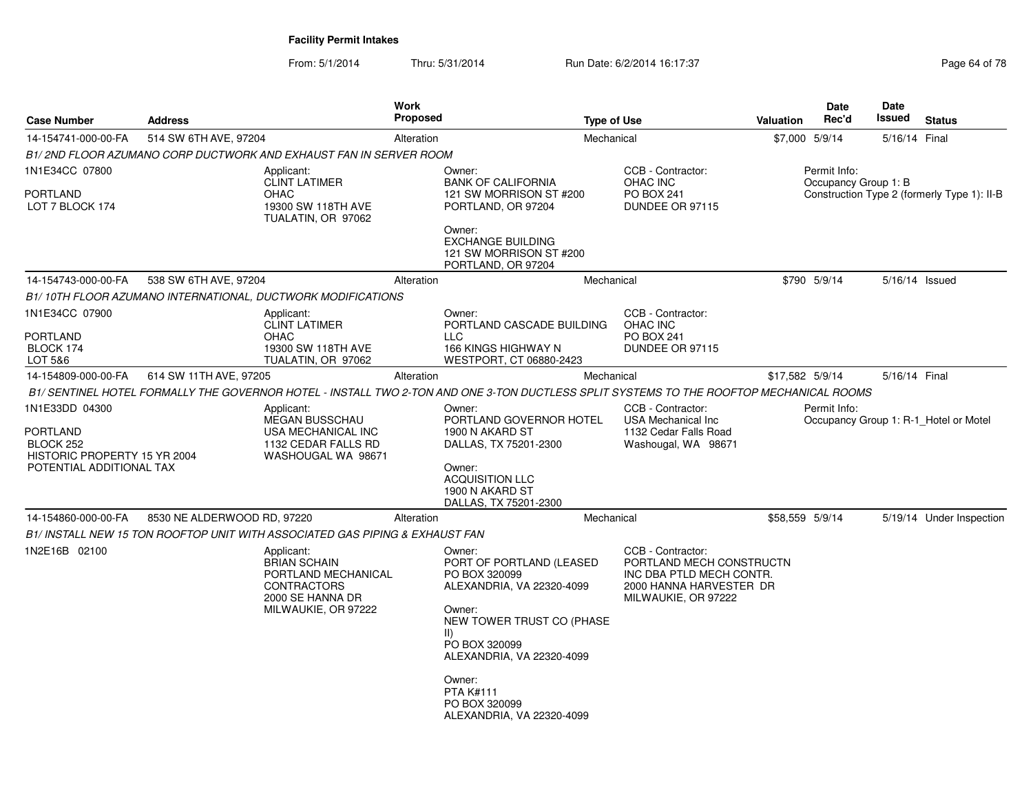## Facility Permit Intakes

From: 5/1/2014 Thru: 5/31/2014 Run Date: 6/2/2014 16:17:37

| Case Number | Address | Work Proposed | Type of Use | Valuation | Date Rec'd | Date Issued | Status |
|---|---|---|---|---|---|---|---|
| 14-154741-000-00-FA | 514 SW 6TH AVE, 97204 | Alteration | Mechanical | $7,000 | 5/9/14 | 5/16/14 | Final |

*B1/ 2ND FLOOR AZUMANO CORP DUCTWORK AND EXHAUST FAN IN SERVER ROOM*

1N1E34CC 07800
PORTLAND
LOT 7 BLOCK 174

Applicant:
CLINT LATIMER
OHAC
19300 SW 118TH AVE
TUALATIN, OR 97062

Owner:
BANK OF CALIFORNIA
121 SW MORRISON ST #200
PORTLAND, OR 97204

Owner:
EXCHANGE BUILDING
121 SW MORRISON ST #200
PORTLAND, OR 97204

CCB - Contractor:
OHAC INC
PO BOX 241
DUNDEE OR 97115

Permit Info:
Occupancy Group 1: B
Construction Type 2 (formerly Type 1): II-B

| Case Number | Address | Work Proposed | Type of Use | Valuation | Date Rec'd | Date Issued | Status |
|---|---|---|---|---|---|---|---|
| 14-154743-000-00-FA | 538 SW 6TH AVE, 97204 | Alteration | Mechanical | $790 | 5/9/14 | 5/16/14 | Issued |

*B1/ 10TH FLOOR AZUMANO INTERNATIONAL, DUCTWORK MODIFICATIONS*

1N1E34CC 07900
PORTLAND
BLOCK 174
LOT 5&6

Applicant:
CLINT LATIMER
OHAC
19300 SW 118TH AVE
TUALATIN, OR 97062

Owner:
PORTLAND CASCADE BUILDING LLC
166 KINGS HIGHWAY N
WESTPORT, CT 06880-2423

CCB - Contractor:
OHAC INC
PO BOX 241
DUNDEE OR 97115

| Case Number | Address | Work Proposed | Type of Use | Valuation | Date Rec'd | Date Issued | Status |
|---|---|---|---|---|---|---|---|
| 14-154809-000-00-FA | 614 SW 11TH AVE, 97205 | Alteration | Mechanical | $17,582 | 5/9/14 | 5/16/14 | Final |

*B1/ SENTINEL HOTEL FORMALLY THE GOVERNOR HOTEL - INSTALL TWO 2-TON AND ONE 3-TON DUCTLESS SPLIT SYSTEMS TO THE ROOFTOP MECHANICAL ROOMS*

1N1E33DD 04300
PORTLAND
BLOCK 252
HISTORIC PROPERTY 15 YR 2004
POTENTIAL ADDITIONAL TAX

Applicant:
MEGAN BUSSCHAU
USA MECHANICAL INC
1132 CEDAR FALLS RD
WASHOUGAL WA 98671

Owner:
PORTLAND GOVERNOR HOTEL
1900 N AKARD ST
DALLAS, TX 75201-2300

Owner:
ACQUISITION LLC
1900 N AKARD ST
DALLAS, TX 75201-2300

CCB - Contractor:
USA Mechanical Inc
1132 Cedar Falls Road
Washougal, WA 98671

Permit Info:
Occupancy Group 1: R-1_Hotel or Motel

| Case Number | Address | Work Proposed | Type of Use | Valuation | Date Rec'd | Date Issued | Status |
|---|---|---|---|---|---|---|---|
| 14-154860-000-00-FA | 8530 NE ALDERWOOD RD, 97220 | Alteration | Mechanical | $58,559 | 5/9/14 | 5/19/14 | Under Inspection |

*B1/ INSTALL NEW 15 TON ROOFTOP UNIT WITH ASSOCIATED GAS PIPING & EXHAUST FAN*

1N2E16B 02100

Applicant:
BRIAN SCHAIN
PORTLAND MECHANICAL CONTRACTORS
2000 SE HANNA DR
MILWAUKIE, OR 97222

Owner:
PORT OF PORTLAND (LEASED
PO BOX 320099
ALEXANDRIA, VA 22320-4099

Owner:
NEW TOWER TRUST CO (PHASE II)
PO BOX 320099
ALEXANDRIA, VA 22320-4099

Owner:
PTA K#111
PO BOX 320099
ALEXANDRIA, VA 22320-4099

CCB - Contractor:
PORTLAND MECH CONSTRUCTN INC DBA PTLD MECH CONTR.
2000 HANNA HARVESTER DR
MILWAUKIE, OR 97222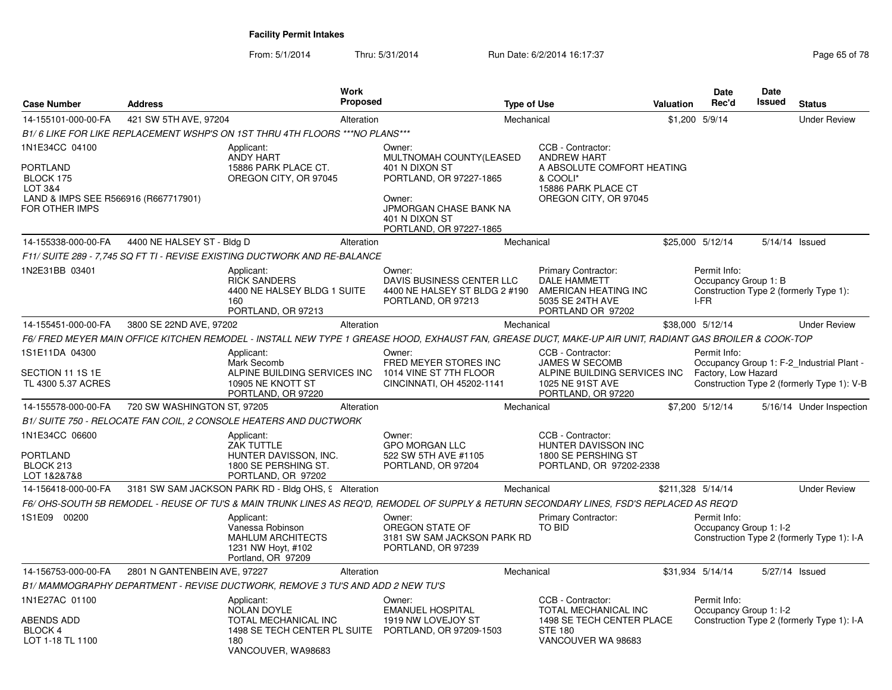# Facility Permit Intakes

From: 5/1/2014 Thru: 5/31/2014 Run Date: 6/2/2014 16:17:37

| Case Number | Address | Work Proposed | Type of Use | Valuation | Date Rec'd | Date Issued | Status |
|---|---|---|---|---|---|---|---|
| 14-155101-000-00-FA | 421 SW 5TH AVE, 97204 | Alteration | Mechanical | $1,200 | 5/9/14 | | Under Review |

*B1/ 6 LIKE FOR LIKE REPLACEMENT WSHP'S ON 1ST THRU 4TH FLOORS ***NO PLANS****

1N1E34CC 04100

PORTLAND
BLOCK 175
LOT 3&4
LAND & IMPS SEE R566916 (R667717901) FOR OTHER IMPS

Applicant:
ANDY HART
15886 PARK PLACE CT.
OREGON CITY, OR 97045

Owner:
MULTNOMAH COUNTY(LEASED
401 N DIXON ST
PORTLAND, OR 97227-1865

Owner:
JPMORGAN CHASE BANK NA
401 N DIXON ST
PORTLAND, OR 97227-1865

CCB - Contractor:
ANDREW HART
A ABSOLUTE COMFORT HEATING & COOLI*
15886 PARK PLACE CT
OREGON CITY, OR 97045

| Case Number | Address | Work Proposed | Type of Use | Valuation | Date Rec'd | Date Issued | Status |
|---|---|---|---|---|---|---|---|
| 14-155338-000-00-FA | 4400 NE HALSEY ST - Bldg D | Alteration | Mechanical | $25,000 | 5/12/14 | 5/14/14 | Issued |

*F11/ SUITE 289 - 7,745 SQ FT TI - REVISE EXISTING DUCTWORK AND RE-BALANCE*

1N2E31BB 03401

Applicant:
RICK SANDERS
4400 NE HALSEY BLDG 1 SUITE 160
PORTLAND, OR 97213

Owner:
DAVIS BUSINESS CENTER LLC
4400 NE HALSEY ST BLDG 2 #190
PORTLAND, OR 97213

Primary Contractor:
DALE HAMMETT
AMERICAN HEATING INC
5035 SE 24TH AVE
PORTLAND OR 97202

Permit Info:
Occupancy Group 1: B
Construction Type 2 (formerly Type 1): I-FR

| Case Number | Address | Work Proposed | Type of Use | Valuation | Date Rec'd | Date Issued | Status |
|---|---|---|---|---|---|---|---|
| 14-155451-000-00-FA | 3800 SE 22ND AVE, 97202 | Alteration | Mechanical | $38,000 | 5/12/14 | | Under Review |

*F6/ FRED MEYER MAIN OFFICE KITCHEN REMODEL - INSTALL NEW TYPE 1 GREASE HOOD, EXHAUST FAN, GREASE DUCT, MAKE-UP AIR UNIT, RADIANT GAS BROILER & COOK-TOP*

1S1E11DA 04300

SECTION 11 1S 1E
TL 4300 5.37 ACRES

Applicant:
Mark Secomb
ALPINE BUILDING SERVICES INC
10905 NE KNOTT ST
PORTLAND, OR 97220

Owner:
FRED MEYER STORES INC
1014 VINE ST 7TH FLOOR
CINCINNATI, OH 45202-1141

CCB - Contractor:
JAMES W SECOMB
ALPINE BUILDING SERVICES INC
1025 NE 91ST AVE
PORTLAND, OR 97220

Permit Info:
Occupancy Group 1: F-2_Industrial Plant - Factory, Low Hazard
Construction Type 2 (formerly Type 1): V-B

| Case Number | Address | Work Proposed | Type of Use | Valuation | Date Rec'd | Date Issued | Status |
|---|---|---|---|---|---|---|---|
| 14-155578-000-00-FA | 720 SW WASHINGTON ST, 97205 | Alteration | Mechanical | $7,200 | 5/12/14 | 5/16/14 | Under Inspection |

*B1/ SUITE 750 - RELOCATE FAN COIL, 2 CONSOLE HEATERS AND DUCTWORK*

1N1E34CC 06600

PORTLAND
BLOCK 213
LOT 1&2&7&8

Applicant:
ZAK TUTTLE
HUNTER DAVISSON, INC.
1800 SE PERSHING ST.
PORTLAND, OR 97202

Owner:
GPO MORGAN LLC
522 SW 5TH AVE #1105
PORTLAND, OR 97204

CCB - Contractor:
HUNTER DAVISSON INC
1800 SE PERSHING ST
PORTLAND, OR 97202-2338

| Case Number | Address | Work Proposed | Type of Use | Valuation | Date Rec'd | Date Issued | Status |
|---|---|---|---|---|---|---|---|
| 14-156418-000-00-FA | 3181 SW SAM JACKSON PARK RD - Bldg OHS, 9 | Alteration | Mechanical | $211,328 | 5/14/14 | | Under Review |

*F6/ OHS-SOUTH 5B REMODEL - REUSE OF TU'S & MAIN TRUNK LINES AS REQ'D, REMODEL OF SUPPLY & RETURN SECONDARY LINES, FSD'S REPLACED AS REQ'D*

1S1E09 00200

Applicant:
Vanessa Robinson
MAHLUM ARCHITECTS
1231 NW Hoyt, #102
Portland, OR 97209

Owner:
OREGON STATE OF
3181 SW SAM JACKSON PARK RD
PORTLAND, OR 97239

Primary Contractor:
TO BID

Permit Info:
Occupancy Group 1: I-2
Construction Type 2 (formerly Type 1): I-A

| Case Number | Address | Work Proposed | Type of Use | Valuation | Date Rec'd | Date Issued | Status |
|---|---|---|---|---|---|---|---|
| 14-156753-000-00-FA | 2801 N GANTENBEIN AVE, 97227 | Alteration | Mechanical | $31,934 | 5/14/14 | 5/27/14 | Issued |

*B1/ MAMMOGRAPHY DEPARTMENT - REVISE DUCTWORK, REMOVE 3 TU'S AND ADD 2 NEW TU'S*

1N1E27AC 01100

ABENDS ADD
BLOCK 4
LOT 1-18 TL 1100

Applicant:
NOLAN DOYLE
TOTAL MECHANICAL INC
1498 SE TECH CENTER PL SUITE 180
VANCOUVER, WA98683

Owner:
EMANUEL HOSPITAL
1919 NW LOVEJOY ST
PORTLAND, OR 97209-1503

CCB - Contractor:
TOTAL MECHANICAL INC
1498 SE TECH CENTER PLACE STE 180
VANCOUVER WA 98683

Permit Info:
Occupancy Group 1: I-2
Construction Type 2 (formerly Type 1): I-A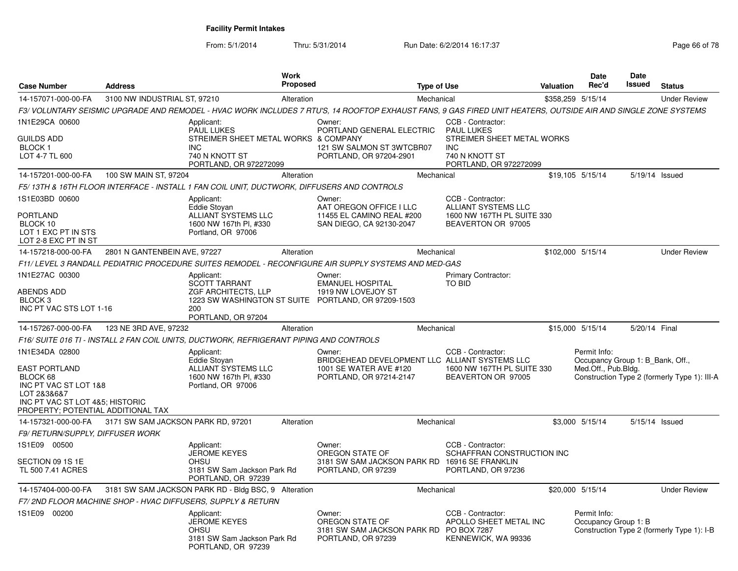**Facility Permit Intakes**

From: 5/1/2014 Thru: 5/31/2014 Run Date: 6/2/2014 16:17:37

| Case Number | Address | Work Proposed | Type of Use | Valuation | Date Rec'd | Date Issued | Status |
|---|---|---|---|---|---|---|---|
| 14-157071-000-00-FA | 3100 NW INDUSTRIAL ST, 97210 | Alteration | Mechanical | $358,259 | 5/15/14 | | Under Review |

*F3/ VOLUNTARY SEISMIC UPGRADE AND REMODEL - HVAC WORK INCLUDES 7 RTU'S, 14 ROOFTOP EXHAUST FANS, 9 GAS FIRED UNIT HEATERS, OUTSIDE AIR AND SINGLE ZONE SYSTEMS*

1N1E29CA 00600
GUILDS ADD
BLOCK 1
LOT 4-7 TL 600

Applicant: PAUL LUKES, STREIMER SHEET METAL WORKS INC, 740 N KNOTT ST, PORTLAND, OR 972272099

Owner: PORTLAND GENERAL ELECTRIC & COMPANY, 121 SW SALMON ST 3WTCBR07, PORTLAND, OR 97204-2901

CCB - Contractor: PAUL LUKES, STREIMER SHEET METAL WORKS INC, 740 N KNOTT ST, PORTLAND, OR 972272099

| Case Number | Address | Work Proposed | Type of Use | Valuation | Date Rec'd | Date Issued | Status |
|---|---|---|---|---|---|---|---|
| 14-157201-000-00-FA | 100 SW MAIN ST, 97204 | Alteration | Mechanical | $19,105 | 5/15/14 | 5/19/14 | Issued |

*F5/ 13TH & 16TH FLOOR INTERFACE - INSTALL 1 FAN COIL UNIT, DUCTWORK, DIFFUSERS AND CONTROLS*

1S1E03BD 00600
PORTLAND
BLOCK 10
LOT 1 EXC PT IN STS
LOT 2-8 EXC PT IN ST

Applicant: Eddie Stoyan, ALLIANT SYSTEMS LLC, 1600 NW 167th Pl, #330, Portland, OR 97006

Owner: AAT OREGON OFFICE I LLC, 11455 EL CAMINO REAL #200, SAN DIEGO, CA 92130-2047

CCB - Contractor: ALLIANT SYSTEMS LLC, 1600 NW 167TH PL SUITE 330, BEAVERTON OR 97005

| Case Number | Address | Work Proposed | Type of Use | Valuation | Date Rec'd | Date Issued | Status |
|---|---|---|---|---|---|---|---|
| 14-157218-000-00-FA | 2801 N GANTENBEIN AVE, 97227 | Alteration | Mechanical | $102,000 | 5/15/14 | | Under Review |

*F11/ LEVEL 3 RANDALL PEDIATRIC PROCEDURE SUITES REMODEL - RECONFIGURE AIR SUPPLY SYSTEMS AND MED-GAS*

1N1E27AC 00300
ABENDS ADD
BLOCK 3
INC PT VAC STS LOT 1-16

Applicant: SCOTT TARRANT, ZGF ARCHITECTS, LLP, 1223 SW WASHINGTON ST SUITE 200, PORTLAND, OR 97204

Owner: EMANUEL HOSPITAL, 1919 NW LOVEJOY ST, PORTLAND, OR 97209-1503

Primary Contractor: TO BID

| Case Number | Address | Work Proposed | Type of Use | Valuation | Date Rec'd | Date Issued | Status |
|---|---|---|---|---|---|---|---|
| 14-157267-000-00-FA | 123 NE 3RD AVE, 97232 | Alteration | Mechanical | $15,000 | 5/15/14 | 5/20/14 | Final |

*F16/ SUITE 016 TI - INSTALL 2 FAN COIL UNITS, DUCTWORK, REFRIGERANT PIPING AND CONTROLS*

1N1E34DA 02800
EAST PORTLAND
BLOCK 68
INC PT VAC ST LOT 1&8
LOT 2&3&6&7
INC PT VAC ST LOT 4&5; HISTORIC PROPERTY; POTENTIAL ADDITIONAL TAX

Applicant: Eddie Stoyan, ALLIANT SYSTEMS LLC, 1600 NW 167th Pl, #330, Portland, OR 97006

Owner: BRIDGEHEAD DEVELOPMENT LLC, 1001 SE WATER AVE #120, PORTLAND, OR 97214-2147

CCB - Contractor: ALLIANT SYSTEMS LLC, 1600 NW 167TH PL SUITE 330, BEAVERTON OR 97005

Permit Info: Occupancy Group 1: B_Bank, Off., Med.Off., Pub.Bldg. Construction Type 2 (formerly Type 1): III-A

| Case Number | Address | Work Proposed | Type of Use | Valuation | Date Rec'd | Date Issued | Status |
|---|---|---|---|---|---|---|---|
| 14-157321-000-00-FA | 3171 SW SAM JACKSON PARK RD, 97201 | Alteration | Mechanical | $3,000 | 5/15/14 | 5/15/14 | Issued |

*F9/ RETURN/SUPPLY, DIFFUSER WORK*

1S1E09 00500
SECTION 09 1S 1E
TL 500 7.41 ACRES

Applicant: JEROME KEYES, OHSU, 3181 SW Sam Jackson Park Rd, PORTLAND, OR 97239

Owner: OREGON STATE OF, 3181 SW SAM JACKSON PARK RD, PORTLAND, OR 97239

CCB - Contractor: SCHAFFRAN CONSTRUCTION INC, 16916 SE FRANKLIN, PORTLAND, OR 97236

| Case Number | Address | Work Proposed | Type of Use | Valuation | Date Rec'd | Date Issued | Status |
|---|---|---|---|---|---|---|---|
| 14-157404-000-00-FA | 3181 SW SAM JACKSON PARK RD - Bldg BSC, 9 | Alteration | Mechanical | $20,000 | 5/15/14 | | Under Review |

*F7/ 2ND FLOOR MACHINE SHOP - HVAC DIFFUSERS, SUPPLY & RETURN*

1S1E09 00200

Applicant: JEROME KEYES, OHSU, 3181 SW Sam Jackson Park Rd, PORTLAND, OR 97239

Owner: OREGON STATE OF, 3181 SW SAM JACKSON PARK RD, PORTLAND, OR 97239

CCB - Contractor: APOLLO SHEET METAL INC, PO BOX 7287, KENNEWICK, WA 99336

Permit Info: Occupancy Group 1: B. Construction Type 2 (formerly Type 1): I-B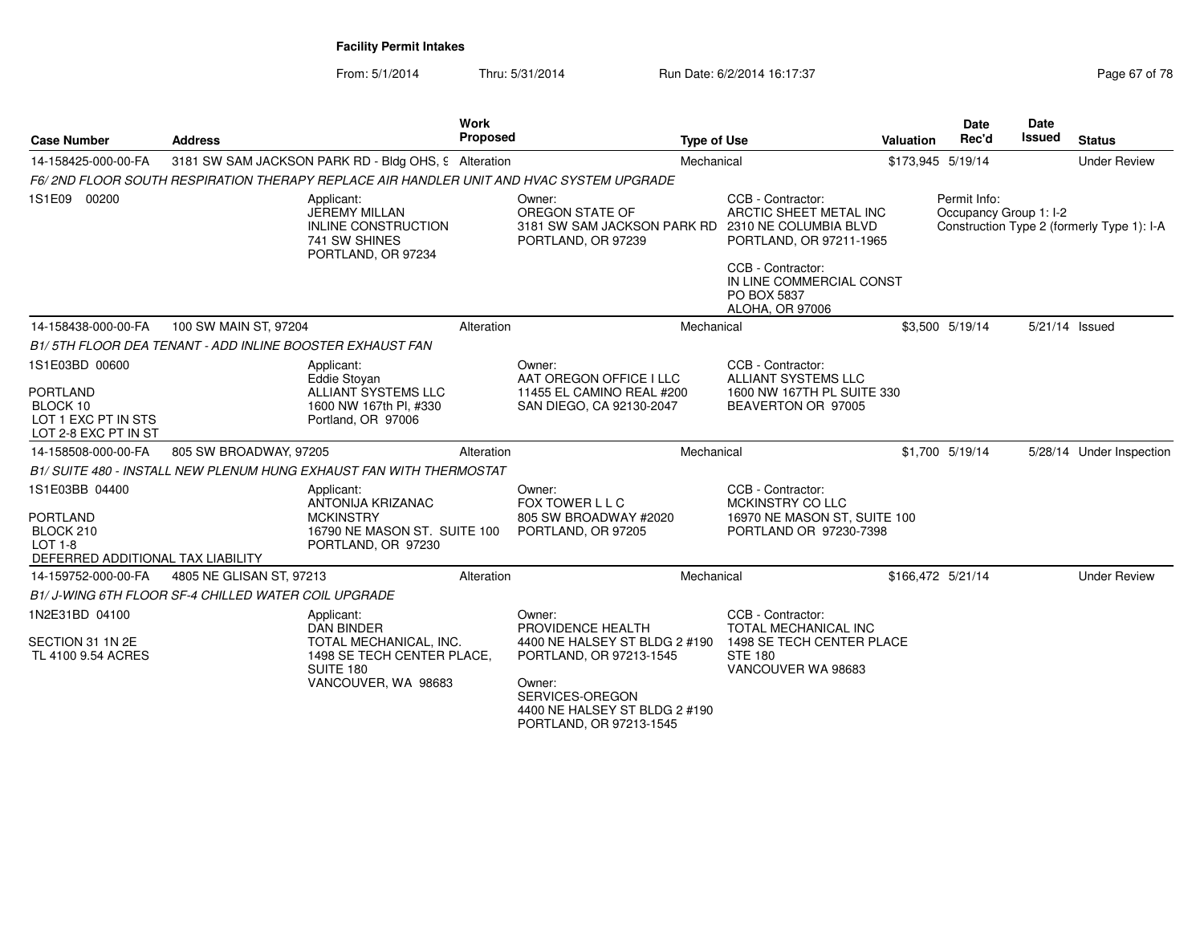**Facility Permit Intakes**

From: 5/1/2014 Thru: 5/31/2014 Run Date: 6/2/2014 16:17:37

| Case Number | Address | Work Proposed | Type of Use | Valuation | Date Rec'd | Date Issued | Status |
|---|---|---|---|---|---|---|---|
| 14-158425-000-00-FA | 3181 SW SAM JACKSON PARK RD - Bldg OHS, 9 | Alteration | Mechanical | $173,945 | 5/19/14 | | Under Review |

*F6/ 2ND FLOOR SOUTH RESPIRATION THERAPY REPLACE AIR HANDLER UNIT AND HVAC SYSTEM UPGRADE*

1S1E09 00200

Applicant: JEREMY MILLAN, INLINE CONSTRUCTION, 741 SW SHINES, PORTLAND, OR 97234

Owner: OREGON STATE OF, 3181 SW SAM JACKSON PARK RD, PORTLAND, OR 97239

CCB - Contractor: ARCTIC SHEET METAL INC, 2310 NE COLUMBIA BLVD, PORTLAND, OR 97211-1965

CCB - Contractor: IN LINE COMMERCIAL CONST, PO BOX 5837, ALOHA, OR 97006

Permit Info: Occupancy Group 1: I-2; Construction Type 2 (formerly Type 1): I-A

| Case Number | Address | Work Proposed | Type of Use | Valuation | Date Rec'd | Date Issued | Status |
|---|---|---|---|---|---|---|---|
| 14-158438-000-00-FA | 100 SW MAIN ST, 97204 | Alteration | Mechanical | $3,500 | 5/19/14 | 5/21/14 | Issued |

*B1/ 5TH FLOOR DEA TENANT - ADD INLINE BOOSTER EXHAUST FAN*

1S1E03BD 00600
PORTLAND
BLOCK 10
LOT 1 EXC PT IN STS
LOT 2-8 EXC PT IN ST

Applicant: Eddie Stoyan, ALLIANT SYSTEMS LLC, 1600 NW 167th Pl, #330, Portland, OR 97006

Owner: AAT OREGON OFFICE I LLC, 11455 EL CAMINO REAL #200, SAN DIEGO, CA 92130-2047

CCB - Contractor: ALLIANT SYSTEMS LLC, 1600 NW 167TH PL SUITE 330, BEAVERTON OR 97005

| Case Number | Address | Work Proposed | Type of Use | Valuation | Date Rec'd | Date Issued | Status |
|---|---|---|---|---|---|---|---|
| 14-158508-000-00-FA | 805 SW BROADWAY, 97205 | Alteration | Mechanical | $1,700 | 5/19/14 | 5/28/14 | Under Inspection |

*B1/ SUITE 480 - INSTALL NEW PLENUM HUNG EXHAUST FAN WITH THERMOSTAT*

1S1E03BB 04400
PORTLAND
BLOCK 210
LOT 1-8
DEFERRED ADDITIONAL TAX LIABILITY

Applicant: ANTONIJA KRIZANAC, MCKINSTRY, 16790 NE MASON ST. SUITE 100, PORTLAND, OR 97230

Owner: FOX TOWER L L C, 805 SW BROADWAY #2020, PORTLAND, OR 97205

CCB - Contractor: MCKINSTRY CO LLC, 16970 NE MASON ST, SUITE 100, PORTLAND OR 97230-7398

| Case Number | Address | Work Proposed | Type of Use | Valuation | Date Rec'd | Date Issued | Status |
|---|---|---|---|---|---|---|---|
| 14-159752-000-00-FA | 4805 NE GLISAN ST, 97213 | Alteration | Mechanical | $166,472 | 5/21/14 | | Under Review |

*B1/ J-WING 6TH FLOOR SF-4 CHILLED WATER COIL UPGRADE*

1N2E31BD 04100
SECTION 31 1N 2E
TL 4100 9.54 ACRES

Applicant: DAN BINDER, TOTAL MECHANICAL, INC., 1498 SE TECH CENTER PLACE, SUITE 180, VANCOUVER, WA 98683

Owner: PROVIDENCE HEALTH, 4400 NE HALSEY ST BLDG 2 #190, PORTLAND, OR 97213-1545

Owner: SERVICES-OREGON, 4400 NE HALSEY ST BLDG 2 #190, PORTLAND, OR 97213-1545

CCB - Contractor: TOTAL MECHANICAL INC, 1498 SE TECH CENTER PLACE, STE 180, VANCOUVER WA 98683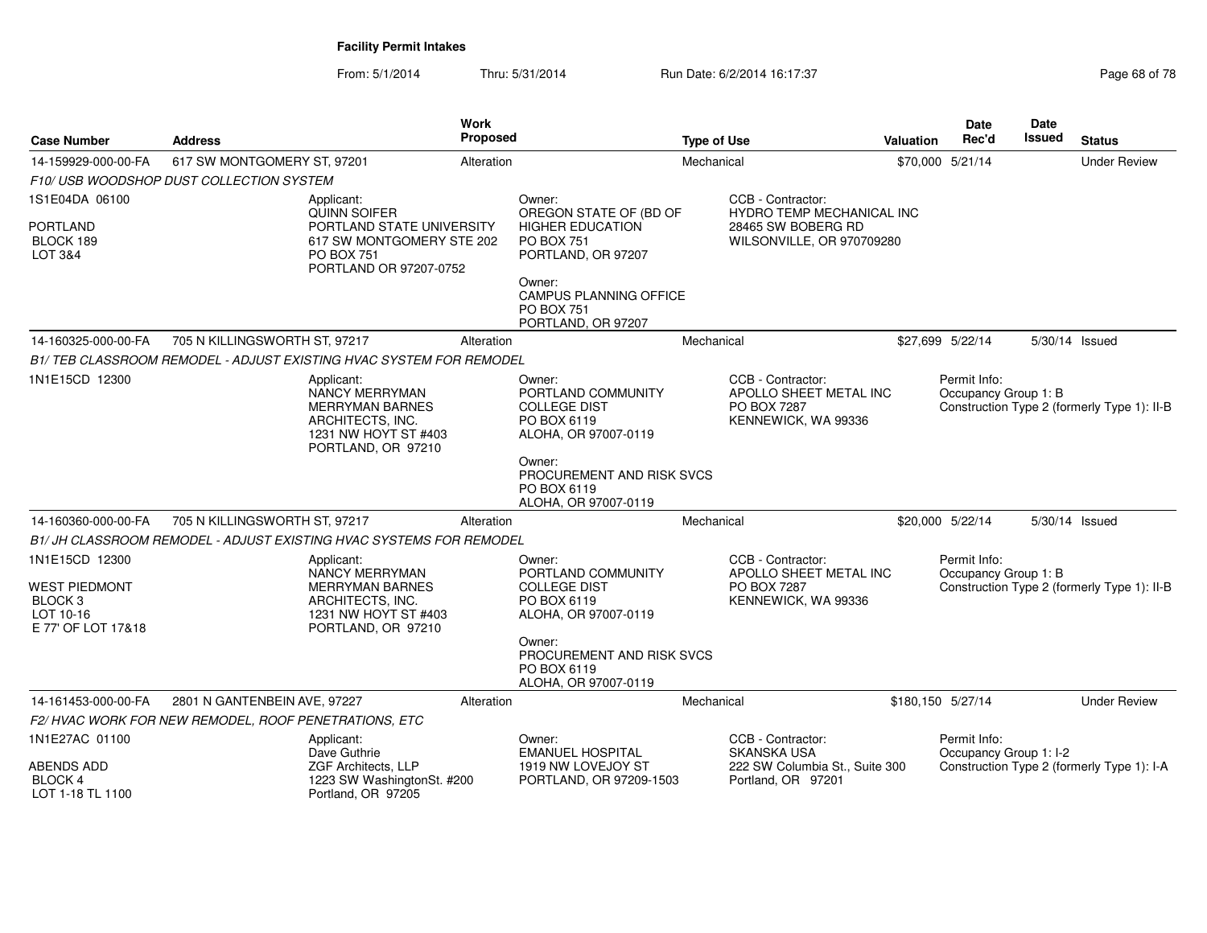**Facility Permit Intakes**

From: 5/1/2014 Thru: 5/31/2014 Run Date: 6/2/2014 16:17:37

| Case Number | Address | Work Proposed | Type of Use | Valuation | Date Rec'd | Date Issued | Status |
|---|---|---|---|---|---|---|---|
| 14-159929-000-00-FA | 617 SW MONTGOMERY ST, 97201 | Alteration | Mechanical | $70,000 | 5/21/14 | | Under Review |

*F10/ USB WOODSHOP DUST COLLECTION SYSTEM*

1S1E04DA 06100

PORTLAND
BLOCK 189
LOT 3&4

Applicant:
QUINN SOIFER
PORTLAND STATE UNIVERSITY
617 SW MONTGOMERY STE 202
PO BOX 751
PORTLAND OR 97207-0752

Owner:
OREGON STATE OF (BD OF HIGHER EDUCATION
PO BOX 751
PORTLAND, OR 97207

Owner:
CAMPUS PLANNING OFFICE
PO BOX 751
PORTLAND, OR 97207

CCB - Contractor:
HYDRO TEMP MECHANICAL INC
28465 SW BOBERG RD
WILSONVILLE, OR 970709280

| Case Number | Address | Work Proposed | Type of Use | Valuation | Date Rec'd | Date Issued | Status |
|---|---|---|---|---|---|---|---|
| 14-160325-000-00-FA | 705 N KILLINGSWORTH ST, 97217 | Alteration | Mechanical | $27,699 | 5/22/14 | 5/30/14 | Issued |

*B1/ TEB CLASSROOM REMODEL - ADJUST EXISTING HVAC SYSTEM FOR REMODEL*

1N1E15CD 12300

Applicant:
NANCY MERRYMAN
MERRYMAN BARNES ARCHITECTS, INC.
1231 NW HOYT ST #403
PORTLAND, OR 97210

Owner:
PORTLAND COMMUNITY COLLEGE DIST
PO BOX 6119
ALOHA, OR 97007-0119

Owner:
PROCUREMENT AND RISK SVCS
PO BOX 6119
ALOHA, OR 97007-0119

CCB - Contractor:
APOLLO SHEET METAL INC
PO BOX 7287
KENNEWICK, WA 99336

Permit Info:
Occupancy Group 1: B
Construction Type 2 (formerly Type 1): II-B

| Case Number | Address | Work Proposed | Type of Use | Valuation | Date Rec'd | Date Issued | Status |
|---|---|---|---|---|---|---|---|
| 14-160360-000-00-FA | 705 N KILLINGSWORTH ST, 97217 | Alteration | Mechanical | $20,000 | 5/22/14 | 5/30/14 | Issued |

*B1/ JH CLASSROOM REMODEL - ADJUST EXISTING HVAC SYSTEMS FOR REMODEL*

1N1E15CD 12300

WEST PIEDMONT
BLOCK 3
LOT 10-16
E 77' OF LOT 17&18

Applicant:
NANCY MERRYMAN
MERRYMAN BARNES ARCHITECTS, INC.
1231 NW HOYT ST #403
PORTLAND, OR 97210

Owner:
PORTLAND COMMUNITY COLLEGE DIST
PO BOX 6119
ALOHA, OR 97007-0119

Owner:
PROCUREMENT AND RISK SVCS
PO BOX 6119
ALOHA, OR 97007-0119

CCB - Contractor:
APOLLO SHEET METAL INC
PO BOX 7287
KENNEWICK, WA 99336

Permit Info:
Occupancy Group 1: B
Construction Type 2 (formerly Type 1): II-B

| Case Number | Address | Work Proposed | Type of Use | Valuation | Date Rec'd | Date Issued | Status |
|---|---|---|---|---|---|---|---|
| 14-161453-000-00-FA | 2801 N GANTENBEIN AVE, 97227 | Alteration | Mechanical | $180,150 | 5/27/14 | | Under Review |

*F2/ HVAC WORK FOR NEW REMODEL, ROOF PENETRATIONS, ETC*

1N1E27AC 01100

ABENDS ADD
BLOCK 4
LOT 1-18 TL 1100

Applicant:
Dave Guthrie
ZGF Architects, LLP
1223 SW WashingtonSt. #200
Portland, OR 97205

Owner:
EMANUEL HOSPITAL
1919 NW LOVEJOY ST
PORTLAND, OR 97209-1503

CCB - Contractor:
SKANSKA USA
222 SW Columbia St., Suite 300
Portland, OR 97201

Permit Info:
Occupancy Group 1: I-2
Construction Type 2 (formerly Type 1): I-A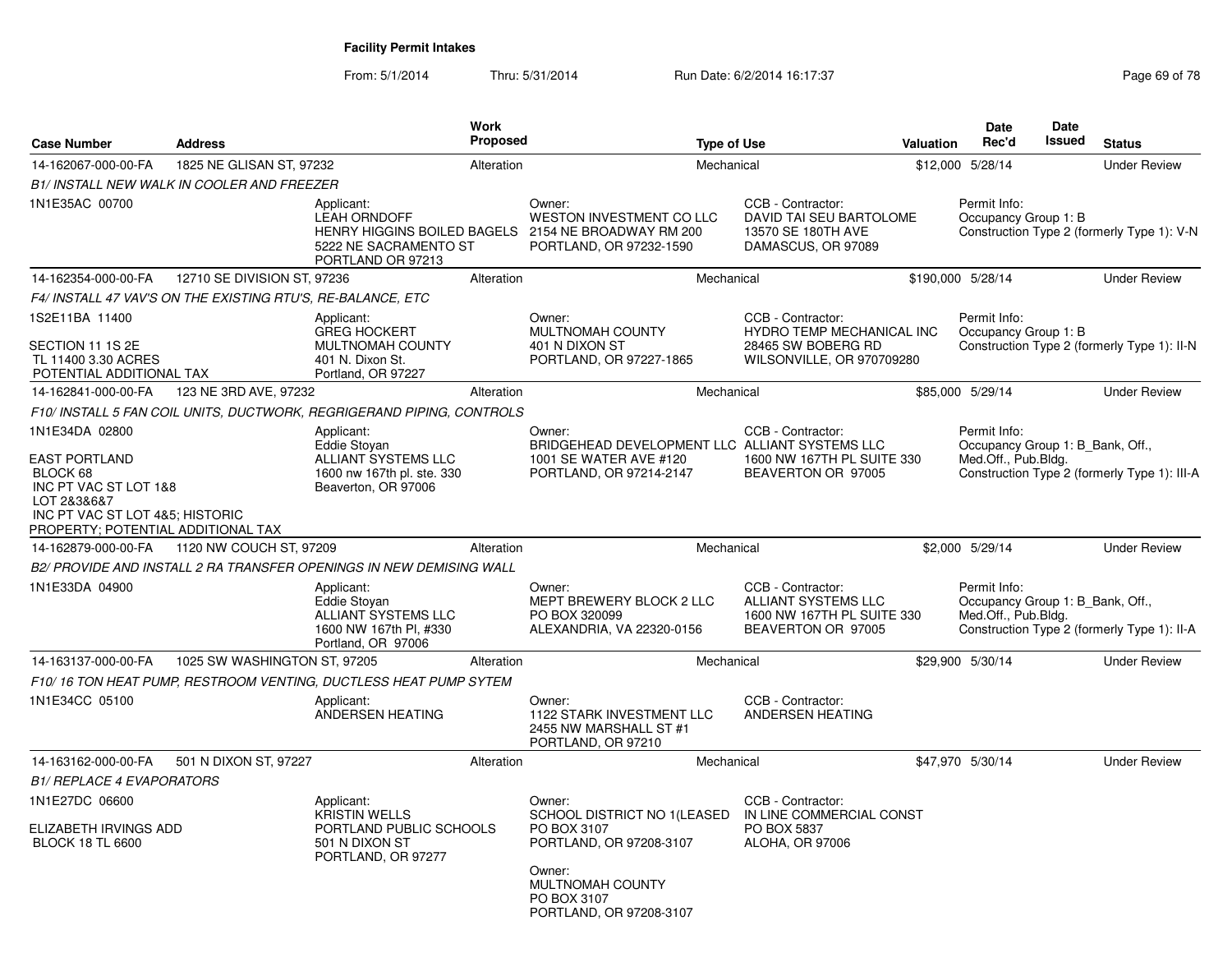**Facility Permit Intakes**

From: 5/1/2014 Thru: 5/31/2014 Run Date: 6/2/2014 16:17:37

| Case Number | Address | Work Proposed | Type of Use | Valuation | Date Rec'd | Date Issued | Status |
|---|---|---|---|---|---|---|---|
| 14-162067-000-00-FA | 1825 NE GLISAN ST, 97232 | Alteration | Mechanical | $12,000 | 5/28/14 | | Under Review |
| 14-162354-000-00-FA | 12710 SE DIVISION ST, 97236 | Alteration | Mechanical | $190,000 | 5/28/14 | | Under Review |
| 14-162841-000-00-FA | 123 NE 3RD AVE, 97232 | Alteration | Mechanical | $85,000 | 5/29/14 | | Under Review |
| 14-162879-000-00-FA | 1120 NW COUCH ST, 97209 | Alteration | Mechanical | $2,000 | 5/29/14 | | Under Review |
| 14-163137-000-00-FA | 1025 SW WASHINGTON ST, 97205 | Alteration | Mechanical | $29,900 | 5/30/14 | | Under Review |
| 14-163162-000-00-FA | 501 N DIXON ST, 97227 | Alteration | Mechanical | $47,970 | 5/30/14 | | Under Review |

**14-162067-000-00-FA** — 1825 NE GLISAN ST, 97232

*B1/ INSTALL NEW WALK IN COOLER AND FREEZER*

- 1N1E35AC 00700
- Applicant: LEAH ORNDOFF, HENRY HIGGINS BOILED BAGELS, 5222 NE SACRAMENTO ST, PORTLAND OR 97213
- Owner: WESTON INVESTMENT CO LLC, 2154 NE BROADWAY RM 200, PORTLAND, OR 97232-1590
- CCB - Contractor: DAVID TAI SEU BARTOLOME, 13570 SE 180TH AVE, DAMASCUS, OR 97089
- Permit Info: Occupancy Group 1: B; Construction Type 2 (formerly Type 1): V-N

**14-162354-000-00-FA** — 12710 SE DIVISION ST, 97236

*F4/ INSTALL 47 VAV'S ON THE EXISTING RTU'S, RE-BALANCE, ETC*

- 1S2E11BA 11400
- SECTION 11 1S 2E
- TL 11400 3.30 ACRES
- POTENTIAL ADDITIONAL TAX
- Applicant: GREG HOCKERT, MULTNOMAH COUNTY, 401 N. Dixon St., Portland, OR 97227
- Owner: MULTNOMAH COUNTY, 401 N DIXON ST, PORTLAND, OR 97227-1865
- CCB - Contractor: HYDRO TEMP MECHANICAL INC, 28465 SW BOBERG RD, WILSONVILLE, OR 970709280
- Permit Info: Occupancy Group 1: B; Construction Type 2 (formerly Type 1): II-N

**14-162841-000-00-FA** — 123 NE 3RD AVE, 97232

*F10/ INSTALL 5 FAN COIL UNITS, DUCTWORK, REGRIGERAND PIPING, CONTROLS*

- 1N1E34DA 02800
- EAST PORTLAND
- BLOCK 68
- INC PT VAC ST LOT 1&8
- LOT 2&3&6&7
- INC PT VAC ST LOT 4&5; HISTORIC PROPERTY; POTENTIAL ADDITIONAL TAX
- Applicant: Eddie Stoyan, ALLIANT SYSTEMS LLC, 1600 nw 167th pl. ste. 330, Beaverton, OR 97006
- Owner: BRIDGEHEAD DEVELOPMENT LLC, 1001 SE WATER AVE #120, PORTLAND, OR 97214-2147
- CCB - Contractor: ALLIANT SYSTEMS LLC, 1600 NW 167TH PL SUITE 330, BEAVERTON OR 97005
- Permit Info: Occupancy Group 1: B_Bank, Off., Med.Off., Pub.Bldg.; Construction Type 2 (formerly Type 1): III-A

**14-162879-000-00-FA** — 1120 NW COUCH ST, 97209

*B2/ PROVIDE AND INSTALL 2 RA TRANSFER OPENINGS IN NEW DEMISING WALL*

- 1N1E33DA 04900
- Applicant: Eddie Stoyan, ALLIANT SYSTEMS LLC, 1600 NW 167th Pl, #330, Portland, OR 97006
- Owner: MEPT BREWERY BLOCK 2 LLC, PO BOX 320099, ALEXANDRIA, VA 22320-0156
- CCB - Contractor: ALLIANT SYSTEMS LLC, 1600 NW 167TH PL SUITE 330, BEAVERTON OR 97005
- Permit Info: Occupancy Group 1: B_Bank, Off., Med.Off., Pub.Bldg.; Construction Type 2 (formerly Type 1): II-A

**14-163137-000-00-FA** — 1025 SW WASHINGTON ST, 97205

*F10/ 16 TON HEAT PUMP, RESTROOM VENTING, DUCTLESS HEAT PUMP SYTEM*

- 1N1E34CC 05100
- Applicant: ANDERSEN HEATING
- Owner: 1122 STARK INVESTMENT LLC, 2455 NW MARSHALL ST #1, PORTLAND, OR 97210
- CCB - Contractor: ANDERSEN HEATING

**14-163162-000-00-FA** — 501 N DIXON ST, 97227

*B1/ REPLACE 4 EVAPORATORS*

- 1N1E27DC 06600
- ELIZABETH IRVINGS ADD
- BLOCK 18 TL 6600
- Applicant: KRISTIN WELLS, PORTLAND PUBLIC SCHOOLS, 501 N DIXON ST, PORTLAND, OR 97277
- Owner: SCHOOL DISTRICT NO 1(LEASED, PO BOX 3107, PORTLAND, OR 97208-3107
- Owner: MULTNOMAH COUNTY, PO BOX 3107, PORTLAND, OR 97208-3107
- CCB - Contractor: IN LINE COMMERCIAL CONST, PO BOX 5837, ALOHA, OR 97006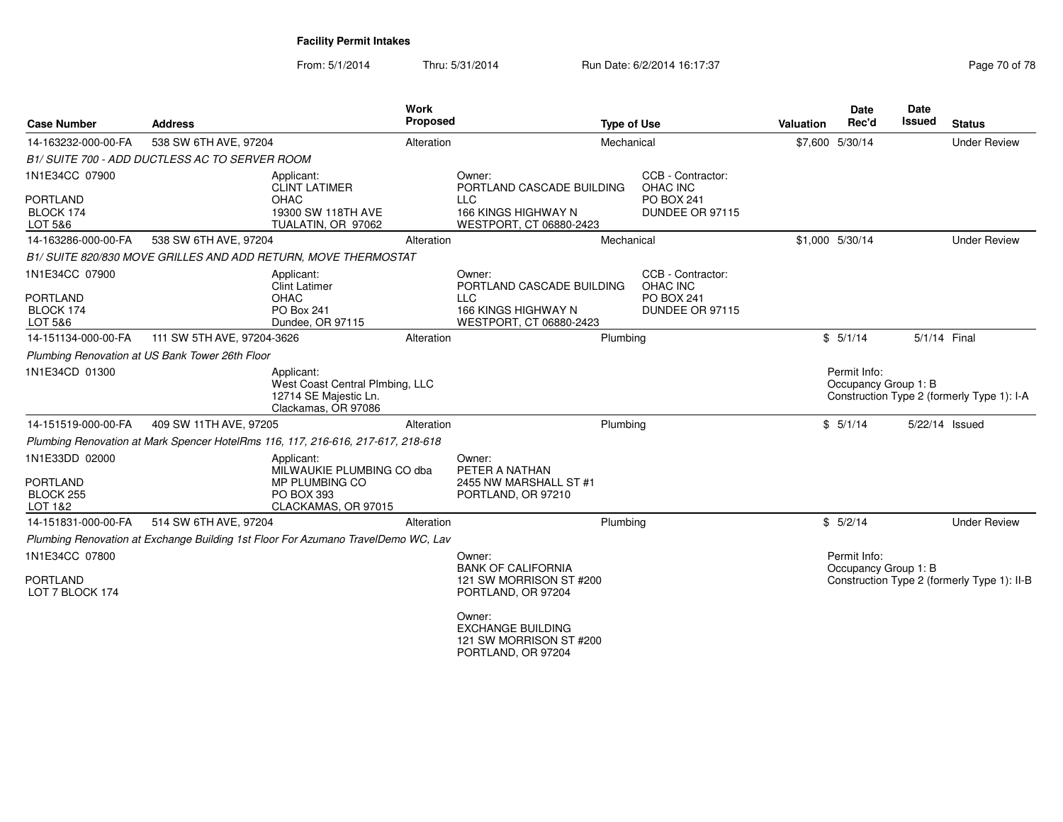**Facility Permit Intakes**

From: 5/1/2014 Thru: 5/31/2014 Run Date: 6/2/2014 16:17:37

| Case Number | Address | Work Proposed | Type of Use | Valuation | Date Rec'd | Date Issued | Status |
|---|---|---|---|---|---|---|---|
| 14-163232-000-00-FA | 538 SW 6TH AVE, 97204 | Alteration | Mechanical | $7,600 | 5/30/14 | | Under Review |

B1/ SUITE 700 - ADD DUCTLESS AC TO SERVER ROOM

1N1E34CC 07900
PORTLAND
BLOCK 174
LOT 5&6

Applicant:
CLINT LATIMER
OHAC
19300 SW 118TH AVE
TUALATIN, OR 97062

Owner:
PORTLAND CASCADE BUILDING LLC
166 KINGS HIGHWAY N
WESTPORT, CT 06880-2423

CCB - Contractor:
OHAC INC
PO BOX 241
DUNDEE OR 97115

| Case Number | Address | Work Proposed | Type of Use | Valuation | Date Rec'd | Date Issued | Status |
|---|---|---|---|---|---|---|---|
| 14-163286-000-00-FA | 538 SW 6TH AVE, 97204 | Alteration | Mechanical | $1,000 | 5/30/14 | | Under Review |

B1/ SUITE 820/830 MOVE GRILLES AND ADD RETURN, MOVE THERMOSTAT

1N1E34CC 07900
PORTLAND
BLOCK 174
LOT 5&6

Applicant:
Clint Latimer
OHAC
PO Box 241
Dundee, OR 97115

Owner:
PORTLAND CASCADE BUILDING LLC
166 KINGS HIGHWAY N
WESTPORT, CT 06880-2423

CCB - Contractor:
OHAC INC
PO BOX 241
DUNDEE OR 97115

| Case Number | Address | Work Proposed | Type of Use | Valuation | Date Rec'd | Date Issued | Status |
|---|---|---|---|---|---|---|---|
| 14-151134-000-00-FA | 111 SW 5TH AVE, 97204-3626 | Alteration | Plumbing | $ | 5/1/14 | 5/1/14 | Final |

Plumbing Renovation at US Bank Tower 26th Floor

1N1E34CD 01300

Applicant:
West Coast Central Plmbing, LLC
12714 SE Majestic Ln.
Clackamas, OR 97086

Permit Info:
Occupancy Group 1: B
Construction Type 2 (formerly Type 1): I-A

| Case Number | Address | Work Proposed | Type of Use | Valuation | Date Rec'd | Date Issued | Status |
|---|---|---|---|---|---|---|---|
| 14-151519-000-00-FA | 409 SW 11TH AVE, 97205 | Alteration | Plumbing | $ | 5/1/14 | 5/22/14 | Issued |

Plumbing Renovation at Mark Spencer HotelRms 116, 117, 216-616, 217-617, 218-618

1N1E33DD 02000
PORTLAND
BLOCK 255
LOT 1&2

Applicant:
MILWAUKIE PLUMBING CO dba MP PLUMBING CO
PO BOX 393
CLACKAMAS, OR 97015

Owner:
PETER A NATHAN
2455 NW MARSHALL ST #1
PORTLAND, OR 97210

| Case Number | Address | Work Proposed | Type of Use | Valuation | Date Rec'd | Date Issued | Status |
|---|---|---|---|---|---|---|---|
| 14-151831-000-00-FA | 514 SW 6TH AVE, 97204 | Alteration | Plumbing | $ | 5/2/14 | | Under Review |

Plumbing Renovation at Exchange Building 1st Floor For Azumano TravelDemo WC, Lav

1N1E34CC 07800
PORTLAND
LOT 7 BLOCK 174

Owner:
BANK OF CALIFORNIA
121 SW MORRISON ST #200
PORTLAND, OR 97204

Owner:
EXCHANGE BUILDING
121 SW MORRISON ST #200
PORTLAND, OR 97204

Permit Info:
Occupancy Group 1: B
Construction Type 2 (formerly Type 1): II-B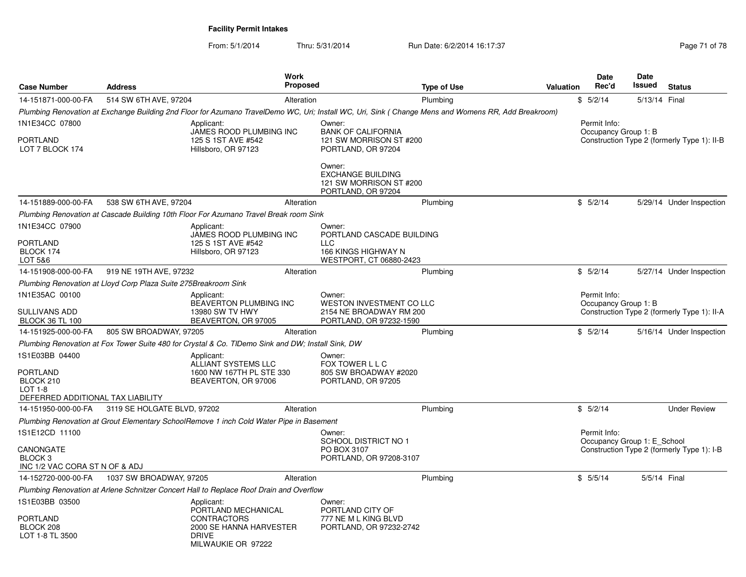**Facility Permit Intakes**

From: 5/1/2014 Thru: 5/31/2014 Run Date: 6/2/2014 16:17:37

| Case Number | Address | Work Proposed | Type of Use | Valuation | Date Rec'd | Date Issued | Status |
|---|---|---|---|---|---|---|---|
| 14-151871-000-00-FA | 514 SW 6TH AVE, 97204 | Alteration | Plumbing | $ | 5/2/14 | 5/13/14 | Final |

*Plumbing Renovation at Exchange Building 2nd Floor for Azumano TravelDemo WC, Uri; Install WC, Uri, Sink ( Change Mens and Womens RR, Add Breakroom)*

1N1E34CC 07800
PORTLAND
LOT 7 BLOCK 174

Applicant:
JAMES ROOD PLUMBING INC
125 S 1ST AVE #542
Hillsboro, OR 97123

Owner:
BANK OF CALIFORNIA
121 SW MORRISON ST #200
PORTLAND, OR 97204

Owner:
EXCHANGE BUILDING
121 SW MORRISON ST #200
PORTLAND, OR 97204

Permit Info:
Occupancy Group 1: B
Construction Type 2 (formerly Type 1): II-B

| Case Number | Address | Work Proposed | Type of Use | Valuation | Date Rec'd | Date Issued | Status |
|---|---|---|---|---|---|---|---|
| 14-151889-000-00-FA | 538 SW 6TH AVE, 97204 | Alteration | Plumbing | $ | 5/2/14 | 5/29/14 | Under Inspection |

*Plumbing Renovation at Cascade Building 10th Floor For Azumano Travel Break room Sink*

1N1E34CC 07900
PORTLAND
BLOCK 174
LOT 5&6

Applicant:
JAMES ROOD PLUMBING INC
125 S 1ST AVE #542
Hillsboro, OR 97123

Owner:
PORTLAND CASCADE BUILDING LLC
166 KINGS HIGHWAY N
WESTPORT, CT 06880-2423

| Case Number | Address | Work Proposed | Type of Use | Valuation | Date Rec'd | Date Issued | Status |
|---|---|---|---|---|---|---|---|
| 14-151908-000-00-FA | 919 NE 19TH AVE, 97232 | Alteration | Plumbing | $ | 5/2/14 | 5/27/14 | Under Inspection |

*Plumbing Renovation at Lloyd Corp Plaza Suite 275Breakroom Sink*

1N1E35AC 00100
SULLIVANS ADD
BLOCK 36 TL 100

Applicant:
BEAVERTON PLUMBING INC
13980 SW TV HWY
BEAVERTON, OR 97005

Owner:
WESTON INVESTMENT CO LLC
2154 NE BROADWAY RM 200
PORTLAND, OR 97232-1590

Permit Info:
Occupancy Group 1: B
Construction Type 2 (formerly Type 1): II-A

| Case Number | Address | Work Proposed | Type of Use | Valuation | Date Rec'd | Date Issued | Status |
|---|---|---|---|---|---|---|---|
| 14-151925-000-00-FA | 805 SW BROADWAY, 97205 | Alteration | Plumbing | $ | 5/2/14 | 5/16/14 | Under Inspection |

*Plumbing Renovation at Fox Tower Suite 480 for Crystal & Co. TIDemo Sink and DW; Install Sink, DW*

1S1E03BB 04400
PORTLAND
BLOCK 210
LOT 1-8
DEFERRED ADDITIONAL TAX LIABILITY

Applicant:
ALLIANT SYSTEMS LLC
1600 NW 167TH PL STE 330
BEAVERTON, OR 97006

Owner:
FOX TOWER L L C
805 SW BROADWAY #2020
PORTLAND, OR 97205

| Case Number | Address | Work Proposed | Type of Use | Valuation | Date Rec'd | Date Issued | Status |
|---|---|---|---|---|---|---|---|
| 14-151950-000-00-FA | 3119 SE HOLGATE BLVD, 97202 | Alteration | Plumbing | $ | 5/2/14 | | Under Review |

*Plumbing Renovation at Grout Elementary SchoolRemove 1 inch Cold Water Pipe in Basement*

1S1E12CD 11100
CANONGATE
BLOCK 3
INC 1/2 VAC CORA ST N OF & ADJ

Owner:
SCHOOL DISTRICT NO 1
PO BOX 3107
PORTLAND, OR 97208-3107

Permit Info:
Occupancy Group 1: E_School
Construction Type 2 (formerly Type 1): I-B

| Case Number | Address | Work Proposed | Type of Use | Valuation | Date Rec'd | Date Issued | Status |
|---|---|---|---|---|---|---|---|
| 14-152720-000-00-FA | 1037 SW BROADWAY, 97205 | Alteration | Plumbing | $ | 5/5/14 | 5/5/14 | Final |

*Plumbing Renovation at Arlene Schnitzer Concert Hall to Replace Roof Drain and Overflow*

1S1E03BB 03500
PORTLAND
BLOCK 208
LOT 1-8 TL 3500

Applicant:
PORTLAND MECHANICAL CONTRACTORS
2000 SE HANNA HARVESTER DRIVE
MILWAUKIE OR 97222

Owner:
PORTLAND CITY OF
777 NE M L KING BLVD
PORTLAND, OR 97232-2742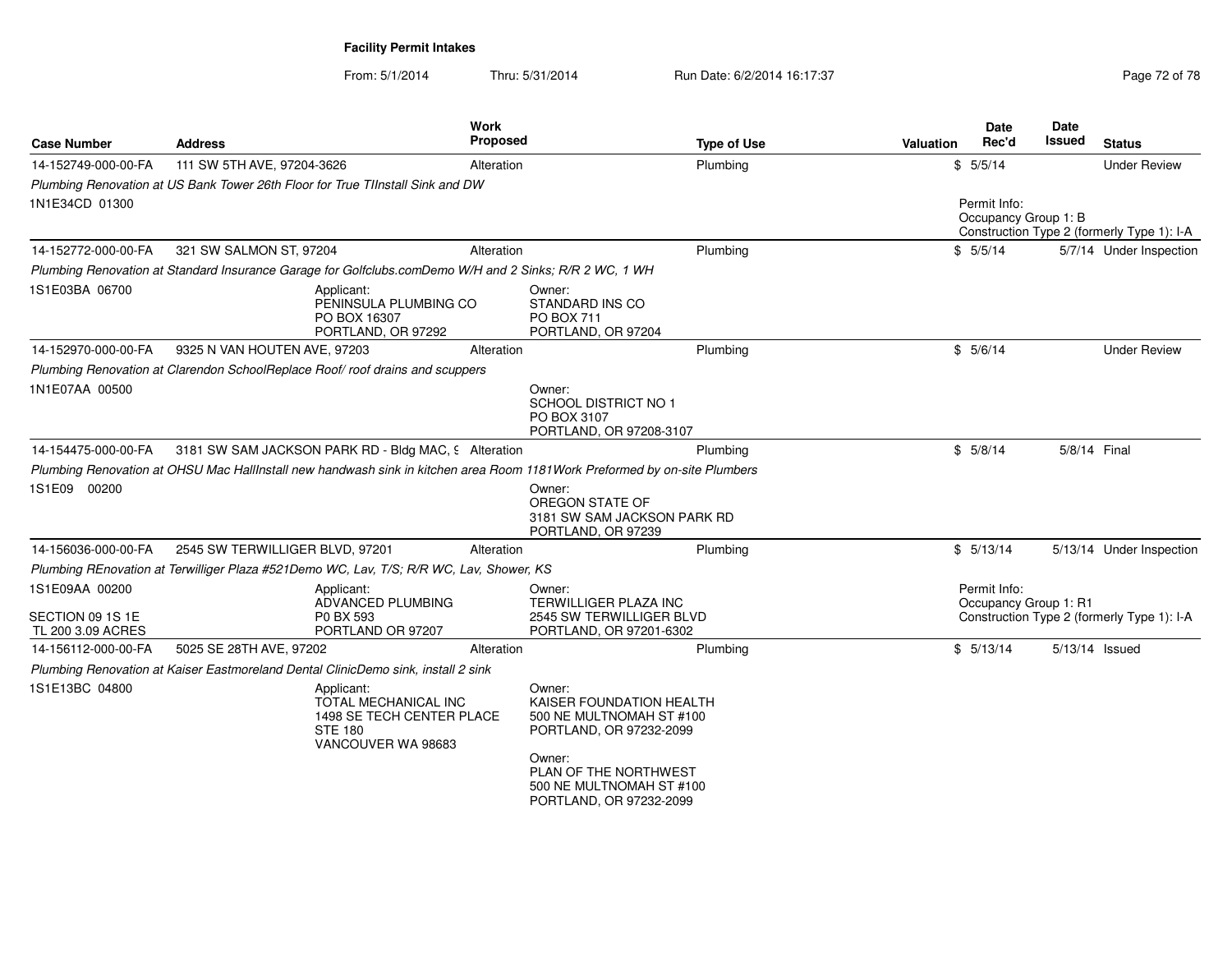# Facility Permit Intakes

From: 5/1/2014 Thru: 5/31/2014 Run Date: 6/2/2014 16:17:37

| Case Number | Address | Work Proposed | Type of Use | Valuation | Date Rec'd | Date Issued | Status |
|---|---|---|---|---|---|---|---|
| 14-152749-000-00-FA | 111 SW 5TH AVE, 97204-3626 | Alteration | Plumbing | $ | 5/5/14 | | Under Review |

Plumbing Renovation at US Bank Tower 26th Floor for True TIInstall Sink and DW

1N1E34CD 01300

Permit Info:
Occupancy Group 1: B
Construction Type 2 (formerly Type 1): I-A

| Case Number | Address | Work Proposed | Type of Use | Valuation | Date Rec'd | Date Issued | Status |
|---|---|---|---|---|---|---|---|
| 14-152772-000-00-FA | 321 SW SALMON ST, 97204 | Alteration | Plumbing | $ | 5/5/14 | 5/7/14 | Under Inspection |

Plumbing Renovation at Standard Insurance Garage for Golfclubs.comDemo W/H and 2 Sinks; R/R 2 WC, 1 WH

1S1E03BA 06700

Applicant:
PENINSULA PLUMBING CO
PO BOX 16307
PORTLAND, OR 97292

Owner:
STANDARD INS CO
PO BOX 711
PORTLAND, OR 97204

| Case Number | Address | Work Proposed | Type of Use | Valuation | Date Rec'd | Date Issued | Status |
|---|---|---|---|---|---|---|---|
| 14-152970-000-00-FA | 9325 N VAN HOUTEN AVE, 97203 | Alteration | Plumbing | $ | 5/6/14 | | Under Review |

Plumbing Renovation at Clarendon SchoolReplace Roof/ roof drains and scuppers

1N1E07AA 00500

Owner:
SCHOOL DISTRICT NO 1
PO BOX 3107
PORTLAND, OR 97208-3107

| Case Number | Address | Work Proposed | Type of Use | Valuation | Date Rec'd | Date Issued | Status |
|---|---|---|---|---|---|---|---|
| 14-154475-000-00-FA | 3181 SW SAM JACKSON PARK RD - Bldg MAC, 9 | Alteration | Plumbing | $ | 5/8/14 | 5/8/14 | Final |

Plumbing Renovation at OHSU Mac HallInstall new handwash sink in kitchen area Room 1181Work Preformed by on-site Plumbers

1S1E09 00200

Owner:
OREGON STATE OF
3181 SW SAM JACKSON PARK RD
PORTLAND, OR 97239

| Case Number | Address | Work Proposed | Type of Use | Valuation | Date Rec'd | Date Issued | Status |
|---|---|---|---|---|---|---|---|
| 14-156036-000-00-FA | 2545 SW TERWILLIGER BLVD, 97201 | Alteration | Plumbing | $ | 5/13/14 | 5/13/14 | Under Inspection |

Plumbing REnovation at Terwilliger Plaza #521Demo WC, Lav, T/S; R/R WC, Lav, Shower, KS

1S1E09AA 00200

SECTION 09 1S 1E
TL 200 3.09 ACRES

Applicant:
ADVANCED PLUMBING
P0 BX 593
PORTLAND OR 97207

Owner:
TERWILLIGER PLAZA INC
2545 SW TERWILLIGER BLVD
PORTLAND, OR 97201-6302

Permit Info:
Occupancy Group 1: R1
Construction Type 2 (formerly Type 1): I-A

| Case Number | Address | Work Proposed | Type of Use | Valuation | Date Rec'd | Date Issued | Status |
|---|---|---|---|---|---|---|---|
| 14-156112-000-00-FA | 5025 SE 28TH AVE, 97202 | Alteration | Plumbing | $ | 5/13/14 | 5/13/14 | Issued |

Plumbing Renovation at Kaiser Eastmoreland Dental ClinicDemo sink, install 2 sink

1S1E13BC 04800

Applicant:
TOTAL MECHANICAL INC
1498 SE TECH CENTER PLACE
STE 180
VANCOUVER WA 98683

Owner:
KAISER FOUNDATION HEALTH
500 NE MULTNOMAH ST #100
PORTLAND, OR 97232-2099

Owner:
PLAN OF THE NORTHWEST
500 NE MULTNOMAH ST #100
PORTLAND, OR 97232-2099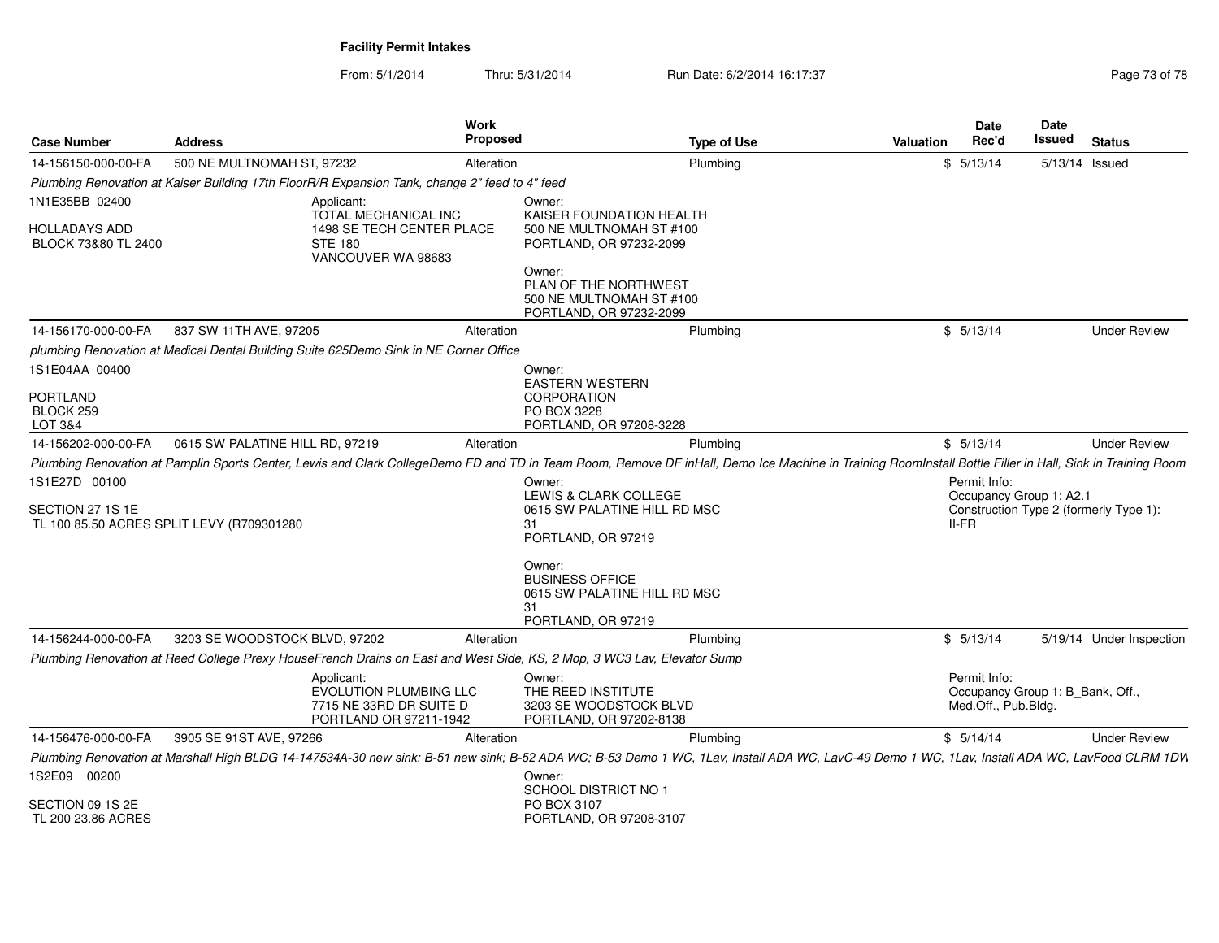**Facility Permit Intakes**

From: 5/1/2014 Thru: 5/31/2014 Run Date: 6/2/2014 16:17:37

| Case Number | Address | Work Proposed | Type of Use | Valuation | Date Rec'd | Date Issued | Status |
|---|---|---|---|---|---|---|---|
| 14-156150-000-00-FA | 500 NE MULTNOMAH ST, 97232 | Alteration | Plumbing | $ | 5/13/14 | 5/13/14 | Issued |

*Plumbing Renovation at Kaiser Building 17th FloorR/R Expansion Tank, change 2" feed to 4" feed*

1N1E35BB 02400

HOLLADAYS ADD
BLOCK 73&80 TL 2400

Applicant:
TOTAL MECHANICAL INC
1498 SE TECH CENTER PLACE
STE 180
VANCOUVER WA 98683

Owner:
KAISER FOUNDATION HEALTH
500 NE MULTNOMAH ST #100
PORTLAND, OR 97232-2099

Owner:
PLAN OF THE NORTHWEST
500 NE MULTNOMAH ST #100
PORTLAND, OR 97232-2099

| Case Number | Address | Work Proposed | Type of Use | Valuation | Date Rec'd | Date Issued | Status |
|---|---|---|---|---|---|---|---|
| 14-156170-000-00-FA | 837 SW 11TH AVE, 97205 | Alteration | Plumbing | $ | 5/13/14 | | Under Review |

*plumbing Renovation at Medical Dental Building Suite 625Demo Sink in NE Corner Office*

1S1E04AA 00400

PORTLAND
BLOCK 259
LOT 3&4

Owner:
EASTERN WESTERN
CORPORATION
PO BOX 3228
PORTLAND, OR 97208-3228

| Case Number | Address | Work Proposed | Type of Use | Valuation | Date Rec'd | Date Issued | Status |
|---|---|---|---|---|---|---|---|
| 14-156202-000-00-FA | 0615 SW PALATINE HILL RD, 97219 | Alteration | Plumbing | $ | 5/13/14 | | Under Review |

*Plumbing Renovation at Pamplin Sports Center, Lewis and Clark CollegeDemo FD and TD in Team Room, Remove DF inHall, Demo Ice Machine in Training RoomInstall Bottle Filler in Hall, Sink in Training Room*

1S1E27D 00100

SECTION 27 1S 1E
TL 100 85.50 ACRES SPLIT LEVY (R709301280

Owner:
LEWIS & CLARK COLLEGE
0615 SW PALATINE HILL RD MSC
31
PORTLAND, OR 97219

Owner:
BUSINESS OFFICE
0615 SW PALATINE HILL RD MSC
31
PORTLAND, OR 97219

Permit Info:
Occupancy Group 1: A2.1
Construction Type 2 (formerly Type 1):
II-FR

| Case Number | Address | Work Proposed | Type of Use | Valuation | Date Rec'd | Date Issued | Status |
|---|---|---|---|---|---|---|---|
| 14-156244-000-00-FA | 3203 SE WOODSTOCK BLVD, 97202 | Alteration | Plumbing | $ | 5/13/14 | 5/19/14 | Under Inspection |

*Plumbing Renovation at Reed College Prexy HouseFrench Drains on East and West Side, KS, 2 Mop, 3 WC3 Lav, Elevator Sump*

Applicant:
EVOLUTION PLUMBING LLC
7715 NE 33RD DR SUITE D
PORTLAND OR 97211-1942

Owner:
THE REED INSTITUTE
3203 SE WOODSTOCK BLVD
PORTLAND, OR 97202-8138

Permit Info:
Occupancy Group 1: B_Bank, Off., Med.Off., Pub.Bldg.

| Case Number | Address | Work Proposed | Type of Use | Valuation | Date Rec'd | Date Issued | Status |
|---|---|---|---|---|---|---|---|
| 14-156476-000-00-FA | 3905 SE 91ST AVE, 97266 | Alteration | Plumbing | $ | 5/14/14 | | Under Review |

*Plumbing Renovation at Marshall High BLDG 14-147534A-30 new sink; B-51 new sink; B-52 ADA WC; B-53 Demo 1 WC, 1Lav, Install ADA WC, LavC-49 Demo 1 WC, 1Lav, Install ADA WC, LavFood CLRM 1DW*

1S2E09 00200

SECTION 09 1S 2E
TL 200 23.86 ACRES

Owner:
SCHOOL DISTRICT NO 1
PO BOX 3107
PORTLAND, OR 97208-3107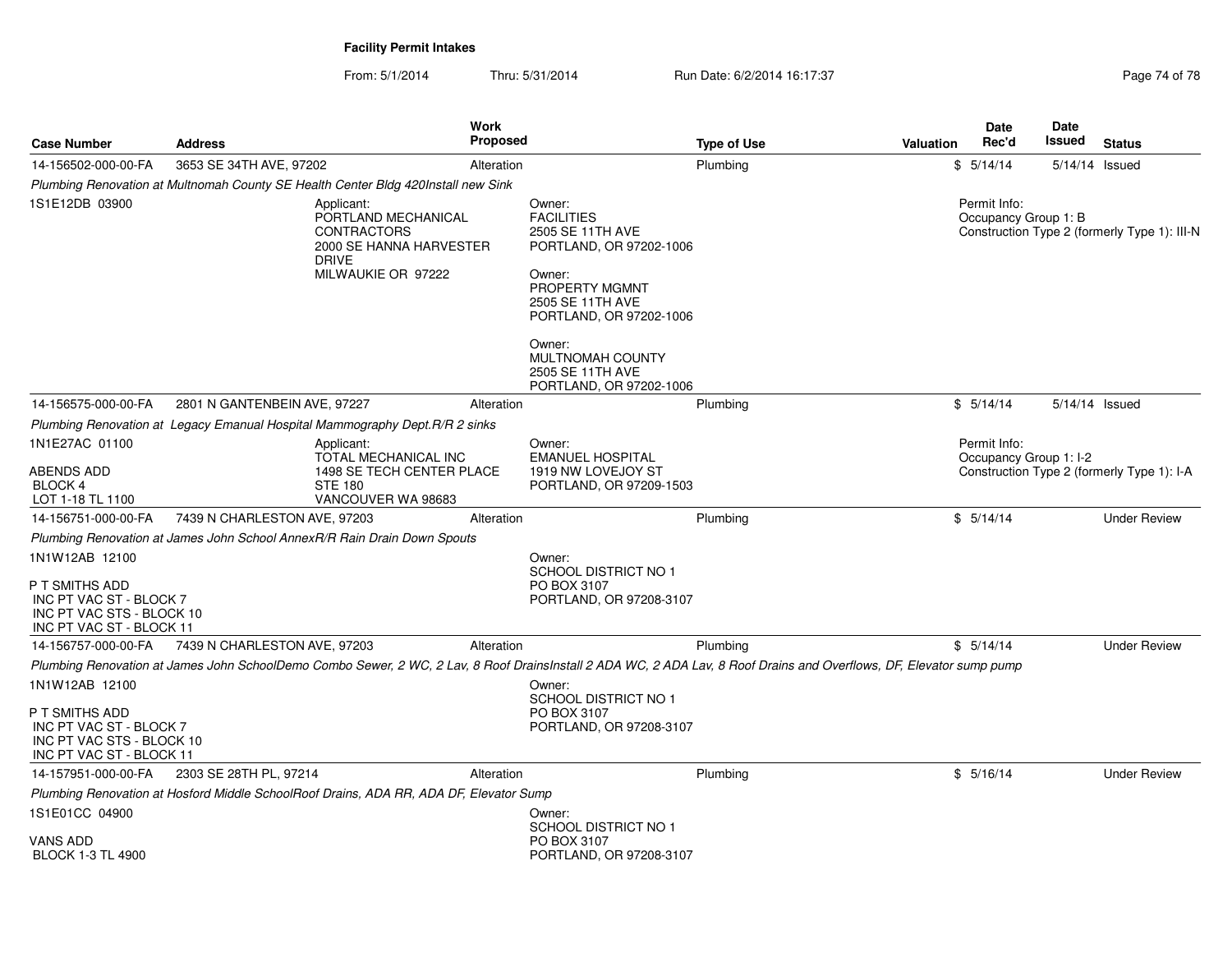**Facility Permit Intakes**

From: 5/1/2014 Thru: 5/31/2014 Run Date: 6/2/2014 16:17:37

| Case Number | Address | Work Proposed | Type of Use | Valuation | Date Rec'd | Date Issued | Status |
|---|---|---|---|---|---|---|---|
| 14-156502-000-00-FA | 3653 SE 34TH AVE, 97202 | Alteration | Plumbing | $ | 5/14/14 | 5/14/14 | Issued |

*Plumbing Renovation at Multnomah County SE Health Center Bldg 420Install new Sink*

1S1E12DB 03900

Applicant:
PORTLAND MECHANICAL CONTRACTORS
2000 SE HANNA HARVESTER DRIVE
MILWAUKIE OR 97222

Owner:
FACILITIES
2505 SE 11TH AVE
PORTLAND, OR 97202-1006

Owner:
PROPERTY MGMNT
2505 SE 11TH AVE
PORTLAND, OR 97202-1006

Owner:
MULTNOMAH COUNTY
2505 SE 11TH AVE
PORTLAND, OR 97202-1006

Permit Info:
Occupancy Group 1: B
Construction Type 2 (formerly Type 1): III-N

| Case Number | Address | Work Proposed | Type of Use | Valuation | Date Rec'd | Date Issued | Status |
|---|---|---|---|---|---|---|---|
| 14-156575-000-00-FA | 2801 N GANTENBEIN AVE, 97227 | Alteration | Plumbing | $ | 5/14/14 | 5/14/14 | Issued |

*Plumbing Renovation at Legacy Emanual Hospital Mammography Dept.R/R 2 sinks*

1N1E27AC 01100

ABENDS ADD
BLOCK 4
LOT 1-18 TL 1100

Applicant:
TOTAL MECHANICAL INC
1498 SE TECH CENTER PLACE
STE 180
VANCOUVER WA 98683

Owner:
EMANUEL HOSPITAL
1919 NW LOVEJOY ST
PORTLAND, OR 97209-1503

Permit Info:
Occupancy Group 1: I-2
Construction Type 2 (formerly Type 1): I-A

| Case Number | Address | Work Proposed | Type of Use | Valuation | Date Rec'd | Date Issued | Status |
|---|---|---|---|---|---|---|---|
| 14-156751-000-00-FA | 7439 N CHARLESTON AVE, 97203 | Alteration | Plumbing | $ | 5/14/14 | | Under Review |

*Plumbing Renovation at James John School AnnexR/R Rain Drain Down Spouts*

1N1W12AB 12100

P T SMITHS ADD
INC PT VAC ST - BLOCK 7
INC PT VAC STS - BLOCK 10
INC PT VAC ST - BLOCK 11

Owner:
SCHOOL DISTRICT NO 1
PO BOX 3107
PORTLAND, OR 97208-3107

| Case Number | Address | Work Proposed | Type of Use | Valuation | Date Rec'd | Date Issued | Status |
|---|---|---|---|---|---|---|---|
| 14-156757-000-00-FA | 7439 N CHARLESTON AVE, 97203 | Alteration | Plumbing | $ | 5/14/14 | | Under Review |

*Plumbing Renovation at James John SchoolDemo Combo Sewer, 2 WC, 2 Lav, 8 Roof DrainsInstall 2 ADA WC, 2 ADA Lav, 8 Roof Drains and Overflows, DF, Elevator sump pump*

1N1W12AB 12100

P T SMITHS ADD
INC PT VAC ST - BLOCK 7
INC PT VAC STS - BLOCK 10
INC PT VAC ST - BLOCK 11

Owner:
SCHOOL DISTRICT NO 1
PO BOX 3107
PORTLAND, OR 97208-3107

| Case Number | Address | Work Proposed | Type of Use | Valuation | Date Rec'd | Date Issued | Status |
|---|---|---|---|---|---|---|---|
| 14-157951-000-00-FA | 2303 SE 28TH PL, 97214 | Alteration | Plumbing | $ | 5/16/14 | | Under Review |

*Plumbing Renovation at Hosford Middle SchoolRoof Drains, ADA RR, ADA DF, Elevator Sump*

1S1E01CC 04900

VANS ADD
BLOCK 1-3 TL 4900

Owner:
SCHOOL DISTRICT NO 1
PO BOX 3107
PORTLAND, OR 97208-3107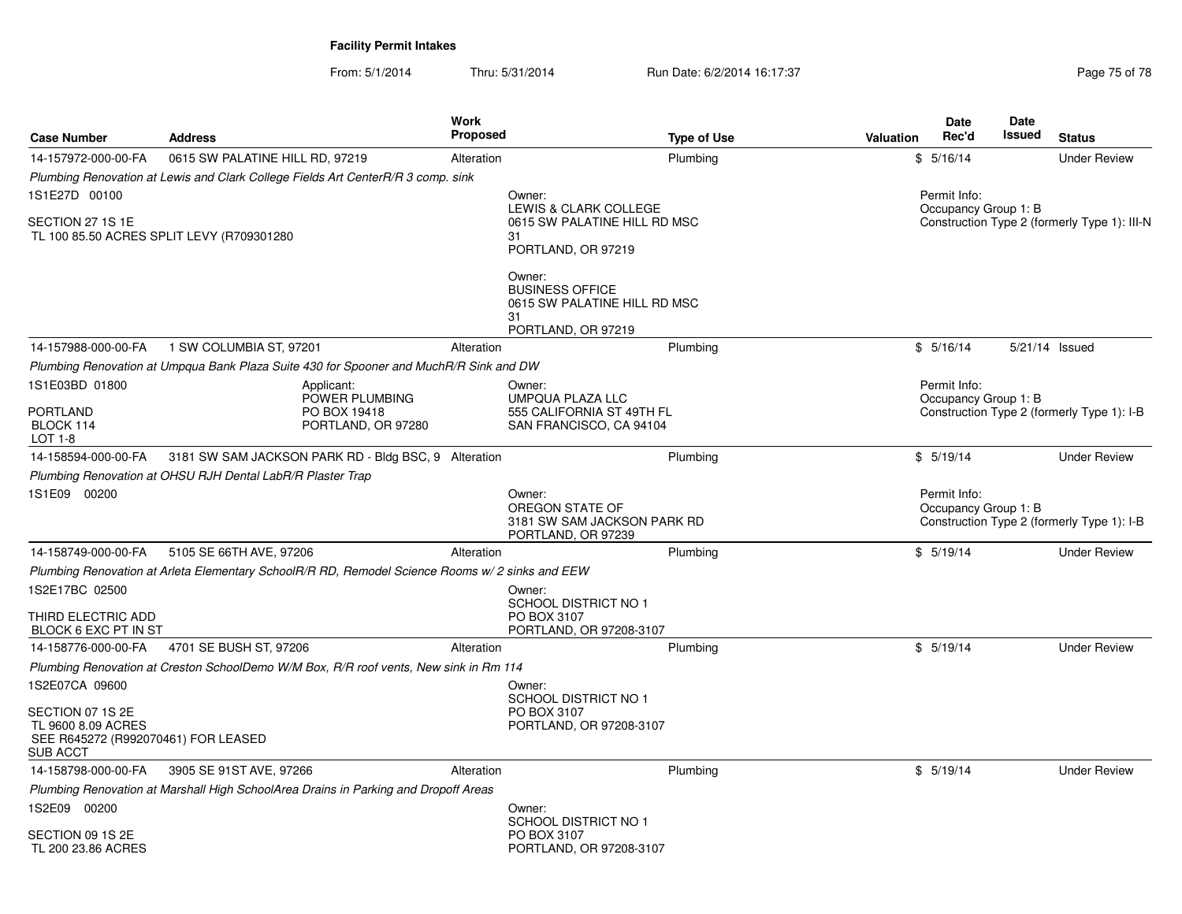# Facility Permit Intakes

From: 5/1/2014 Thru: 5/31/2014 Run Date: 6/2/2014 16:17:37

| Case Number | Address | Work Proposed | Type of Use | Valuation | Date Rec'd | Date Issued | Status |
|---|---|---|---|---|---|---|---|
| 14-157972-000-00-FA | 0615 SW PALATINE HILL RD, 97219 | Alteration | Plumbing | $ | 5/16/14 | | Under Review |
| 14-157988-000-00-FA | 1 SW COLUMBIA ST, 97201 | Alteration | Plumbing | $ | 5/16/14 | 5/21/14 | Issued |
| 14-158594-000-00-FA | 3181 SW SAM JACKSON PARK RD - Bldg BSC, 9 | Alteration | Plumbing | $ | 5/19/14 | | Under Review |
| 14-158749-000-00-FA | 5105 SE 66TH AVE, 97206 | Alteration | Plumbing | $ | 5/19/14 | | Under Review |
| 14-158776-000-00-FA | 4701 SE BUSH ST, 97206 | Alteration | Plumbing | $ | 5/19/14 | | Under Review |
| 14-158798-000-00-FA | 3905 SE 91ST AVE, 97266 | Alteration | Plumbing | $ | 5/19/14 | | Under Review |

**14-157972-000-00-FA**

*Plumbing Renovation at Lewis and Clark College Fields Art CenterR/R 3 comp. sink*

1S1E27D 00100

SECTION 27 1S 1E
TL 100 85.50 ACRES SPLIT LEVY (R709301280

Owner:
LEWIS & CLARK COLLEGE
0615 SW PALATINE HILL RD MSC 31
PORTLAND, OR 97219

Owner:
BUSINESS OFFICE
0615 SW PALATINE HILL RD MSC 31
PORTLAND, OR 97219

Permit Info:
Occupancy Group 1: B
Construction Type 2 (formerly Type 1): III-N

**14-157988-000-00-FA**

*Plumbing Renovation at Umpqua Bank Plaza Suite 430 for Spooner and MuchR/R Sink and DW*

1S1E03BD 01800

PORTLAND
BLOCK 114
LOT 1-8

Applicant:
POWER PLUMBING
PO BOX 19418
PORTLAND, OR 97280

Owner:
UMPQUA PLAZA LLC
555 CALIFORNIA ST 49TH FL
SAN FRANCISCO, CA 94104

Permit Info:
Occupancy Group 1: B
Construction Type 2 (formerly Type 1): I-B

**14-158594-000-00-FA**

*Plumbing Renovation at OHSU RJH Dental LabR/R Plaster Trap*

1S1E09 00200

Owner:
OREGON STATE OF
3181 SW SAM JACKSON PARK RD
PORTLAND, OR 97239

Permit Info:
Occupancy Group 1: B
Construction Type 2 (formerly Type 1): I-B

**14-158749-000-00-FA**

*Plumbing Renovation at Arleta Elementary SchoolR/R RD, Remodel Science Rooms w/ 2 sinks and EEW*

1S2E17BC 02500

THIRD ELECTRIC ADD
BLOCK 6 EXC PT IN ST

Owner:
SCHOOL DISTRICT NO 1
PO BOX 3107
PORTLAND, OR 97208-3107

**14-158776-000-00-FA**

*Plumbing Renovation at Creston SchoolDemo W/M Box, R/R roof vents, New sink in Rm 114*

1S2E07CA 09600

SECTION 07 1S 2E
TL 9600 8.09 ACRES
SEE R645272 (R992070461) FOR LEASED SUB ACCT

Owner:
SCHOOL DISTRICT NO 1
PO BOX 3107
PORTLAND, OR 97208-3107

**14-158798-000-00-FA**

*Plumbing Renovation at Marshall High SchoolArea Drains in Parking and Dropoff Areas*

1S2E09 00200

SECTION 09 1S 2E
TL 200 23.86 ACRES

Owner:
SCHOOL DISTRICT NO 1
PO BOX 3107
PORTLAND, OR 97208-3107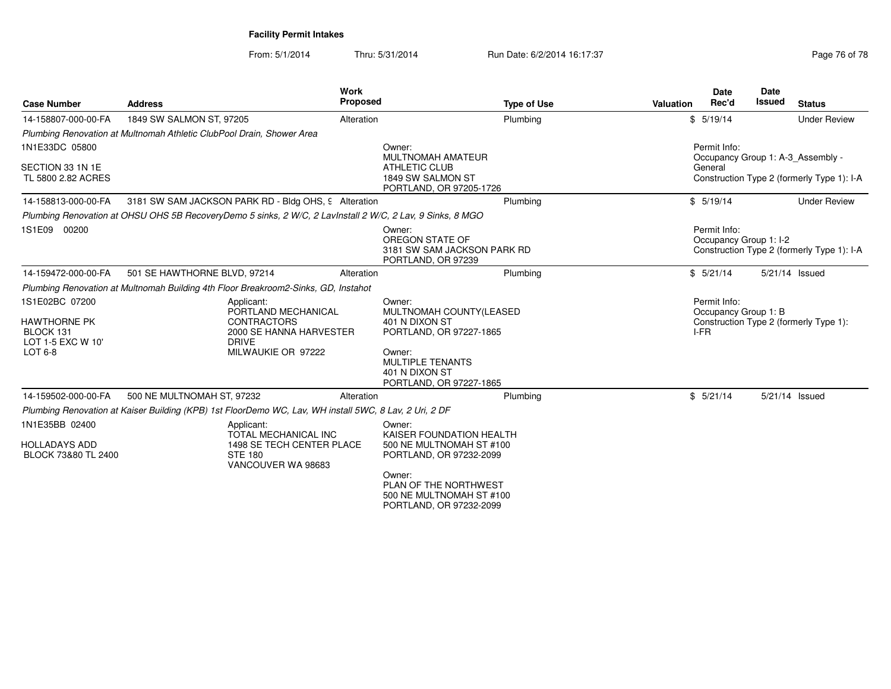**Facility Permit Intakes**

From: 5/1/2014 Thru: 5/31/2014 Run Date: 6/2/2014 16:17:37

| Case Number | Address | Work Proposed | Type of Use | Valuation | Date Rec'd | Date Issued | Status |
|---|---|---|---|---|---|---|---|
| 14-158807-000-00-FA | 1849 SW SALMON ST, 97205 | Alteration | Plumbing | $ | 5/19/14 | | Under Review |
| *Plumbing Renovation at Multnomah Athletic ClubPool Drain, Shower Area* | | | | | | | |
| 1N1E33DC 05800<br><br>SECTION 33 1N 1E<br>TL 5800 2.82 ACRES | | Owner:<br>MULTNOMAH AMATEUR ATHLETIC CLUB<br>1849 SW SALMON ST<br>PORTLAND, OR 97205-1726 | | | Permit Info:<br>Occupancy Group 1: A-3_Assembly - General<br>Construction Type 2 (formerly Type 1): I-A | | |
| 14-158813-000-00-FA | 3181 SW SAM JACKSON PARK RD - Bldg OHS, 9 | Alteration | Plumbing | $ | 5/19/14 | | Under Review |
| *Plumbing Renovation at OHSU OHS 5B RecoveryDemo 5 sinks, 2 W/C, 2 LavInstall 2 W/C, 2 Lav, 9 Sinks, 8 MGO* | | | | | | | |
| 1S1E09 00200 | | Owner:<br>OREGON STATE OF<br>3181 SW SAM JACKSON PARK RD<br>PORTLAND, OR 97239 | | | Permit Info:<br>Occupancy Group 1: I-2<br>Construction Type 2 (formerly Type 1): I-A | | |
| 14-159472-000-00-FA | 501 SE HAWTHORNE BLVD, 97214 | Alteration | Plumbing | $ | 5/21/14 | 5/21/14 | Issued |
| *Plumbing Renovation at Multnomah Building 4th Floor Breakroom2-Sinks, GD, Instahot* | | | | | | | |
| 1S1E02BC 07200<br><br>HAWTHORNE PK<br>BLOCK 131<br>LOT 1-5 EXC W 10'<br>LOT 6-8 | Applicant:<br>PORTLAND MECHANICAL CONTRACTORS<br>2000 SE HANNA HARVESTER DRIVE<br>MILWAUKIE OR 97222 | Owner:<br>MULTNOMAH COUNTY(LEASED<br>401 N DIXON ST<br>PORTLAND, OR 97227-1865<br><br>Owner:<br>MULTIPLE TENANTS<br>401 N DIXON ST<br>PORTLAND, OR 97227-1865 | | | Permit Info:<br>Occupancy Group 1: B<br>Construction Type 2 (formerly Type 1): I-FR | | |
| 14-159502-000-00-FA | 500 NE MULTNOMAH ST, 97232 | Alteration | Plumbing | $ | 5/21/14 | 5/21/14 | Issued |
| *Plumbing Renovation at Kaiser Building (KPB) 1st FloorDemo WC, Lav, WH install 5WC, 8 Lav, 2 Uri, 2 DF* | | | | | | | |
| 1N1E35BB 02400<br><br>HOLLADAYS ADD<br>BLOCK 73&80 TL 2400 | Applicant:<br>TOTAL MECHANICAL INC<br>1498 SE TECH CENTER PLACE STE 180<br>VANCOUVER WA 98683 | Owner:<br>KAISER FOUNDATION HEALTH<br>500 NE MULTNOMAH ST #100<br>PORTLAND, OR 97232-2099<br><br>Owner:<br>PLAN OF THE NORTHWEST<br>500 NE MULTNOMAH ST #100<br>PORTLAND, OR 97232-2099 | | | | | |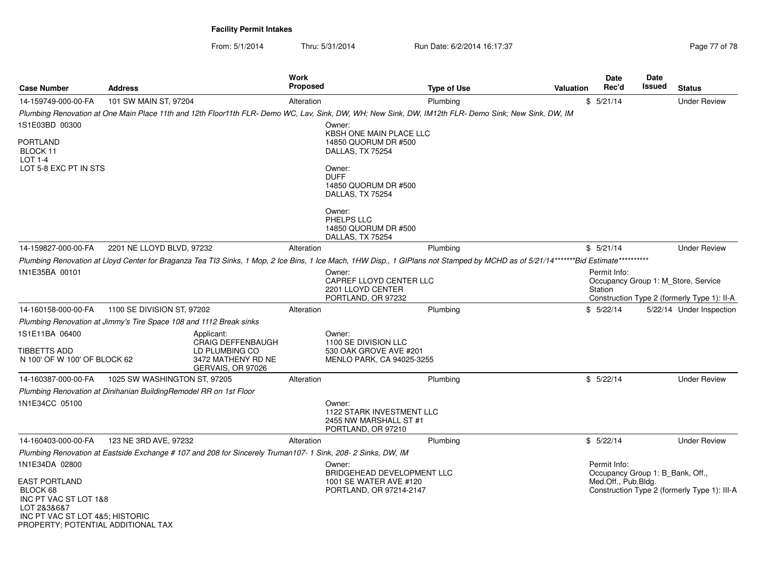**Facility Permit Intakes**

From: 5/1/2014 Thru: 5/31/2014 Run Date: 6/2/2014 16:17:37

| Case Number | Address | Work Proposed | Type of Use | Valuation | Date Rec'd | Date Issued | Status |
|---|---|---|---|---|---|---|---|
| 14-159749-000-00-FA | 101 SW MAIN ST, 97204 | Alteration | Plumbing | $ | 5/21/14 | | Under Review |

*Plumbing Renovation at One Main Place 11th and 12th Floor11th FLR- Demo WC, Lav, Sink, DW, WH; New Sink, DW, IM12th FLR- Demo Sink; New Sink, DW, IM*

1S1E03BD 00300

PORTLAND
BLOCK 11
LOT 1-4
LOT 5-8 EXC PT IN STS

Owner:
KBSH ONE MAIN PLACE LLC
14850 QUORUM DR #500
DALLAS, TX 75254

Owner:
DUFF
14850 QUORUM DR #500
DALLAS, TX 75254

Owner:
PHELPS LLC
14850 QUORUM DR #500
DALLAS, TX 75254

| Case Number | Address | Work Proposed | Type of Use | Valuation | Date Rec'd | Date Issued | Status |
|---|---|---|---|---|---|---|---|
| 14-159827-000-00-FA | 2201 NE LLOYD BLVD, 97232 | Alteration | Plumbing | $ | 5/21/14 | | Under Review |

*Plumbing Renovation at Lloyd Center for Braganza Tea TI3 Sinks, 1 Mop, 2 Ice Bins, 1 Ice Mach, 1HW Disp., 1 GIPlans not Stamped by MCHD as of 5/21/14*******Bid Estimate***********

1N1E35BA 00101

Owner:
CAPREF LLOYD CENTER LLC
2201 LLOYD CENTER
PORTLAND, OR 97232

Permit Info:
Occupancy Group 1: M_Store, Service Station
Construction Type 2 (formerly Type 1): II-A

| Case Number | Address | Work Proposed | Type of Use | Valuation | Date Rec'd | Date Issued | Status |
|---|---|---|---|---|---|---|---|
| 14-160158-000-00-FA | 1100 SE DIVISION ST, 97202 | Alteration | Plumbing | $ | 5/22/14 | 5/22/14 | Under Inspection |

*Plumbing Renovation at Jimmy's Tire Space 108 and 1112 Break sinks*

1S1E11BA 06400

TIBBETTS ADD
N 100' OF W 100' OF BLOCK 62

Applicant:
CRAIG DEFFENBAUGH
LD PLUMBING CO
3472 MATHENY RD NE
GERVAIS, OR 97026

Owner:
1100 SE DIVISION LLC
530 OAK GROVE AVE #201
MENLO PARK, CA 94025-3255

| Case Number | Address | Work Proposed | Type of Use | Valuation | Date Rec'd | Date Issued | Status |
|---|---|---|---|---|---|---|---|
| 14-160387-000-00-FA | 1025 SW WASHINGTON ST, 97205 | Alteration | Plumbing | $ | 5/22/14 | | Under Review |

*Plumbing Renovation at Dinihanian BuildingRemodel RR on 1st Floor*

1N1E34CC 05100

Owner:
1122 STARK INVESTMENT LLC
2455 NW MARSHALL ST #1
PORTLAND, OR 97210

| Case Number | Address | Work Proposed | Type of Use | Valuation | Date Rec'd | Date Issued | Status |
|---|---|---|---|---|---|---|---|
| 14-160403-000-00-FA | 123 NE 3RD AVE, 97232 | Alteration | Plumbing | $ | 5/22/14 | | Under Review |

*Plumbing Renovation at Eastside Exchange # 107 and 208 for Sincerely Truman107- 1 Sink, 208- 2 Sinks, DW, IM*

1N1E34DA 02800

EAST PORTLAND
BLOCK 68
INC PT VAC ST LOT 1&8
LOT 2&3&6&7
INC PT VAC ST LOT 4&5; HISTORIC PROPERTY; POTENTIAL ADDITIONAL TAX

Owner:
BRIDGEHEAD DEVELOPMENT LLC
1001 SE WATER AVE #120
PORTLAND, OR 97214-2147

Permit Info:
Occupancy Group 1: B_Bank, Off., Med.Off., Pub.Bldg.
Construction Type 2 (formerly Type 1): III-A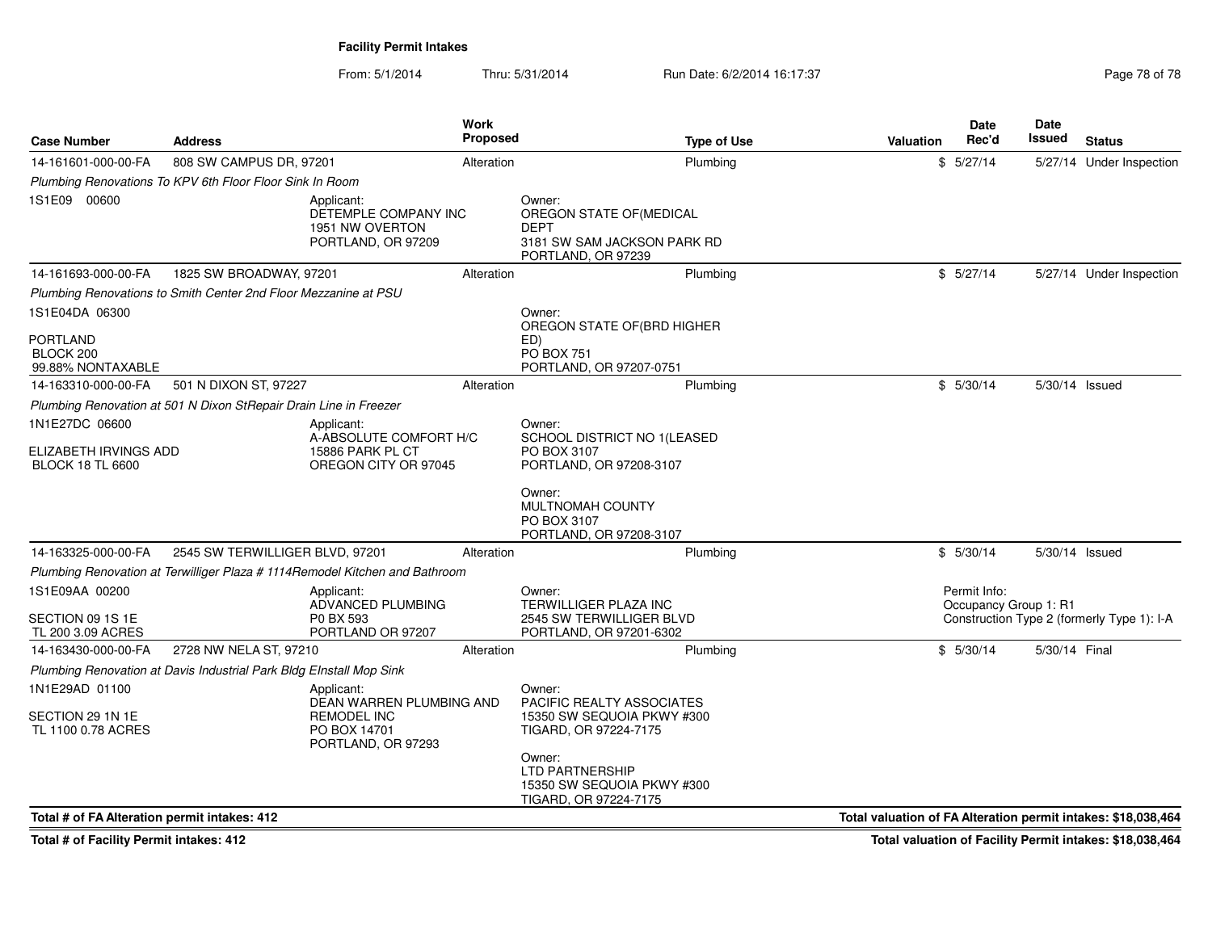**Facility Permit Intakes**

From: 5/1/2014 Thru: 5/31/2014 Run Date: 6/2/2014 16:17:37

| Case Number | Address | Work Proposed | Type of Use | Valuation | Date Rec'd | Date Issued | Status |
|---|---|---|---|---|---|---|---|
| 14-161601-000-00-FA | 808 SW CAMPUS DR, 97201 | Alteration | Plumbing | $ | 5/27/14 | 5/27/14 | Under Inspection |
| *Plumbing Renovations To KPV 6th Floor Floor Sink In Room* | | | | | | | |
| 1S1E09 00600 | Applicant: DETEMPLE COMPANY INC 1951 NW OVERTON PORTLAND, OR 97209 | | Owner: OREGON STATE OF(MEDICAL DEPT 3181 SW SAM JACKSON PARK RD PORTLAND, OR 97239 | | | | |
| 14-161693-000-00-FA | 1825 SW BROADWAY, 97201 | Alteration | Plumbing | $ | 5/27/14 | 5/27/14 | Under Inspection |
| *Plumbing Renovations to Smith Center 2nd Floor Mezzanine at PSU* | | | | | | | |
| 1S1E04DA 06300 PORTLAND BLOCK 200 99.88% NONTAXABLE | | | Owner: OREGON STATE OF(BRD HIGHER ED) PO BOX 751 PORTLAND, OR 97207-0751 | | | | |
| 14-163310-000-00-FA | 501 N DIXON ST, 97227 | Alteration | Plumbing | $ | 5/30/14 | 5/30/14 | Issued |
| *Plumbing Renovation at 501 N Dixon StRepair Drain Line in Freezer* | | | | | | | |
| 1N1E27DC 06600 ELIZABETH IRVINGS ADD BLOCK 18 TL 6600 | Applicant: A-ABSOLUTE COMFORT H/C 15886 PARK PL CT OREGON CITY OR 97045 | | Owner: SCHOOL DISTRICT NO 1(LEASED PO BOX 3107 PORTLAND, OR 97208-3107; Owner: MULTNOMAH COUNTY PO BOX 3107 PORTLAND, OR 97208-3107 | | | | |
| 14-163325-000-00-FA | 2545 SW TERWILLIGER BLVD, 97201 | Alteration | Plumbing | $ | 5/30/14 | 5/30/14 | Issued |
| *Plumbing Renovation at Terwilliger Plaza # 1114Remodel Kitchen and Bathroom* | | | | | | | |
| 1S1E09AA 00200 SECTION 09 1S 1E TL 200 3.09 ACRES | Applicant: ADVANCED PLUMBING P0 BX 593 PORTLAND OR 97207 | | Owner: TERWILLIGER PLAZA INC 2545 SW TERWILLIGER BLVD PORTLAND, OR 97201-6302 | | Permit Info: Occupancy Group 1: R1 Construction Type 2 (formerly Type 1): I-A | | |
| 14-163430-000-00-FA | 2728 NW NELA ST, 97210 | Alteration | Plumbing | $ | 5/30/14 | 5/30/14 | Final |
| *Plumbing Renovation at Davis Industrial Park Bldg EInstall Mop Sink* | | | | | | | |
| 1N1E29AD 01100 SECTION 29 1N 1E TL 1100 0.78 ACRES | Applicant: DEAN WARREN PLUMBING AND REMODEL INC PO BOX 14701 PORTLAND, OR 97293 | | Owner: PACIFIC REALTY ASSOCIATES 15350 SW SEQUOIA PKWY #300 TIGARD, OR 97224-7175; Owner: LTD PARTNERSHIP 15350 SW SEQUOIA PKWY #300 TIGARD, OR 97224-7175 | | | | |

**Total # of FA Alteration permit intakes: 412** — **Total valuation of FA Alteration permit intakes: $18,038,464**

**Total # of Facility Permit intakes: 412** — **Total valuation of Facility Permit intakes: $18,038,464**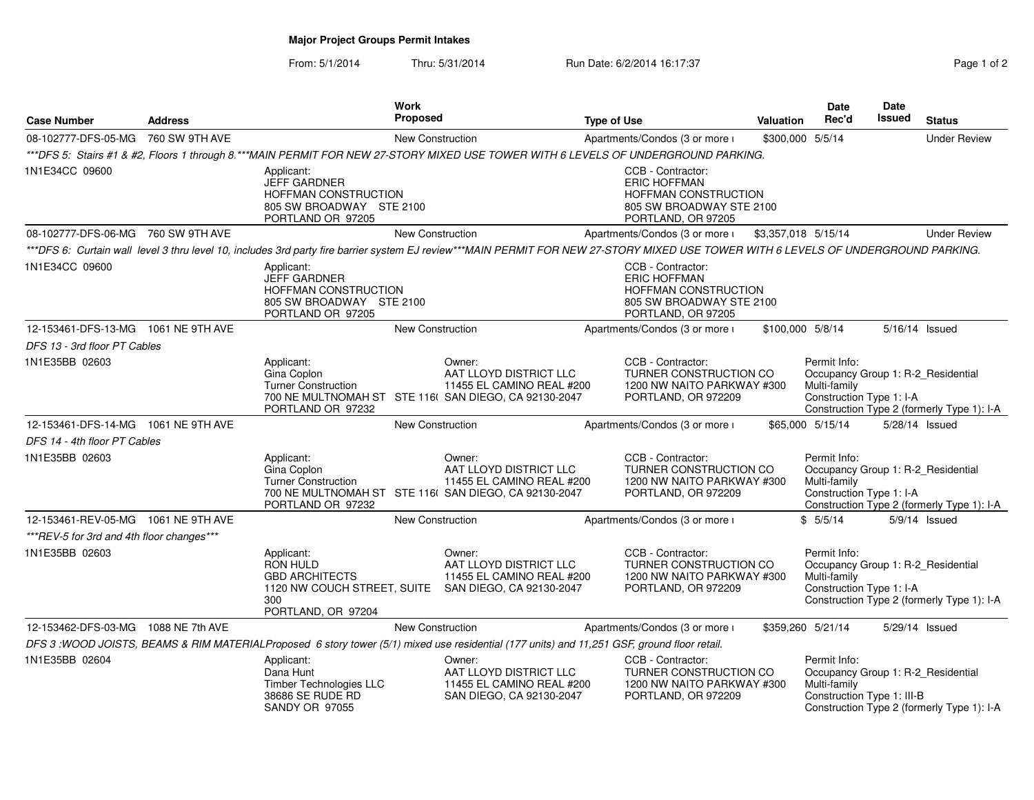**Major Project Groups Permit Intakes**

From: 5/1/2014 Thru: 5/31/2014 Run Date: 6/2/2014 16:17:37

| Case Number | Address | Work Proposed | Type of Use | Valuation | Date Rec'd | Date Issued | Status |
|---|---|---|---|---|---|---|---|
| 08-102777-DFS-05-MG | 760 SW 9TH AVE | New Construction | Apartments/Condos (3 or more ı | $300,000 | 5/5/14 | | Under Review |

***DFS 5: Stairs #1 & #2, Floors 1 through 8.***MAIN PERMIT FOR NEW 27-STORY MIXED USE TOWER WITH 6 LEVELS OF UNDERGROUND PARKING.

1N1E34CC 09600

Applicant:
JEFF GARDNER
HOFFMAN CONSTRUCTION
805 SW BROADWAY STE 2100
PORTLAND OR 97205

CCB - Contractor:
ERIC HOFFMAN
HOFFMAN CONSTRUCTION
805 SW BROADWAY STE 2100
PORTLAND, OR 97205

| Case Number | Address | Work Proposed | Type of Use | Valuation | Date Rec'd | Date Issued | Status |
|---|---|---|---|---|---|---|---|
| 08-102777-DFS-06-MG | 760 SW 9TH AVE | New Construction | Apartments/Condos (3 or more ı | $3,357,018 | 5/15/14 | | Under Review |

***DFS 6: Curtain wall level 3 thru level 10, includes 3rd party fire barrier system EJ review***MAIN PERMIT FOR NEW 27-STORY MIXED USE TOWER WITH 6 LEVELS OF UNDERGROUND PARKING.

1N1E34CC 09600

Applicant:
JEFF GARDNER
HOFFMAN CONSTRUCTION
805 SW BROADWAY STE 2100
PORTLAND OR 97205

CCB - Contractor:
ERIC HOFFMAN
HOFFMAN CONSTRUCTION
805 SW BROADWAY STE 2100
PORTLAND, OR 97205

| Case Number | Address | Work Proposed | Type of Use | Valuation | Date Rec'd | Date Issued | Status |
|---|---|---|---|---|---|---|---|
| 12-153461-DFS-13-MG | 1061 NE 9TH AVE | New Construction | Apartments/Condos (3 or more ı | $100,000 | 5/8/14 | 5/16/14 | Issued |

*DFS 13 - 3rd floor PT Cables*

1N1E35BB 02603

Applicant:
Gina Coplon
Turner Construction
700 NE MULTNOMAH ST STE 116(
PORTLAND OR 97232

Owner:
AAT LLOYD DISTRICT LLC
11455 EL CAMINO REAL #200
SAN DIEGO, CA 92130-2047

CCB - Contractor:
TURNER CONSTRUCTION CO
1200 NW NAITO PARKWAY #300
PORTLAND, OR 972209

Permit Info:
Occupancy Group 1: R-2_Residential Multi-family
Construction Type 1: I-A
Construction Type 2 (formerly Type 1): I-A

| Case Number | Address | Work Proposed | Type of Use | Valuation | Date Rec'd | Date Issued | Status |
|---|---|---|---|---|---|---|---|
| 12-153461-DFS-14-MG | 1061 NE 9TH AVE | New Construction | Apartments/Condos (3 or more ı | $65,000 | 5/15/14 | 5/28/14 | Issued |

*DFS 14 - 4th floor PT Cables*

1N1E35BB 02603

Applicant:
Gina Coplon
Turner Construction
700 NE MULTNOMAH ST STE 116(
PORTLAND OR 97232

Owner:
AAT LLOYD DISTRICT LLC
11455 EL CAMINO REAL #200
SAN DIEGO, CA 92130-2047

CCB - Contractor:
TURNER CONSTRUCTION CO
1200 NW NAITO PARKWAY #300
PORTLAND, OR 972209

Permit Info:
Occupancy Group 1: R-2_Residential Multi-family
Construction Type 1: I-A
Construction Type 2 (formerly Type 1): I-A

| Case Number | Address | Work Proposed | Type of Use | Valuation | Date Rec'd | Date Issued | Status |
|---|---|---|---|---|---|---|---|
| 12-153461-REV-05-MG | 1061 NE 9TH AVE | New Construction | Apartments/Condos (3 or more ı | $ | 5/5/14 | 5/9/14 | Issued |

****REV-5 for 3rd and 4th floor changes****

1N1E35BB 02603

Applicant:
RON HULD
GBD ARCHITECTS
1120 NW COUCH STREET, SUITE 300
PORTLAND, OR 97204

Owner:
AAT LLOYD DISTRICT LLC
11455 EL CAMINO REAL #200
SAN DIEGO, CA 92130-2047

CCB - Contractor:
TURNER CONSTRUCTION CO
1200 NW NAITO PARKWAY #300
PORTLAND, OR 972209

Permit Info:
Occupancy Group 1: R-2_Residential Multi-family
Construction Type 1: I-A
Construction Type 2 (formerly Type 1): I-A

| Case Number | Address | Work Proposed | Type of Use | Valuation | Date Rec'd | Date Issued | Status |
|---|---|---|---|---|---|---|---|
| 12-153462-DFS-03-MG | 1088 NE 7th AVE | New Construction | Apartments/Condos (3 or more ı | $359,260 | 5/21/14 | 5/29/14 | Issued |

*DFS 3 :WOOD JOISTS, BEAMS & RIM MATERIALProposed 6 story tower (5/1) mixed use residential (177 units) and 11,251 GSF, ground floor retail.*

1N1E35BB 02604

Applicant:
Dana Hunt
Timber Technologies LLC
38686 SE RUDE RD
SANDY OR 97055

Owner:
AAT LLOYD DISTRICT LLC
11455 EL CAMINO REAL #200
SAN DIEGO, CA 92130-2047

CCB - Contractor:
TURNER CONSTRUCTION CO
1200 NW NAITO PARKWAY #300
PORTLAND, OR 972209

Permit Info:
Occupancy Group 1: R-2_Residential Multi-family
Construction Type 1: III-B
Construction Type 2 (formerly Type 1): I-A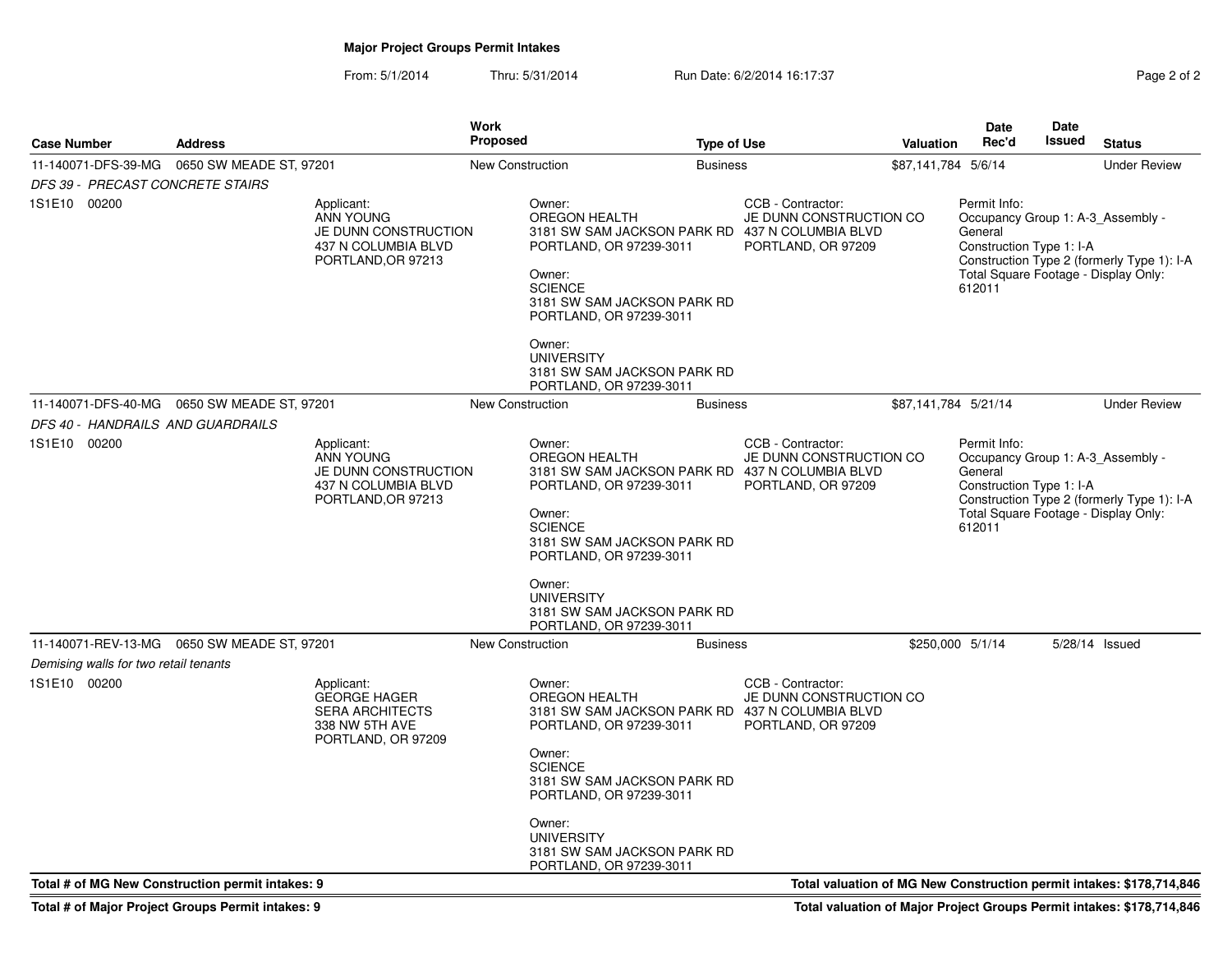**Major Project Groups Permit Intakes**

From: 5/1/2014 Thru: 5/31/2014 Run Date: 6/2/2014 16:17:37

| Case Number | Address | Work Proposed | Type of Use | Valuation | Date Rec'd | Date Issued | Status |
|---|---|---|---|---|---|---|---|
| 11-140071-DFS-39-MG | 0650 SW MEADE ST, 97201 | New Construction | Business | $87,141,784 | 5/6/14 | | Under Review |
| 11-140071-DFS-40-MG | 0650 SW MEADE ST, 97201 | New Construction | Business | $87,141,784 | 5/21/14 | | Under Review |
| 11-140071-REV-13-MG | 0650 SW MEADE ST, 97201 | New Construction | Business | $250,000 | 5/1/14 | 5/28/14 | Issued |

**11-140071-DFS-39-MG**

*DFS 39 - PRECAST CONCRETE STAIRS*

1S1E10 00200

Applicant:
ANN YOUNG
JE DUNN CONSTRUCTION
437 N COLUMBIA BLVD
PORTLAND,OR 97213

Owner:
OREGON HEALTH
3181 SW SAM JACKSON PARK RD
PORTLAND, OR 97239-3011

Owner:
SCIENCE
3181 SW SAM JACKSON PARK RD
PORTLAND, OR 97239-3011

Owner:
UNIVERSITY
3181 SW SAM JACKSON PARK RD
PORTLAND, OR 97239-3011

CCB - Contractor:
JE DUNN CONSTRUCTION CO
437 N COLUMBIA BLVD
PORTLAND, OR 97209

Permit Info:
Occupancy Group 1: A-3_Assembly - General
Construction Type 1: I-A
Construction Type 2 (formerly Type 1): I-A
Total Square Footage - Display Only: 612011

**11-140071-DFS-40-MG**

*DFS 40 - HANDRAILS AND GUARDRAILS*

1S1E10 00200

Applicant:
ANN YOUNG
JE DUNN CONSTRUCTION
437 N COLUMBIA BLVD
PORTLAND,OR 97213

Owner:
OREGON HEALTH
3181 SW SAM JACKSON PARK RD
PORTLAND, OR 97239-3011

Owner:
SCIENCE
3181 SW SAM JACKSON PARK RD
PORTLAND, OR 97239-3011

Owner:
UNIVERSITY
3181 SW SAM JACKSON PARK RD
PORTLAND, OR 97239-3011

CCB - Contractor:
JE DUNN CONSTRUCTION CO
437 N COLUMBIA BLVD
PORTLAND, OR 97209

Permit Info:
Occupancy Group 1: A-3_Assembly - General
Construction Type 1: I-A
Construction Type 2 (formerly Type 1): I-A
Total Square Footage - Display Only: 612011

**11-140071-REV-13-MG**

*Demising walls for two retail tenants*

1S1E10 00200

Applicant:
GEORGE HAGER
SERA ARCHITECTS
338 NW 5TH AVE
PORTLAND, OR 97209

Owner:
OREGON HEALTH
3181 SW SAM JACKSON PARK RD
PORTLAND, OR 97239-3011

Owner:
SCIENCE
3181 SW SAM JACKSON PARK RD
PORTLAND, OR 97239-3011

Owner:
UNIVERSITY
3181 SW SAM JACKSON PARK RD
PORTLAND, OR 97239-3011

CCB - Contractor:
JE DUNN CONSTRUCTION CO
437 N COLUMBIA BLVD
PORTLAND, OR 97209

**Total # of MG New Construction permit intakes: 9** — **Total valuation of MG New Construction permit intakes: $178,714,846**

**Total # of Major Project Groups Permit intakes: 9** — **Total valuation of Major Project Groups Permit intakes: $178,714,846**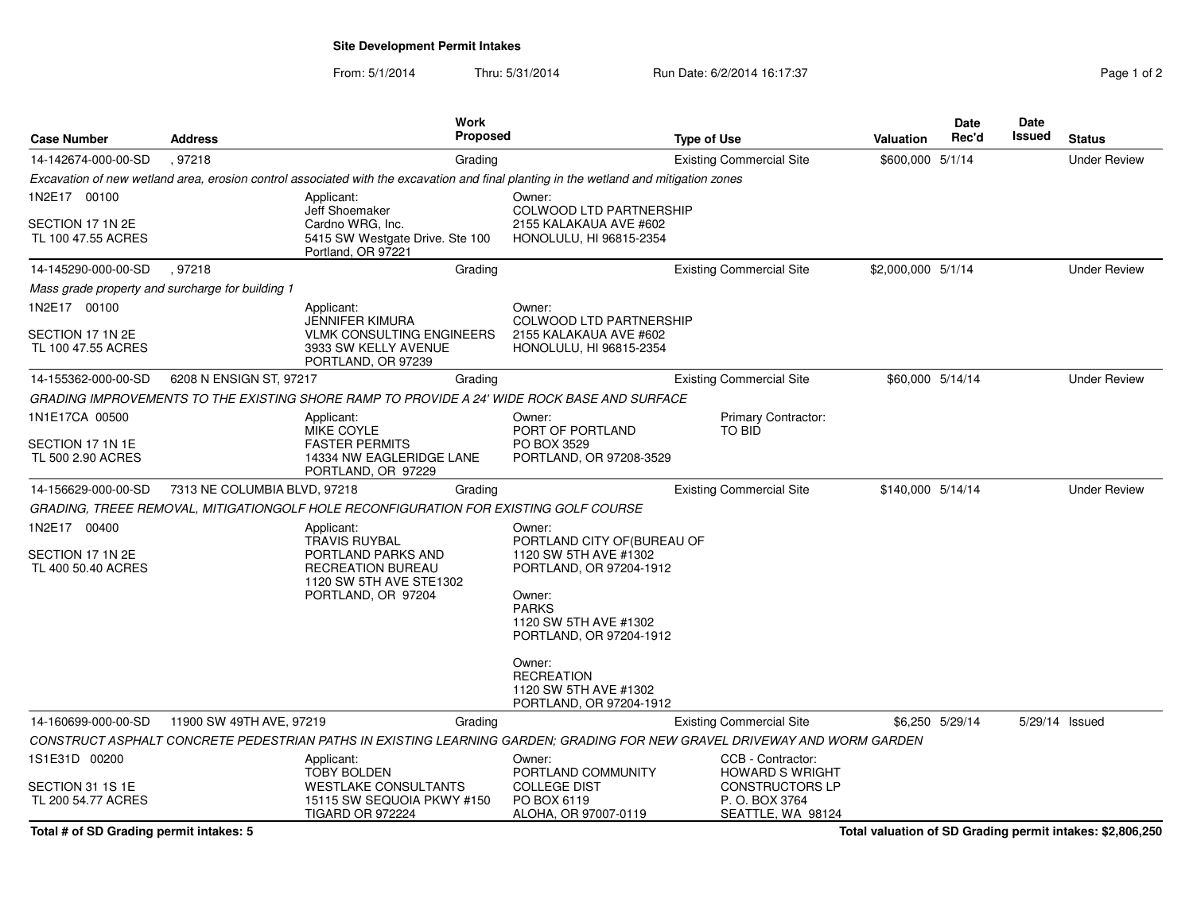# Site Development Permit Intakes

From: 5/1/2014 Thru: 5/31/2014 Run Date: 6/2/2014 16:17:37

| Case Number | Address | Work Proposed | Type of Use | Valuation | Date Rec'd | Date Issued | Status |
|---|---|---|---|---|---|---|---|
| 14-142674-000-00-SD | , 97218 | Grading | Existing Commercial Site | $600,000 | 5/1/14 | | Under Review |

*Excavation of new wetland area, erosion control associated with the excavation and final planting in the wetland and mitigation zones*

1N2E17 00100
SECTION 17 1N 2E
TL 100 47.55 ACRES

Applicant:
Jeff Shoemaker
Cardno WRG, Inc.
5415 SW Westgate Drive. Ste 100
Portland, OR 97221

Owner:
COLWOOD LTD PARTNERSHIP
2155 KALAKAUA AVE #602
HONOLULU, HI 96815-2354

| Case Number | Address | Work Proposed | Type of Use | Valuation | Date Rec'd | Date Issued | Status |
|---|---|---|---|---|---|---|---|
| 14-145290-000-00-SD | , 97218 | Grading | Existing Commercial Site | $2,000,000 | 5/1/14 | | Under Review |

*Mass grade property and surcharge for building 1*

1N2E17 00100
SECTION 17 1N 2E
TL 100 47.55 ACRES

Applicant:
JENNIFER KIMURA
VLMK CONSULTING ENGINEERS
3933 SW KELLY AVENUE
PORTLAND, OR 97239

Owner:
COLWOOD LTD PARTNERSHIP
2155 KALAKAUA AVE #602
HONOLULU, HI 96815-2354

| Case Number | Address | Work Proposed | Type of Use | Valuation | Date Rec'd | Date Issued | Status |
|---|---|---|---|---|---|---|---|
| 14-155362-000-00-SD | 6208 N ENSIGN ST, 97217 | Grading | Existing Commercial Site | $60,000 | 5/14/14 | | Under Review |

*GRADING IMPROVEMENTS TO THE EXISTING SHORE RAMP TO PROVIDE A 24' WIDE ROCK BASE AND SURFACE*

1N1E17CA 00500
SECTION 17 1N 1E
TL 500 2.90 ACRES

Applicant:
MIKE COYLE
FASTER PERMITS
14334 NW EAGLERIDGE LANE
PORTLAND, OR 97229

Owner:
PORT OF PORTLAND
PO BOX 3529
PORTLAND, OR 97208-3529

Primary Contractor:
TO BID

| Case Number | Address | Work Proposed | Type of Use | Valuation | Date Rec'd | Date Issued | Status |
|---|---|---|---|---|---|---|---|
| 14-156629-000-00-SD | 7313 NE COLUMBIA BLVD, 97218 | Grading | Existing Commercial Site | $140,000 | 5/14/14 | | Under Review |

*GRADING, TREEE REMOVAL, MITIGATIONGOLF HOLE RECONFIGURATION FOR EXISTING GOLF COURSE*

1N2E17 00400
SECTION 17 1N 2E
TL 400 50.40 ACRES

Applicant:
TRAVIS RUYBAL
PORTLAND PARKS AND
RECREATION BUREAU
1120 SW 5TH AVE STE1302
PORTLAND, OR 97204

Owner:
PORTLAND CITY OF(BUREAU OF
1120 SW 5TH AVE #1302
PORTLAND, OR 97204-1912

Owner:
PARKS
1120 SW 5TH AVE #1302
PORTLAND, OR 97204-1912

Owner:
RECREATION
1120 SW 5TH AVE #1302
PORTLAND, OR 97204-1912

| Case Number | Address | Work Proposed | Type of Use | Valuation | Date Rec'd | Date Issued | Status |
|---|---|---|---|---|---|---|---|
| 14-160699-000-00-SD | 11900 SW 49TH AVE, 97219 | Grading | Existing Commercial Site | $6,250 | 5/29/14 | 5/29/14 | Issued |

*CONSTRUCT ASPHALT CONCRETE PEDESTRIAN PATHS IN EXISTING LEARNING GARDEN; GRADING FOR NEW GRAVEL DRIVEWAY AND WORM GARDEN*

1S1E31D 00200
SECTION 31 1S 1E
TL 200 54.77 ACRES

Applicant:
TOBY BOLDEN
WESTLAKE CONSULTANTS
15115 SW SEQUOIA PKWY #150
TIGARD OR 972224

Owner:
PORTLAND COMMUNITY
COLLEGE DIST
PO BOX 6119
ALOHA, OR 97007-0119

CCB - Contractor:
HOWARD S WRIGHT
CONSTRUCTORS LP
P. O. BOX 3764
SEATTLE, WA 98124

**Total # of SD Grading permit intakes: 5**

**Total valuation of SD Grading permit intakes: $2,806,250**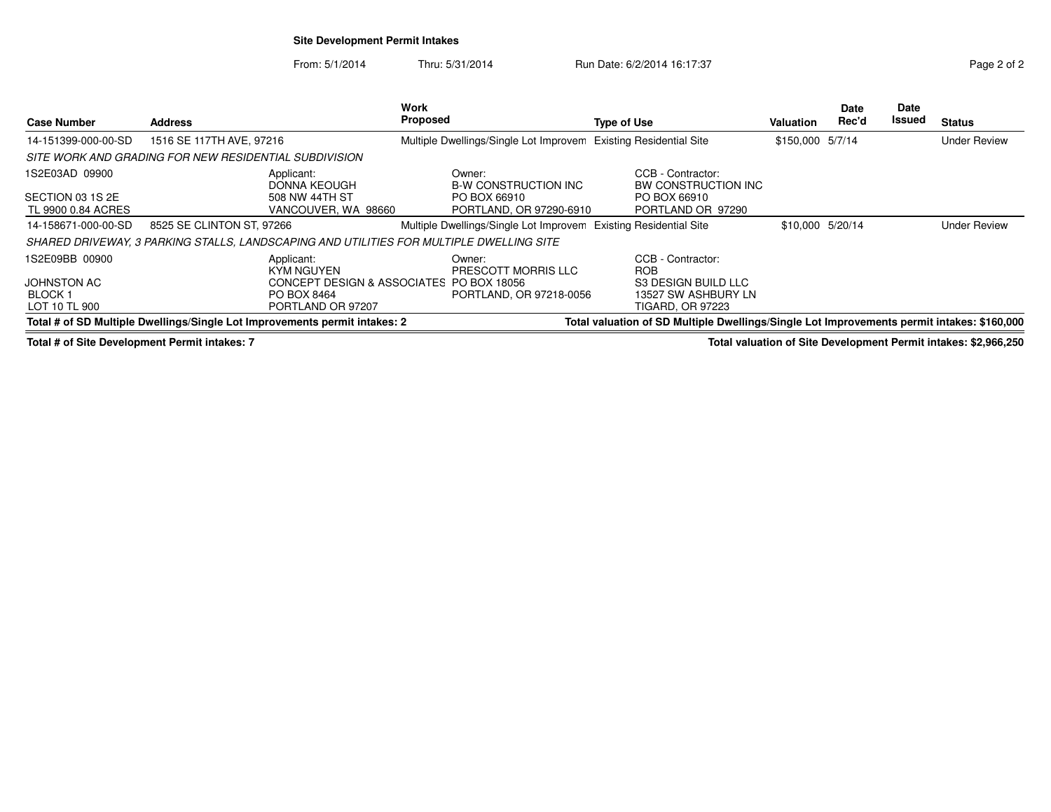## Site Development Permit Intakes

From: 5/1/2014 Thru: 5/31/2014 Run Date: 6/2/2014 16:17:37

| Case Number | Address | Work Proposed | Type of Use | Valuation | Date Rec'd | Date Issued | Status |
|---|---|---|---|---|---|---|---|
| 14-151399-000-00-SD | 1516 SE 117TH AVE, 97216 | Multiple Dwellings/Single Lot Improvem | Existing Residential Site | $150,000 | 5/7/14 | | Under Review |
| *SITE WORK AND GRADING FOR NEW RESIDENTIAL SUBDIVISION* | | | | | | | |
| 1S2E03AD 09900<br>SECTION 03 1S 2E<br>TL 9900 0.84 ACRES | Applicant:<br>DONNA KEOUGH<br>508 NW 44TH ST<br>VANCOUVER, WA 98660 | Owner:<br>B-W CONSTRUCTION INC<br>PO BOX 66910<br>PORTLAND, OR 97290-6910 | CCB - Contractor:<br>BW CONSTRUCTION INC<br>PO BOX 66910<br>PORTLAND OR 97290 | | | | |
| 14-158671-000-00-SD | 8525 SE CLINTON ST, 97266 | Multiple Dwellings/Single Lot Improvem | Existing Residential Site | $10,000 | 5/20/14 | | Under Review |
| *SHARED DRIVEWAY, 3 PARKING STALLS, LANDSCAPING AND UTILITIES FOR MULTIPLE DWELLING SITE* | | | | | | | |
| 1S2E09BB 00900<br>JOHNSTON AC<br>BLOCK 1<br>LOT 10 TL 900 | Applicant:<br>KYM NGUYEN<br>CONCEPT DESIGN & ASSOCIATES<br>PO BOX 8464<br>PORTLAND OR 97207 | Owner:<br>PRESCOTT MORRIS LLC<br>PO BOX 18056<br>PORTLAND, OR 97218-0056 | CCB - Contractor:<br>ROB<br>S3 DESIGN BUILD LLC<br>13527 SW ASHBURY LN<br>TIGARD, OR 97223 | | | | |

**Total # of SD Multiple Dwellings/Single Lot Improvements permit intakes: 2**

**Total valuation of SD Multiple Dwellings/Single Lot Improvements permit intakes: $160,000**

**Total # of Site Development Permit intakes: 7**

**Total valuation of Site Development Permit intakes: $2,966,250**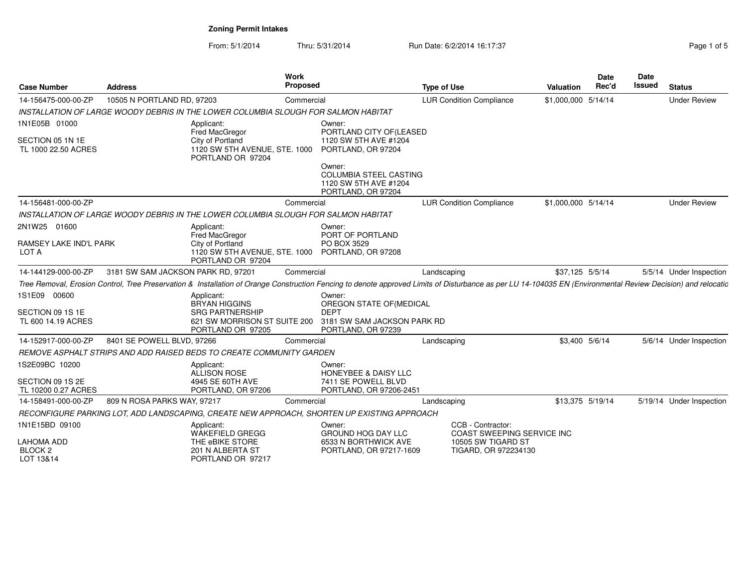# Zoning Permit Intakes

From: 5/1/2014 Thru: 5/31/2014 Run Date: 6/2/2014 16:17:37

| Case Number | Address | Work Proposed | Type of Use | Valuation | Date Rec'd | Date Issued | Status |
|---|---|---|---|---|---|---|---|
| 14-156475-000-00-ZP | 10505 N PORTLAND RD, 97203 | Commercial | LUR Condition Compliance | $1,000,000 | 5/14/14 | | Under Review |

*INSTALLATION OF LARGE WOODY DEBRIS IN THE LOWER COLUMBIA SLOUGH FOR SALMON HABITAT*

1N1E05B 01000

SECTION 05 1N 1E
TL 1000 22.50 ACRES

Applicant:
Fred MacGregor
City of Portland
1120 SW 5TH AVENUE, STE. 1000
PORTLAND OR 97204

Owner:
PORTLAND CITY OF(LEASED
1120 SW 5TH AVE #1204
PORTLAND, OR 97204

Owner:
COLUMBIA STEEL CASTING
1120 SW 5TH AVE #1204
PORTLAND, OR 97204

| Case Number | Address | Work Proposed | Type of Use | Valuation | Date Rec'd | Date Issued | Status |
|---|---|---|---|---|---|---|---|
| 14-156481-000-00-ZP | | Commercial | LUR Condition Compliance | $1,000,000 | 5/14/14 | | Under Review |

*INSTALLATION OF LARGE WOODY DEBRIS IN THE LOWER COLUMBIA SLOUGH FOR SALMON HABITAT*

2N1W25 01600

RAMSEY LAKE IND'L PARK
LOT A

Applicant:
Fred MacGregor
City of Portland
1120 SW 5TH AVENUE, STE. 1000
PORTLAND OR 97204

Owner:
PORT OF PORTLAND
PO BOX 3529
PORTLAND, OR 97208

| Case Number | Address | Work Proposed | Type of Use | Valuation | Date Rec'd | Date Issued | Status |
|---|---|---|---|---|---|---|---|
| 14-144129-000-00-ZP | 3181 SW SAM JACKSON PARK RD, 97201 | Commercial | Landscaping | $37,125 | 5/5/14 | 5/5/14 | Under Inspection |

*Tree Removal, Erosion Control, Tree Preservation & Installation of Orange Construction Fencing to denote approved Limits of Disturbance as per LU 14-104035 EN (Environmental Review Decision) and relocatio*

1S1E09 00600

SECTION 09 1S 1E
TL 600 14.19 ACRES

Applicant:
BRYAN HIGGINS
SRG PARTNERSHIP
621 SW MORRISON ST SUITE 200
PORTLAND OR 97205

Owner:
OREGON STATE OF(MEDICAL
DEPT
3181 SW SAM JACKSON PARK RD
PORTLAND, OR 97239

| Case Number | Address | Work Proposed | Type of Use | Valuation | Date Rec'd | Date Issued | Status |
|---|---|---|---|---|---|---|---|
| 14-152917-000-00-ZP | 8401 SE POWELL BLVD, 97266 | Commercial | Landscaping | $3,400 | 5/6/14 | 5/6/14 | Under Inspection |

*REMOVE ASPHALT STRIPS AND ADD RAISED BEDS TO CREATE COMMUNITY GARDEN*

1S2E09BC 10200

SECTION 09 1S 2E
TL 10200 0.27 ACRES

Applicant:
ALLISON ROSE
4945 SE 60TH AVE
PORTLAND, OR 97206

Owner:
HONEYBEE & DAISY LLC
7411 SE POWELL BLVD
PORTLAND, OR 97206-2451

| Case Number | Address | Work Proposed | Type of Use | Valuation | Date Rec'd | Date Issued | Status |
|---|---|---|---|---|---|---|---|
| 14-158491-000-00-ZP | 809 N ROSA PARKS WAY, 97217 | Commercial | Landscaping | $13,375 | 5/19/14 | 5/19/14 | Under Inspection |

*RECONFIGURE PARKING LOT, ADD LANDSCAPING, CREATE NEW APPROACH, SHORTEN UP EXISTING APPROACH*

1N1E15BD 09100

LAHOMA ADD
BLOCK 2
LOT 13&14

Applicant:
WAKEFIELD GREGG
THE eBIKE STORE
201 N ALBERTA ST
PORTLAND OR 97217

Owner:
GROUND HOG DAY LLC
6533 N BORTHWICK AVE
PORTLAND, OR 97217-1609

CCB - Contractor:
COAST SWEEPING SERVICE INC
10505 SW TIGARD ST
TIGARD, OR 972234130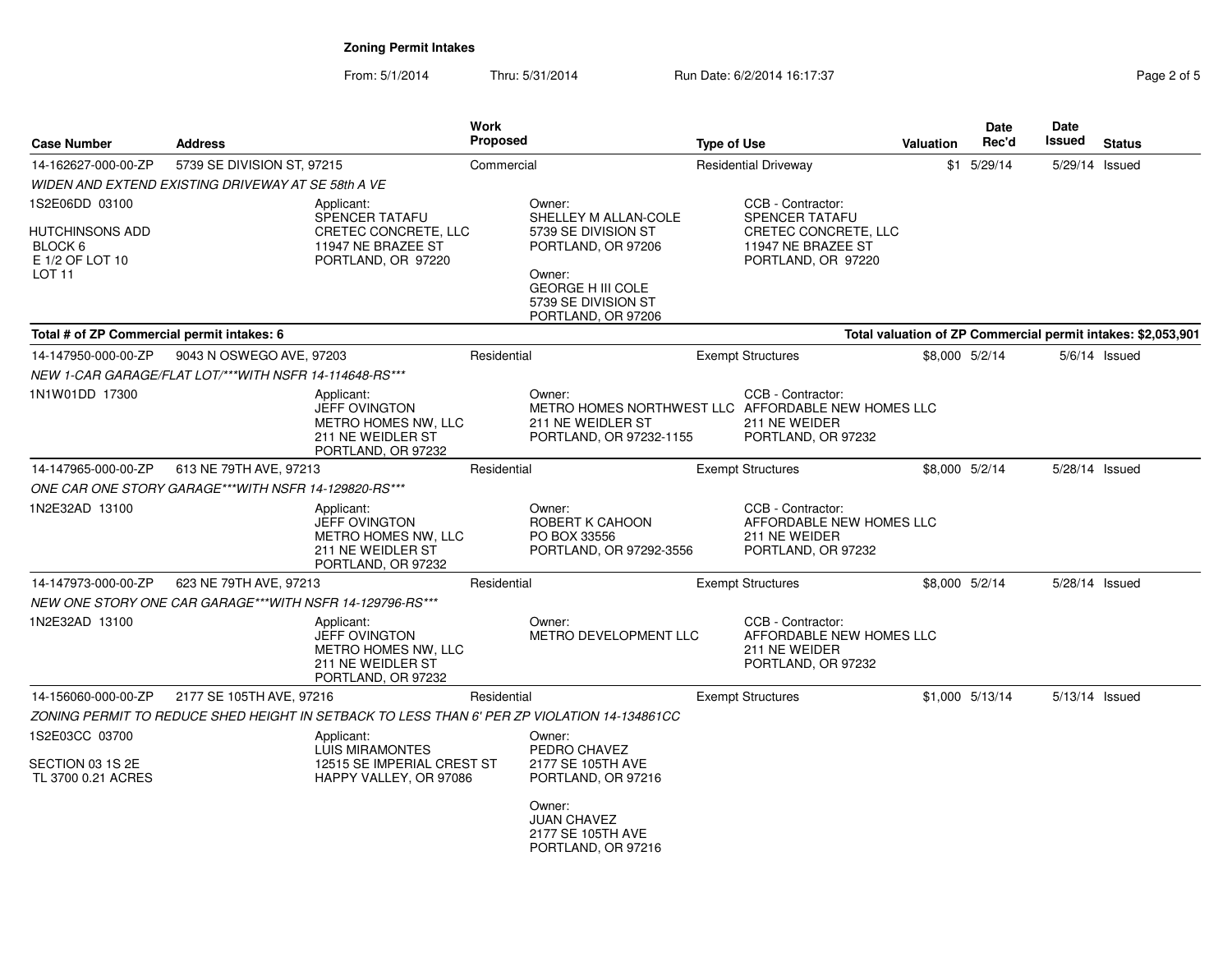## Zoning Permit Intakes

From: 5/1/2014 Thru: 5/31/2014 Run Date: 6/2/2014 16:17:37

| Case Number | Address | Work Proposed | Type of Use | Valuation | Date Rec'd | Date Issued | Status |
|---|---|---|---|---|---|---|---|
| 14-162627-000-00-ZP | 5739 SE DIVISION ST, 97215 | Commercial | Residential Driveway | $1 | 5/29/14 | 5/29/14 | Issued |

*WIDEN AND EXTEND EXISTING DRIVEWAY AT SE 58th A VE*

1S2E06DD 03100

HUTCHINSONS ADD
BLOCK 6
E 1/2 OF LOT 10
LOT 11

Applicant:
SPENCER TATAFU
CRETEC CONCRETE, LLC
11947 NE BRAZEE ST
PORTLAND, OR 97220

Owner:
SHELLEY M ALLAN-COLE
5739 SE DIVISION ST
PORTLAND, OR 97206

Owner:
GEORGE H III COLE
5739 SE DIVISION ST
PORTLAND, OR 97206

CCB - Contractor:
SPENCER TATAFU
CRETEC CONCRETE, LLC
11947 NE BRAZEE ST
PORTLAND, OR 97220

**Total # of ZP Commercial permit intakes: 6** — **Total valuation of ZP Commercial permit intakes: $2,053,901**

| Case Number | Address | Work Proposed | Type of Use | Valuation | Date Rec'd | Date Issued | Status |
|---|---|---|---|---|---|---|---|
| 14-147950-000-00-ZP | 9043 N OSWEGO AVE, 97203 | Residential | Exempt Structures | $8,000 | 5/2/14 | 5/6/14 | Issued |

*NEW 1-CAR GARAGE/FLAT LOT/***WITH NSFR 14-114648-RS****

1N1W01DD 17300

Applicant:
JEFF OVINGTON
METRO HOMES NW, LLC
211 NE WEIDLER ST
PORTLAND, OR 97232

Owner:
METRO HOMES NORTHWEST LLC
211 NE WEIDLER ST
PORTLAND, OR 97232-1155

CCB - Contractor:
AFFORDABLE NEW HOMES LLC
211 NE WEIDER
PORTLAND, OR 97232

| Case Number | Address | Work Proposed | Type of Use | Valuation | Date Rec'd | Date Issued | Status |
|---|---|---|---|---|---|---|---|
| 14-147965-000-00-ZP | 613 NE 79TH AVE, 97213 | Residential | Exempt Structures | $8,000 | 5/2/14 | 5/28/14 | Issued |

*ONE CAR ONE STORY GARAGE***WITH NSFR 14-129820-RS****

1N2E32AD 13100

Applicant:
JEFF OVINGTON
METRO HOMES NW, LLC
211 NE WEIDLER ST
PORTLAND, OR 97232

Owner:
ROBERT K CAHOON
PO BOX 33556
PORTLAND, OR 97292-3556

CCB - Contractor:
AFFORDABLE NEW HOMES LLC
211 NE WEIDER
PORTLAND, OR 97232

| Case Number | Address | Work Proposed | Type of Use | Valuation | Date Rec'd | Date Issued | Status |
|---|---|---|---|---|---|---|---|
| 14-147973-000-00-ZP | 623 NE 79TH AVE, 97213 | Residential | Exempt Structures | $8,000 | 5/2/14 | 5/28/14 | Issued |

*NEW ONE STORY ONE CAR GARAGE***WITH NSFR 14-129796-RS****

1N2E32AD 13100

Applicant:
JEFF OVINGTON
METRO HOMES NW, LLC
211 NE WEIDLER ST
PORTLAND, OR 97232

Owner:
METRO DEVELOPMENT LLC

CCB - Contractor:
AFFORDABLE NEW HOMES LLC
211 NE WEIDER
PORTLAND, OR 97232

| Case Number | Address | Work Proposed | Type of Use | Valuation | Date Rec'd | Date Issued | Status |
|---|---|---|---|---|---|---|---|
| 14-156060-000-00-ZP | 2177 SE 105TH AVE, 97216 | Residential | Exempt Structures | $1,000 | 5/13/14 | 5/13/14 | Issued |

*ZONING PERMIT TO REDUCE SHED HEIGHT IN SETBACK TO LESS THAN 6' PER ZP VIOLATION 14-134861CC*

1S2E03CC 03700

SECTION 03 1S 2E
TL 3700 0.21 ACRES

Applicant:
LUIS MIRAMONTES
12515 SE IMPERIAL CREST ST
HAPPY VALLEY, OR 97086

Owner:
PEDRO CHAVEZ
2177 SE 105TH AVE
PORTLAND, OR 97216

Owner:
JUAN CHAVEZ
2177 SE 105TH AVE
PORTLAND, OR 97216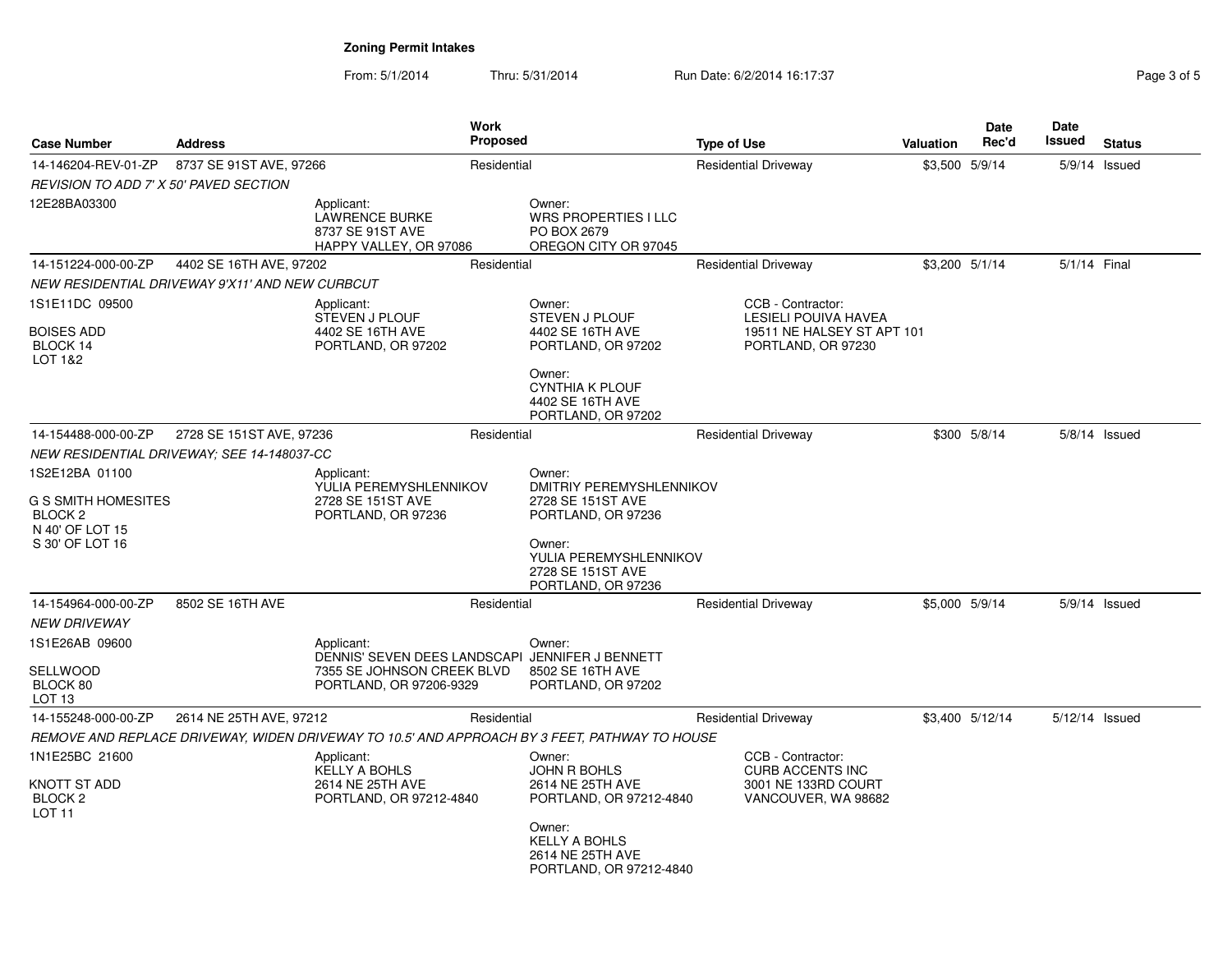**Zoning Permit Intakes**

From: 5/1/2014 Thru: 5/31/2014 Run Date: 6/2/2014 16:17:37

| Case Number | Address | Work Proposed | Type of Use | Valuation | Date Rec'd | Date Issued | Status |
|---|---|---|---|---|---|---|---|
| 14-146204-REV-01-ZP | 8737 SE 91ST AVE, 97266 | Residential | Residential Driveway | $3,500 | 5/9/14 | 5/9/14 | Issued |
| *REVISION TO ADD 7' X 50' PAVED SECTION* | | | | | | | |
| 12E28BA03300 | Applicant: LAWRENCE BURKE 8737 SE 91ST AVE HAPPY VALLEY, OR 97086 | Owner: WRS PROPERTIES I LLC PO BOX 2679 OREGON CITY OR 97045 | | | | | |
| 14-151224-000-00-ZP | 4402 SE 16TH AVE, 97202 | Residential | Residential Driveway | $3,200 | 5/1/14 | 5/1/14 | Final |
| *NEW RESIDENTIAL DRIVEWAY 9'X11' AND NEW CURBCUT* | | | | | | | |
| 1S1E11DC 09500 BOISES ADD BLOCK 14 LOT 1&2 | Applicant: STEVEN J PLOUF 4402 SE 16TH AVE PORTLAND, OR 97202 | Owner: STEVEN J PLOUF 4402 SE 16TH AVE PORTLAND, OR 97202; Owner: CYNTHIA K PLOUF 4402 SE 16TH AVE PORTLAND, OR 97202 | CCB - Contractor: LESIELI POUIVA HAVEA 19511 NE HALSEY ST APT 101 PORTLAND, OR 97230 | | | | |
| 14-154488-000-00-ZP | 2728 SE 151ST AVE, 97236 | Residential | Residential Driveway | $300 | 5/8/14 | 5/8/14 | Issued |
| *NEW RESIDENTIAL DRIVEWAY; SEE 14-148037-CC* | | | | | | | |
| 1S2E12BA 01100 G S SMITH HOMESITES BLOCK 2 N 40' OF LOT 15 S 30' OF LOT 16 | Applicant: YULIA PEREMYSHLENNIKOV 2728 SE 151ST AVE PORTLAND, OR 97236 | Owner: DMITRIY PEREMYSHLENNIKOV 2728 SE 151ST AVE PORTLAND, OR 97236; Owner: YULIA PEREMYSHLENNIKOV 2728 SE 151ST AVE PORTLAND, OR 97236 | | | | | |
| 14-154964-000-00-ZP | 8502 SE 16TH AVE | Residential | Residential Driveway | $5,000 | 5/9/14 | 5/9/14 | Issued |
| *NEW DRIVEWAY* | | | | | | | |
| 1S1E26AB 09600 SELLWOOD BLOCK 80 LOT 13 | Applicant: DENNIS' SEVEN DEES LANDSCAPI 7355 SE JOHNSON CREEK BLVD PORTLAND, OR 97206-9329 | Owner: JENNIFER J BENNETT 8502 SE 16TH AVE PORTLAND, OR 97202 | | | | | |
| 14-155248-000-00-ZP | 2614 NE 25TH AVE, 97212 | Residential | Residential Driveway | $3,400 | 5/12/14 | 5/12/14 | Issued |
| *REMOVE AND REPLACE DRIVEWAY, WIDEN DRIVEWAY TO 10.5' AND APPROACH BY 3 FEET, PATHWAY TO HOUSE* | | | | | | | |
| 1N1E25BC 21600 KNOTT ST ADD BLOCK 2 LOT 11 | Applicant: KELLY A BOHLS 2614 NE 25TH AVE PORTLAND, OR 97212-4840 | Owner: JOHN R BOHLS 2614 NE 25TH AVE PORTLAND, OR 97212-4840; Owner: KELLY A BOHLS 2614 NE 25TH AVE PORTLAND, OR 97212-4840 | CCB - Contractor: CURB ACCENTS INC 3001 NE 133RD COURT VANCOUVER, WA 98682 | | | | |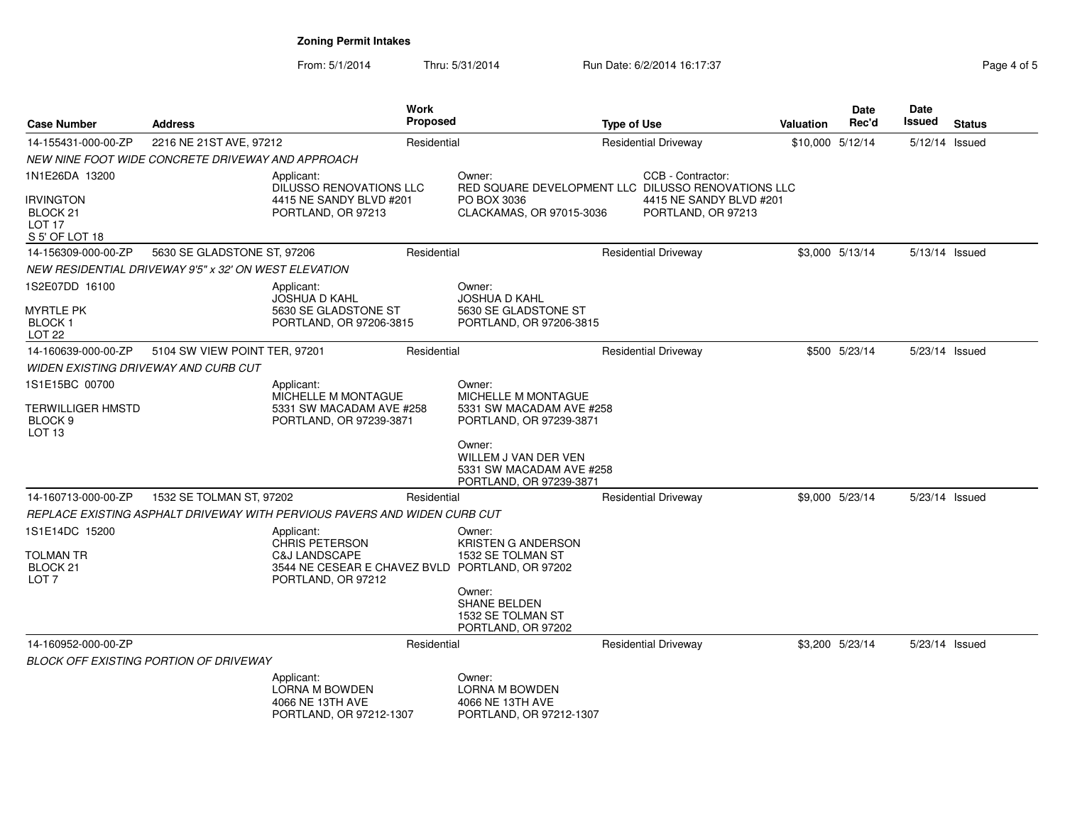# Zoning Permit Intakes

From: 5/1/2014 Thru: 5/31/2014 Run Date: 6/2/2014 16:17:37

| Case Number | Address | Work Proposed | Type of Use | Valuation | Date Rec'd | Date Issued | Status |
|---|---|---|---|---|---|---|---|
| 14-155431-000-00-ZP | 2216 NE 21ST AVE, 97212 | Residential | Residential Driveway | $10,000 | 5/12/14 | 5/12/14 | Issued |

*NEW NINE FOOT WIDE CONCRETE DRIVEWAY AND APPROACH*

1N1E26DA 13200

IRVINGTON
BLOCK 21
LOT 17
S 5' OF LOT 18

Applicant:
DILUSSO RENOVATIONS LLC
4415 NE SANDY BLVD #201
PORTLAND, OR 97213

Owner:
RED SQUARE DEVELOPMENT LLC
PO BOX 3036
CLACKAMAS, OR 97015-3036

CCB - Contractor:
DILUSSO RENOVATIONS LLC
4415 NE SANDY BLVD #201
PORTLAND, OR 97213

| Case Number | Address | Work Proposed | Type of Use | Valuation | Date Rec'd | Date Issued | Status |
|---|---|---|---|---|---|---|---|
| 14-156309-000-00-ZP | 5630 SE GLADSTONE ST, 97206 | Residential | Residential Driveway | $3,000 | 5/13/14 | 5/13/14 | Issued |

*NEW RESIDENTIAL DRIVEWAY 9'5" x 32' ON WEST ELEVATION*

1S2E07DD 16100

MYRTLE PK
BLOCK 1
LOT 22

Applicant:
JOSHUA D KAHL
5630 SE GLADSTONE ST
PORTLAND, OR 97206-3815

Owner:
JOSHUA D KAHL
5630 SE GLADSTONE ST
PORTLAND, OR 97206-3815

| Case Number | Address | Work Proposed | Type of Use | Valuation | Date Rec'd | Date Issued | Status |
|---|---|---|---|---|---|---|---|
| 14-160639-000-00-ZP | 5104 SW VIEW POINT TER, 97201 | Residential | Residential Driveway | $500 | 5/23/14 | 5/23/14 | Issued |

*WIDEN EXISTING DRIVEWAY AND CURB CUT*

1S1E15BC 00700

TERWILLIGER HMSTD
BLOCK 9
LOT 13

Applicant:
MICHELLE M MONTAGUE
5331 SW MACADAM AVE #258
PORTLAND, OR 97239-3871

Owner:
MICHELLE M MONTAGUE
5331 SW MACADAM AVE #258
PORTLAND, OR 97239-3871

Owner:
WILLEM J VAN DER VEN
5331 SW MACADAM AVE #258
PORTLAND, OR 97239-3871

| Case Number | Address | Work Proposed | Type of Use | Valuation | Date Rec'd | Date Issued | Status |
|---|---|---|---|---|---|---|---|
| 14-160713-000-00-ZP | 1532 SE TOLMAN ST, 97202 | Residential | Residential Driveway | $9,000 | 5/23/14 | 5/23/14 | Issued |

*REPLACE EXISTING ASPHALT DRIVEWAY WITH PERVIOUS PAVERS AND WIDEN CURB CUT*

1S1E14DC 15200

TOLMAN TR
BLOCK 21
LOT 7

Applicant:
CHRIS PETERSON
C&J LANDSCAPE
3544 NE CESEAR E CHAVEZ BVLD
PORTLAND, OR 97212

Owner:
KRISTEN G ANDERSON
1532 SE TOLMAN ST
PORTLAND, OR 97202

Owner:
SHANE BELDEN
1532 SE TOLMAN ST
PORTLAND, OR 97202

| Case Number | Address | Work Proposed | Type of Use | Valuation | Date Rec'd | Date Issued | Status |
|---|---|---|---|---|---|---|---|
| 14-160952-000-00-ZP | | Residential | Residential Driveway | $3,200 | 5/23/14 | 5/23/14 | Issued |

*BLOCK OFF EXISTING PORTION OF DRIVEWAY*

Applicant:
LORNA M BOWDEN
4066 NE 13TH AVE
PORTLAND, OR 97212-1307

Owner:
LORNA M BOWDEN
4066 NE 13TH AVE
PORTLAND, OR 97212-1307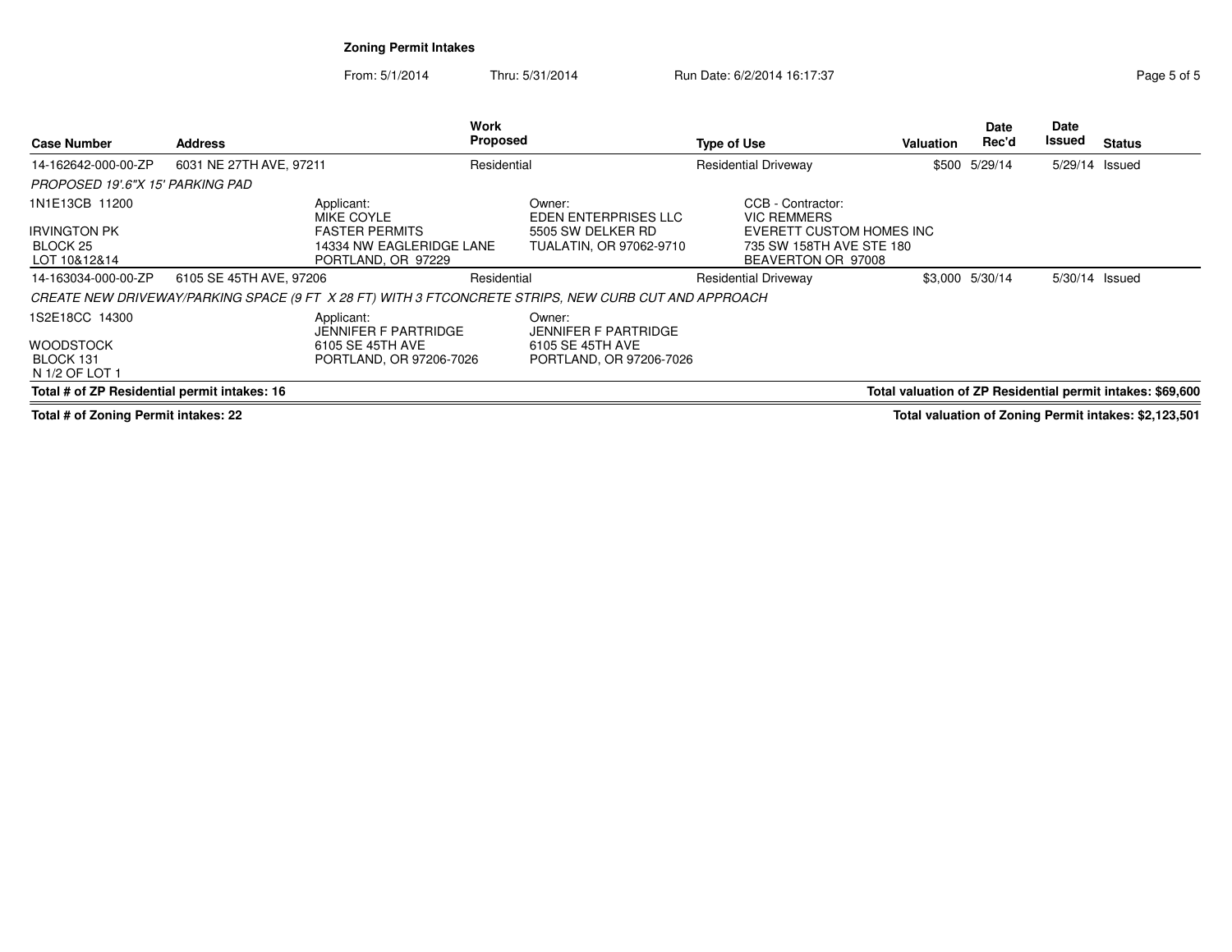**Zoning Permit Intakes**

From: 5/1/2014 Thru: 5/31/2014 Run Date: 6/2/2014 16:17:37

| Case Number | Address | Work Proposed | Type of Use | Valuation | Date Rec'd | Date Issued | Status |
|---|---|---|---|---|---|---|---|
| 14-162642-000-00-ZP | 6031 NE 27TH AVE, 97211 | Residential | Residential Driveway | $500 | 5/29/14 | 5/29/14 | Issued |

*PROPOSED 19'.6"X 15' PARKING PAD*

1N1E13CB 11200

IRVINGTON PK
BLOCK 25
LOT 10&12&14

Applicant:
MIKE COYLE
FASTER PERMITS
14334 NW EAGLERIDGE LANE
PORTLAND, OR 97229

Owner:
EDEN ENTERPRISES LLC
5505 SW DELKER RD
TUALATIN, OR 97062-9710

CCB - Contractor:
VIC REMMERS
EVERETT CUSTOM HOMES INC
735 SW 158TH AVE STE 180
BEAVERTON OR 97008

| Case Number | Address | Work Proposed | Type of Use | Valuation | Date Rec'd | Date Issued | Status |
|---|---|---|---|---|---|---|---|
| 14-163034-000-00-ZP | 6105 SE 45TH AVE, 97206 | Residential | Residential Driveway | $3,000 | 5/30/14 | 5/30/14 | Issued |

*CREATE NEW DRIVEWAY/PARKING SPACE (9 FT X 28 FT) WITH 3 FTCONCRETE STRIPS, NEW CURB CUT AND APPROACH*

1S2E18CC 14300

WOODSTOCK
BLOCK 131
N 1/2 OF LOT 1

Applicant:
JENNIFER F PARTRIDGE
6105 SE 45TH AVE
PORTLAND, OR 97206-7026

Owner:
JENNIFER F PARTRIDGE
6105 SE 45TH AVE
PORTLAND, OR 97206-7026

**Total # of ZP Residential permit intakes: 16** | **Total valuation of ZP Residential permit intakes: $69,600**

**Total # of Zoning Permit intakes: 22** | **Total valuation of Zoning Permit intakes: $2,123,501**